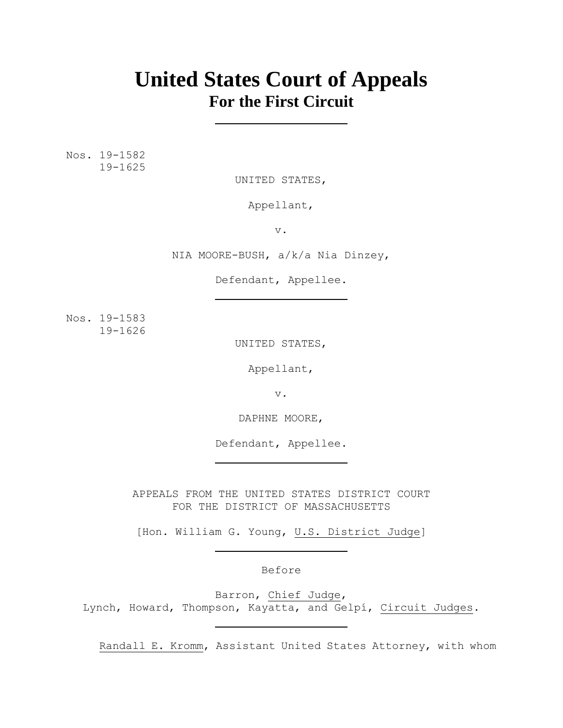# United States Court of Appeals
## For the First Circuit

---

Nos. 19-1582
19-1625

UNITED STATES,

Appellant,

v.

NIA MOORE-BUSH, a/k/a Nia Dinzey,

Defendant, Appellee.

---

Nos. 19-1583
19-1626

UNITED STATES,

Appellant,

v.

DAPHNE MOORE,

Defendant, Appellee.

---

APPEALS FROM THE UNITED STATES DISTRICT COURT
FOR THE DISTRICT OF MASSACHUSETTS

[Hon. William G. Young, U.S. District Judge]

---

Before

Barron, Chief Judge,
Lynch, Howard, Thompson, Kayatta, and Gelpí, Circuit Judges.

---

Randall E. Kromm, Assistant United States Attorney, with whom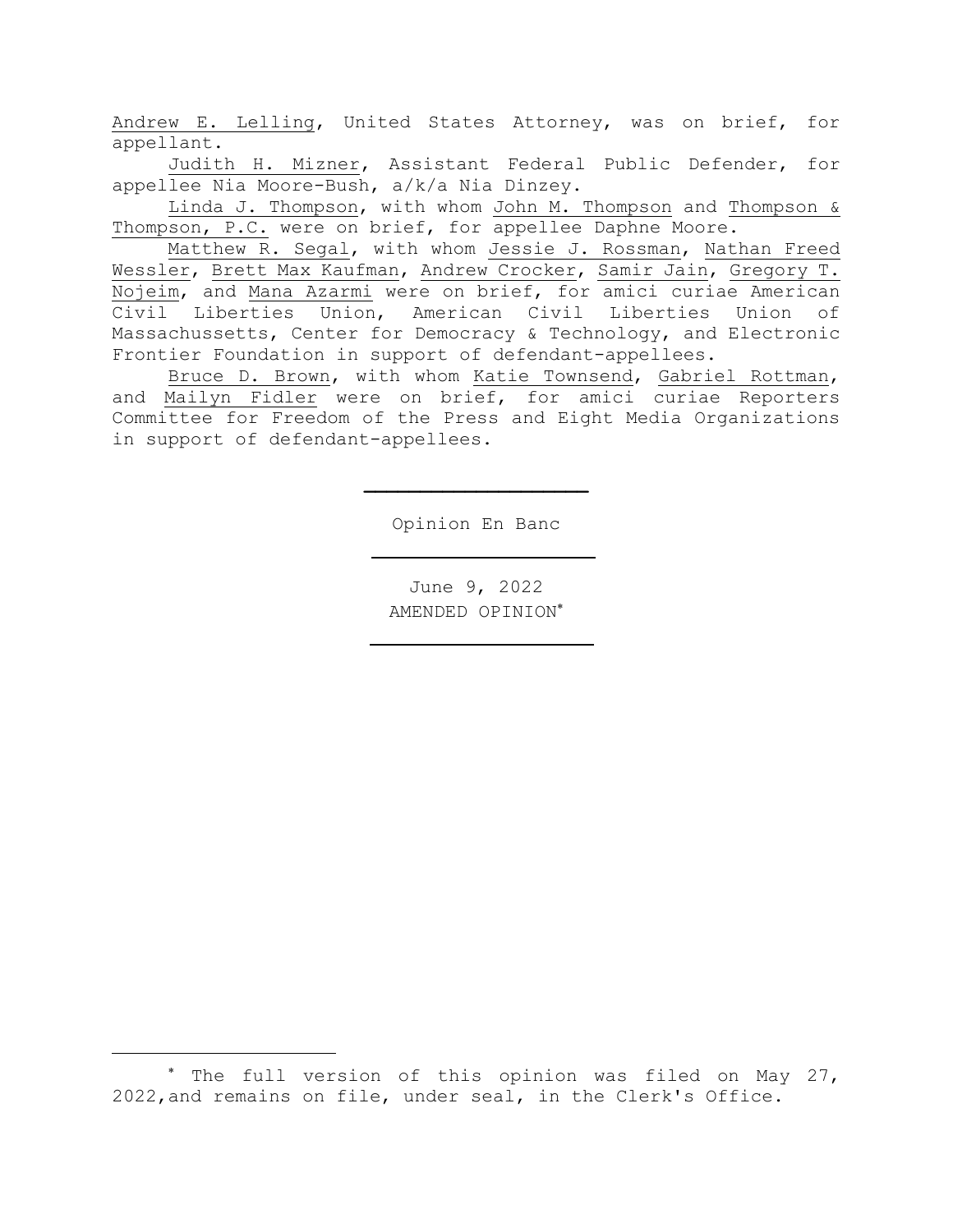Andrew E. Lelling, United States Attorney, was on brief, for appellant.

Judith H. Mizner, Assistant Federal Public Defender, for appellee Nia Moore-Bush, a/k/a Nia Dinzey.

Linda J. Thompson, with whom John M. Thompson and Thompson & Thompson, P.C. were on brief, for appellee Daphne Moore.

Matthew R. Segal, with whom Jessie J. Rossman, Nathan Freed Wessler, Brett Max Kaufman, Andrew Crocker, Samir Jain, Gregory T. Nojeim, and Mana Azarmi were on brief, for amici curiae American Civil Liberties Union, American Civil Liberties Union of Massachussetts, Center for Democracy & Technology, and Electronic Frontier Foundation in support of defendant-appellees.

Bruce D. Brown, with whom Katie Townsend, Gabriel Rottman, and Mailyn Fidler were on brief, for amici curiae Reporters Committee for Freedom of the Press and Eight Media Organizations in support of defendant-appellees.

---

Opinion En Banc

---

June 9, 2022

AMENDED OPINION*

---

* The full version of this opinion was filed on May 27, 2022,and remains on file, under seal, in the Clerk's Office.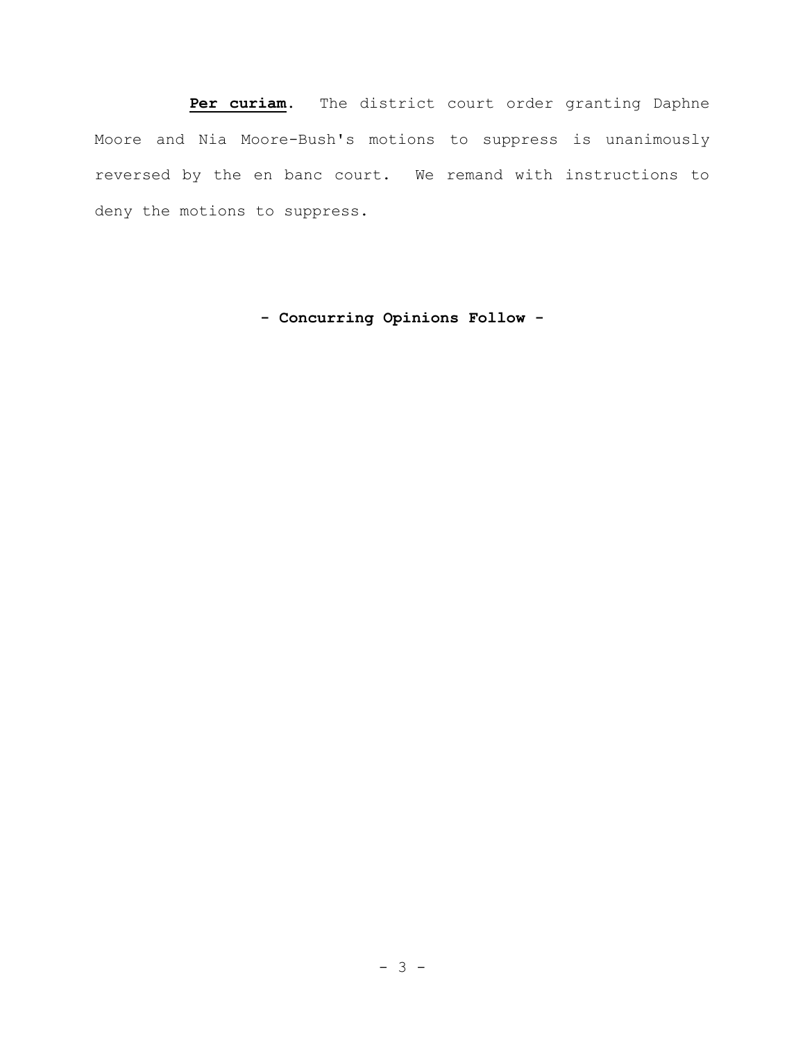**Per curiam**. The district court order granting Daphne Moore and Nia Moore-Bush's motions to suppress is unanimously reversed by the en banc court. We remand with instructions to deny the motions to suppress.

**- Concurring Opinions Follow -**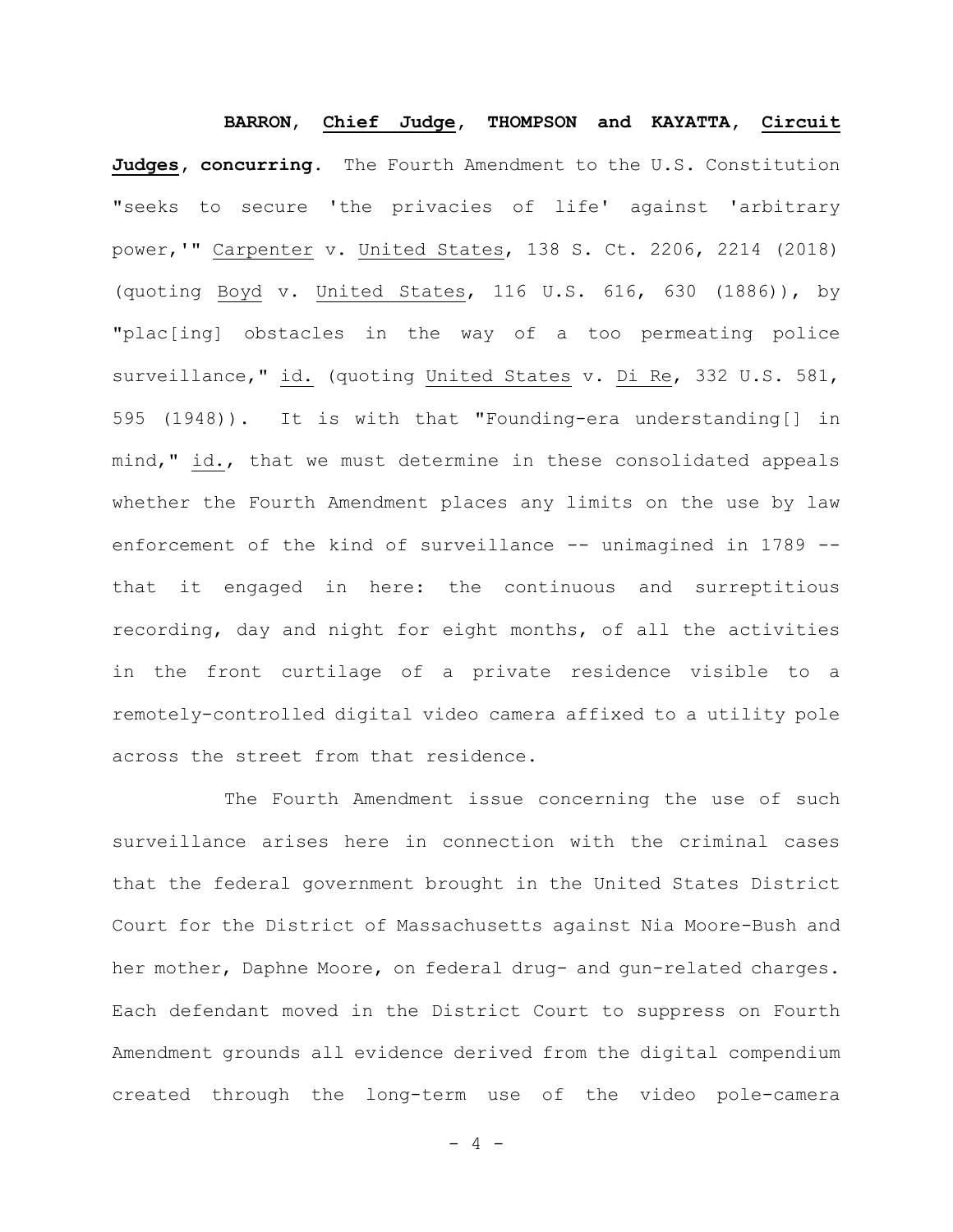**BARRON, Chief Judge, THOMPSON and KAYATTA, Circuit Judges, concurring.** The Fourth Amendment to the U.S. Constitution "seeks to secure 'the privacies of life' against 'arbitrary power,'" Carpenter v. United States, 138 S. Ct. 2206, 2214 (2018) (quoting Boyd v. United States, 116 U.S. 616, 630 (1886)), by "plac[ing] obstacles in the way of a too permeating police surveillance," id. (quoting United States v. Di Re, 332 U.S. 581, 595 (1948)). It is with that "Founding-era understanding[] in mind," id., that we must determine in these consolidated appeals whether the Fourth Amendment places any limits on the use by law enforcement of the kind of surveillance -- unimagined in 1789 -- that it engaged in here: the continuous and surreptitious recording, day and night for eight months, of all the activities in the front curtilage of a private residence visible to a remotely-controlled digital video camera affixed to a utility pole across the street from that residence.

The Fourth Amendment issue concerning the use of such surveillance arises here in connection with the criminal cases that the federal government brought in the United States District Court for the District of Massachusetts against Nia Moore-Bush and her mother, Daphne Moore, on federal drug- and gun-related charges. Each defendant moved in the District Court to suppress on Fourth Amendment grounds all evidence derived from the digital compendium created through the long-term use of the video pole-camera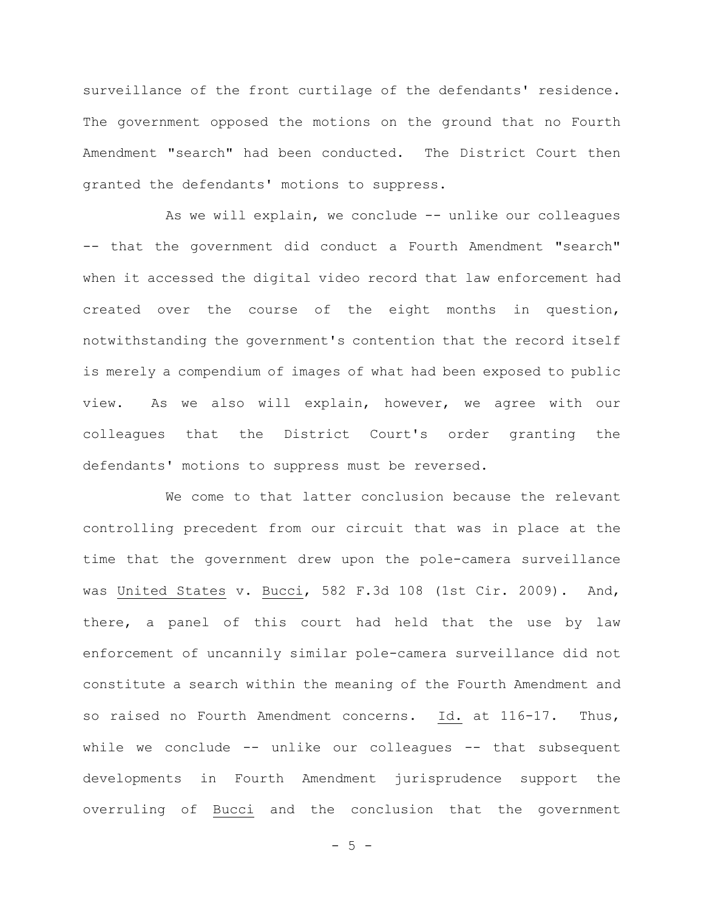surveillance of the front curtilage of the defendants' residence. The government opposed the motions on the ground that no Fourth Amendment "search" had been conducted. The District Court then granted the defendants' motions to suppress.

As we will explain, we conclude -- unlike our colleagues -- that the government did conduct a Fourth Amendment "search" when it accessed the digital video record that law enforcement had created over the course of the eight months in question, notwithstanding the government's contention that the record itself is merely a compendium of images of what had been exposed to public view. As we also will explain, however, we agree with our colleagues that the District Court's order granting the defendants' motions to suppress must be reversed.

We come to that latter conclusion because the relevant controlling precedent from our circuit that was in place at the time that the government drew upon the pole-camera surveillance was United States v. Bucci, 582 F.3d 108 (1st Cir. 2009). And, there, a panel of this court had held that the use by law enforcement of uncannily similar pole-camera surveillance did not constitute a search within the meaning of the Fourth Amendment and so raised no Fourth Amendment concerns. Id. at 116-17. Thus, while we conclude -- unlike our colleagues -- that subsequent developments in Fourth Amendment jurisprudence support the overruling of Bucci and the conclusion that the government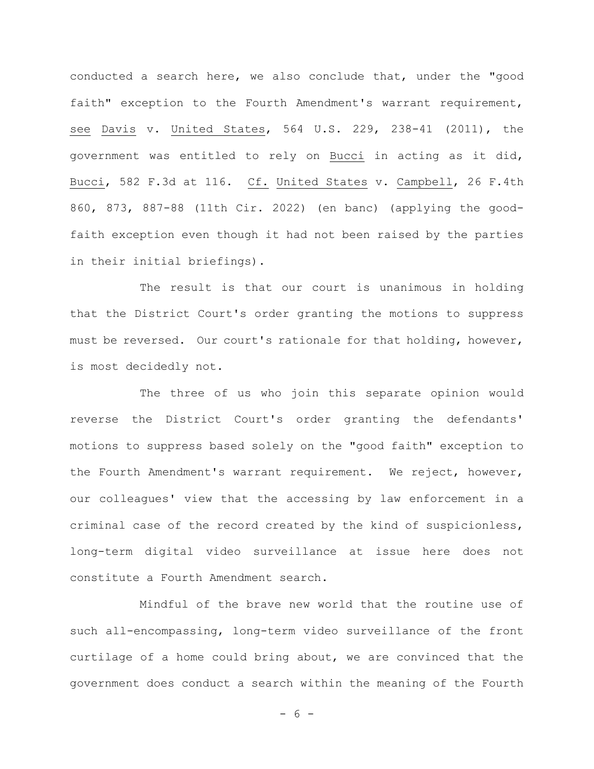conducted a search here, we also conclude that, under the "good faith" exception to the Fourth Amendment's warrant requirement, see Davis v. United States, 564 U.S. 229, 238-41 (2011), the government was entitled to rely on Bucci in acting as it did, Bucci, 582 F.3d at 116. Cf. United States v. Campbell, 26 F.4th 860, 873, 887-88 (11th Cir. 2022) (en banc) (applying the good-faith exception even though it had not been raised by the parties in their initial briefings).

The result is that our court is unanimous in holding that the District Court's order granting the motions to suppress must be reversed. Our court's rationale for that holding, however, is most decidedly not.

The three of us who join this separate opinion would reverse the District Court's order granting the defendants' motions to suppress based solely on the "good faith" exception to the Fourth Amendment's warrant requirement. We reject, however, our colleagues' view that the accessing by law enforcement in a criminal case of the record created by the kind of suspicionless, long-term digital video surveillance at issue here does not constitute a Fourth Amendment search.

Mindful of the brave new world that the routine use of such all-encompassing, long-term video surveillance of the front curtilage of a home could bring about, we are convinced that the government does conduct a search within the meaning of the Fourth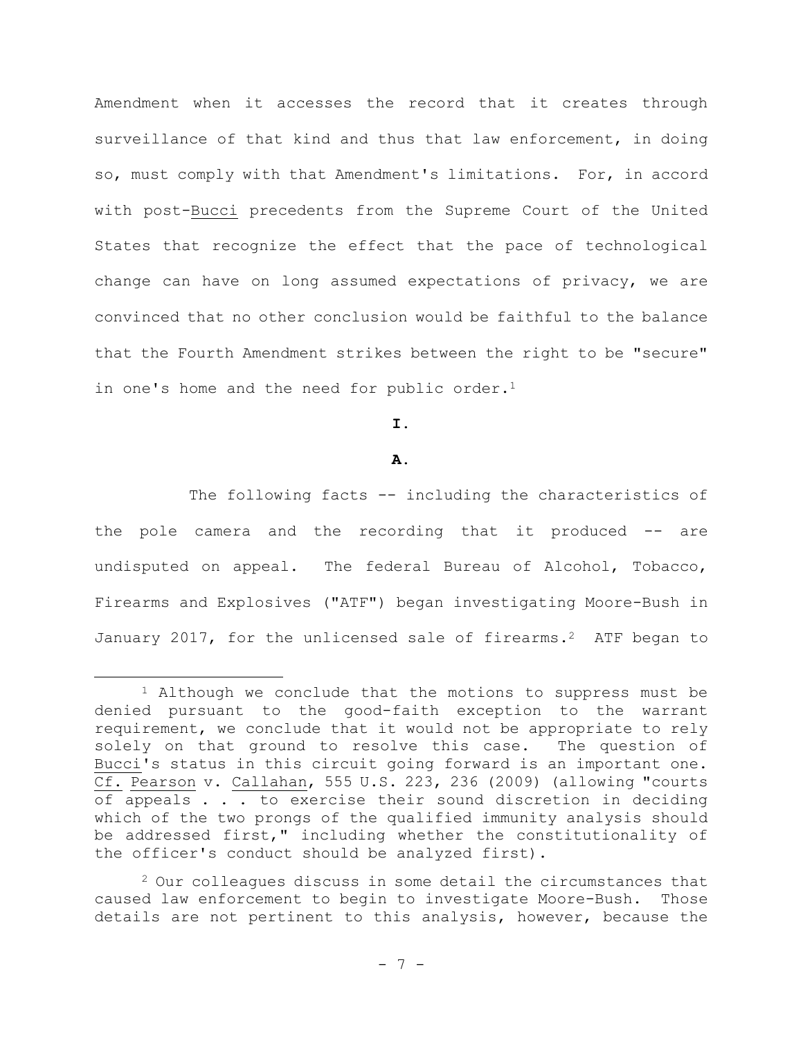Amendment when it accesses the record that it creates through surveillance of that kind and thus that law enforcement, in doing so, must comply with that Amendment's limitations. For, in accord with post-Bucci precedents from the Supreme Court of the United States that recognize the effect that the pace of technological change can have on long assumed expectations of privacy, we are convinced that no other conclusion would be faithful to the balance that the Fourth Amendment strikes between the right to be "secure" in one's home and the need for public order.[1]

**I.**

**A.**

The following facts -- including the characteristics of the pole camera and the recording that it produced -- are undisputed on appeal. The federal Bureau of Alcohol, Tobacco, Firearms and Explosives ("ATF") began investigating Moore-Bush in January 2017, for the unlicensed sale of firearms.[2] ATF began to

---

[1] Although we conclude that the motions to suppress must be denied pursuant to the good-faith exception to the warrant requirement, we conclude that it would not be appropriate to rely solely on that ground to resolve this case. The question of Bucci's status in this circuit going forward is an important one. Cf. Pearson v. Callahan, 555 U.S. 223, 236 (2009) (allowing "courts of appeals . . . to exercise their sound discretion in deciding which of the two prongs of the qualified immunity analysis should be addressed first," including whether the constitutionality of the officer's conduct should be analyzed first).

[2] Our colleagues discuss in some detail the circumstances that caused law enforcement to begin to investigate Moore-Bush. Those details are not pertinent to this analysis, however, because the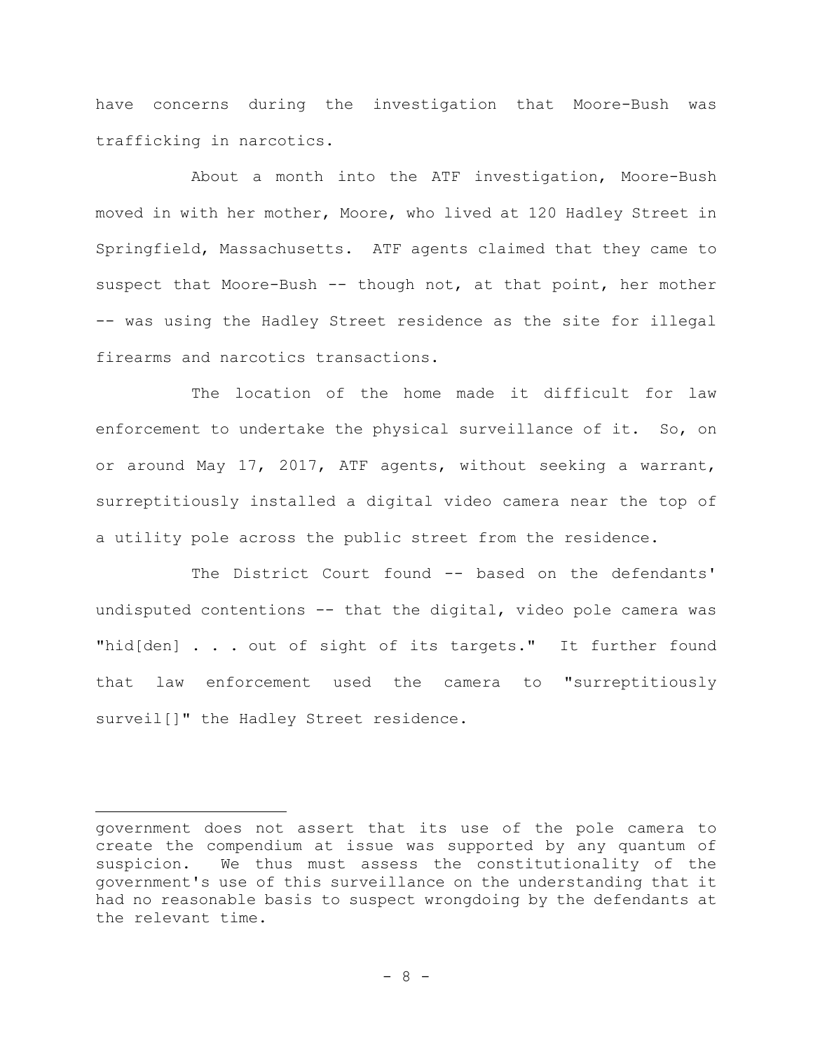have concerns during the investigation that Moore-Bush was trafficking in narcotics.

About a month into the ATF investigation, Moore-Bush moved in with her mother, Moore, who lived at 120 Hadley Street in Springfield, Massachusetts. ATF agents claimed that they came to suspect that Moore-Bush -- though not, at that point, her mother -- was using the Hadley Street residence as the site for illegal firearms and narcotics transactions.

The location of the home made it difficult for law enforcement to undertake the physical surveillance of it. So, on or around May 17, 2017, ATF agents, without seeking a warrant, surreptitiously installed a digital video camera near the top of a utility pole across the public street from the residence.

The District Court found -- based on the defendants' undisputed contentions -- that the digital, video pole camera was "hid[den] . . . out of sight of its targets." It further found that law enforcement used the camera to "surreptitiously surveil[]" the Hadley Street residence.

---

government does not assert that its use of the pole camera to create the compendium at issue was supported by any quantum of suspicion. We thus must assess the constitutionality of the government's use of this surveillance on the understanding that it had no reasonable basis to suspect wrongdoing by the defendants at the relevant time.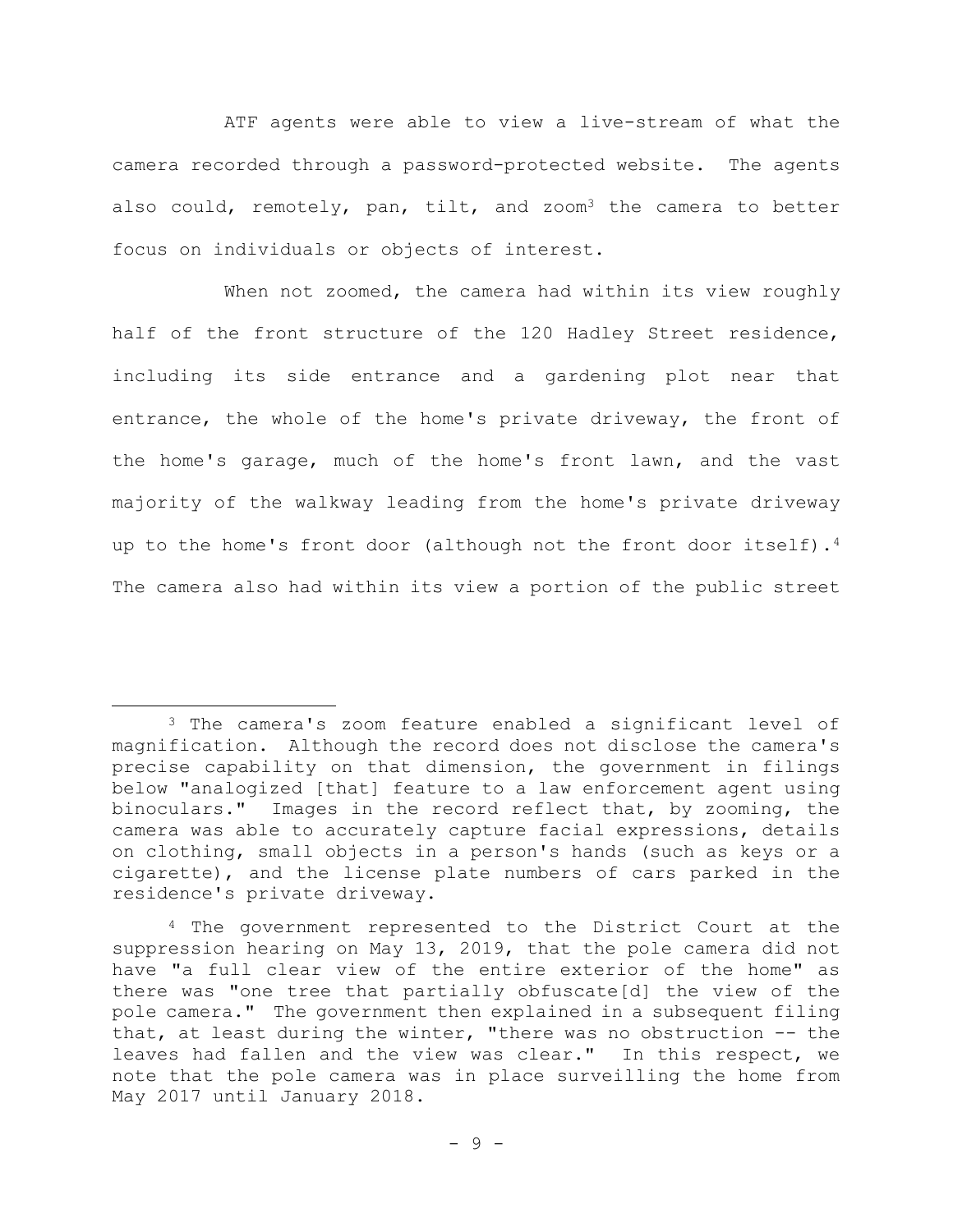ATF agents were able to view a live-stream of what the camera recorded through a password-protected website. The agents also could, remotely, pan, tilt, and zoom[3] the camera to better focus on individuals or objects of interest.

When not zoomed, the camera had within its view roughly half of the front structure of the 120 Hadley Street residence, including its side entrance and a gardening plot near that entrance, the whole of the home's private driveway, the front of the home's garage, much of the home's front lawn, and the vast majority of the walkway leading from the home's private driveway up to the home's front door (although not the front door itself).[4] The camera also had within its view a portion of the public street

---

[3] The camera's zoom feature enabled a significant level of magnification. Although the record does not disclose the camera's precise capability on that dimension, the government in filings below "analogized [that] feature to a law enforcement agent using binoculars." Images in the record reflect that, by zooming, the camera was able to accurately capture facial expressions, details on clothing, small objects in a person's hands (such as keys or a cigarette), and the license plate numbers of cars parked in the residence's private driveway.

[4] The government represented to the District Court at the suppression hearing on May 13, 2019, that the pole camera did not have "a full clear view of the entire exterior of the home" as there was "one tree that partially obfuscate[d] the view of the pole camera." The government then explained in a subsequent filing that, at least during the winter, "there was no obstruction -- the leaves had fallen and the view was clear." In this respect, we note that the pole camera was in place surveilling the home from May 2017 until January 2018.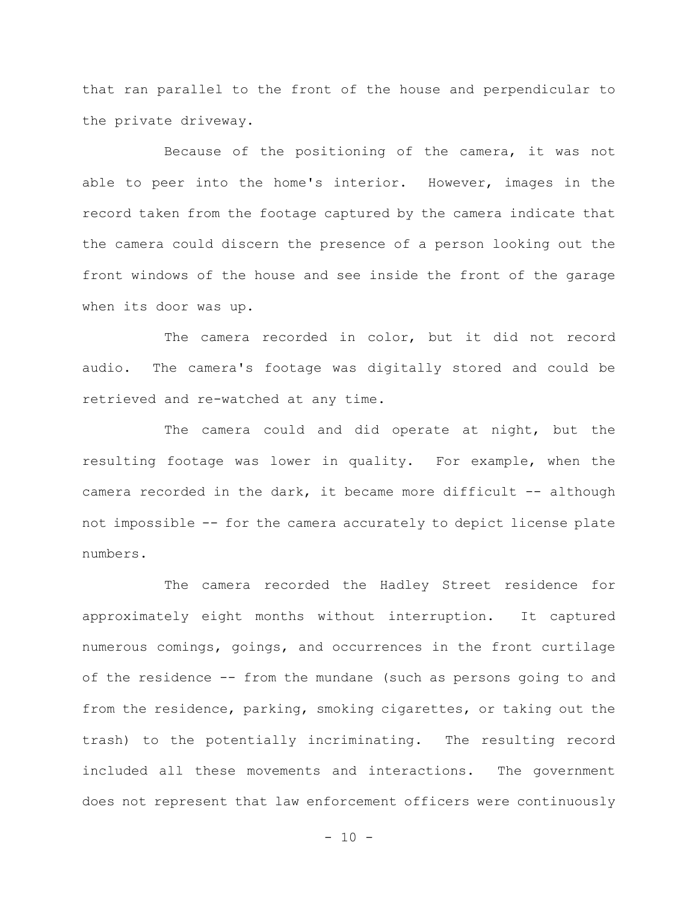that ran parallel to the front of the house and perpendicular to the private driveway.

Because of the positioning of the camera, it was not able to peer into the home's interior. However, images in the record taken from the footage captured by the camera indicate that the camera could discern the presence of a person looking out the front windows of the house and see inside the front of the garage when its door was up.

The camera recorded in color, but it did not record audio. The camera's footage was digitally stored and could be retrieved and re-watched at any time.

The camera could and did operate at night, but the resulting footage was lower in quality. For example, when the camera recorded in the dark, it became more difficult -- although not impossible -- for the camera accurately to depict license plate numbers.

The camera recorded the Hadley Street residence for approximately eight months without interruption. It captured numerous comings, goings, and occurrences in the front curtilage of the residence -- from the mundane (such as persons going to and from the residence, parking, smoking cigarettes, or taking out the trash) to the potentially incriminating. The resulting record included all these movements and interactions. The government does not represent that law enforcement officers were continuously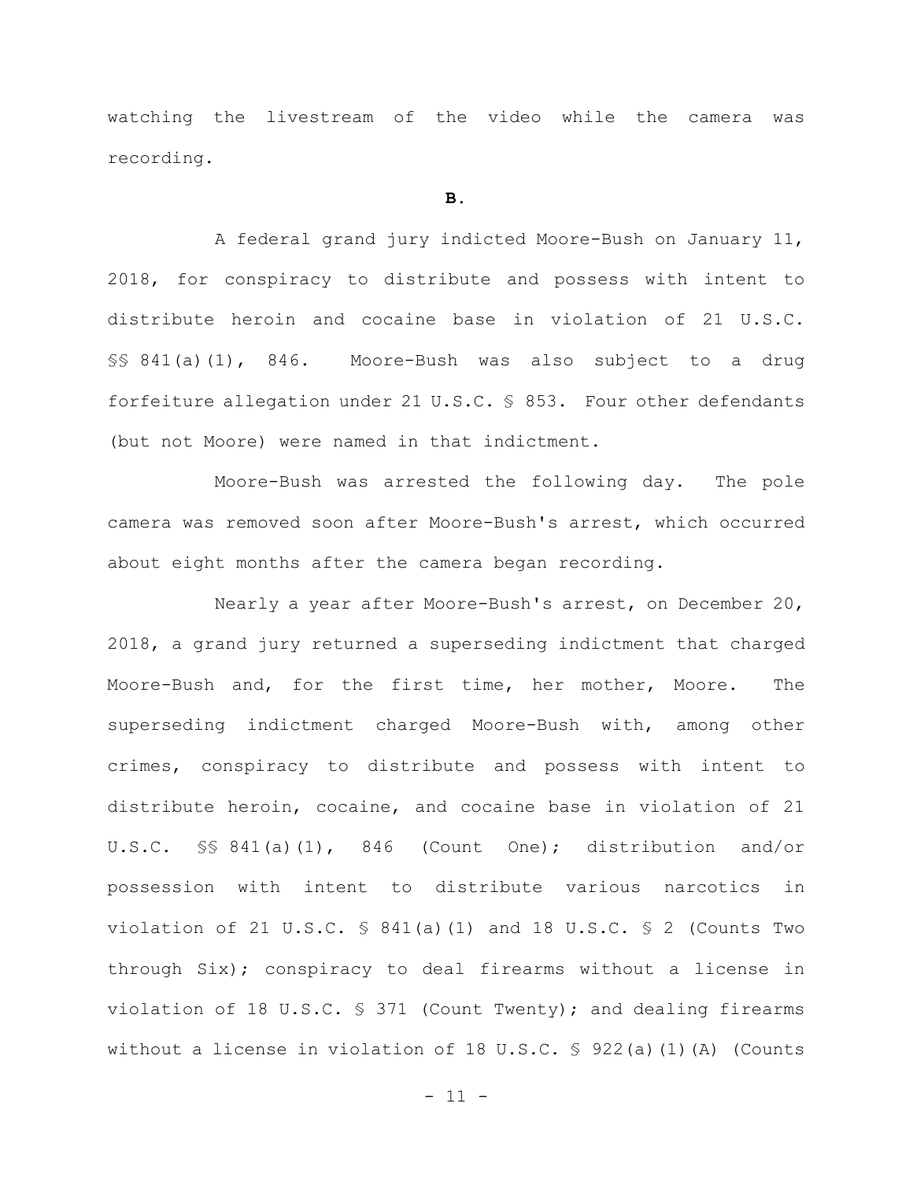watching the livestream of the video while the camera was recording.

**B.**

A federal grand jury indicted Moore-Bush on January 11, 2018, for conspiracy to distribute and possess with intent to distribute heroin and cocaine base in violation of 21 U.S.C. §§ 841(a)(1), 846. Moore-Bush was also subject to a drug forfeiture allegation under 21 U.S.C. § 853. Four other defendants (but not Moore) were named in that indictment.

Moore-Bush was arrested the following day. The pole camera was removed soon after Moore-Bush's arrest, which occurred about eight months after the camera began recording.

Nearly a year after Moore-Bush's arrest, on December 20, 2018, a grand jury returned a superseding indictment that charged Moore-Bush and, for the first time, her mother, Moore. The superseding indictment charged Moore-Bush with, among other crimes, conspiracy to distribute and possess with intent to distribute heroin, cocaine, and cocaine base in violation of 21 U.S.C. §§ 841(a)(1), 846 (Count One); distribution and/or possession with intent to distribute various narcotics in violation of 21 U.S.C. § 841(a)(1) and 18 U.S.C. § 2 (Counts Two through Six); conspiracy to deal firearms without a license in violation of 18 U.S.C. § 371 (Count Twenty); and dealing firearms without a license in violation of 18 U.S.C. § 922(a)(1)(A) (Counts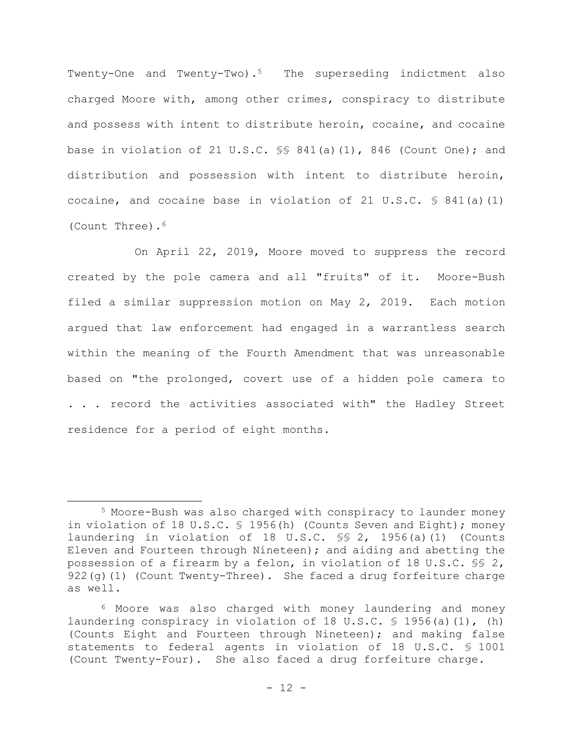Twenty-One and Twenty-Two).[5] The superseding indictment also charged Moore with, among other crimes, conspiracy to distribute and possess with intent to distribute heroin, cocaine, and cocaine base in violation of 21 U.S.C. §§ 841(a)(1), 846 (Count One); and distribution and possession with intent to distribute heroin, cocaine, and cocaine base in violation of 21 U.S.C. § 841(a)(1) (Count Three).[6]

On April 22, 2019, Moore moved to suppress the record created by the pole camera and all "fruits" of it. Moore-Bush filed a similar suppression motion on May 2, 2019. Each motion argued that law enforcement had engaged in a warrantless search within the meaning of the Fourth Amendment that was unreasonable based on "the prolonged, covert use of a hidden pole camera to . . . record the activities associated with" the Hadley Street residence for a period of eight months.

---

[5] Moore-Bush was also charged with conspiracy to launder money in violation of 18 U.S.C. § 1956(h) (Counts Seven and Eight); money laundering in violation of 18 U.S.C. §§ 2, 1956(a)(1) (Counts Eleven and Fourteen through Nineteen); and aiding and abetting the possession of a firearm by a felon, in violation of 18 U.S.C. §§ 2, 922(g)(1) (Count Twenty-Three). She faced a drug forfeiture charge as well.

[6] Moore was also charged with money laundering and money laundering conspiracy in violation of 18 U.S.C. § 1956(a)(1), (h) (Counts Eight and Fourteen through Nineteen); and making false statements to federal agents in violation of 18 U.S.C. § 1001 (Count Twenty-Four). She also faced a drug forfeiture charge.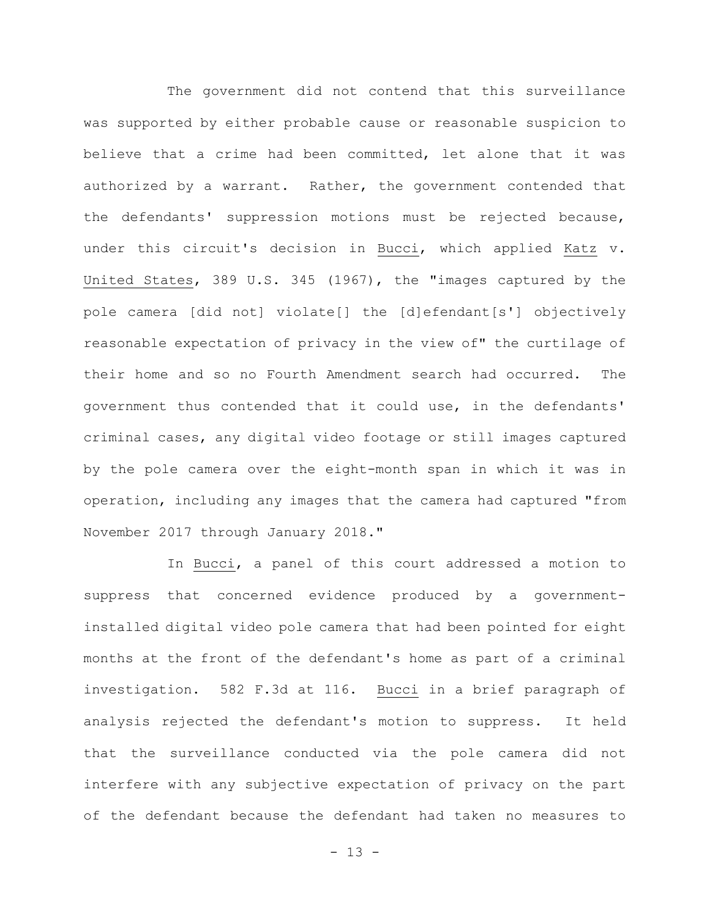The government did not contend that this surveillance was supported by either probable cause or reasonable suspicion to believe that a crime had been committed, let alone that it was authorized by a warrant. Rather, the government contended that the defendants' suppression motions must be rejected because, under this circuit's decision in Bucci, which applied Katz v. United States, 389 U.S. 345 (1967), the "images captured by the pole camera [did not] violate[] the [d]efendant[s'] objectively reasonable expectation of privacy in the view of" the curtilage of their home and so no Fourth Amendment search had occurred. The government thus contended that it could use, in the defendants' criminal cases, any digital video footage or still images captured by the pole camera over the eight-month span in which it was in operation, including any images that the camera had captured "from November 2017 through January 2018."

In Bucci, a panel of this court addressed a motion to suppress that concerned evidence produced by a government-installed digital video pole camera that had been pointed for eight months at the front of the defendant's home as part of a criminal investigation. 582 F.3d at 116. Bucci in a brief paragraph of analysis rejected the defendant's motion to suppress. It held that the surveillance conducted via the pole camera did not interfere with any subjective expectation of privacy on the part of the defendant because the defendant had taken no measures to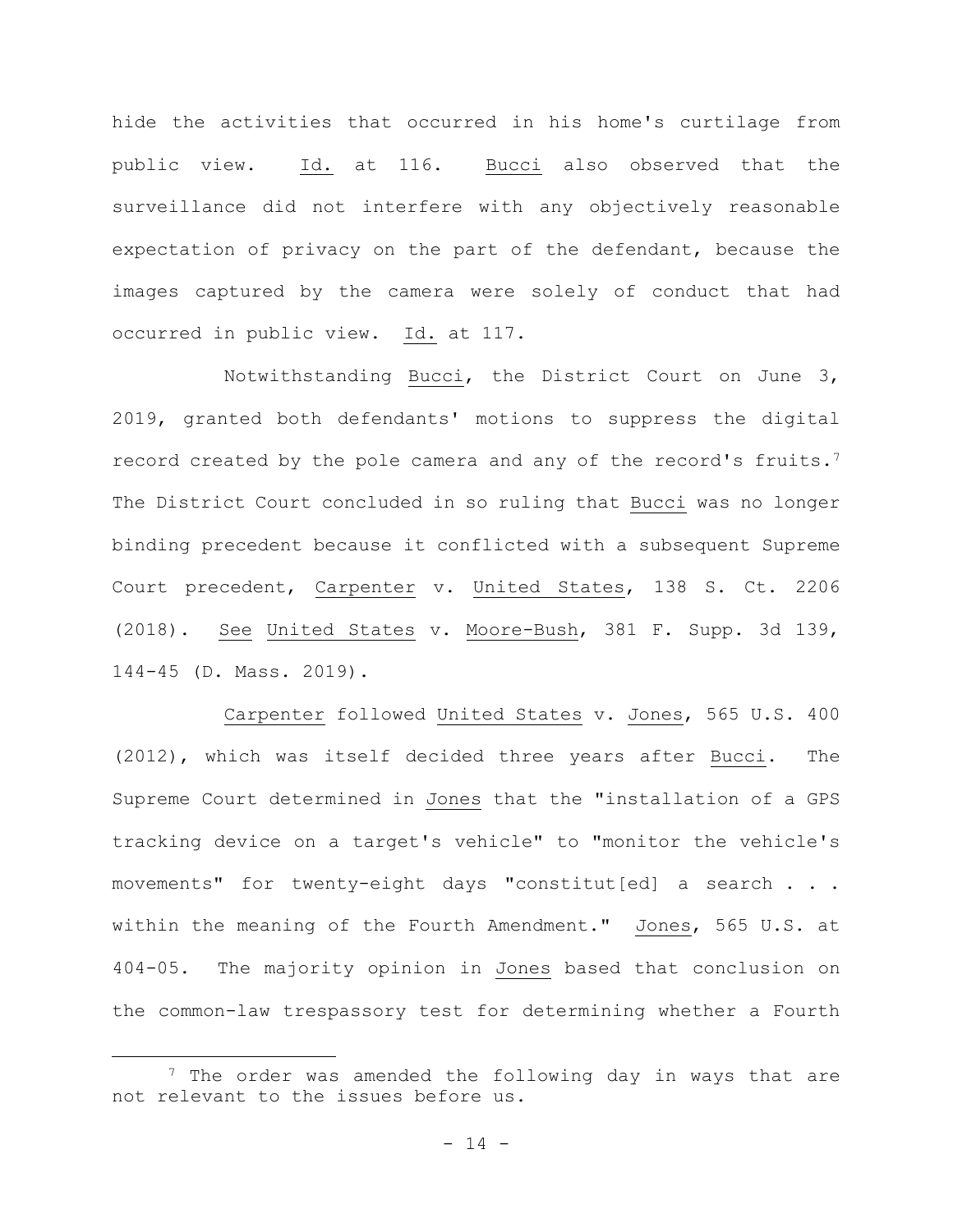hide the activities that occurred in his home's curtilage from public view. Id. at 116. Bucci also observed that the surveillance did not interfere with any objectively reasonable expectation of privacy on the part of the defendant, because the images captured by the camera were solely of conduct that had occurred in public view. Id. at 117.

Notwithstanding Bucci, the District Court on June 3, 2019, granted both defendants' motions to suppress the digital record created by the pole camera and any of the record's fruits.[7] The District Court concluded in so ruling that Bucci was no longer binding precedent because it conflicted with a subsequent Supreme Court precedent, Carpenter v. United States, 138 S. Ct. 2206 (2018). See United States v. Moore-Bush, 381 F. Supp. 3d 139, 144-45 (D. Mass. 2019).

Carpenter followed United States v. Jones, 565 U.S. 400 (2012), which was itself decided three years after Bucci. The Supreme Court determined in Jones that the "installation of a GPS tracking device on a target's vehicle" to "monitor the vehicle's movements" for twenty-eight days "constitut[ed] a search . . . within the meaning of the Fourth Amendment." Jones, 565 U.S. at 404-05. The majority opinion in Jones based that conclusion on the common-law trespassory test for determining whether a Fourth

[7] The order was amended the following day in ways that are not relevant to the issues before us.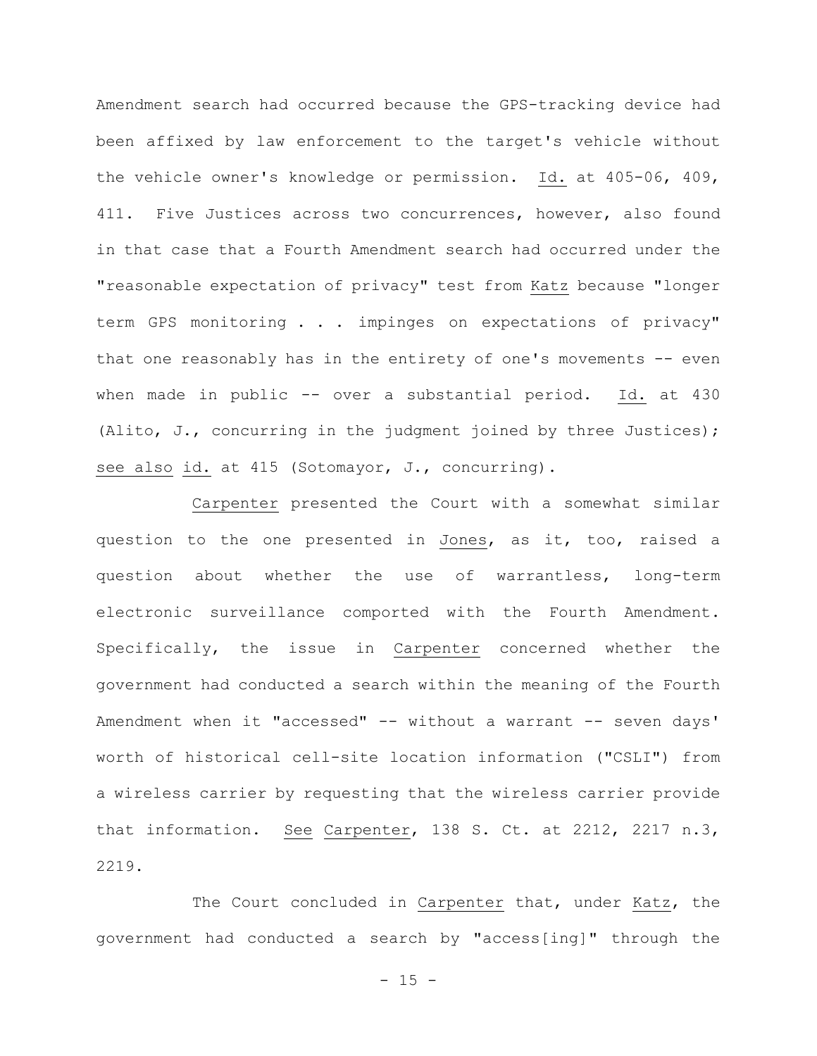Amendment search had occurred because the GPS-tracking device had been affixed by law enforcement to the target's vehicle without the vehicle owner's knowledge or permission. Id. at 405-06, 409, 411. Five Justices across two concurrences, however, also found in that case that a Fourth Amendment search had occurred under the "reasonable expectation of privacy" test from Katz because "longer term GPS monitoring . . . impinges on expectations of privacy" that one reasonably has in the entirety of one's movements -- even when made in public -- over a substantial period. Id. at 430 (Alito, J., concurring in the judgment joined by three Justices); see also id. at 415 (Sotomayor, J., concurring).

Carpenter presented the Court with a somewhat similar question to the one presented in Jones, as it, too, raised a question about whether the use of warrantless, long-term electronic surveillance comported with the Fourth Amendment. Specifically, the issue in Carpenter concerned whether the government had conducted a search within the meaning of the Fourth Amendment when it "accessed" -- without a warrant -- seven days' worth of historical cell-site location information ("CSLI") from a wireless carrier by requesting that the wireless carrier provide that information. See Carpenter, 138 S. Ct. at 2212, 2217 n.3, 2219.

The Court concluded in Carpenter that, under Katz, the government had conducted a search by "access[ing]" through the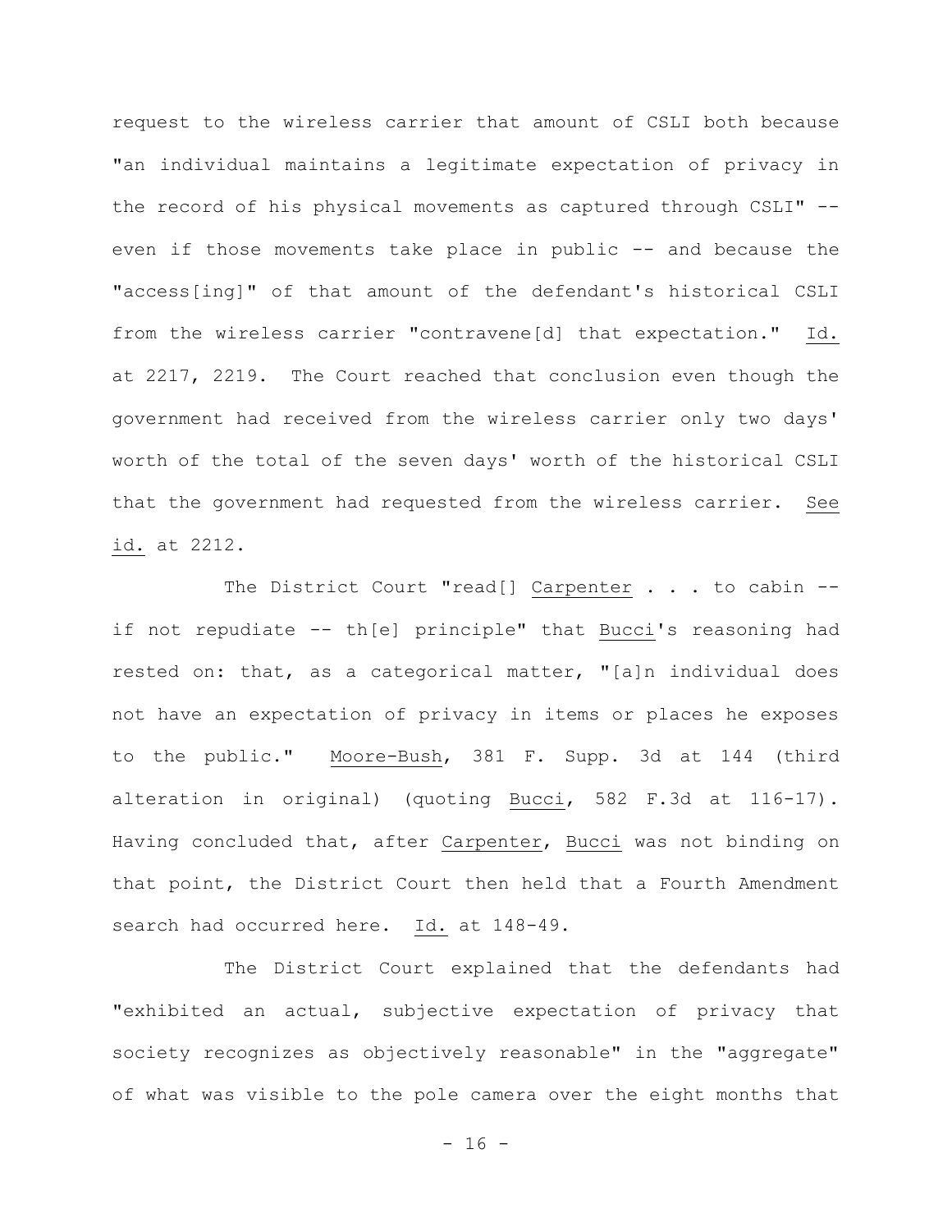request to the wireless carrier that amount of CSLI both because "an individual maintains a legitimate expectation of privacy in the record of his physical movements as captured through CSLI" -- even if those movements take place in public -- and because the "access[ing]" of that amount of the defendant's historical CSLI from the wireless carrier "contravene[d] that expectation." Id. at 2217, 2219. The Court reached that conclusion even though the government had received from the wireless carrier only two days' worth of the total of the seven days' worth of the historical CSLI that the government had requested from the wireless carrier. See id. at 2212.

The District Court "read[] Carpenter . . . to cabin -- if not repudiate -- th[e] principle" that Bucci's reasoning had rested on: that, as a categorical matter, "[a]n individual does not have an expectation of privacy in items or places he exposes to the public." Moore-Bush, 381 F. Supp. 3d at 144 (third alteration in original) (quoting Bucci, 582 F.3d at 116-17). Having concluded that, after Carpenter, Bucci was not binding on that point, the District Court then held that a Fourth Amendment search had occurred here. Id. at 148-49.

The District Court explained that the defendants had "exhibited an actual, subjective expectation of privacy that society recognizes as objectively reasonable" in the "aggregate" of what was visible to the pole camera over the eight months that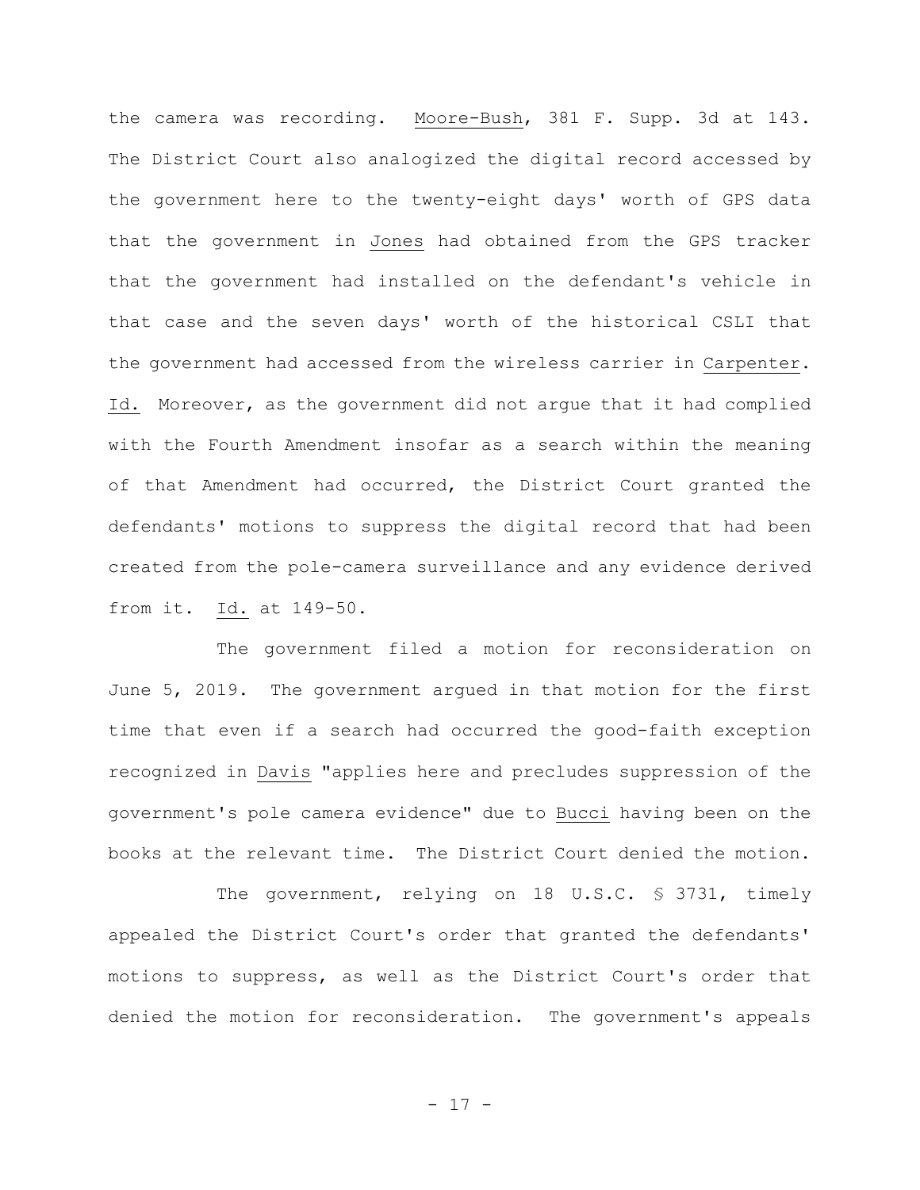the camera was recording. Moore-Bush, 381 F. Supp. 3d at 143. The District Court also analogized the digital record accessed by the government here to the twenty-eight days' worth of GPS data that the government in Jones had obtained from the GPS tracker that the government had installed on the defendant's vehicle in that case and the seven days' worth of the historical CSLI that the government had accessed from the wireless carrier in Carpenter. Id. Moreover, as the government did not argue that it had complied with the Fourth Amendment insofar as a search within the meaning of that Amendment had occurred, the District Court granted the defendants' motions to suppress the digital record that had been created from the pole-camera surveillance and any evidence derived from it. Id. at 149-50.

The government filed a motion for reconsideration on June 5, 2019. The government argued in that motion for the first time that even if a search had occurred the good-faith exception recognized in Davis "applies here and precludes suppression of the government's pole camera evidence" due to Bucci having been on the books at the relevant time. The District Court denied the motion.

The government, relying on 18 U.S.C. § 3731, timely appealed the District Court's order that granted the defendants' motions to suppress, as well as the District Court's order that denied the motion for reconsideration. The government's appeals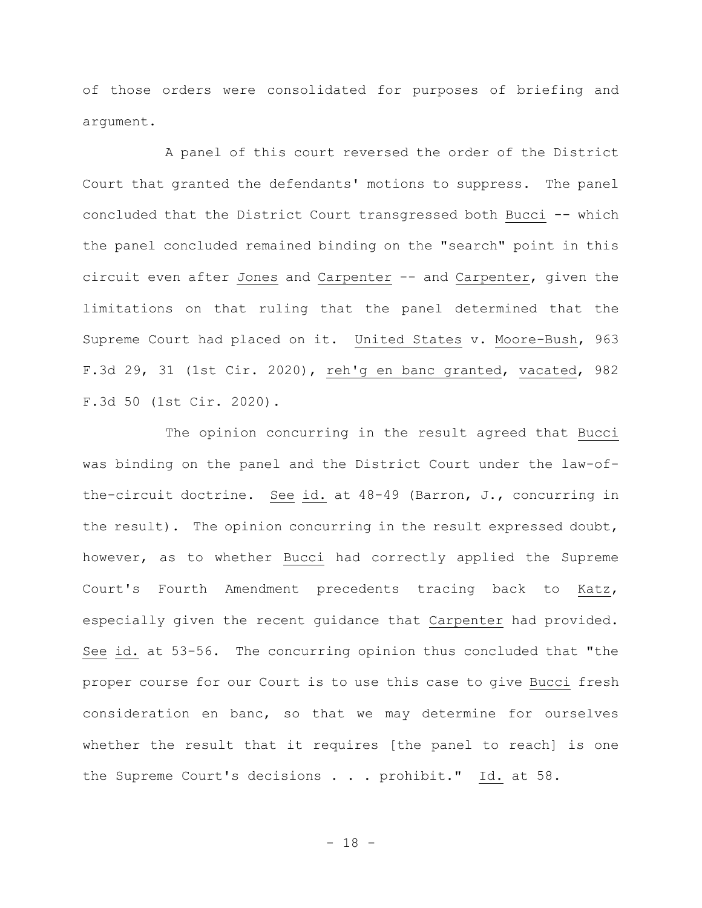of those orders were consolidated for purposes of briefing and argument.

A panel of this court reversed the order of the District Court that granted the defendants' motions to suppress. The panel concluded that the District Court transgressed both Bucci -- which the panel concluded remained binding on the "search" point in this circuit even after Jones and Carpenter -- and Carpenter, given the limitations on that ruling that the panel determined that the Supreme Court had placed on it. United States v. Moore-Bush, 963 F.3d 29, 31 (1st Cir. 2020), reh'g en banc granted, vacated, 982 F.3d 50 (1st Cir. 2020).

The opinion concurring in the result agreed that Bucci was binding on the panel and the District Court under the law-of-the-circuit doctrine. See id. at 48-49 (Barron, J., concurring in the result). The opinion concurring in the result expressed doubt, however, as to whether Bucci had correctly applied the Supreme Court's Fourth Amendment precedents tracing back to Katz, especially given the recent guidance that Carpenter had provided. See id. at 53-56. The concurring opinion thus concluded that "the proper course for our Court is to use this case to give Bucci fresh consideration en banc, so that we may determine for ourselves whether the result that it requires [the panel to reach] is one the Supreme Court's decisions . . . prohibit." Id. at 58.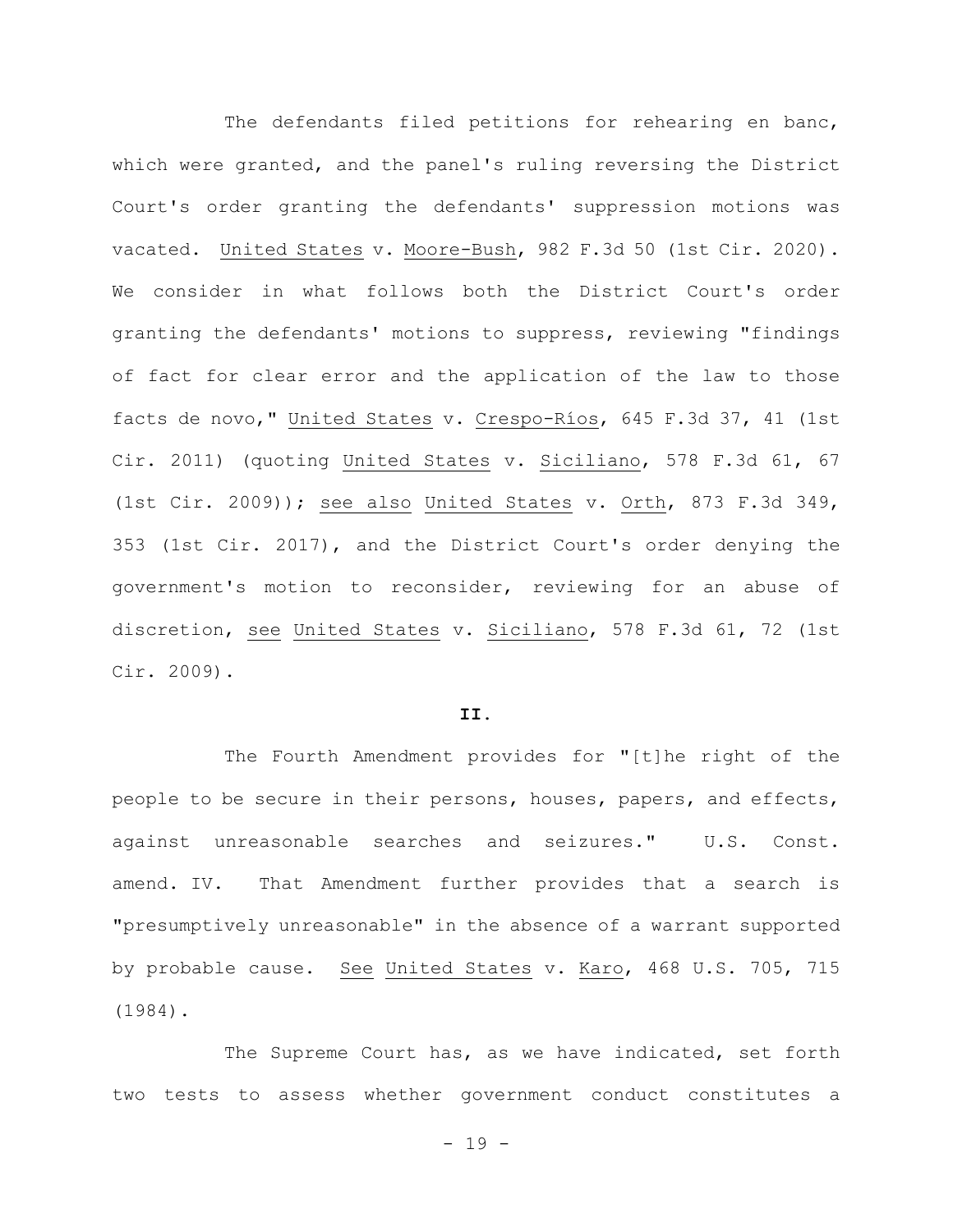The defendants filed petitions for rehearing en banc, which were granted, and the panel's ruling reversing the District Court's order granting the defendants' suppression motions was vacated. United States v. Moore-Bush, 982 F.3d 50 (1st Cir. 2020). We consider in what follows both the District Court's order granting the defendants' motions to suppress, reviewing "findings of fact for clear error and the application of the law to those facts de novo," United States v. Crespo-Ríos, 645 F.3d 37, 41 (1st Cir. 2011) (quoting United States v. Siciliano, 578 F.3d 61, 67 (1st Cir. 2009)); see also United States v. Orth, 873 F.3d 349, 353 (1st Cir. 2017), and the District Court's order denying the government's motion to reconsider, reviewing for an abuse of discretion, see United States v. Siciliano, 578 F.3d 61, 72 (1st Cir. 2009).

## II.

The Fourth Amendment provides for "[t]he right of the people to be secure in their persons, houses, papers, and effects, against unreasonable searches and seizures." U.S. Const. amend. IV. That Amendment further provides that a search is "presumptively unreasonable" in the absence of a warrant supported by probable cause. See United States v. Karo, 468 U.S. 705, 715 (1984).

The Supreme Court has, as we have indicated, set forth two tests to assess whether government conduct constitutes a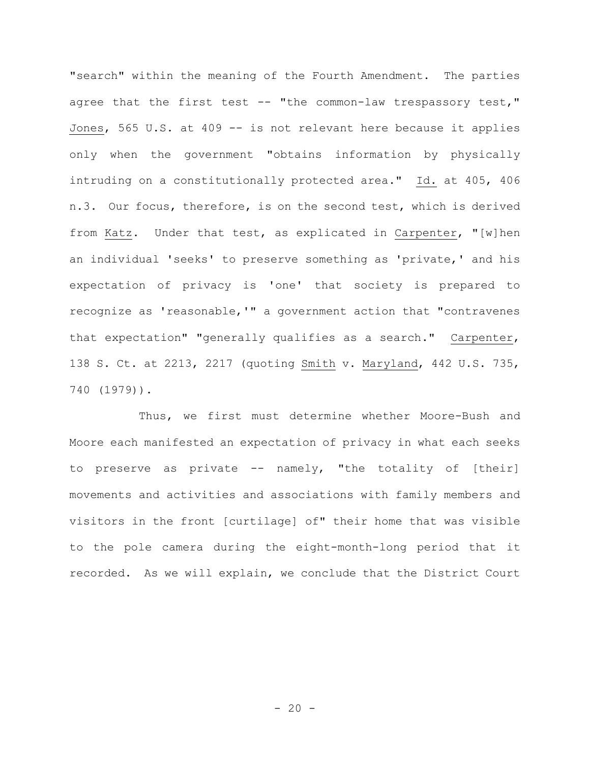"search" within the meaning of the Fourth Amendment. The parties agree that the first test -- "the common-law trespassory test," Jones, 565 U.S. at 409 -- is not relevant here because it applies only when the government "obtains information by physically intruding on a constitutionally protected area." Id. at 405, 406 n.3. Our focus, therefore, is on the second test, which is derived from Katz. Under that test, as explicated in Carpenter, "[w]hen an individual 'seeks' to preserve something as 'private,' and his expectation of privacy is 'one' that society is prepared to recognize as 'reasonable,'" a government action that "contravenes that expectation" "generally qualifies as a search." Carpenter, 138 S. Ct. at 2213, 2217 (quoting Smith v. Maryland, 442 U.S. 735, 740 (1979)).

Thus, we first must determine whether Moore-Bush and Moore each manifested an expectation of privacy in what each seeks to preserve as private -- namely, "the totality of [their] movements and activities and associations with family members and visitors in the front [curtilage] of" their home that was visible to the pole camera during the eight-month-long period that it recorded. As we will explain, we conclude that the District Court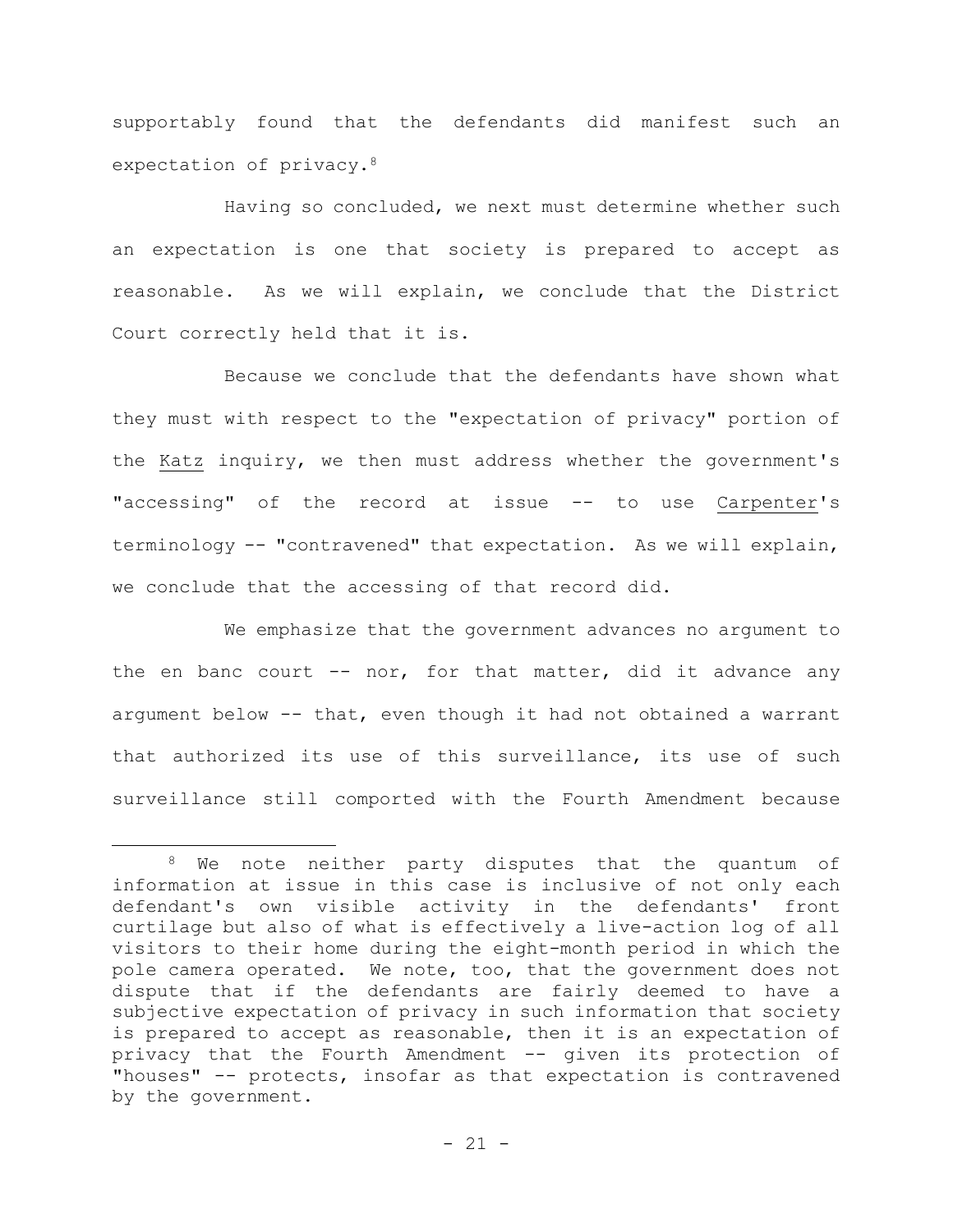supportably found that the defendants did manifest such an expectation of privacy.[8]

Having so concluded, we next must determine whether such an expectation is one that society is prepared to accept as reasonable. As we will explain, we conclude that the District Court correctly held that it is.

Because we conclude that the defendants have shown what they must with respect to the "expectation of privacy" portion of the Katz inquiry, we then must address whether the government's "accessing" of the record at issue -- to use Carpenter's terminology -- "contravened" that expectation. As we will explain, we conclude that the accessing of that record did.

We emphasize that the government advances no argument to the en banc court -- nor, for that matter, did it advance any argument below -- that, even though it had not obtained a warrant that authorized its use of this surveillance, its use of such surveillance still comported with the Fourth Amendment because

---

[8] We note neither party disputes that the quantum of information at issue in this case is inclusive of not only each defendant's own visible activity in the defendants' front curtilage but also of what is effectively a live-action log of all visitors to their home during the eight-month period in which the pole camera operated. We note, too, that the government does not dispute that if the defendants are fairly deemed to have a subjective expectation of privacy in such information that society is prepared to accept as reasonable, then it is an expectation of privacy that the Fourth Amendment -- given its protection of "houses" -- protects, insofar as that expectation is contravened by the government.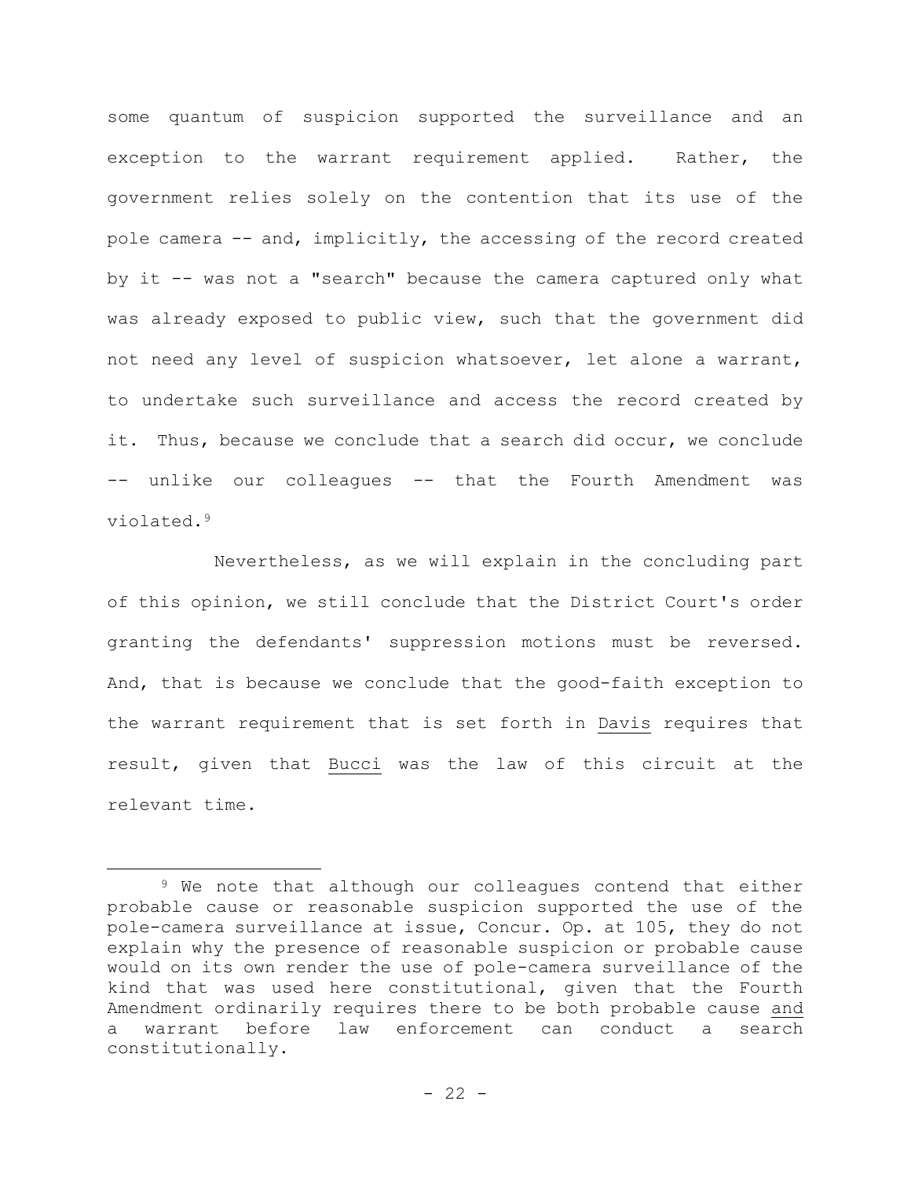some quantum of suspicion supported the surveillance and an exception to the warrant requirement applied. Rather, the government relies solely on the contention that its use of the pole camera -- and, implicitly, the accessing of the record created by it -- was not a "search" because the camera captured only what was already exposed to public view, such that the government did not need any level of suspicion whatsoever, let alone a warrant, to undertake such surveillance and access the record created by it. Thus, because we conclude that a search did occur, we conclude -- unlike our colleagues -- that the Fourth Amendment was violated.[9]

Nevertheless, as we will explain in the concluding part of this opinion, we still conclude that the District Court's order granting the defendants' suppression motions must be reversed. And, that is because we conclude that the good-faith exception to the warrant requirement that is set forth in Davis requires that result, given that Bucci was the law of this circuit at the relevant time.

---

[9] We note that although our colleagues contend that either probable cause or reasonable suspicion supported the use of the pole-camera surveillance at issue, Concur. Op. at 105, they do not explain why the presence of reasonable suspicion or probable cause would on its own render the use of pole-camera surveillance of the kind that was used here constitutional, given that the Fourth Amendment ordinarily requires there to be both probable cause and a warrant before law enforcement can conduct a search constitutionally.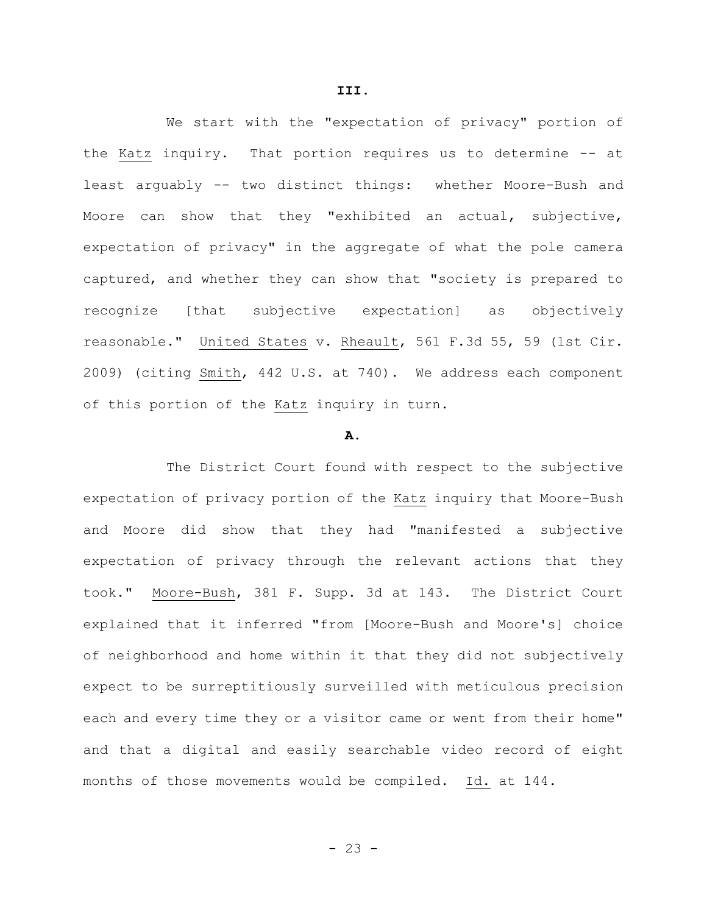**III.**

We start with the "expectation of privacy" portion of the Katz inquiry. That portion requires us to determine -- at least arguably -- two distinct things: whether Moore-Bush and Moore can show that they "exhibited an actual, subjective, expectation of privacy" in the aggregate of what the pole camera captured, and whether they can show that "society is prepared to recognize [that subjective expectation] as objectively reasonable." United States v. Rheault, 561 F.3d 55, 59 (1st Cir. 2009) (citing Smith, 442 U.S. at 740). We address each component of this portion of the Katz inquiry in turn.

**A.**

The District Court found with respect to the subjective expectation of privacy portion of the Katz inquiry that Moore-Bush and Moore did show that they had "manifested a subjective expectation of privacy through the relevant actions that they took." Moore-Bush, 381 F. Supp. 3d at 143. The District Court explained that it inferred "from [Moore-Bush and Moore's] choice of neighborhood and home within it that they did not subjectively expect to be surreptitiously surveilled with meticulous precision each and every time they or a visitor came or went from their home" and that a digital and easily searchable video record of eight months of those movements would be compiled. Id. at 144.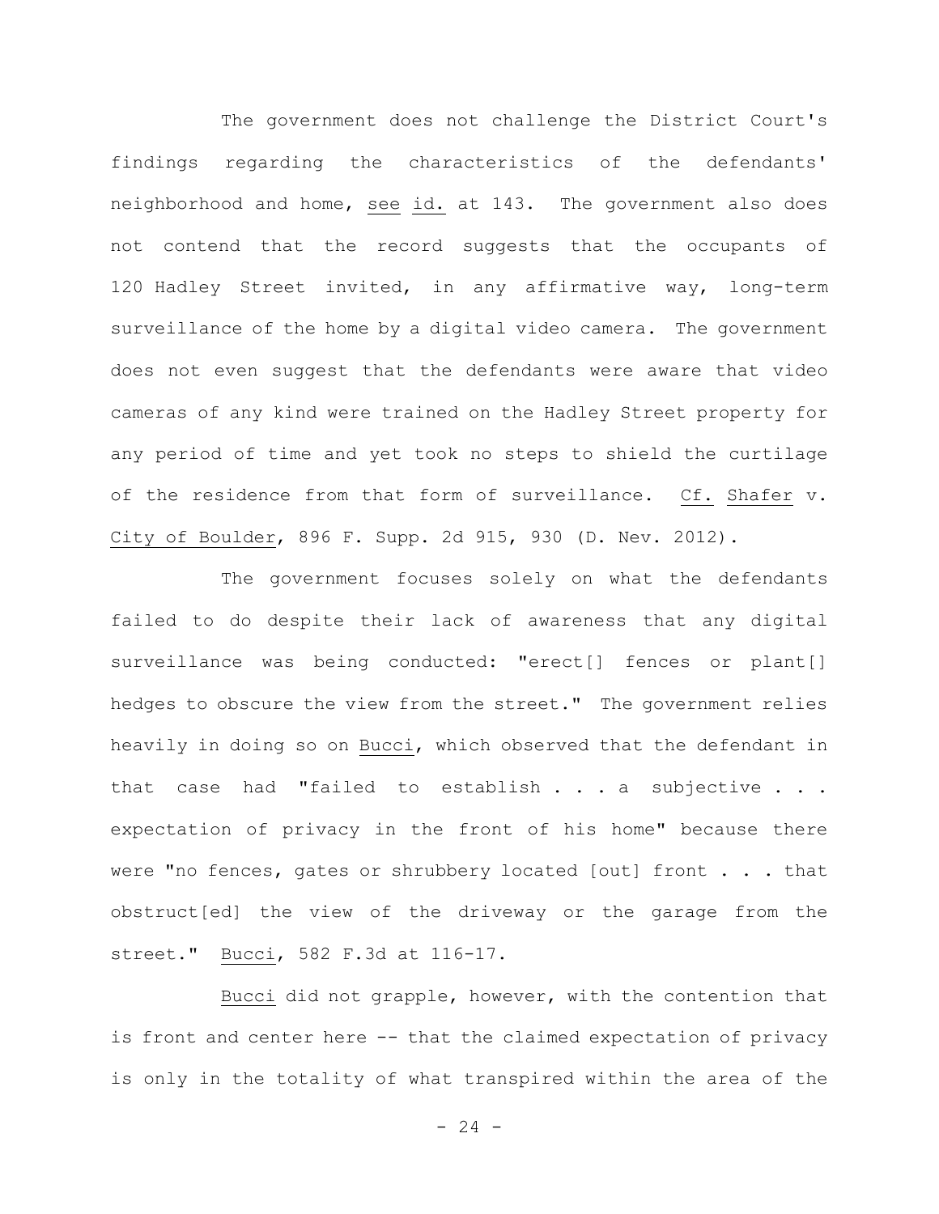The government does not challenge the District Court's findings regarding the characteristics of the defendants' neighborhood and home, see id. at 143. The government also does not contend that the record suggests that the occupants of 120 Hadley Street invited, in any affirmative way, long-term surveillance of the home by a digital video camera. The government does not even suggest that the defendants were aware that video cameras of any kind were trained on the Hadley Street property for any period of time and yet took no steps to shield the curtilage of the residence from that form of surveillance. Cf. Shafer v. City of Boulder, 896 F. Supp. 2d 915, 930 (D. Nev. 2012).

The government focuses solely on what the defendants failed to do despite their lack of awareness that any digital surveillance was being conducted: "erect[] fences or plant[] hedges to obscure the view from the street." The government relies heavily in doing so on Bucci, which observed that the defendant in that case had "failed to establish . . . a subjective . . . expectation of privacy in the front of his home" because there were "no fences, gates or shrubbery located [out] front . . . that obstruct[ed] the view of the driveway or the garage from the street." Bucci, 582 F.3d at 116-17.

Bucci did not grapple, however, with the contention that is front and center here -- that the claimed expectation of privacy is only in the totality of what transpired within the area of the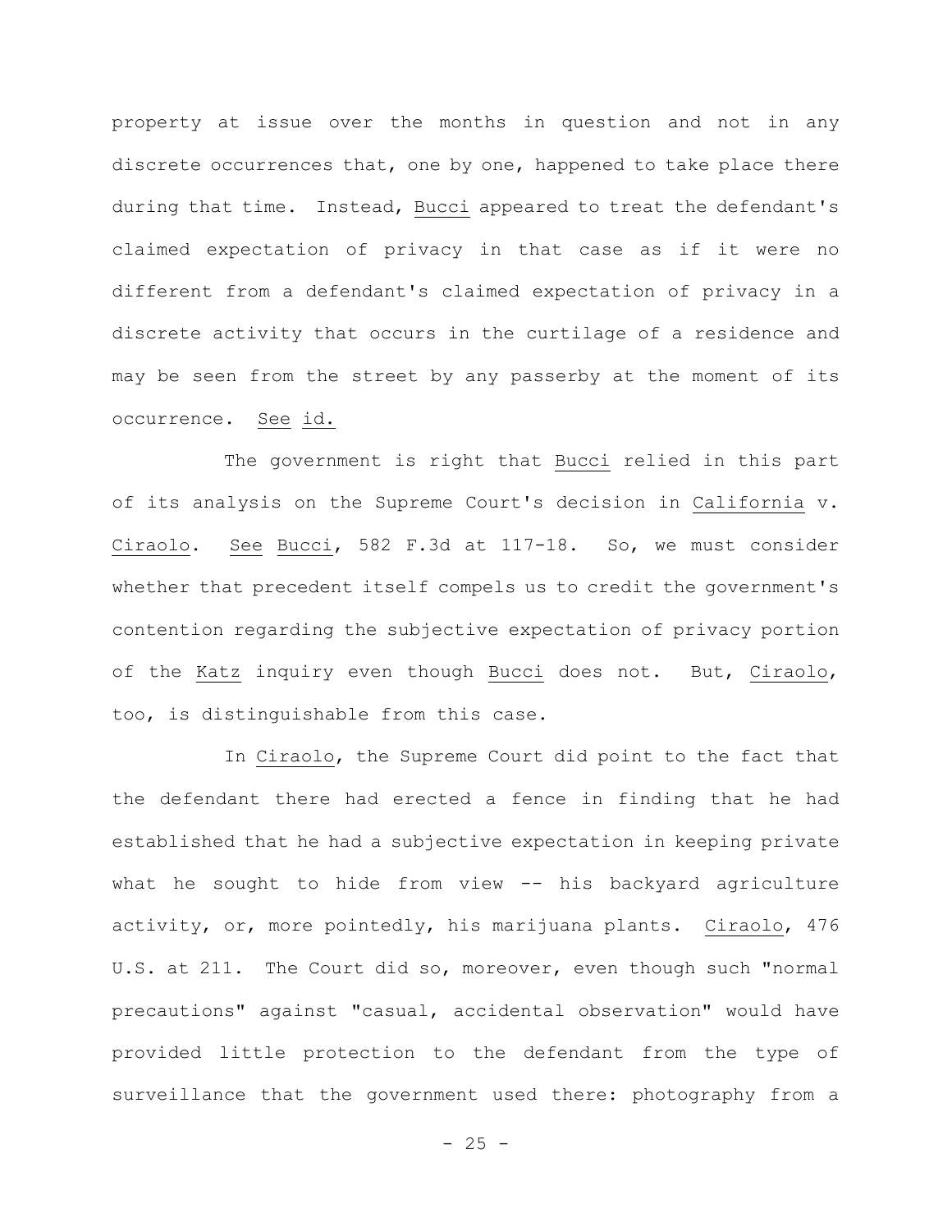property at issue over the months in question and not in any discrete occurrences that, one by one, happened to take place there during that time. Instead, _Bucci_ appeared to treat the defendant's claimed expectation of privacy in that case as if it were no different from a defendant's claimed expectation of privacy in a discrete activity that occurs in the curtilage of a residence and may be seen from the street by any passerby at the moment of its occurrence. _See id._

The government is right that _Bucci_ relied in this part of its analysis on the Supreme Court's decision in _California_ v. _Ciraolo_. _See Bucci_, 582 F.3d at 117-18. So, we must consider whether that precedent itself compels us to credit the government's contention regarding the subjective expectation of privacy portion of the _Katz_ inquiry even though _Bucci_ does not. But, _Ciraolo_, too, is distinguishable from this case.

In _Ciraolo_, the Supreme Court did point to the fact that the defendant there had erected a fence in finding that he had established that he had a subjective expectation in keeping private what he sought to hide from view -- his backyard agriculture activity, or, more pointedly, his marijuana plants. _Ciraolo_, 476 U.S. at 211. The Court did so, moreover, even though such "normal precautions" against "casual, accidental observation" would have provided little protection to the defendant from the type of surveillance that the government used there: photography from a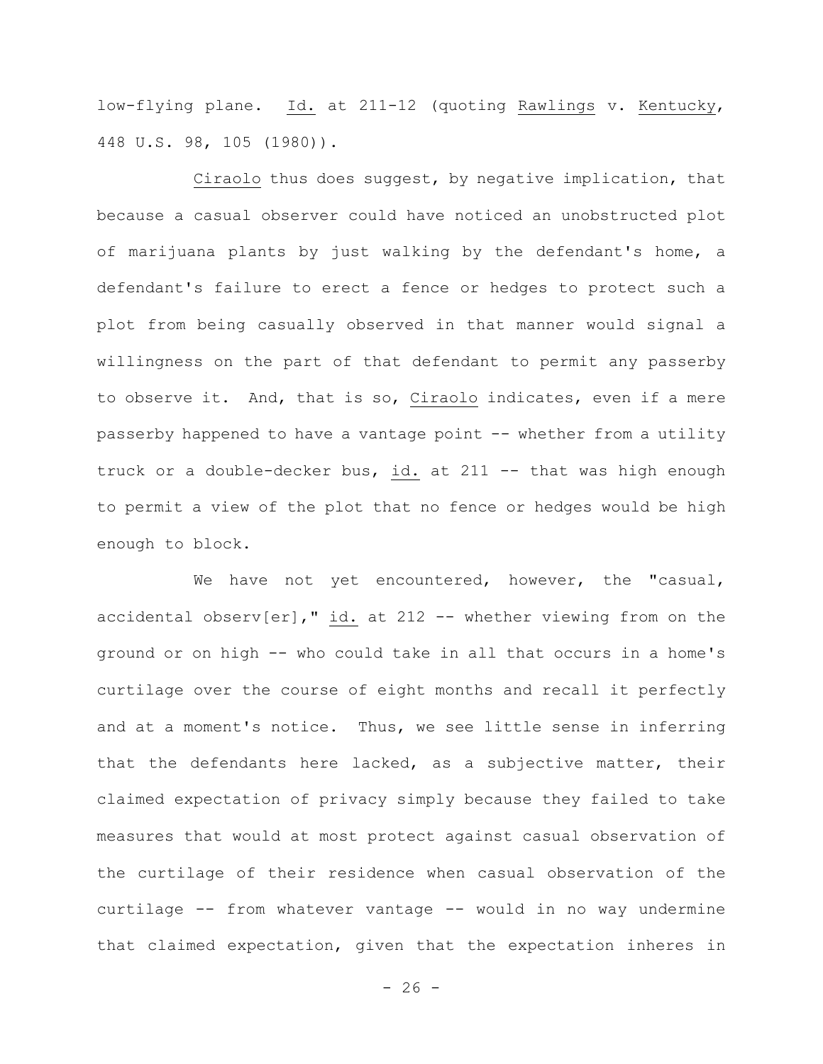low-flying plane. Id. at 211-12 (quoting Rawlings v. Kentucky, 448 U.S. 98, 105 (1980)).

Ciraolo thus does suggest, by negative implication, that because a casual observer could have noticed an unobstructed plot of marijuana plants by just walking by the defendant's home, a defendant's failure to erect a fence or hedges to protect such a plot from being casually observed in that manner would signal a willingness on the part of that defendant to permit any passerby to observe it. And, that is so, Ciraolo indicates, even if a mere passerby happened to have a vantage point -- whether from a utility truck or a double-decker bus, id. at 211 -- that was high enough to permit a view of the plot that no fence or hedges would be high enough to block.

We have not yet encountered, however, the "casual, accidental observ[er]," id. at 212 -- whether viewing from on the ground or on high -- who could take in all that occurs in a home's curtilage over the course of eight months and recall it perfectly and at a moment's notice. Thus, we see little sense in inferring that the defendants here lacked, as a subjective matter, their claimed expectation of privacy simply because they failed to take measures that would at most protect against casual observation of the curtilage of their residence when casual observation of the curtilage -- from whatever vantage -- would in no way undermine that claimed expectation, given that the expectation inheres in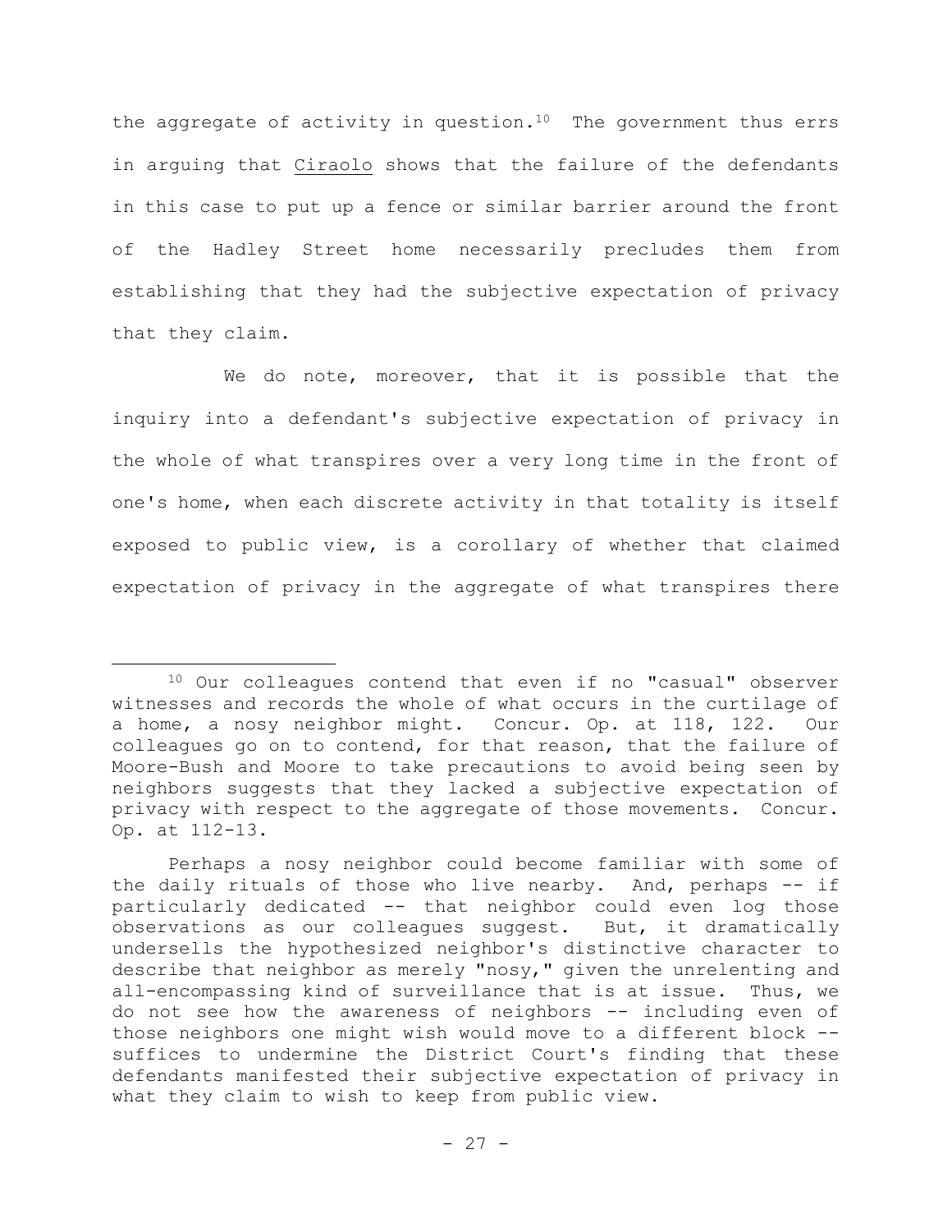the aggregate of activity in question.[10] The government thus errs in arguing that Ciraolo shows that the failure of the defendants in this case to put up a fence or similar barrier around the front of the Hadley Street home necessarily precludes them from establishing that they had the subjective expectation of privacy that they claim.

We do note, moreover, that it is possible that the inquiry into a defendant's subjective expectation of privacy in the whole of what transpires over a very long time in the front of one's home, when each discrete activity in that totality is itself exposed to public view, is a corollary of whether that claimed expectation of privacy in the aggregate of what transpires there

---

[10] Our colleagues contend that even if no "casual" observer witnesses and records the whole of what occurs in the curtilage of a home, a nosy neighbor might. Concur. Op. at 118, 122. Our colleagues go on to contend, for that reason, that the failure of Moore-Bush and Moore to take precautions to avoid being seen by neighbors suggests that they lacked a subjective expectation of privacy with respect to the aggregate of those movements. Concur. Op. at 112-13.

Perhaps a nosy neighbor could become familiar with some of the daily rituals of those who live nearby. And, perhaps -- if particularly dedicated -- that neighbor could even log those observations as our colleagues suggest. But, it dramatically undersells the hypothesized neighbor's distinctive character to describe that neighbor as merely "nosy," given the unrelenting and all-encompassing kind of surveillance that is at issue. Thus, we do not see how the awareness of neighbors -- including even of those neighbors one might wish would move to a different block -- suffices to undermine the District Court's finding that these defendants manifested their subjective expectation of privacy in what they claim to wish to keep from public view.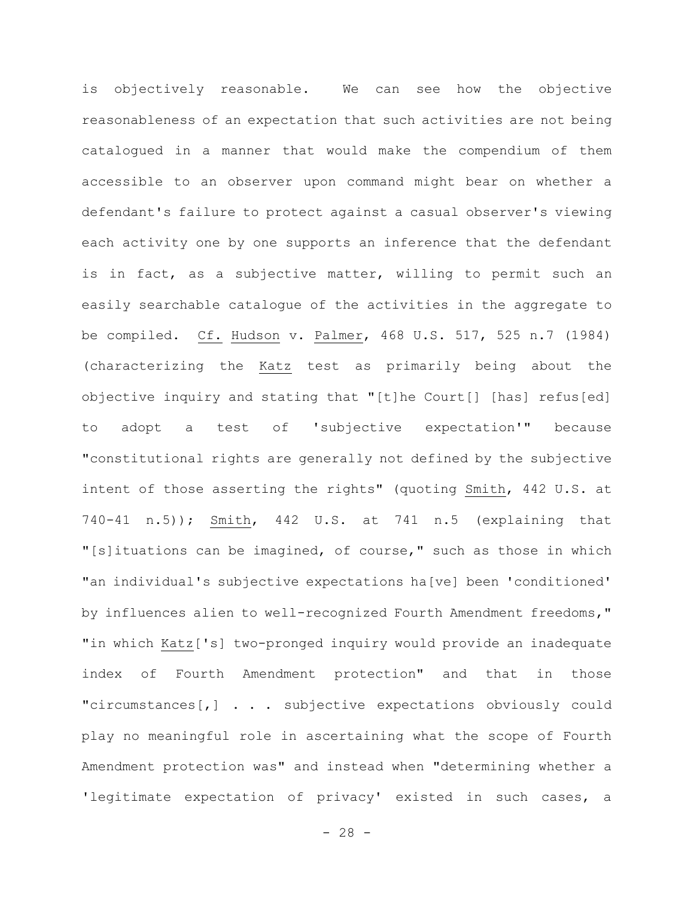is objectively reasonable. We can see how the objective reasonableness of an expectation that such activities are not being catalogued in a manner that would make the compendium of them accessible to an observer upon command might bear on whether a defendant's failure to protect against a casual observer's viewing each activity one by one supports an inference that the defendant is in fact, as a subjective matter, willing to permit such an easily searchable catalogue of the activities in the aggregate to be compiled. Cf. Hudson v. Palmer, 468 U.S. 517, 525 n.7 (1984) (characterizing the Katz test as primarily being about the objective inquiry and stating that "[t]he Court[] [has] refus[ed] to adopt a test of 'subjective expectation'" because "constitutional rights are generally not defined by the subjective intent of those asserting the rights" (quoting Smith, 442 U.S. at 740-41 n.5)); Smith, 442 U.S. at 741 n.5 (explaining that "[s]ituations can be imagined, of course," such as those in which "an individual's subjective expectations ha[ve] been 'conditioned' by influences alien to well-recognized Fourth Amendment freedoms," "in which Katz['s] two-pronged inquiry would provide an inadequate index of Fourth Amendment protection" and that in those "circumstances[,] . . . subjective expectations obviously could play no meaningful role in ascertaining what the scope of Fourth Amendment protection was" and instead when "determining whether a 'legitimate expectation of privacy' existed in such cases, a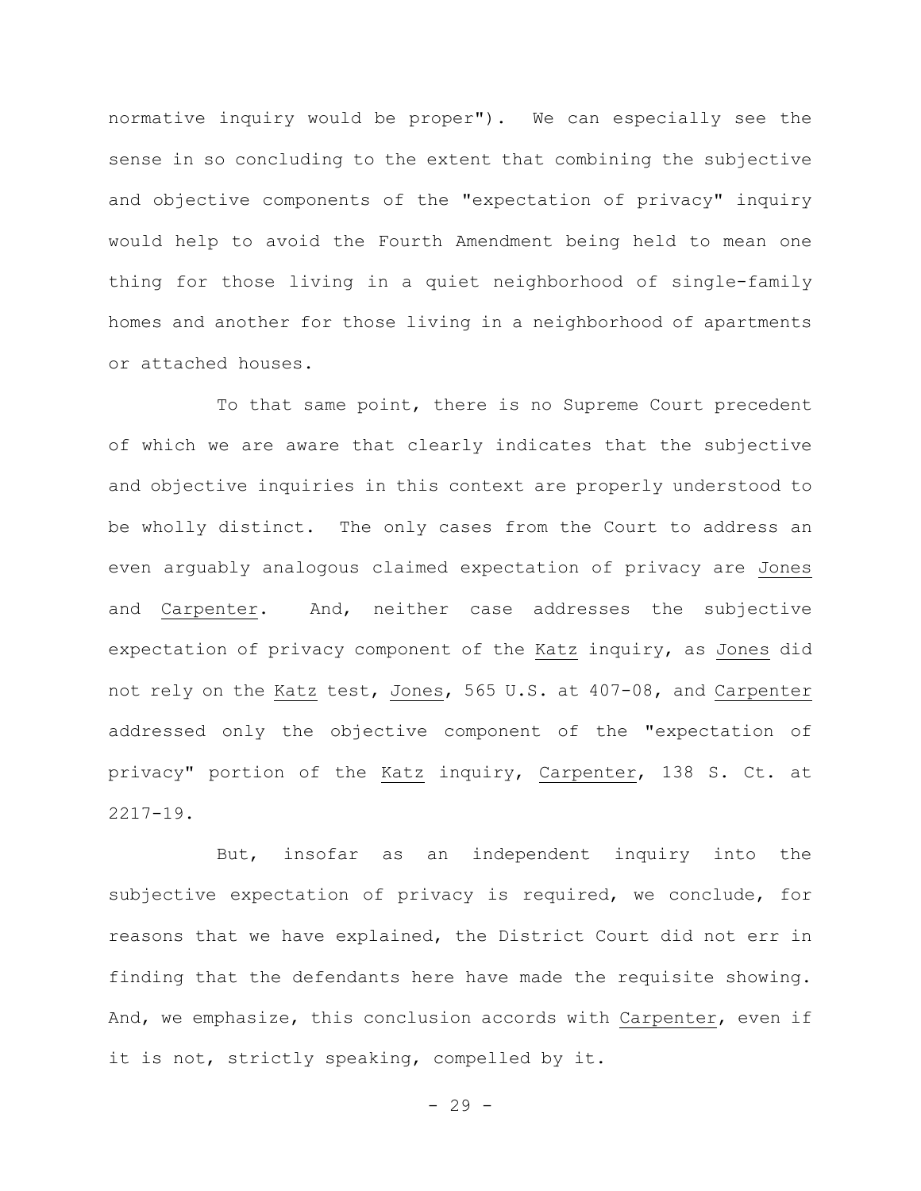normative inquiry would be proper"). We can especially see the sense in so concluding to the extent that combining the subjective and objective components of the "expectation of privacy" inquiry would help to avoid the Fourth Amendment being held to mean one thing for those living in a quiet neighborhood of single-family homes and another for those living in a neighborhood of apartments or attached houses.

To that same point, there is no Supreme Court precedent of which we are aware that clearly indicates that the subjective and objective inquiries in this context are properly understood to be wholly distinct. The only cases from the Court to address an even arguably analogous claimed expectation of privacy are Jones and Carpenter. And, neither case addresses the subjective expectation of privacy component of the Katz inquiry, as Jones did not rely on the Katz test, Jones, 565 U.S. at 407-08, and Carpenter addressed only the objective component of the "expectation of privacy" portion of the Katz inquiry, Carpenter, 138 S. Ct. at 2217-19.

But, insofar as an independent inquiry into the subjective expectation of privacy is required, we conclude, for reasons that we have explained, the District Court did not err in finding that the defendants here have made the requisite showing. And, we emphasize, this conclusion accords with Carpenter, even if it is not, strictly speaking, compelled by it.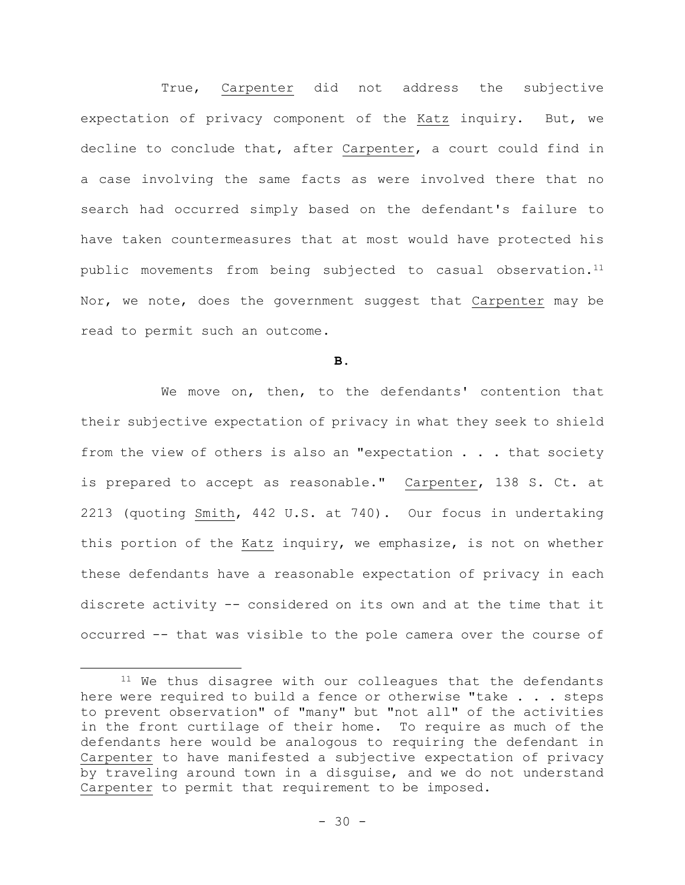True, Carpenter did not address the subjective expectation of privacy component of the Katz inquiry. But, we decline to conclude that, after Carpenter, a court could find in a case involving the same facts as were involved there that no search had occurred simply based on the defendant's failure to have taken countermeasures that at most would have protected his public movements from being subjected to casual observation.[11] Nor, we note, does the government suggest that Carpenter may be read to permit such an outcome.

**B.**

We move on, then, to the defendants' contention that their subjective expectation of privacy in what they seek to shield from the view of others is also an "expectation . . . that society is prepared to accept as reasonable." Carpenter, 138 S. Ct. at 2213 (quoting Smith, 442 U.S. at 740). Our focus in undertaking this portion of the Katz inquiry, we emphasize, is not on whether these defendants have a reasonable expectation of privacy in each discrete activity -- considered on its own and at the time that it occurred -- that was visible to the pole camera over the course of

---

[11] We thus disagree with our colleagues that the defendants here were required to build a fence or otherwise "take . . . steps to prevent observation" of "many" but "not all" of the activities in the front curtilage of their home. To require as much of the defendants here would be analogous to requiring the defendant in Carpenter to have manifested a subjective expectation of privacy by traveling around town in a disguise, and we do not understand Carpenter to permit that requirement to be imposed.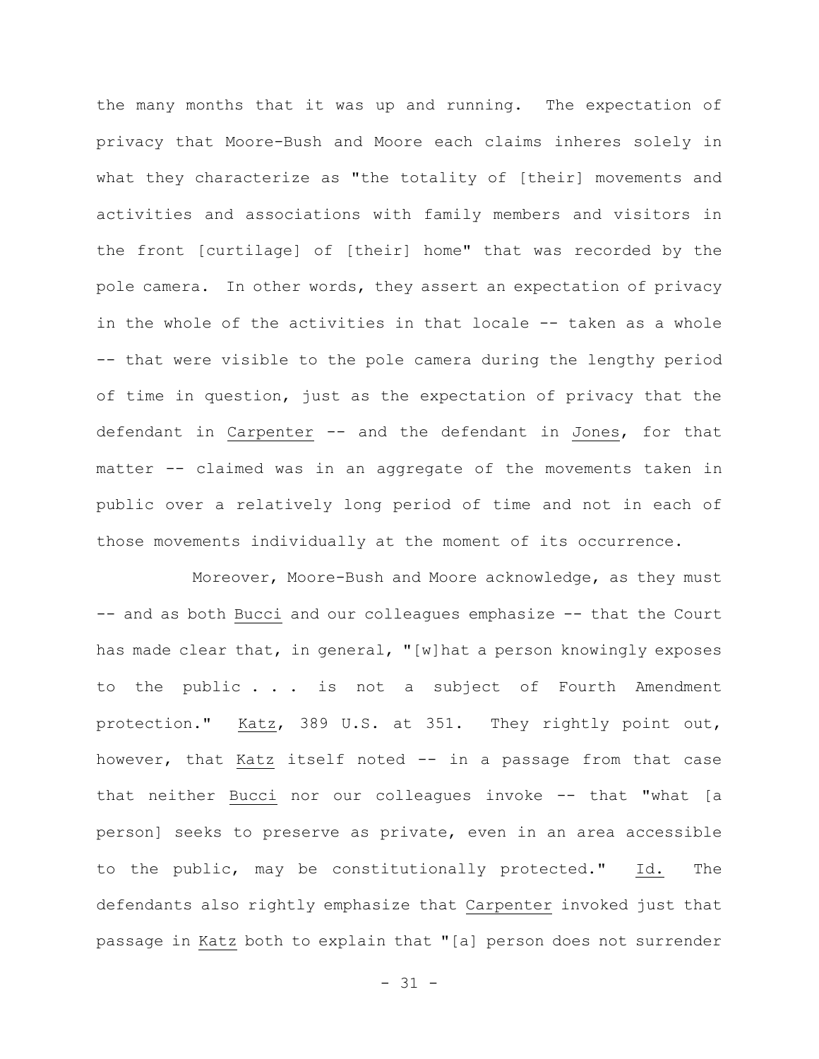the many months that it was up and running. The expectation of privacy that Moore-Bush and Moore each claims inheres solely in what they characterize as "the totality of [their] movements and activities and associations with family members and visitors in the front [curtilage] of [their] home" that was recorded by the pole camera. In other words, they assert an expectation of privacy in the whole of the activities in that locale -- taken as a whole -- that were visible to the pole camera during the lengthy period of time in question, just as the expectation of privacy that the defendant in Carpenter -- and the defendant in Jones, for that matter -- claimed was in an aggregate of the movements taken in public over a relatively long period of time and not in each of those movements individually at the moment of its occurrence.

Moreover, Moore-Bush and Moore acknowledge, as they must -- and as both Bucci and our colleagues emphasize -- that the Court has made clear that, in general, "[w]hat a person knowingly exposes to the public . . . is not a subject of Fourth Amendment protection." Katz, 389 U.S. at 351. They rightly point out, however, that Katz itself noted -- in a passage from that case that neither Bucci nor our colleagues invoke -- that "what [a person] seeks to preserve as private, even in an area accessible to the public, may be constitutionally protected." Id. The defendants also rightly emphasize that Carpenter invoked just that passage in Katz both to explain that "[a] person does not surrender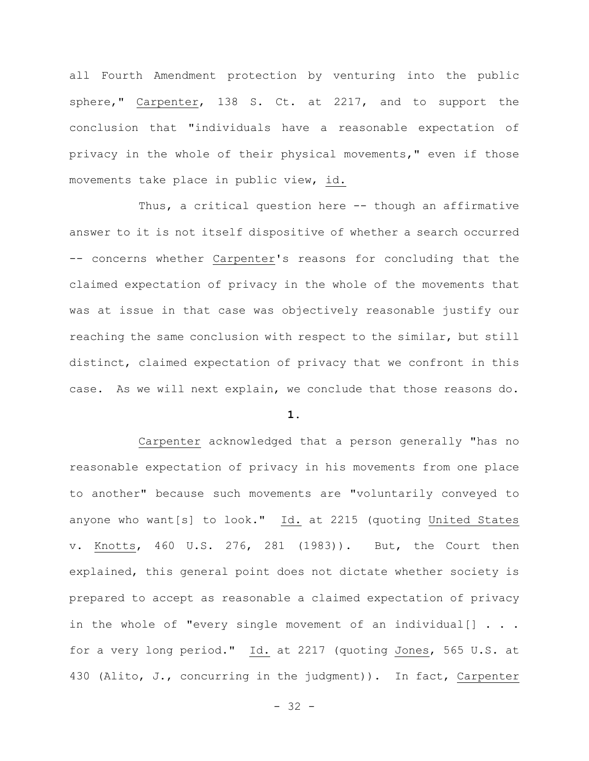all Fourth Amendment protection by venturing into the public sphere," Carpenter, 138 S. Ct. at 2217, and to support the conclusion that "individuals have a reasonable expectation of privacy in the whole of their physical movements," even if those movements take place in public view, id.

Thus, a critical question here -- though an affirmative answer to it is not itself dispositive of whether a search occurred -- concerns whether Carpenter's reasons for concluding that the claimed expectation of privacy in the whole of the movements that was at issue in that case was objectively reasonable justify our reaching the same conclusion with respect to the similar, but still distinct, claimed expectation of privacy that we confront in this case. As we will next explain, we conclude that those reasons do.

**1.**

Carpenter acknowledged that a person generally "has no reasonable expectation of privacy in his movements from one place to another" because such movements are "voluntarily conveyed to anyone who want[s] to look." Id. at 2215 (quoting United States v. Knotts, 460 U.S. 276, 281 (1983)). But, the Court then explained, this general point does not dictate whether society is prepared to accept as reasonable a claimed expectation of privacy in the whole of "every single movement of an individual[] . . . for a very long period." Id. at 2217 (quoting Jones, 565 U.S. at 430 (Alito, J., concurring in the judgment)). In fact, Carpenter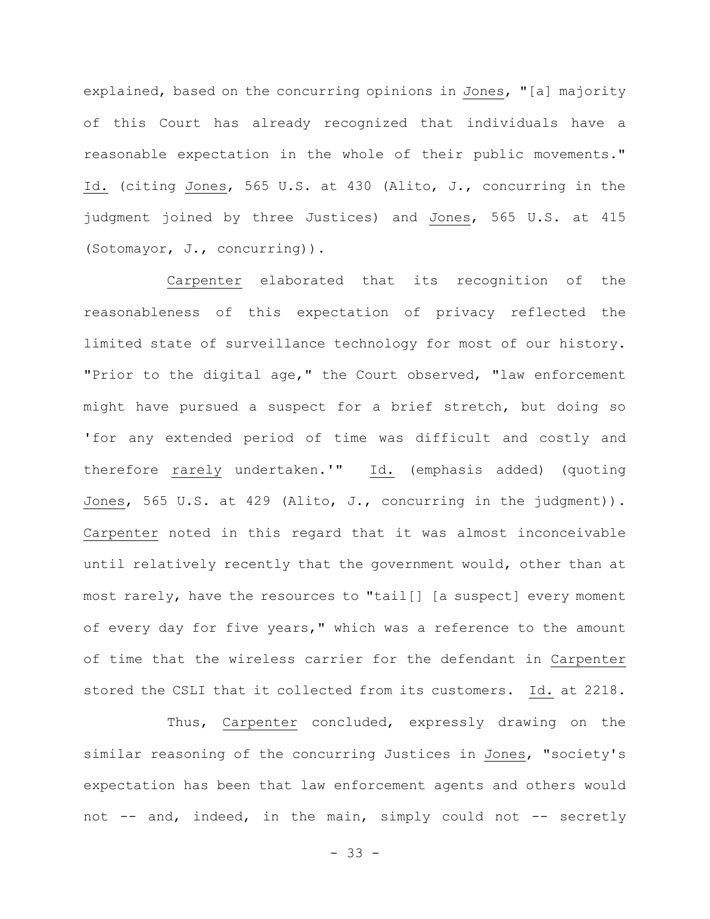explained, based on the concurring opinions in _Jones_, "[a] majority of this Court has already recognized that individuals have a reasonable expectation in the whole of their public movements." _Id._ (citing _Jones_, 565 U.S. at 430 (Alito, J., concurring in the judgment joined by three Justices) and _Jones_, 565 U.S. at 415 (Sotomayor, J., concurring)).

_Carpenter_ elaborated that its recognition of the reasonableness of this expectation of privacy reflected the limited state of surveillance technology for most of our history. "Prior to the digital age," the Court observed, "law enforcement might have pursued a suspect for a brief stretch, but doing so 'for any extended period of time was difficult and costly and therefore _rarely_ undertaken.'" _Id._ (emphasis added) (quoting _Jones_, 565 U.S. at 429 (Alito, J., concurring in the judgment)). _Carpenter_ noted in this regard that it was almost inconceivable until relatively recently that the government would, other than at most rarely, have the resources to "tail[] [a suspect] every moment of every day for five years," which was a reference to the amount of time that the wireless carrier for the defendant in _Carpenter_ stored the CSLI that it collected from its customers. _Id._ at 2218.

Thus, _Carpenter_ concluded, expressly drawing on the similar reasoning of the concurring Justices in _Jones_, "society's expectation has been that law enforcement agents and others would not -- and, indeed, in the main, simply could not -- secretly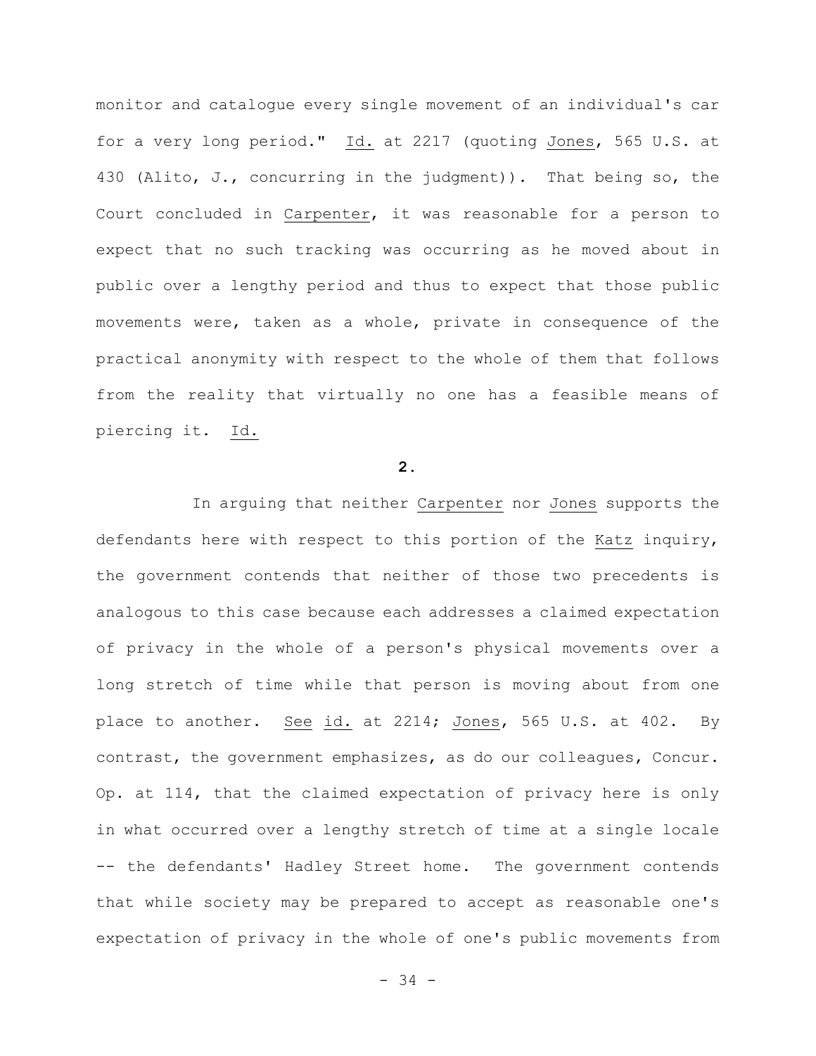monitor and catalogue every single movement of an individual's car for a very long period." Id. at 2217 (quoting Jones, 565 U.S. at 430 (Alito, J., concurring in the judgment)). That being so, the Court concluded in Carpenter, it was reasonable for a person to expect that no such tracking was occurring as he moved about in public over a lengthy period and thus to expect that those public movements were, taken as a whole, private in consequence of the practical anonymity with respect to the whole of them that follows from the reality that virtually no one has a feasible means of piercing it. Id.

**2.**

In arguing that neither Carpenter nor Jones supports the defendants here with respect to this portion of the Katz inquiry, the government contends that neither of those two precedents is analogous to this case because each addresses a claimed expectation of privacy in the whole of a person's physical movements over a long stretch of time while that person is moving about from one place to another. See id. at 2214; Jones, 565 U.S. at 402. By contrast, the government emphasizes, as do our colleagues, Concur. Op. at 114, that the claimed expectation of privacy here is only in what occurred over a lengthy stretch of time at a single locale -- the defendants' Hadley Street home. The government contends that while society may be prepared to accept as reasonable one's expectation of privacy in the whole of one's public movements from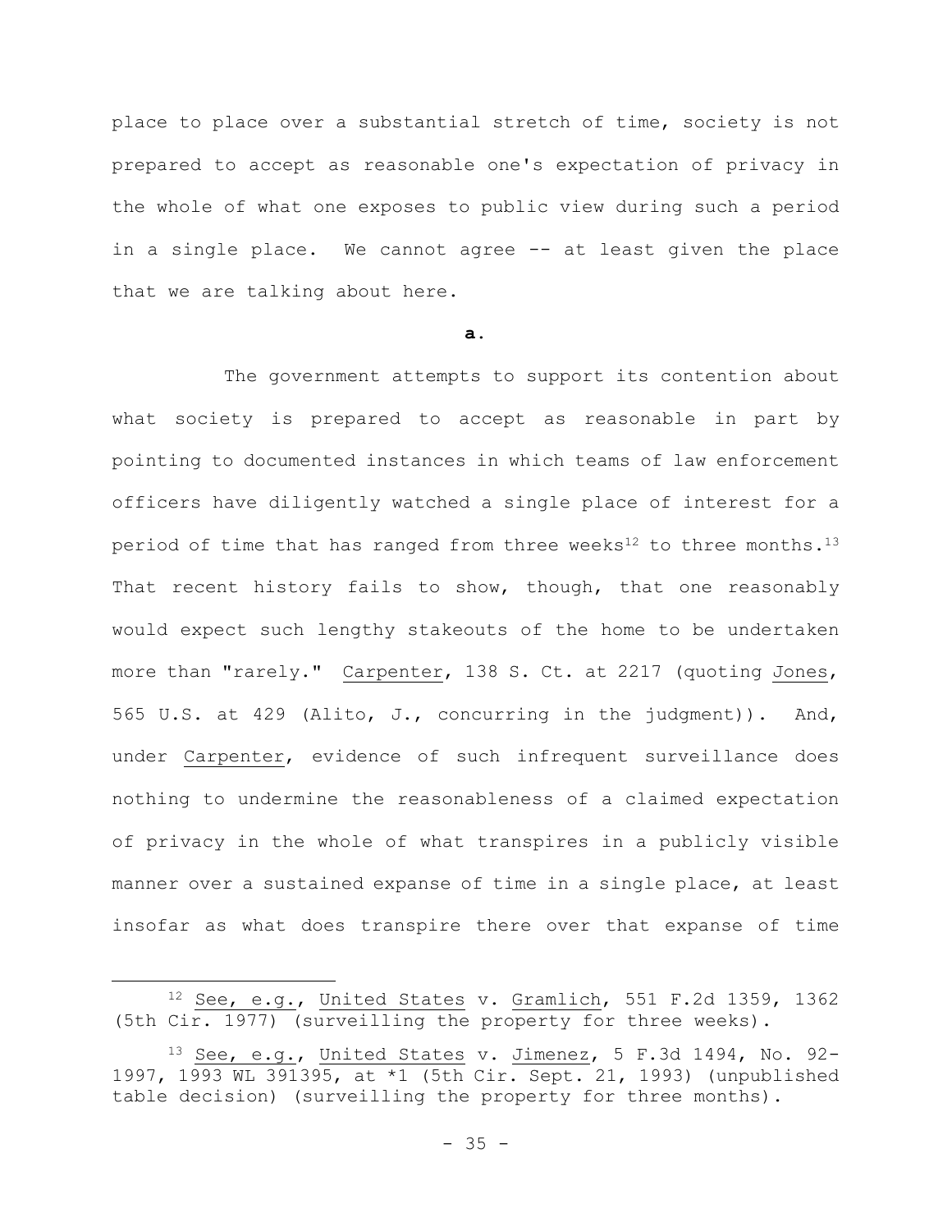place to place over a substantial stretch of time, society is not prepared to accept as reasonable one's expectation of privacy in the whole of what one exposes to public view during such a period in a single place. We cannot agree -- at least given the place that we are talking about here.

**a.**

The government attempts to support its contention about what society is prepared to accept as reasonable in part by pointing to documented instances in which teams of law enforcement officers have diligently watched a single place of interest for a period of time that has ranged from three weeks[12] to three months.[13] That recent history fails to show, though, that one reasonably would expect such lengthy stakeouts of the home to be undertaken more than "rarely." Carpenter, 138 S. Ct. at 2217 (quoting Jones, 565 U.S. at 429 (Alito, J., concurring in the judgment)). And, under Carpenter, evidence of such infrequent surveillance does nothing to undermine the reasonableness of a claimed expectation of privacy in the whole of what transpires in a publicly visible manner over a sustained expanse of time in a single place, at least insofar as what does transpire there over that expanse of time

---

[12] See, e.g., United States v. Gramlich, 551 F.2d 1359, 1362 (5th Cir. 1977) (surveilling the property for three weeks).

[13] See, e.g., United States v. Jimenez, 5 F.3d 1494, No. 92-1997, 1993 WL 391395, at *1 (5th Cir. Sept. 21, 1993) (unpublished table decision) (surveilling the property for three months).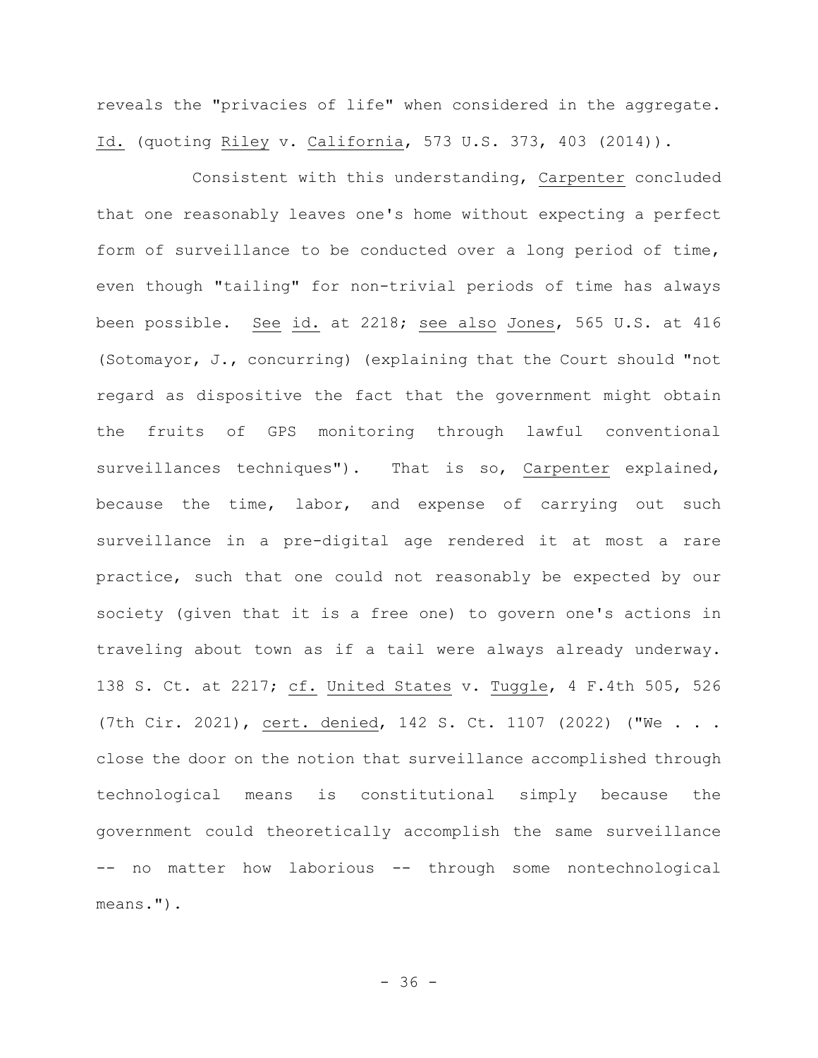reveals the "privacies of life" when considered in the aggregate. Id. (quoting Riley v. California, 573 U.S. 373, 403 (2014)).

Consistent with this understanding, Carpenter concluded that one reasonably leaves one's home without expecting a perfect form of surveillance to be conducted over a long period of time, even though "tailing" for non-trivial periods of time has always been possible. See id. at 2218; see also Jones, 565 U.S. at 416 (Sotomayor, J., concurring) (explaining that the Court should "not regard as dispositive the fact that the government might obtain the fruits of GPS monitoring through lawful conventional surveillances techniques"). That is so, Carpenter explained, because the time, labor, and expense of carrying out such surveillance in a pre-digital age rendered it at most a rare practice, such that one could not reasonably be expected by our society (given that it is a free one) to govern one's actions in traveling about town as if a tail were always already underway. 138 S. Ct. at 2217; cf. United States v. Tuggle, 4 F.4th 505, 526 (7th Cir. 2021), cert. denied, 142 S. Ct. 1107 (2022) ("We . . . close the door on the notion that surveillance accomplished through technological means is constitutional simply because the government could theoretically accomplish the same surveillance -- no matter how laborious -- through some nontechnological means.").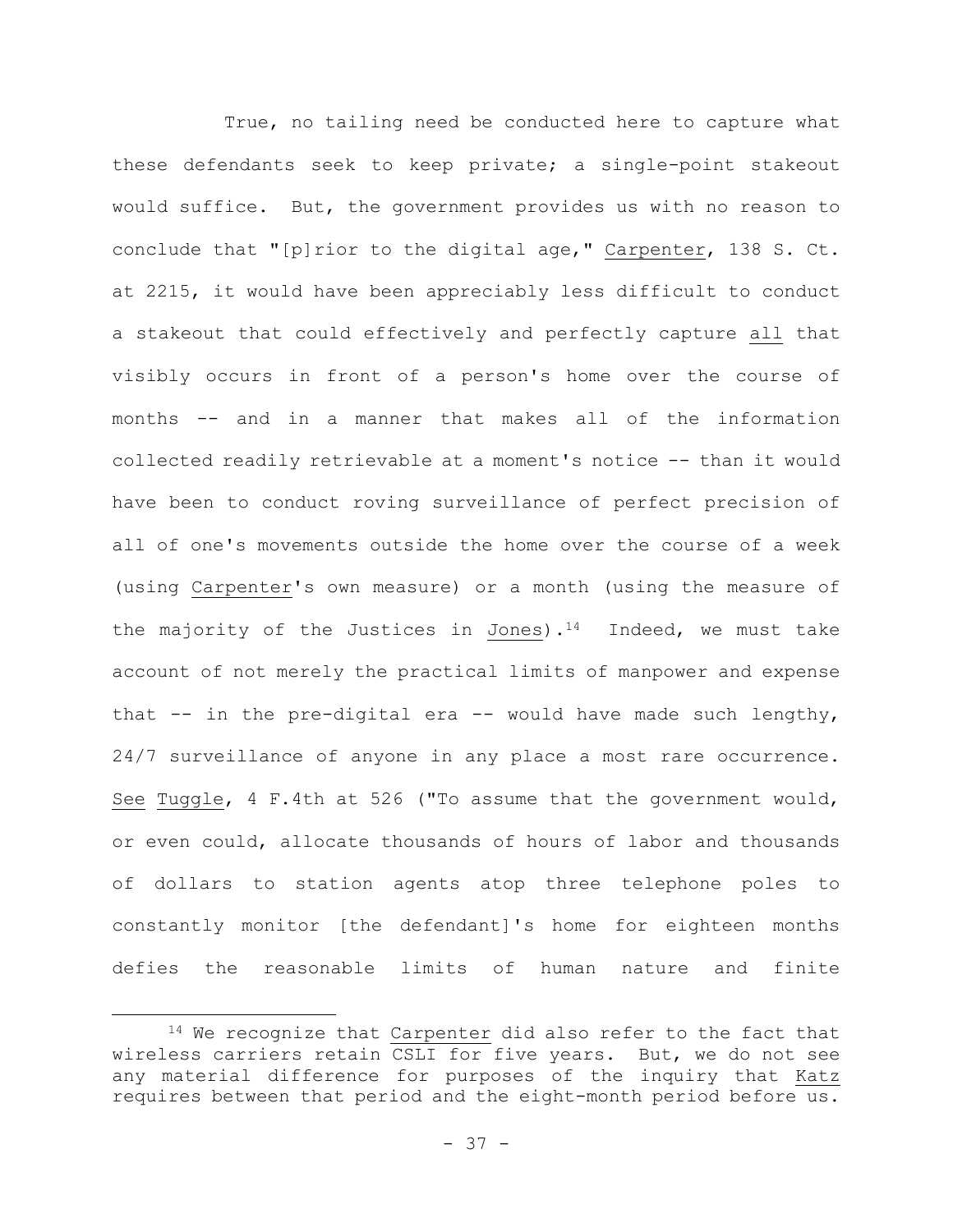True, no tailing need be conducted here to capture what these defendants seek to keep private; a single-point stakeout would suffice. But, the government provides us with no reason to conclude that "[p]rior to the digital age," Carpenter, 138 S. Ct. at 2215, it would have been appreciably less difficult to conduct a stakeout that could effectively and perfectly capture all that visibly occurs in front of a person's home over the course of months -- and in a manner that makes all of the information collected readily retrievable at a moment's notice -- than it would have been to conduct roving surveillance of perfect precision of all of one's movements outside the home over the course of a week (using Carpenter's own measure) or a month (using the measure of the majority of the Justices in Jones).[14] Indeed, we must take account of not merely the practical limits of manpower and expense that -- in the pre-digital era -- would have made such lengthy, 24/7 surveillance of anyone in any place a most rare occurrence. See Tuggle, 4 F.4th at 526 ("To assume that the government would, or even could, allocate thousands of hours of labor and thousands of dollars to station agents atop three telephone poles to constantly monitor [the defendant]'s home for eighteen months defies the reasonable limits of human nature and finite

[14] We recognize that Carpenter did also refer to the fact that wireless carriers retain CSLI for five years. But, we do not see any material difference for purposes of the inquiry that Katz requires between that period and the eight-month period before us.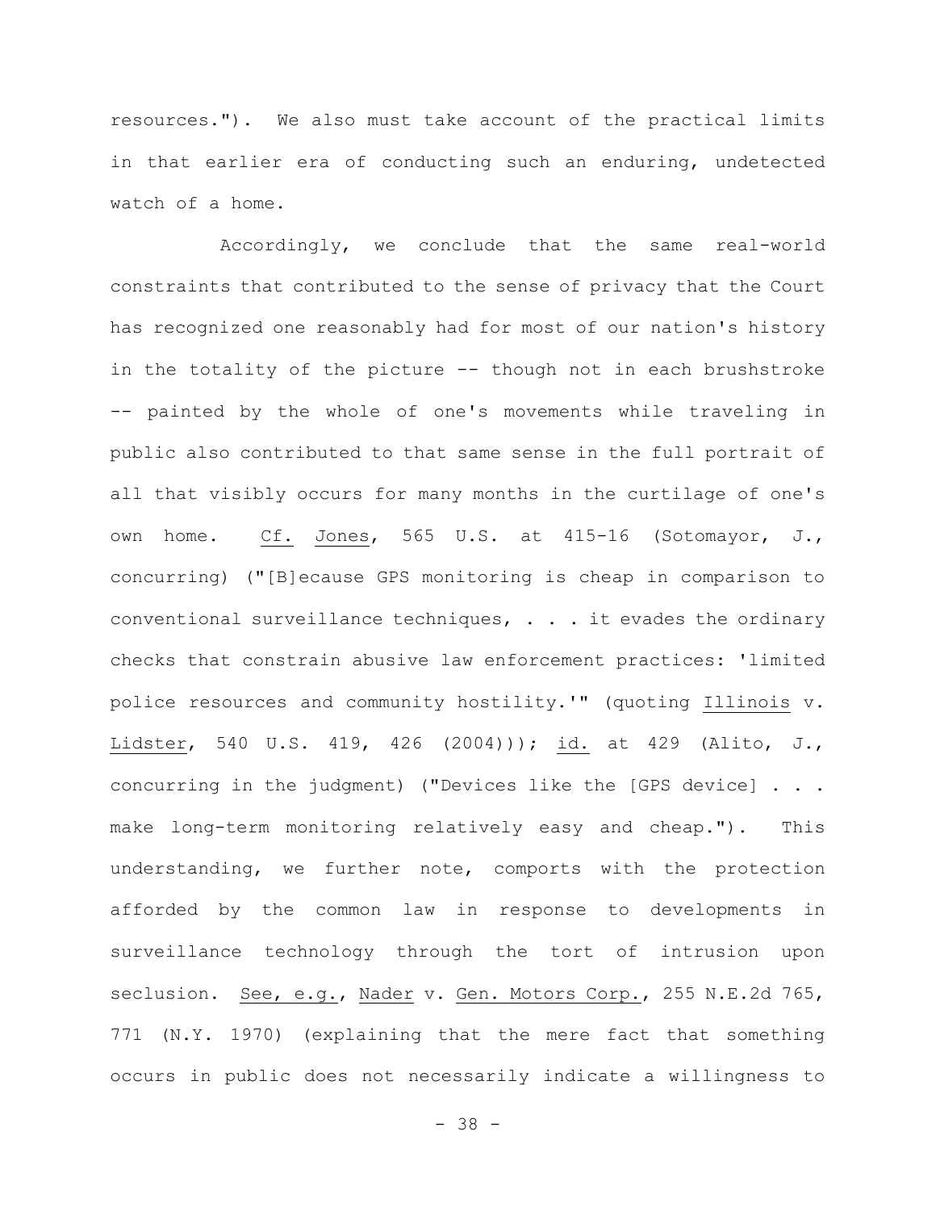resources."). We also must take account of the practical limits in that earlier era of conducting such an enduring, undetected watch of a home.

Accordingly, we conclude that the same real-world constraints that contributed to the sense of privacy that the Court has recognized one reasonably had for most of our nation's history in the totality of the picture -- though not in each brushstroke -- painted by the whole of one's movements while traveling in public also contributed to that same sense in the full portrait of all that visibly occurs for many months in the curtilage of one's own home. Cf. Jones, 565 U.S. at 415-16 (Sotomayor, J., concurring) ("[B]ecause GPS monitoring is cheap in comparison to conventional surveillance techniques, . . . it evades the ordinary checks that constrain abusive law enforcement practices: 'limited police resources and community hostility.'" (quoting Illinois v. Lidster, 540 U.S. 419, 426 (2004))); id. at 429 (Alito, J., concurring in the judgment) ("Devices like the [GPS device] . . . make long-term monitoring relatively easy and cheap."). This understanding, we further note, comports with the protection afforded by the common law in response to developments in surveillance technology through the tort of intrusion upon seclusion. See, e.g., Nader v. Gen. Motors Corp., 255 N.E.2d 765, 771 (N.Y. 1970) (explaining that the mere fact that something occurs in public does not necessarily indicate a willingness to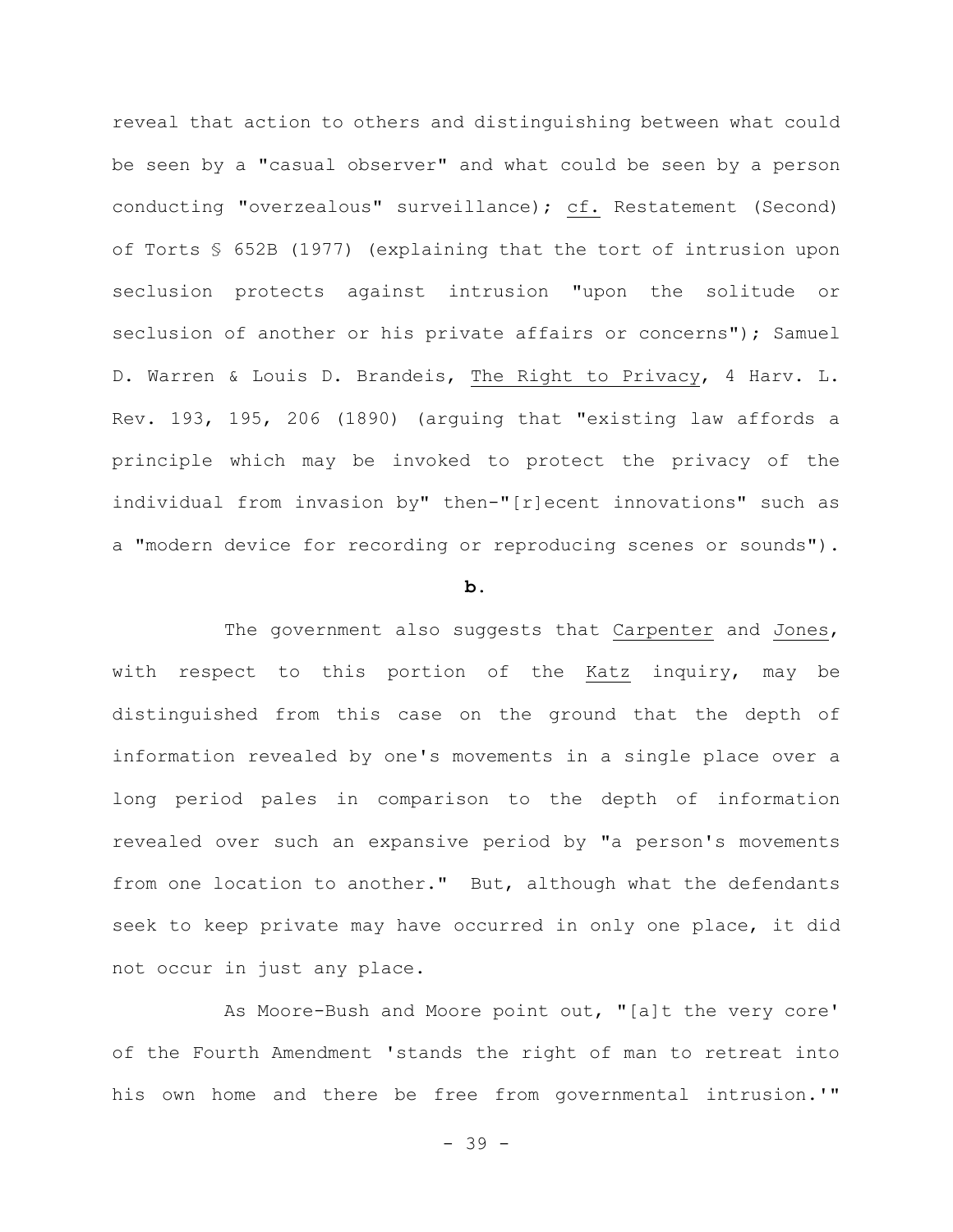reveal that action to others and distinguishing between what could be seen by a "casual observer" and what could be seen by a person conducting "overzealous" surveillance); cf. Restatement (Second) of Torts § 652B (1977) (explaining that the tort of intrusion upon seclusion protects against intrusion "upon the solitude or seclusion of another or his private affairs or concerns"); Samuel D. Warren & Louis D. Brandeis, The Right to Privacy, 4 Harv. L. Rev. 193, 195, 206 (1890) (arguing that "existing law affords a principle which may be invoked to protect the privacy of the individual from invasion by" then-"[r]ecent innovations" such as a "modern device for recording or reproducing scenes or sounds").

**b.**

The government also suggests that Carpenter and Jones, with respect to this portion of the Katz inquiry, may be distinguished from this case on the ground that the depth of information revealed by one's movements in a single place over a long period pales in comparison to the depth of information revealed over such an expansive period by "a person's movements from one location to another." But, although what the defendants seek to keep private may have occurred in only one place, it did not occur in just any place.

As Moore-Bush and Moore point out, "[a]t the very core' of the Fourth Amendment 'stands the right of man to retreat into his own home and there be free from governmental intrusion.'"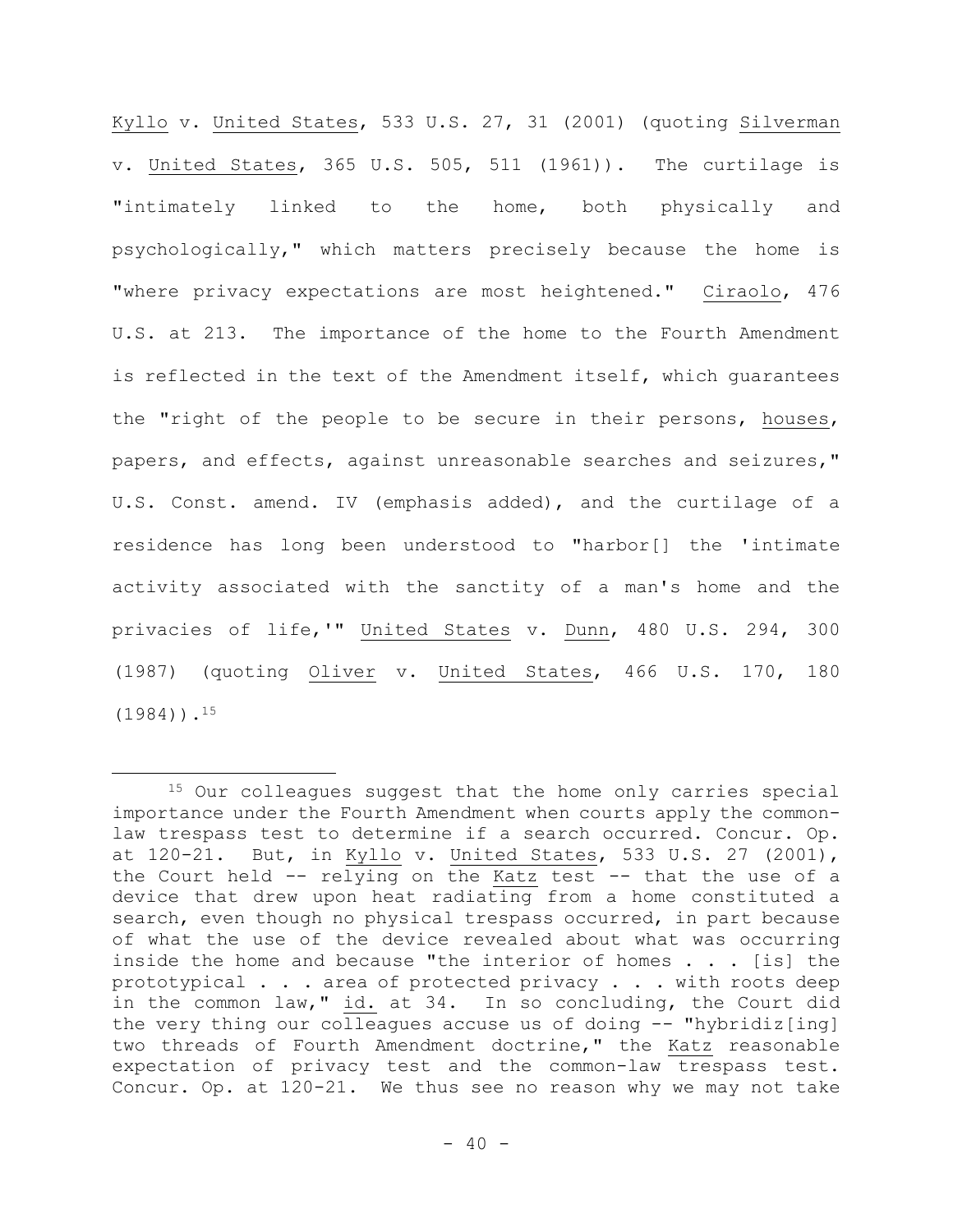Kyllo v. United States, 533 U.S. 27, 31 (2001) (quoting Silverman v. United States, 365 U.S. 505, 511 (1961)). The curtilage is "intimately linked to the home, both physically and psychologically," which matters precisely because the home is "where privacy expectations are most heightened." Ciraolo, 476 U.S. at 213. The importance of the home to the Fourth Amendment is reflected in the text of the Amendment itself, which guarantees the "right of the people to be secure in their persons, houses, papers, and effects, against unreasonable searches and seizures," U.S. Const. amend. IV (emphasis added), and the curtilage of a residence has long been understood to "harbor[] the 'intimate activity associated with the sanctity of a man's home and the privacies of life,'" United States v. Dunn, 480 U.S. 294, 300 (1987) (quoting Oliver v. United States, 466 U.S. 170, 180 (1984)).[15]

---

[15] Our colleagues suggest that the home only carries special importance under the Fourth Amendment when courts apply the common-law trespass test to determine if a search occurred. Concur. Op. at 120-21. But, in Kyllo v. United States, 533 U.S. 27 (2001), the Court held -- relying on the Katz test -- that the use of a device that drew upon heat radiating from a home constituted a search, even though no physical trespass occurred, in part because of what the use of the device revealed about what was occurring inside the home and because "the interior of homes . . . [is] the prototypical . . . area of protected privacy . . . with roots deep in the common law," id. at 34. In so concluding, the Court did the very thing our colleagues accuse us of doing -- "hybridiz[ing] two threads of Fourth Amendment doctrine," the Katz reasonable expectation of privacy test and the common-law trespass test. Concur. Op. at 120-21. We thus see no reason why we may not take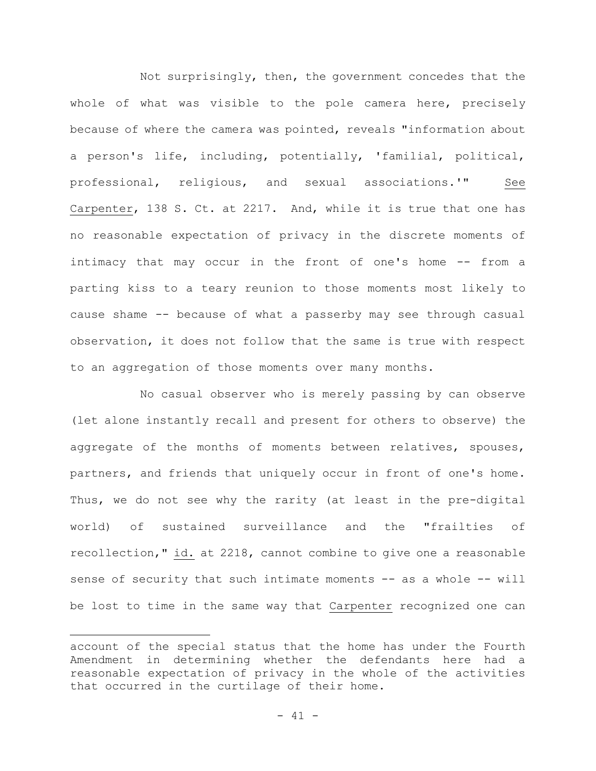Not surprisingly, then, the government concedes that the whole of what was visible to the pole camera here, precisely because of where the camera was pointed, reveals "information about a person's life, including, potentially, 'familial, political, professional, religious, and sexual associations.'" See Carpenter, 138 S. Ct. at 2217. And, while it is true that one has no reasonable expectation of privacy in the discrete moments of intimacy that may occur in the front of one's home -- from a parting kiss to a teary reunion to those moments most likely to cause shame -- because of what a passerby may see through casual observation, it does not follow that the same is true with respect to an aggregation of those moments over many months.

No casual observer who is merely passing by can observe (let alone instantly recall and present for others to observe) the aggregate of the months of moments between relatives, spouses, partners, and friends that uniquely occur in front of one's home. Thus, we do not see why the rarity (at least in the pre-digital world) of sustained surveillance and the "frailties of recollection," id. at 2218, cannot combine to give one a reasonable sense of security that such intimate moments -- as a whole -- will be lost to time in the same way that Carpenter recognized one can

---

account of the special status that the home has under the Fourth Amendment in determining whether the defendants here had a reasonable expectation of privacy in the whole of the activities that occurred in the curtilage of their home.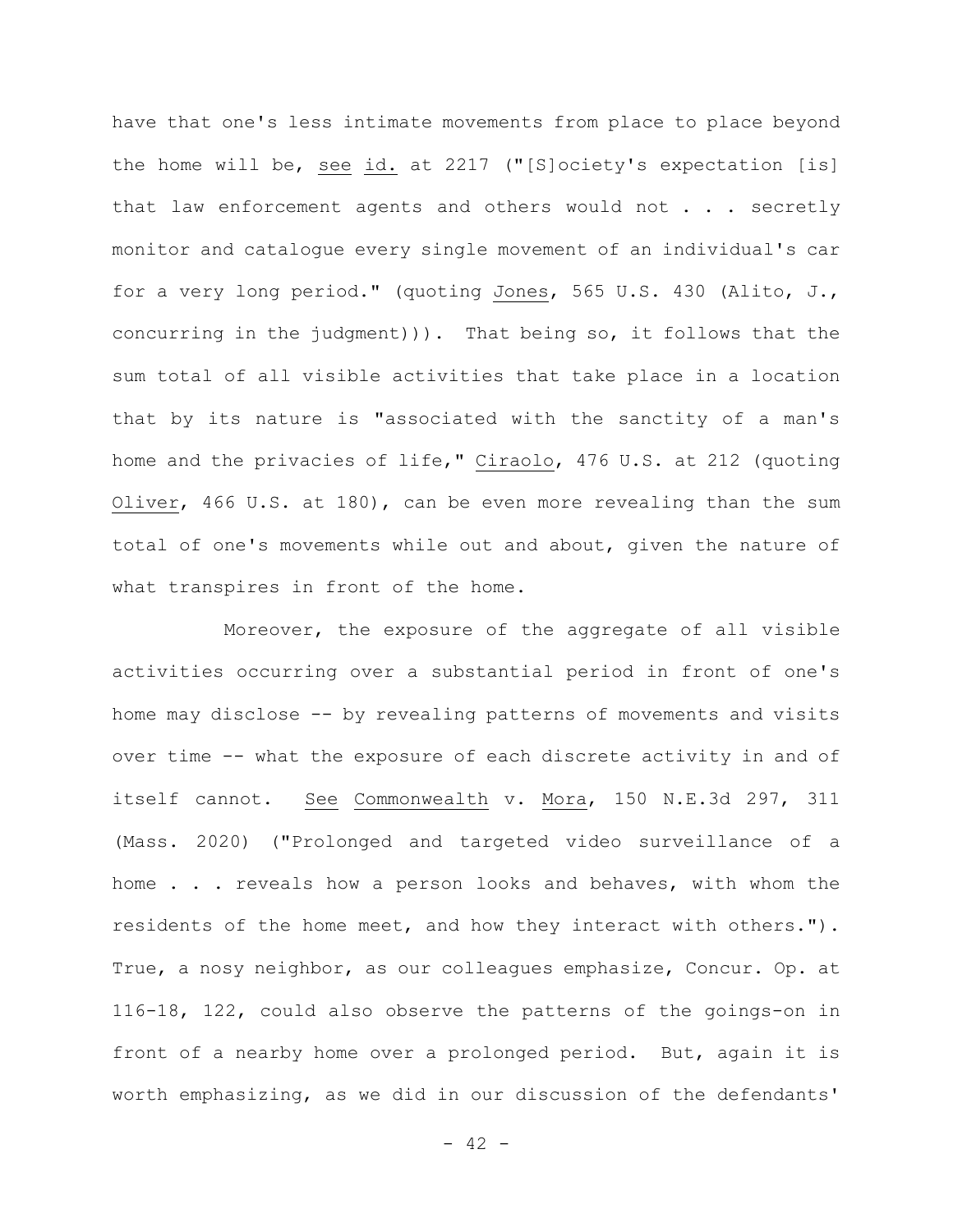have that one's less intimate movements from place to place beyond the home will be, see id. at 2217 ("[S]ociety's expectation [is] that law enforcement agents and others would not . . . secretly monitor and catalogue every single movement of an individual's car for a very long period." (quoting Jones, 565 U.S. 430 (Alito, J., concurring in the judgment))). That being so, it follows that the sum total of all visible activities that take place in a location that by its nature is "associated with the sanctity of a man's home and the privacies of life," Ciraolo, 476 U.S. at 212 (quoting Oliver, 466 U.S. at 180), can be even more revealing than the sum total of one's movements while out and about, given the nature of what transpires in front of the home.

Moreover, the exposure of the aggregate of all visible activities occurring over a substantial period in front of one's home may disclose -- by revealing patterns of movements and visits over time -- what the exposure of each discrete activity in and of itself cannot. See Commonwealth v. Mora, 150 N.E.3d 297, 311 (Mass. 2020) ("Prolonged and targeted video surveillance of a home . . . reveals how a person looks and behaves, with whom the residents of the home meet, and how they interact with others."). True, a nosy neighbor, as our colleagues emphasize, Concur. Op. at 116-18, 122, could also observe the patterns of the goings-on in front of a nearby home over a prolonged period. But, again it is worth emphasizing, as we did in our discussion of the defendants'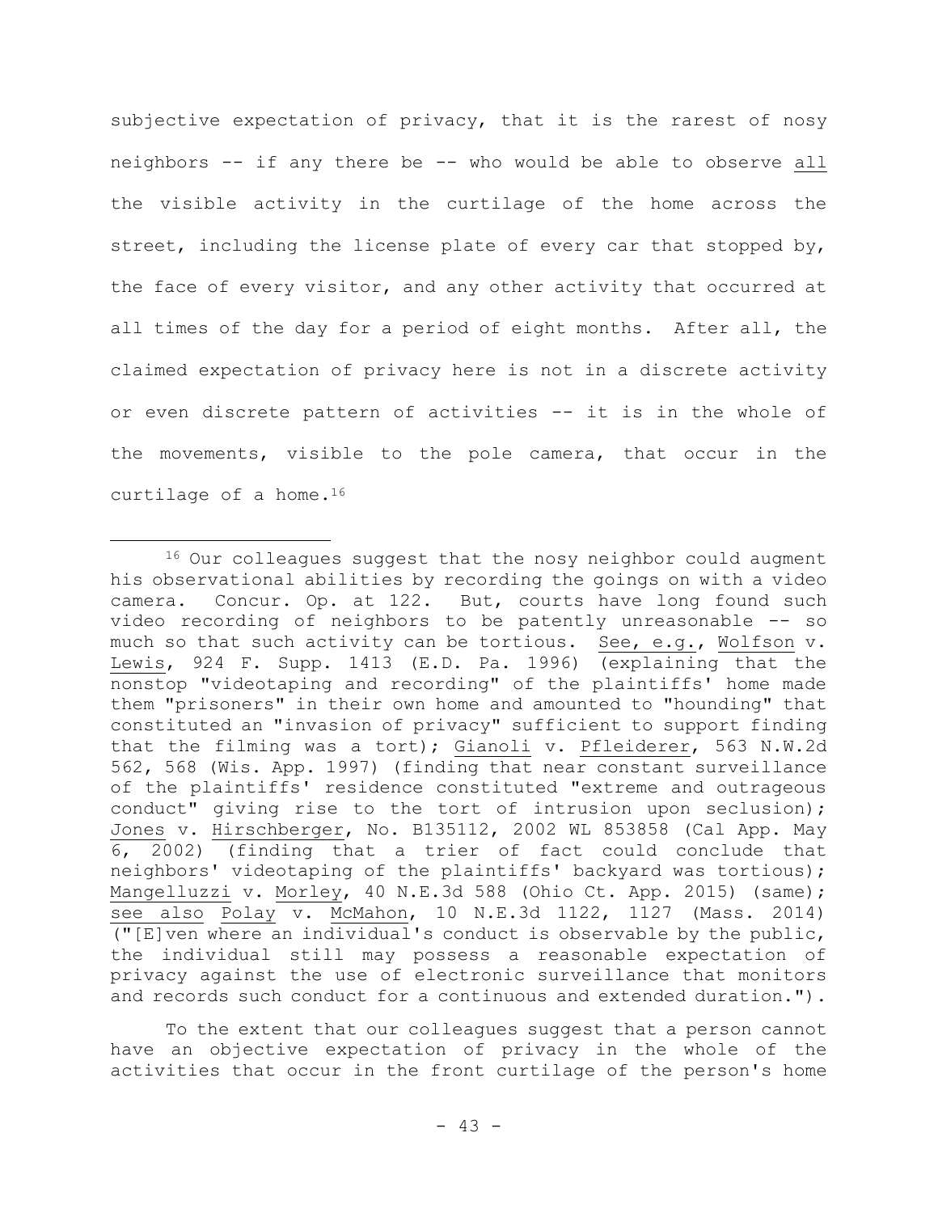subjective expectation of privacy, that it is the rarest of nosy neighbors -- if any there be -- who would be able to observe <u>all</u> the visible activity in the curtilage of the home across the street, including the license plate of every car that stopped by, the face of every visitor, and any other activity that occurred at all times of the day for a period of eight months. After all, the claimed expectation of privacy here is not in a discrete activity or even discrete pattern of activities -- it is in the whole of the movements, visible to the pole camera, that occur in the curtilage of a home.[16]

---

[16] Our colleagues suggest that the nosy neighbor could augment his observational abilities by recording the goings on with a video camera. Concur. Op. at 122. But, courts have long found such video recording of neighbors to be patently unreasonable -- so much so that such activity can be tortious. <u>See, e.g.</u>, <u>Wolfson</u> v. <u>Lewis</u>, 924 F. Supp. 1413 (E.D. Pa. 1996) (explaining that the nonstop "videotaping and recording" of the plaintiffs' home made them "prisoners" in their own home and amounted to "hounding" that constituted an "invasion of privacy" sufficient to support finding that the filming was a tort); <u>Gianoli</u> v. <u>Pfleiderer</u>, 563 N.W.2d 562, 568 (Wis. App. 1997) (finding that near constant surveillance of the plaintiffs' residence constituted "extreme and outrageous conduct" giving rise to the tort of intrusion upon seclusion); <u>Jones</u> v. <u>Hirschberger</u>, No. B135112, 2002 WL 853858 (Cal App. May 6, 2002) (finding that a trier of fact could conclude that neighbors' videotaping of the plaintiffs' backyard was tortious); <u>Mangelluzzi</u> v. <u>Morley</u>, 40 N.E.3d 588 (Ohio Ct. App. 2015) (same); <u>see also</u> <u>Polay</u> v. <u>McMahon</u>, 10 N.E.3d 1122, 1127 (Mass. 2014) ("[E]ven where an individual's conduct is observable by the public, the individual still may possess a reasonable expectation of privacy against the use of electronic surveillance that monitors and records such conduct for a continuous and extended duration.").

To the extent that our colleagues suggest that a person cannot have an objective expectation of privacy in the whole of the activities that occur in the front curtilage of the person's home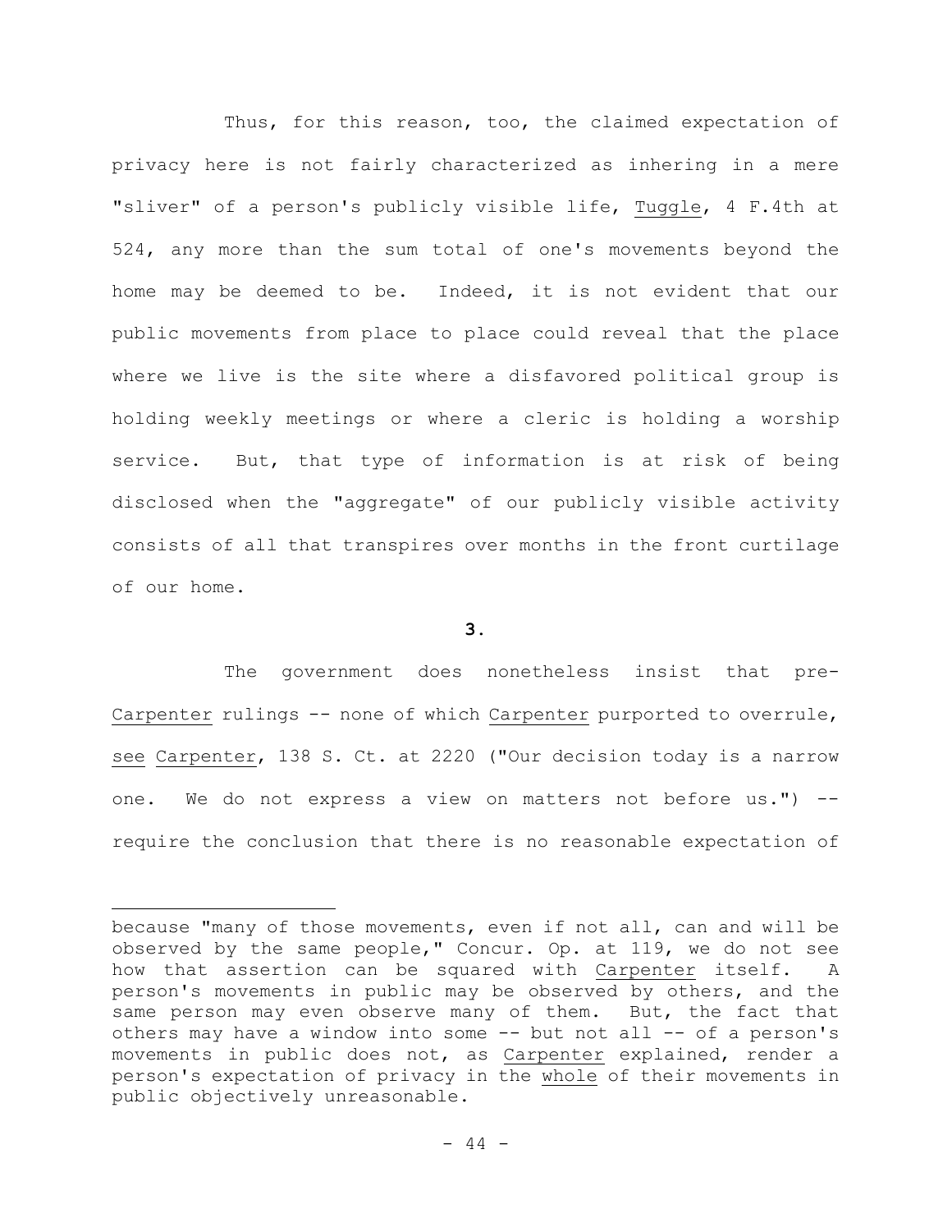Thus, for this reason, too, the claimed expectation of privacy here is not fairly characterized as inhering in a mere "sliver" of a person's publicly visible life, Tuggle, 4 F.4th at 524, any more than the sum total of one's movements beyond the home may be deemed to be. Indeed, it is not evident that our public movements from place to place could reveal that the place where we live is the site where a disfavored political group is holding weekly meetings or where a cleric is holding a worship service. But, that type of information is at risk of being disclosed when the "aggregate" of our publicly visible activity consists of all that transpires over months in the front curtilage of our home.

**3.**

The government does nonetheless insist that pre-Carpenter rulings -- none of which Carpenter purported to overrule, see Carpenter, 138 S. Ct. at 2220 ("Our decision today is a narrow one. We do not express a view on matters not before us.") -- require the conclusion that there is no reasonable expectation of

---

because "many of those movements, even if not all, can and will be observed by the same people," Concur. Op. at 119, we do not see how that assertion can be squared with Carpenter itself. A person's movements in public may be observed by others, and the same person may even observe many of them. But, the fact that others may have a window into some -- but not all -- of a person's movements in public does not, as Carpenter explained, render a person's expectation of privacy in the whole of their movements in public objectively unreasonable.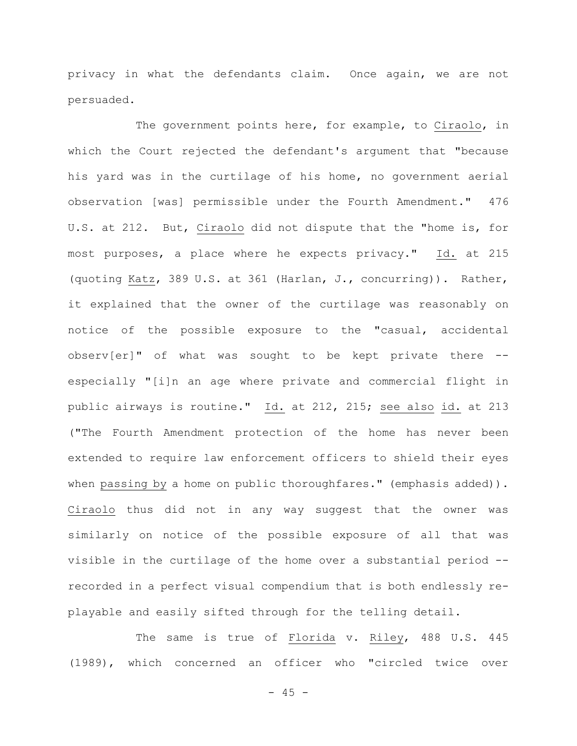privacy in what the defendants claim. Once again, we are not persuaded.

The government points here, for example, to _Ciraolo_, in which the Court rejected the defendant's argument that "because his yard was in the curtilage of his home, no government aerial observation [was] permissible under the Fourth Amendment." 476 U.S. at 212. But, _Ciraolo_ did not dispute that the "home is, for most purposes, a place where he expects privacy." _Id._ at 215 (quoting _Katz_, 389 U.S. at 361 (Harlan, J., concurring)). Rather, it explained that the owner of the curtilage was reasonably on notice of the possible exposure to the "casual, accidental observ[er]" of what was sought to be kept private there -- especially "[i]n an age where private and commercial flight in public airways is routine." _Id._ at 212, 215; _see also_ _id._ at 213 ("The Fourth Amendment protection of the home has never been extended to require law enforcement officers to shield their eyes when _passing by_ a home on public thoroughfares." (emphasis added)). _Ciraolo_ thus did not in any way suggest that the owner was similarly on notice of the possible exposure of all that was visible in the curtilage of the home over a substantial period -- recorded in a perfect visual compendium that is both endlessly re-playable and easily sifted through for the telling detail.

The same is true of _Florida_ v. _Riley_, 488 U.S. 445 (1989), which concerned an officer who "circled twice over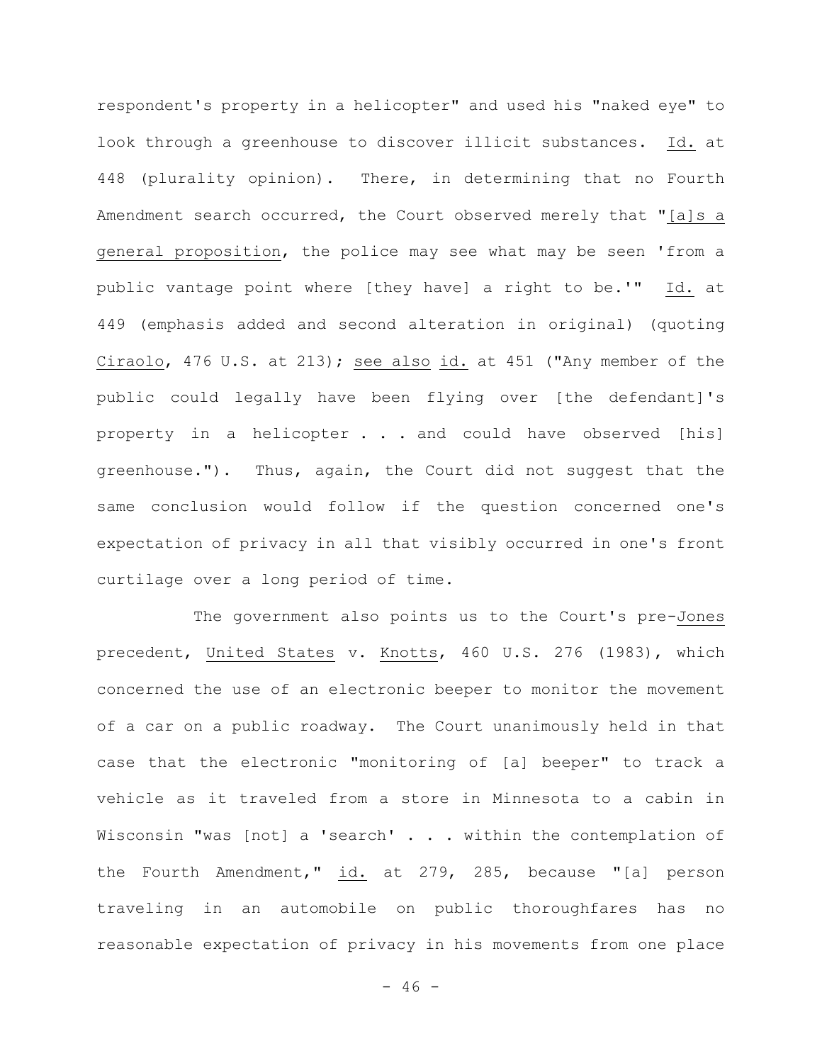respondent's property in a helicopter" and used his "naked eye" to look through a greenhouse to discover illicit substances. _Id._ at 448 (plurality opinion). There, in determining that no Fourth Amendment search occurred, the Court observed merely that "_[a]s a general proposition_, the police may see what may be seen 'from a public vantage point where [they have] a right to be.'" _Id._ at 449 (emphasis added and second alteration in original) (quoting _Ciraolo_, 476 U.S. at 213); _see also_ _id._ at 451 ("Any member of the public could legally have been flying over [the defendant]'s property in a helicopter . . . and could have observed [his] greenhouse."). Thus, again, the Court did not suggest that the same conclusion would follow if the question concerned one's expectation of privacy in all that visibly occurred in one's front curtilage over a long period of time.

The government also points us to the Court's pre-_Jones_ precedent, _United States_ v. _Knotts_, 460 U.S. 276 (1983), which concerned the use of an electronic beeper to monitor the movement of a car on a public roadway. The Court unanimously held in that case that the electronic "monitoring of [a] beeper" to track a vehicle as it traveled from a store in Minnesota to a cabin in Wisconsin "was [not] a 'search' . . . within the contemplation of the Fourth Amendment," _id._ at 279, 285, because "[a] person traveling in an automobile on public thoroughfares has no reasonable expectation of privacy in his movements from one place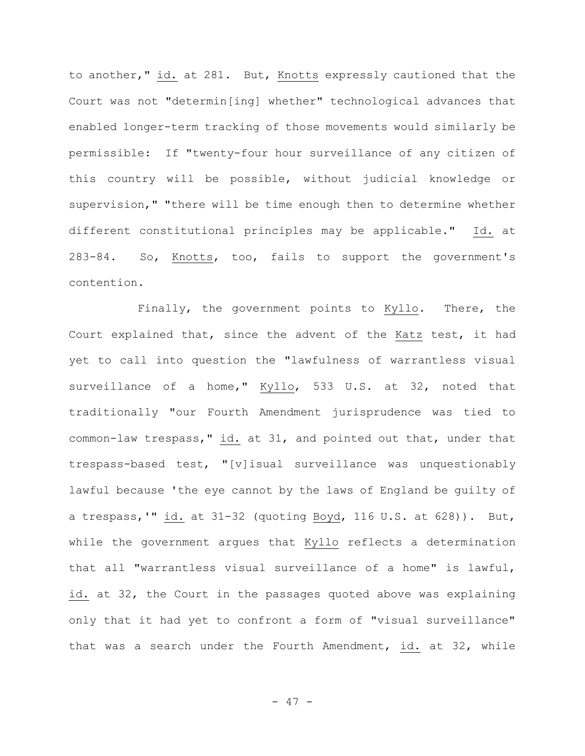to another," id. at 281. But, Knotts expressly cautioned that the Court was not "determin[ing] whether" technological advances that enabled longer-term tracking of those movements would similarly be permissible: If "twenty-four hour surveillance of any citizen of this country will be possible, without judicial knowledge or supervision," "there will be time enough then to determine whether different constitutional principles may be applicable." Id. at 283-84. So, Knotts, too, fails to support the government's contention.

Finally, the government points to Kyllo. There, the Court explained that, since the advent of the Katz test, it had yet to call into question the "lawfulness of warrantless visual surveillance of a home," Kyllo, 533 U.S. at 32, noted that traditionally "our Fourth Amendment jurisprudence was tied to common-law trespass," id. at 31, and pointed out that, under that trespass-based test, "[v]isual surveillance was unquestionably lawful because 'the eye cannot by the laws of England be guilty of a trespass,'" id. at 31-32 (quoting Boyd, 116 U.S. at 628)). But, while the government argues that Kyllo reflects a determination that all "warrantless visual surveillance of a home" is lawful, id. at 32, the Court in the passages quoted above was explaining only that it had yet to confront a form of "visual surveillance" that was a search under the Fourth Amendment, id. at 32, while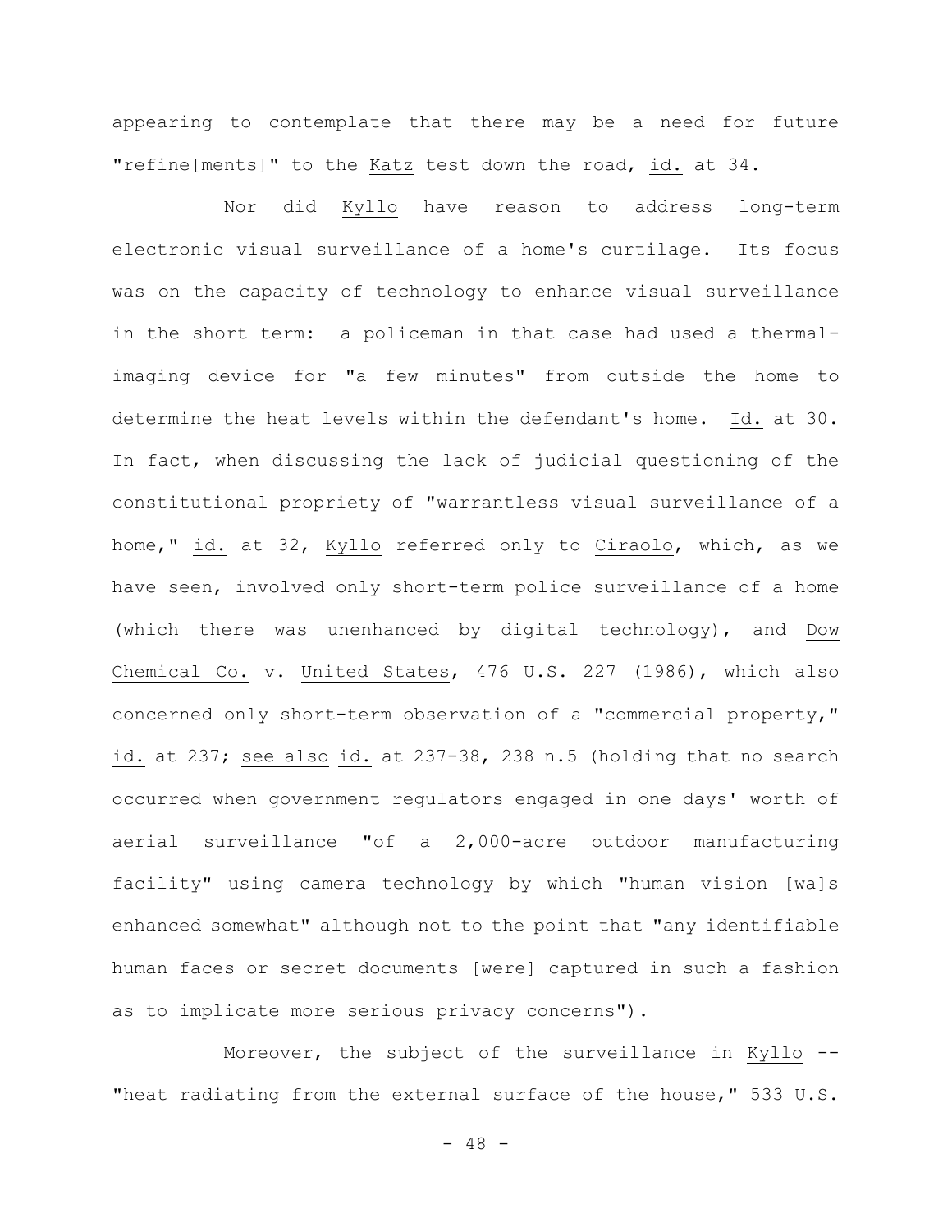appearing to contemplate that there may be a need for future "refine[ments]" to the Katz test down the road, id. at 34.

Nor did Kyllo have reason to address long-term electronic visual surveillance of a home's curtilage. Its focus was on the capacity of technology to enhance visual surveillance in the short term: a policeman in that case had used a thermal-imaging device for "a few minutes" from outside the home to determine the heat levels within the defendant's home. Id. at 30. In fact, when discussing the lack of judicial questioning of the constitutional propriety of "warrantless visual surveillance of a home," id. at 32, Kyllo referred only to Ciraolo, which, as we have seen, involved only short-term police surveillance of a home (which there was unenhanced by digital technology), and Dow Chemical Co. v. United States, 476 U.S. 227 (1986), which also concerned only short-term observation of a "commercial property," id. at 237; see also id. at 237-38, 238 n.5 (holding that no search occurred when government regulators engaged in one days' worth of aerial surveillance "of a 2,000-acre outdoor manufacturing facility" using camera technology by which "human vision [wa]s enhanced somewhat" although not to the point that "any identifiable human faces or secret documents [were] captured in such a fashion as to implicate more serious privacy concerns").

Moreover, the subject of the surveillance in Kyllo -- "heat radiating from the external surface of the house," 533 U.S.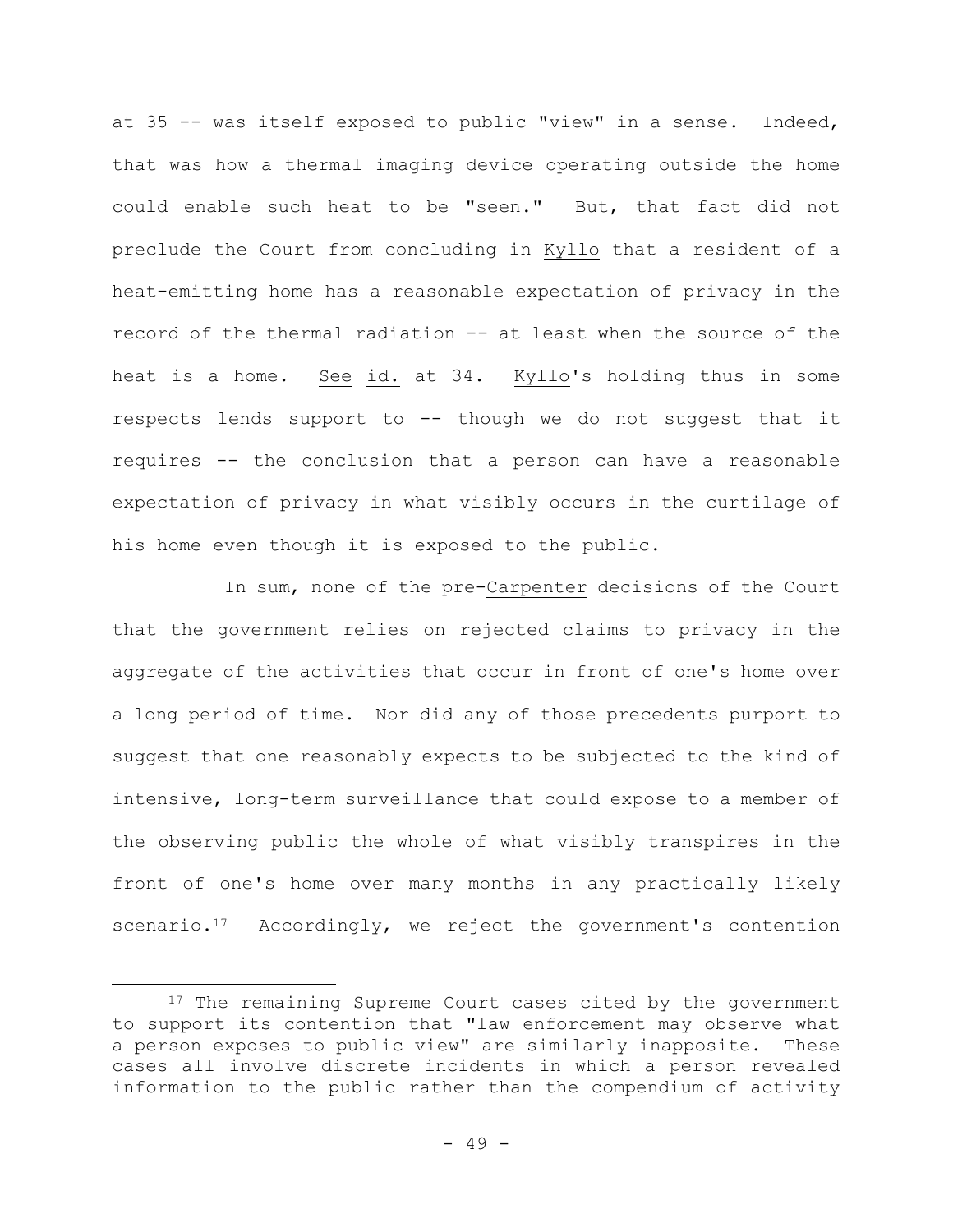at 35 -- was itself exposed to public "view" in a sense. Indeed, that was how a thermal imaging device operating outside the home could enable such heat to be "seen." But, that fact did not preclude the Court from concluding in Kyllo that a resident of a heat-emitting home has a reasonable expectation of privacy in the record of the thermal radiation -- at least when the source of the heat is a home. See id. at 34. Kyllo's holding thus in some respects lends support to -- though we do not suggest that it requires -- the conclusion that a person can have a reasonable expectation of privacy in what visibly occurs in the curtilage of his home even though it is exposed to the public.

In sum, none of the pre-Carpenter decisions of the Court that the government relies on rejected claims to privacy in the aggregate of the activities that occur in front of one's home over a long period of time. Nor did any of those precedents purport to suggest that one reasonably expects to be subjected to the kind of intensive, long-term surveillance that could expose to a member of the observing public the whole of what visibly transpires in the front of one's home over many months in any practically likely scenario.[17] Accordingly, we reject the government's contention

[17] The remaining Supreme Court cases cited by the government to support its contention that "law enforcement may observe what a person exposes to public view" are similarly inapposite. These cases all involve discrete incidents in which a person revealed information to the public rather than the compendium of activity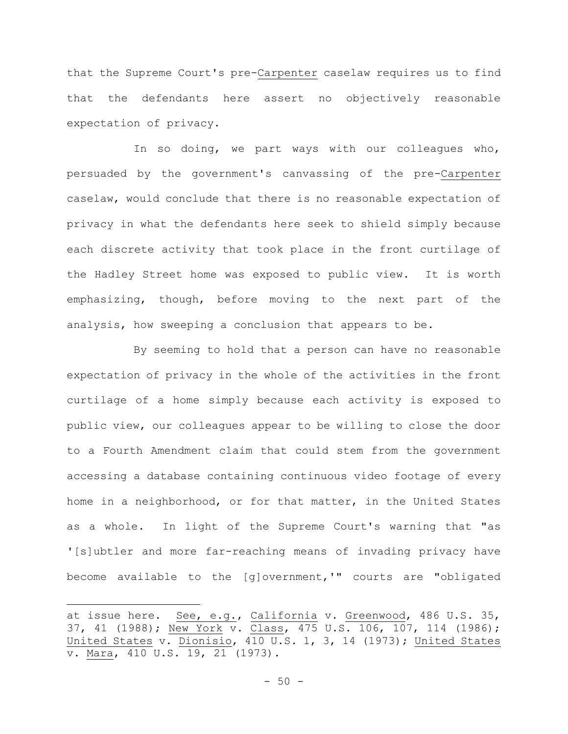that the Supreme Court's pre-Carpenter caselaw requires us to find that the defendants here assert no objectively reasonable expectation of privacy.

In so doing, we part ways with our colleagues who, persuaded by the government's canvassing of the pre-Carpenter caselaw, would conclude that there is no reasonable expectation of privacy in what the defendants here seek to shield simply because each discrete activity that took place in the front curtilage of the Hadley Street home was exposed to public view. It is worth emphasizing, though, before moving to the next part of the analysis, how sweeping a conclusion that appears to be.

By seeming to hold that a person can have no reasonable expectation of privacy in the whole of the activities in the front curtilage of a home simply because each activity is exposed to public view, our colleagues appear to be willing to close the door to a Fourth Amendment claim that could stem from the government accessing a database containing continuous video footage of every home in a neighborhood, or for that matter, in the United States as a whole. In light of the Supreme Court's warning that "as '[s]ubtler and more far-reaching means of invading privacy have become available to the [g]overnment,'" courts are "obligated

---

at issue here. See, e.g., California v. Greenwood, 486 U.S. 35, 37, 41 (1988); New York v. Class, 475 U.S. 106, 107, 114 (1986); United States v. Dionisio, 410 U.S. 1, 3, 14 (1973); United States v. Mara, 410 U.S. 19, 21 (1973).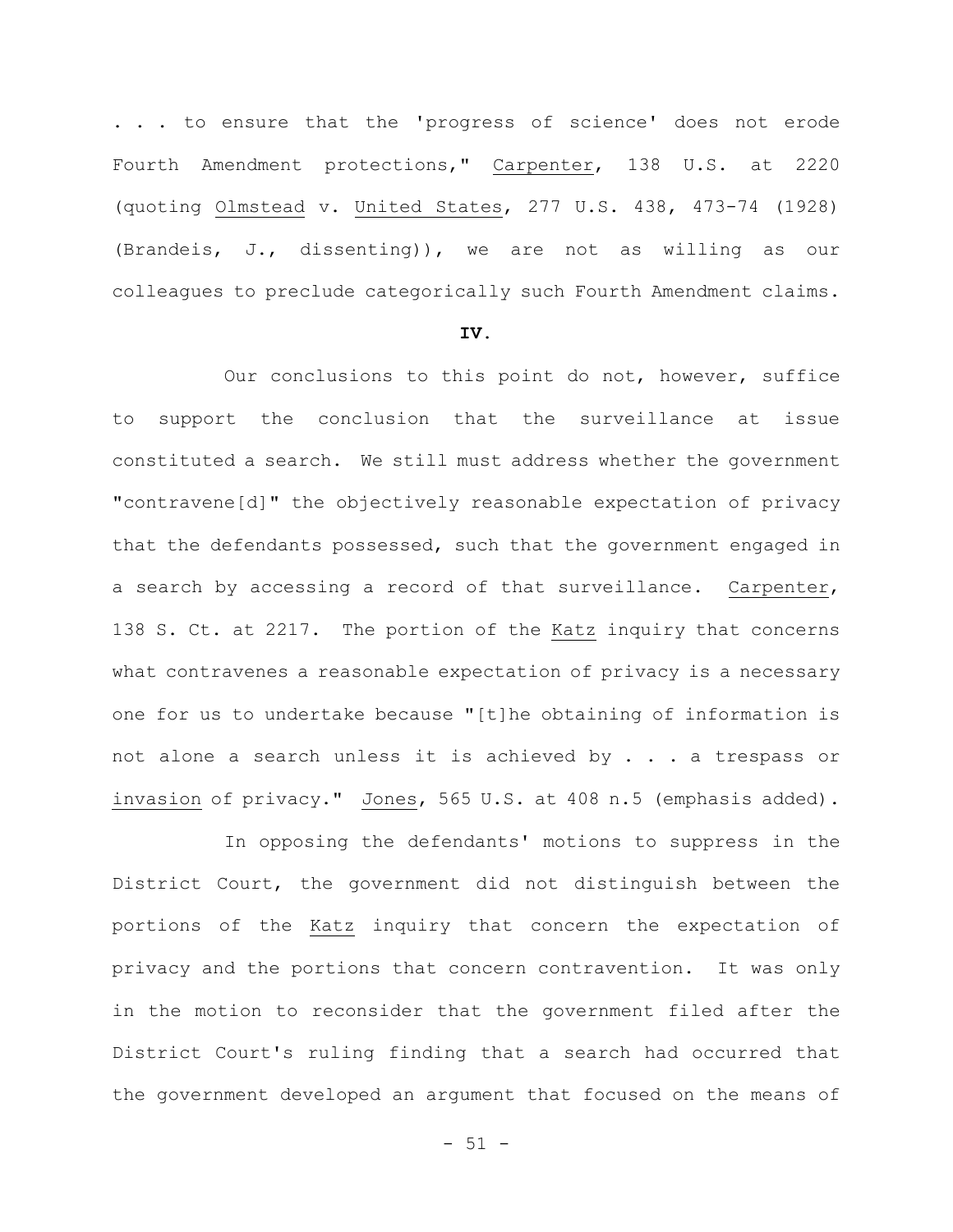. . . to ensure that the 'progress of science' does not erode Fourth Amendment protections," Carpenter, 138 U.S. at 2220 (quoting Olmstead v. United States, 277 U.S. 438, 473-74 (1928) (Brandeis, J., dissenting)), we are not as willing as our colleagues to preclude categorically such Fourth Amendment claims.

**IV.**

Our conclusions to this point do not, however, suffice to support the conclusion that the surveillance at issue constituted a search. We still must address whether the government "contravene[d]" the objectively reasonable expectation of privacy that the defendants possessed, such that the government engaged in a search by accessing a record of that surveillance. Carpenter, 138 S. Ct. at 2217. The portion of the Katz inquiry that concerns what contravenes a reasonable expectation of privacy is a necessary one for us to undertake because "[t]he obtaining of information is not alone a search unless it is achieved by . . . a trespass or invasion of privacy." Jones, 565 U.S. at 408 n.5 (emphasis added).

In opposing the defendants' motions to suppress in the District Court, the government did not distinguish between the portions of the Katz inquiry that concern the expectation of privacy and the portions that concern contravention. It was only in the motion to reconsider that the government filed after the District Court's ruling finding that a search had occurred that the government developed an argument that focused on the means of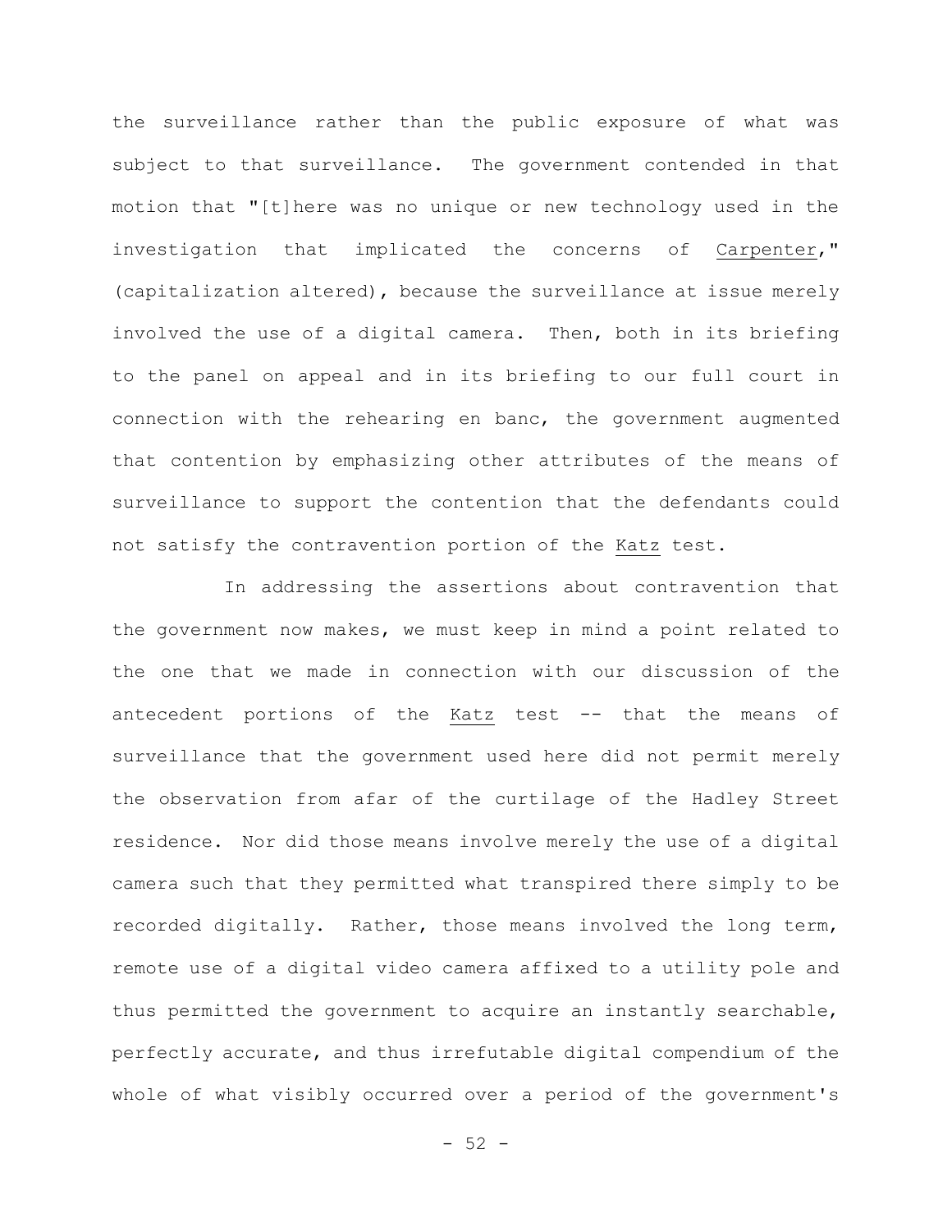the surveillance rather than the public exposure of what was subject to that surveillance. The government contended in that motion that "[t]here was no unique or new technology used in the investigation that implicated the concerns of Carpenter," (capitalization altered), because the surveillance at issue merely involved the use of a digital camera. Then, both in its briefing to the panel on appeal and in its briefing to our full court in connection with the rehearing en banc, the government augmented that contention by emphasizing other attributes of the means of surveillance to support the contention that the defendants could not satisfy the contravention portion of the Katz test.

In addressing the assertions about contravention that the government now makes, we must keep in mind a point related to the one that we made in connection with our discussion of the antecedent portions of the Katz test -- that the means of surveillance that the government used here did not permit merely the observation from afar of the curtilage of the Hadley Street residence. Nor did those means involve merely the use of a digital camera such that they permitted what transpired there simply to be recorded digitally. Rather, those means involved the long term, remote use of a digital video camera affixed to a utility pole and thus permitted the government to acquire an instantly searchable, perfectly accurate, and thus irrefutable digital compendium of the whole of what visibly occurred over a period of the government's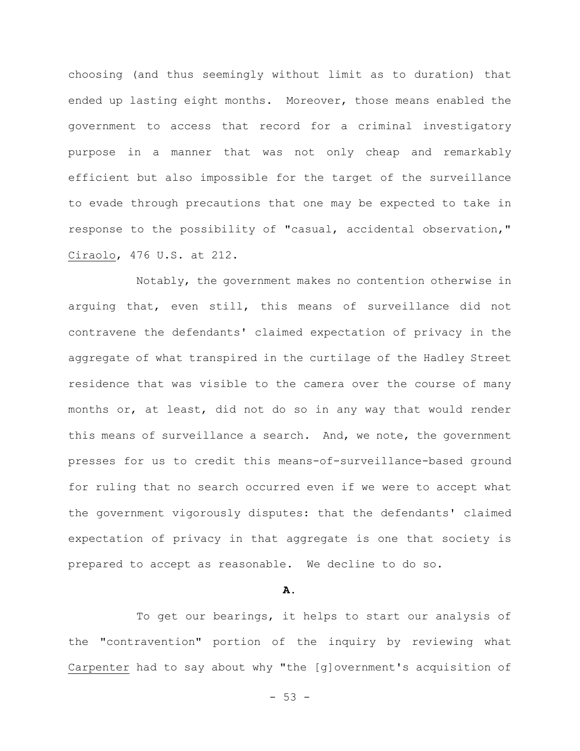choosing (and thus seemingly without limit as to duration) that ended up lasting eight months. Moreover, those means enabled the government to access that record for a criminal investigatory purpose in a manner that was not only cheap and remarkably efficient but also impossible for the target of the surveillance to evade through precautions that one may be expected to take in response to the possibility of "casual, accidental observation," Ciraolo, 476 U.S. at 212.

Notably, the government makes no contention otherwise in arguing that, even still, this means of surveillance did not contravene the defendants' claimed expectation of privacy in the aggregate of what transpired in the curtilage of the Hadley Street residence that was visible to the camera over the course of many months or, at least, did not do so in any way that would render this means of surveillance a search. And, we note, the government presses for us to credit this means-of-surveillance-based ground for ruling that no search occurred even if we were to accept what the government vigorously disputes: that the defendants' claimed expectation of privacy in that aggregate is one that society is prepared to accept as reasonable. We decline to do so.

**A.**

To get our bearings, it helps to start our analysis of the "contravention" portion of the inquiry by reviewing what Carpenter had to say about why "the [g]overnment's acquisition of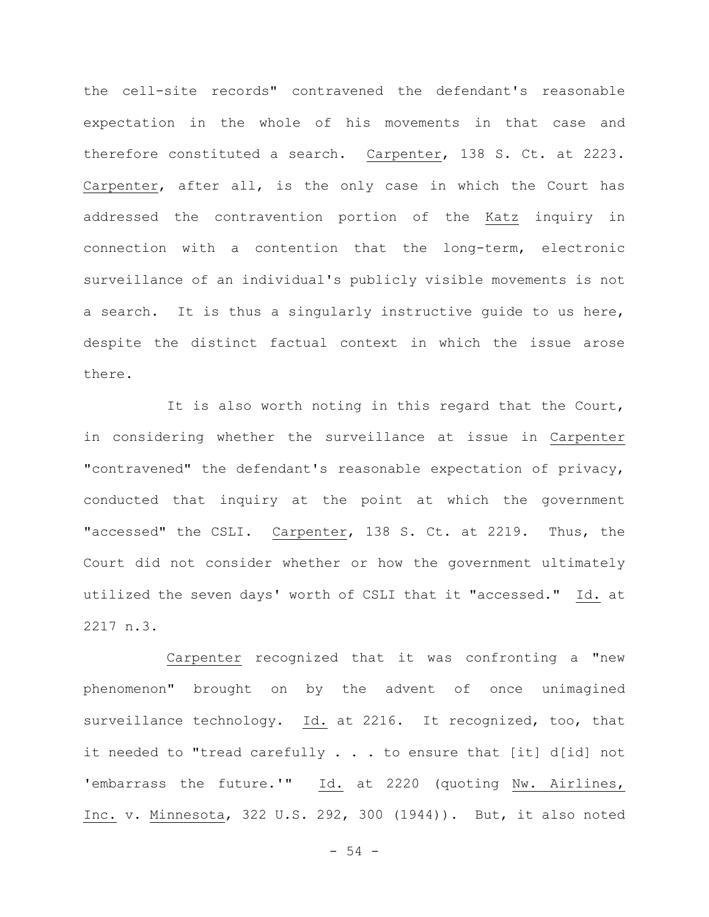the cell-site records" contravened the defendant's reasonable expectation in the whole of his movements in that case and therefore constituted a search. Carpenter, 138 S. Ct. at 2223. Carpenter, after all, is the only case in which the Court has addressed the contravention portion of the Katz inquiry in connection with a contention that the long-term, electronic surveillance of an individual's publicly visible movements is not a search. It is thus a singularly instructive guide to us here, despite the distinct factual context in which the issue arose there.

It is also worth noting in this regard that the Court, in considering whether the surveillance at issue in Carpenter "contravened" the defendant's reasonable expectation of privacy, conducted that inquiry at the point at which the government "accessed" the CSLI. Carpenter, 138 S. Ct. at 2219. Thus, the Court did not consider whether or how the government ultimately utilized the seven days' worth of CSLI that it "accessed." Id. at 2217 n.3.

Carpenter recognized that it was confronting a "new phenomenon" brought on by the advent of once unimagined surveillance technology. Id. at 2216. It recognized, too, that it needed to "tread carefully . . . to ensure that [it] d[id] not 'embarrass the future.'" Id. at 2220 (quoting Nw. Airlines, Inc. v. Minnesota, 322 U.S. 292, 300 (1944)). But, it also noted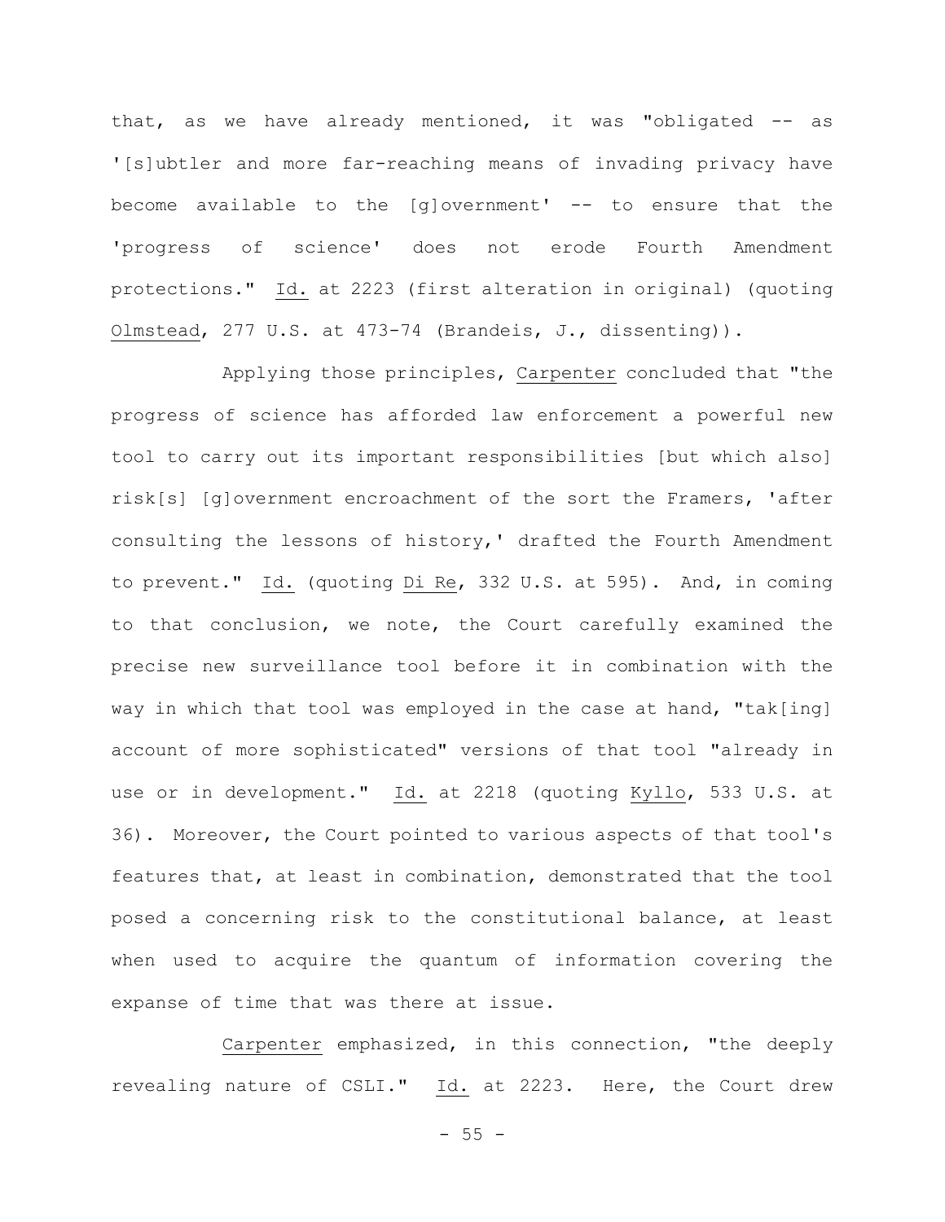that, as we have already mentioned, it was "obligated -- as '[s]ubtler and more far-reaching means of invading privacy have become available to the [g]overnment' -- to ensure that the 'progress of science' does not erode Fourth Amendment protections." Id. at 2223 (first alteration in original) (quoting Olmstead, 277 U.S. at 473-74 (Brandeis, J., dissenting)).

Applying those principles, Carpenter concluded that "the progress of science has afforded law enforcement a powerful new tool to carry out its important responsibilities [but which also] risk[s] [g]overnment encroachment of the sort the Framers, 'after consulting the lessons of history,' drafted the Fourth Amendment to prevent." Id. (quoting Di Re, 332 U.S. at 595). And, in coming to that conclusion, we note, the Court carefully examined the precise new surveillance tool before it in combination with the way in which that tool was employed in the case at hand, "tak[ing] account of more sophisticated" versions of that tool "already in use or in development." Id. at 2218 (quoting Kyllo, 533 U.S. at 36). Moreover, the Court pointed to various aspects of that tool's features that, at least in combination, demonstrated that the tool posed a concerning risk to the constitutional balance, at least when used to acquire the quantum of information covering the expanse of time that was there at issue.

Carpenter emphasized, in this connection, "the deeply revealing nature of CSLI." Id. at 2223. Here, the Court drew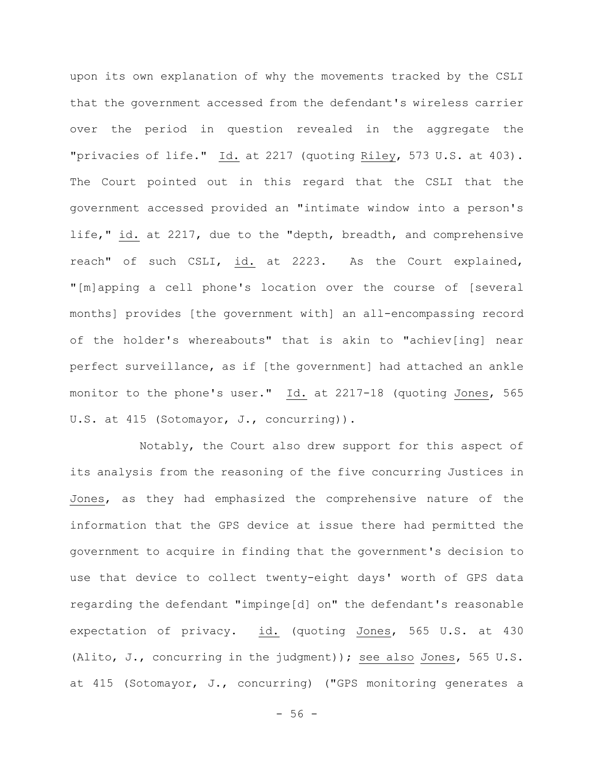upon its own explanation of why the movements tracked by the CSLI that the government accessed from the defendant's wireless carrier over the period in question revealed in the aggregate the "privacies of life." Id. at 2217 (quoting Riley, 573 U.S. at 403). The Court pointed out in this regard that the CSLI that the government accessed provided an "intimate window into a person's life," id. at 2217, due to the "depth, breadth, and comprehensive reach" of such CSLI, id. at 2223. As the Court explained, "[m]apping a cell phone's location over the course of [several months] provides [the government with] an all-encompassing record of the holder's whereabouts" that is akin to "achiev[ing] near perfect surveillance, as if [the government] had attached an ankle monitor to the phone's user." Id. at 2217-18 (quoting Jones, 565 U.S. at 415 (Sotomayor, J., concurring)).

Notably, the Court also drew support for this aspect of its analysis from the reasoning of the five concurring Justices in Jones, as they had emphasized the comprehensive nature of the information that the GPS device at issue there had permitted the government to acquire in finding that the government's decision to use that device to collect twenty-eight days' worth of GPS data regarding the defendant "impinge[d] on" the defendant's reasonable expectation of privacy. id. (quoting Jones, 565 U.S. at 430 (Alito, J., concurring in the judgment)); see also Jones, 565 U.S. at 415 (Sotomayor, J., concurring) ("GPS monitoring generates a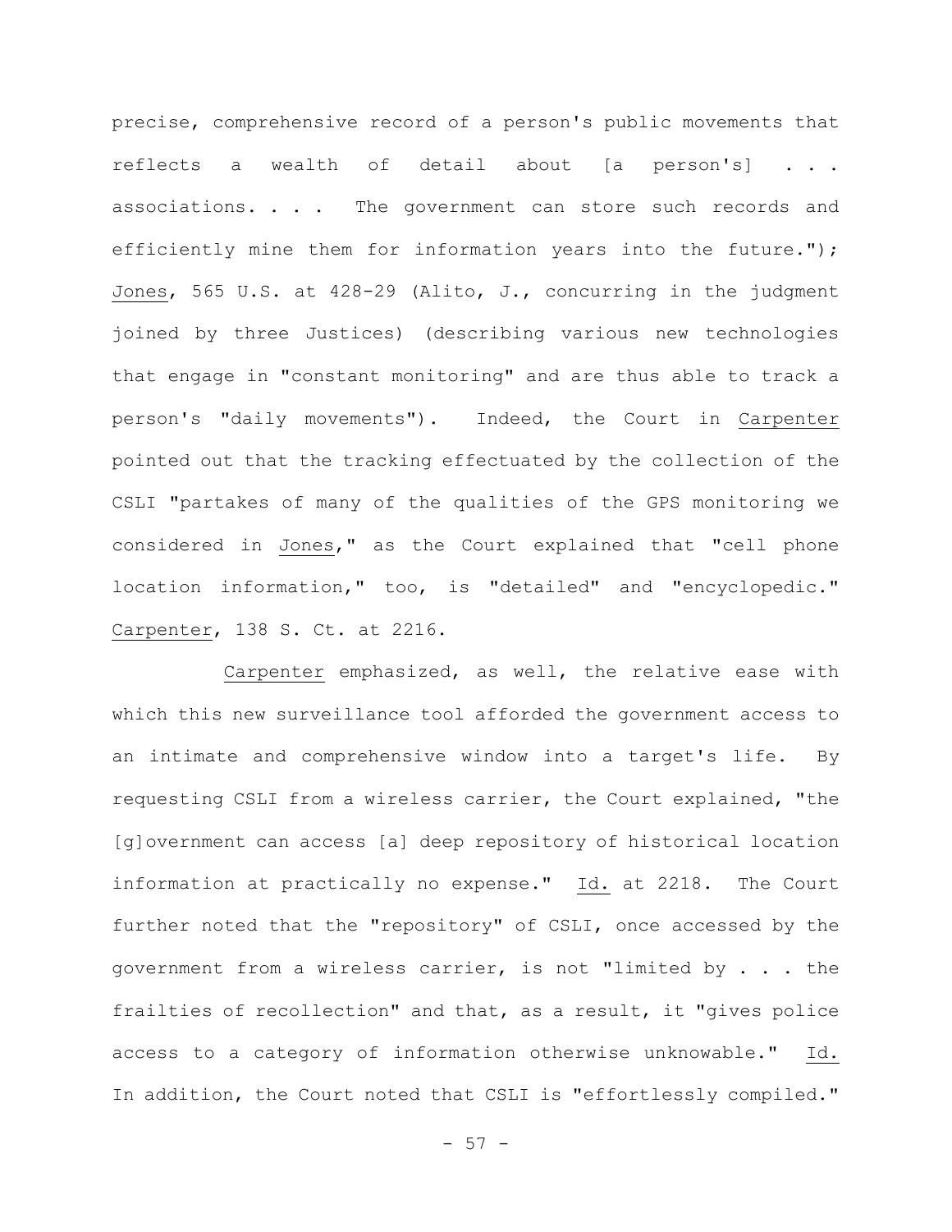precise, comprehensive record of a person's public movements that reflects a wealth of detail about [a person's] . . . associations. . . . The government can store such records and efficiently mine them for information years into the future."); Jones, 565 U.S. at 428-29 (Alito, J., concurring in the judgment joined by three Justices) (describing various new technologies that engage in "constant monitoring" and are thus able to track a person's "daily movements"). Indeed, the Court in Carpenter pointed out that the tracking effectuated by the collection of the CSLI "partakes of many of the qualities of the GPS monitoring we considered in Jones," as the Court explained that "cell phone location information," too, is "detailed" and "encyclopedic." Carpenter, 138 S. Ct. at 2216.

Carpenter emphasized, as well, the relative ease with which this new surveillance tool afforded the government access to an intimate and comprehensive window into a target's life. By requesting CSLI from a wireless carrier, the Court explained, "the [g]overnment can access [a] deep repository of historical location information at practically no expense." Id. at 2218. The Court further noted that the "repository" of CSLI, once accessed by the government from a wireless carrier, is not "limited by . . . the frailties of recollection" and that, as a result, it "gives police access to a category of information otherwise unknowable." Id. In addition, the Court noted that CSLI is "effortlessly compiled."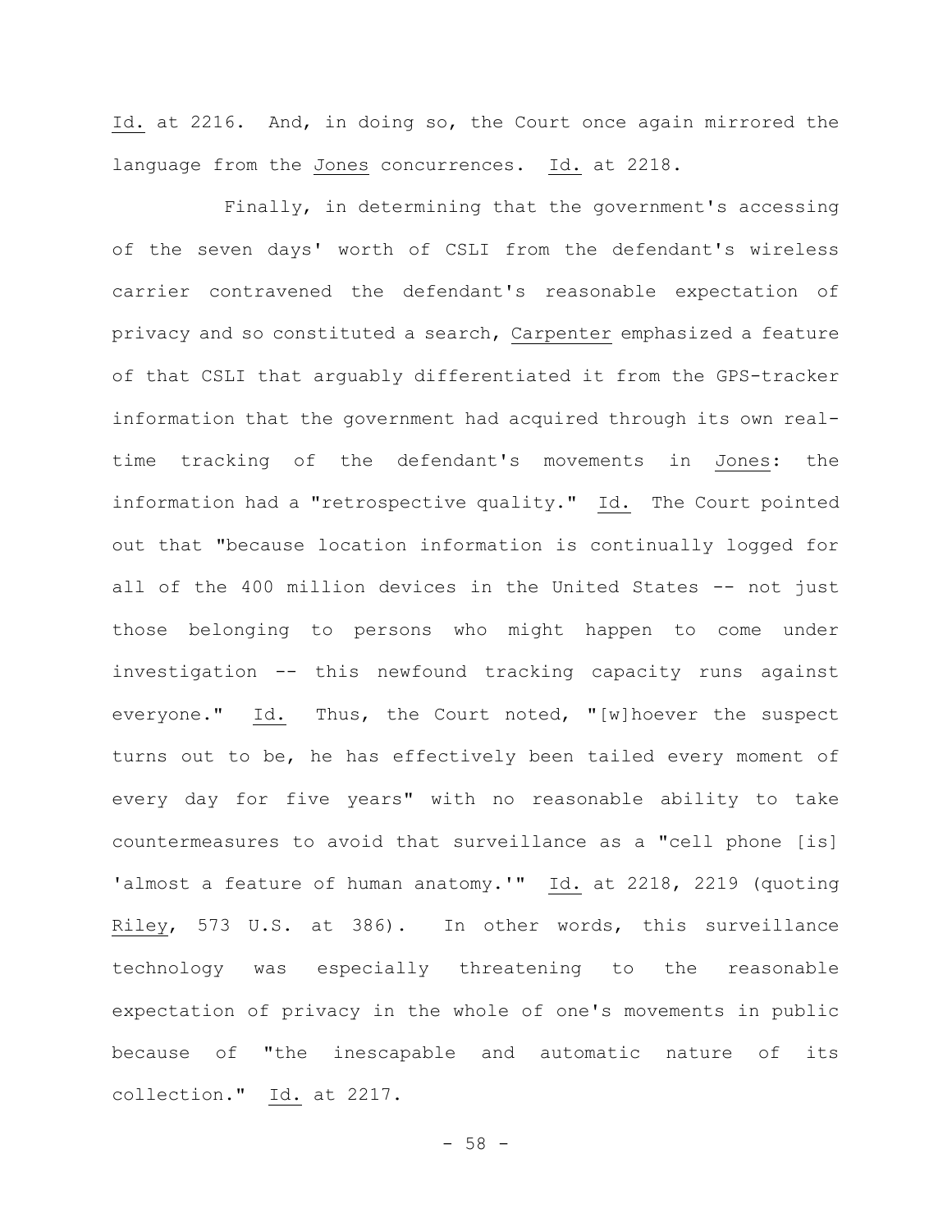Id. at 2216. And, in doing so, the Court once again mirrored the language from the Jones concurrences. Id. at 2218.

Finally, in determining that the government's accessing of the seven days' worth of CSLI from the defendant's wireless carrier contravened the defendant's reasonable expectation of privacy and so constituted a search, Carpenter emphasized a feature of that CSLI that arguably differentiated it from the GPS-tracker information that the government had acquired through its own real-time tracking of the defendant's movements in Jones: the information had a "retrospective quality." Id. The Court pointed out that "because location information is continually logged for all of the 400 million devices in the United States -- not just those belonging to persons who might happen to come under investigation -- this newfound tracking capacity runs against everyone." Id. Thus, the Court noted, "[w]hoever the suspect turns out to be, he has effectively been tailed every moment of every day for five years" with no reasonable ability to take countermeasures to avoid that surveillance as a "cell phone [is] 'almost a feature of human anatomy.'" Id. at 2218, 2219 (quoting Riley, 573 U.S. at 386). In other words, this surveillance technology was especially threatening to the reasonable expectation of privacy in the whole of one's movements in public because of "the inescapable and automatic nature of its collection." Id. at 2217.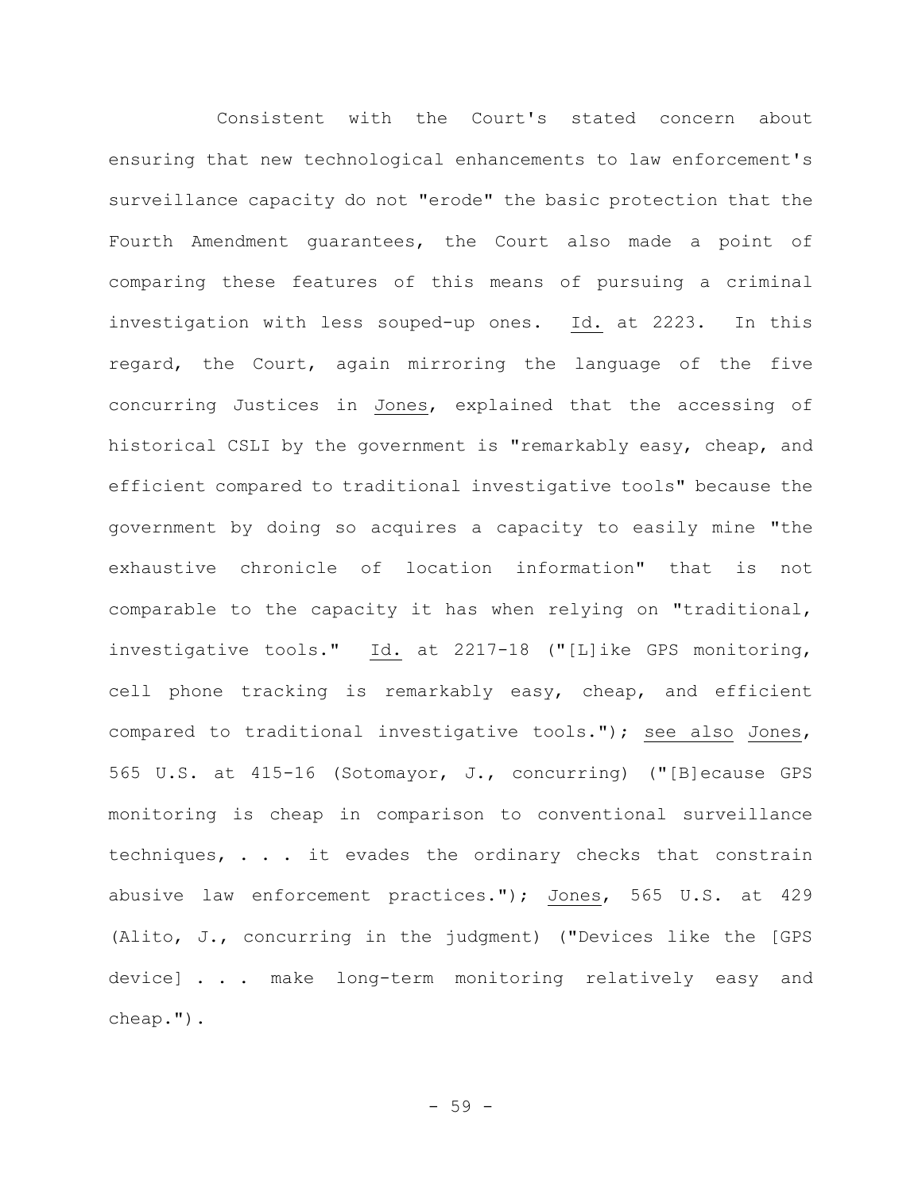Consistent with the Court's stated concern about ensuring that new technological enhancements to law enforcement's surveillance capacity do not "erode" the basic protection that the Fourth Amendment guarantees, the Court also made a point of comparing these features of this means of pursuing a criminal investigation with less souped-up ones. Id. at 2223. In this regard, the Court, again mirroring the language of the five concurring Justices in Jones, explained that the accessing of historical CSLI by the government is "remarkably easy, cheap, and efficient compared to traditional investigative tools" because the government by doing so acquires a capacity to easily mine "the exhaustive chronicle of location information" that is not comparable to the capacity it has when relying on "traditional, investigative tools." Id. at 2217-18 ("[L]ike GPS monitoring, cell phone tracking is remarkably easy, cheap, and efficient compared to traditional investigative tools."); see also Jones, 565 U.S. at 415-16 (Sotomayor, J., concurring) ("[B]ecause GPS monitoring is cheap in comparison to conventional surveillance techniques, . . . it evades the ordinary checks that constrain abusive law enforcement practices."); Jones, 565 U.S. at 429 (Alito, J., concurring in the judgment) ("Devices like the [GPS device] . . . make long-term monitoring relatively easy and cheap.").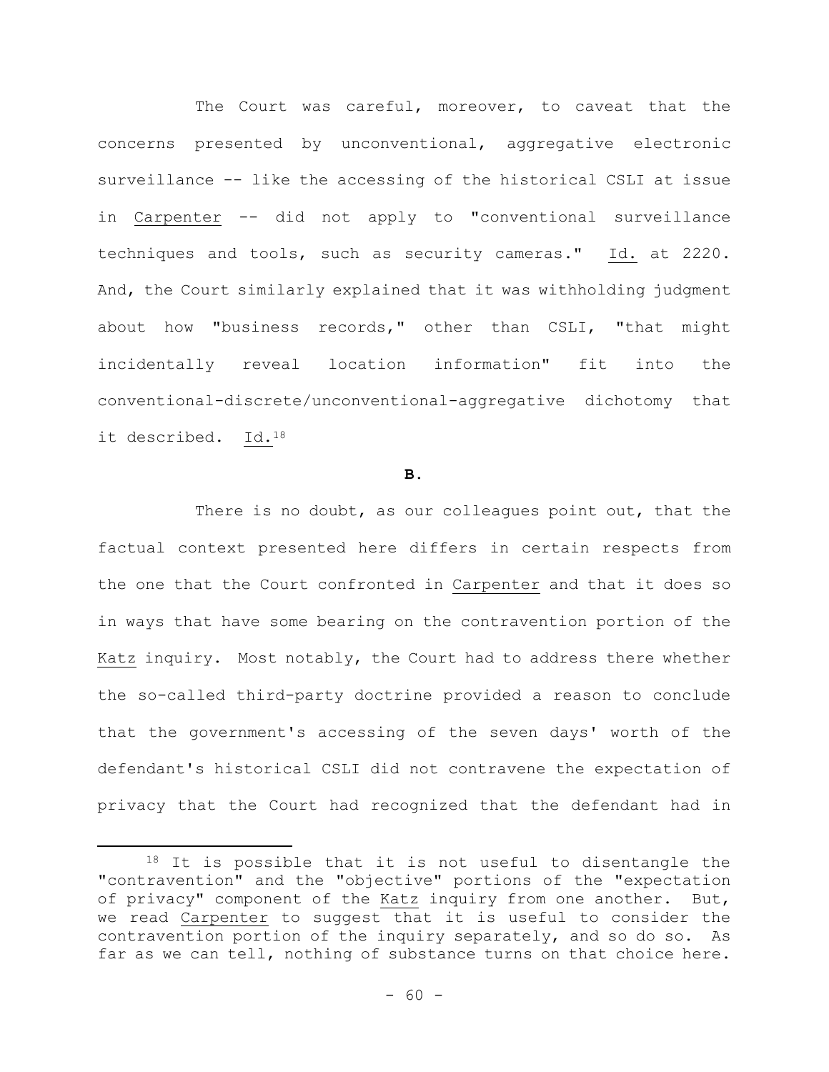The Court was careful, moreover, to caveat that the concerns presented by unconventional, aggregative electronic surveillance -- like the accessing of the historical CSLI at issue in Carpenter -- did not apply to "conventional surveillance techniques and tools, such as security cameras." Id. at 2220. And, the Court similarly explained that it was withholding judgment about how "business records," other than CSLI, "that might incidentally reveal location information" fit into the conventional-discrete/unconventional-aggregative dichotomy that it described. Id.[18]

**B.**

There is no doubt, as our colleagues point out, that the factual context presented here differs in certain respects from the one that the Court confronted in Carpenter and that it does so in ways that have some bearing on the contravention portion of the Katz inquiry. Most notably, the Court had to address there whether the so-called third-party doctrine provided a reason to conclude that the government's accessing of the seven days' worth of the defendant's historical CSLI did not contravene the expectation of privacy that the Court had recognized that the defendant had in

---

[18] It is possible that it is not useful to disentangle the "contravention" and the "objective" portions of the "expectation of privacy" component of the Katz inquiry from one another. But, we read Carpenter to suggest that it is useful to consider the contravention portion of the inquiry separately, and so do so. As far as we can tell, nothing of substance turns on that choice here.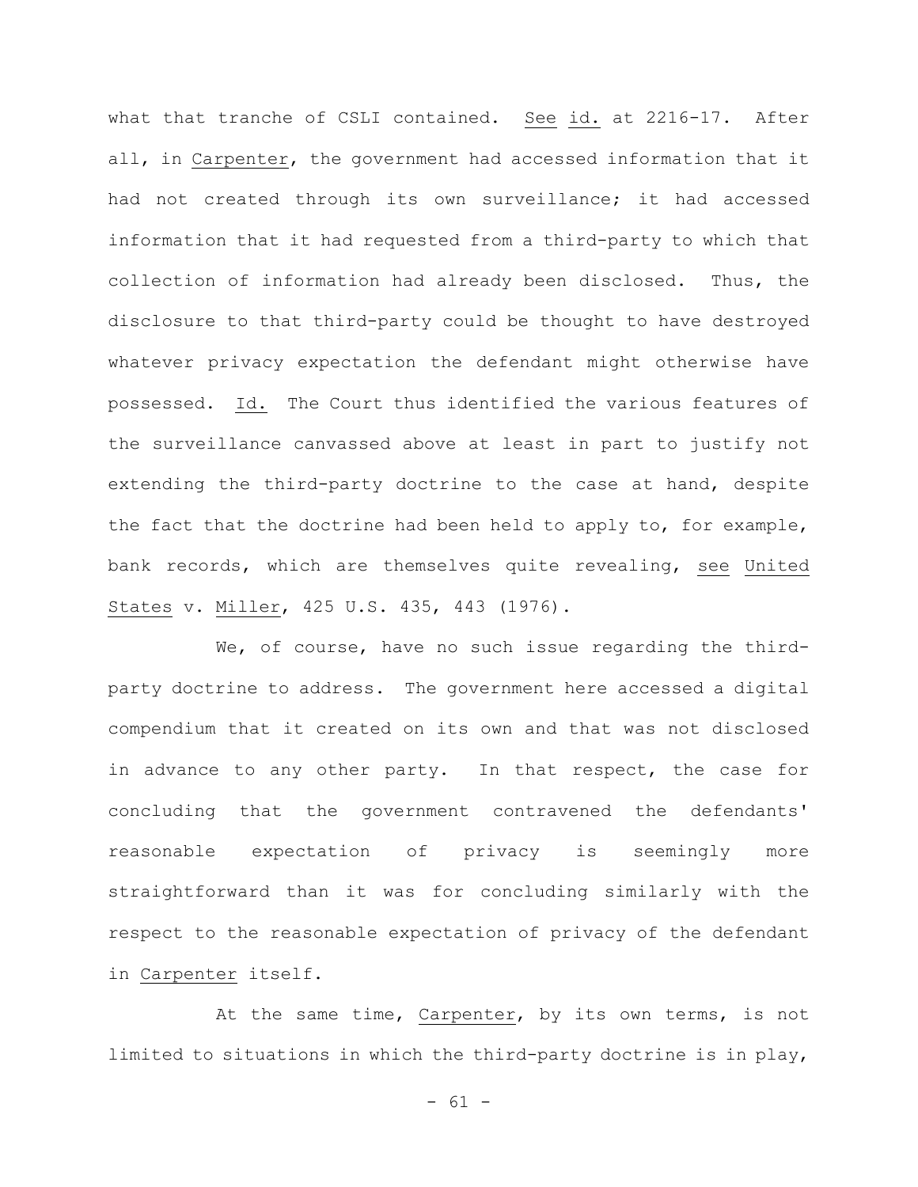what that tranche of CSLI contained. See id. at 2216-17. After all, in Carpenter, the government had accessed information that it had not created through its own surveillance; it had accessed information that it had requested from a third-party to which that collection of information had already been disclosed. Thus, the disclosure to that third-party could be thought to have destroyed whatever privacy expectation the defendant might otherwise have possessed. Id. The Court thus identified the various features of the surveillance canvassed above at least in part to justify not extending the third-party doctrine to the case at hand, despite the fact that the doctrine had been held to apply to, for example, bank records, which are themselves quite revealing, see United States v. Miller, 425 U.S. 435, 443 (1976).

We, of course, have no such issue regarding the third-party doctrine to address. The government here accessed a digital compendium that it created on its own and that was not disclosed in advance to any other party. In that respect, the case for concluding that the government contravened the defendants' reasonable expectation of privacy is seemingly more straightforward than it was for concluding similarly with the respect to the reasonable expectation of privacy of the defendant in Carpenter itself.

At the same time, Carpenter, by its own terms, is not limited to situations in which the third-party doctrine is in play,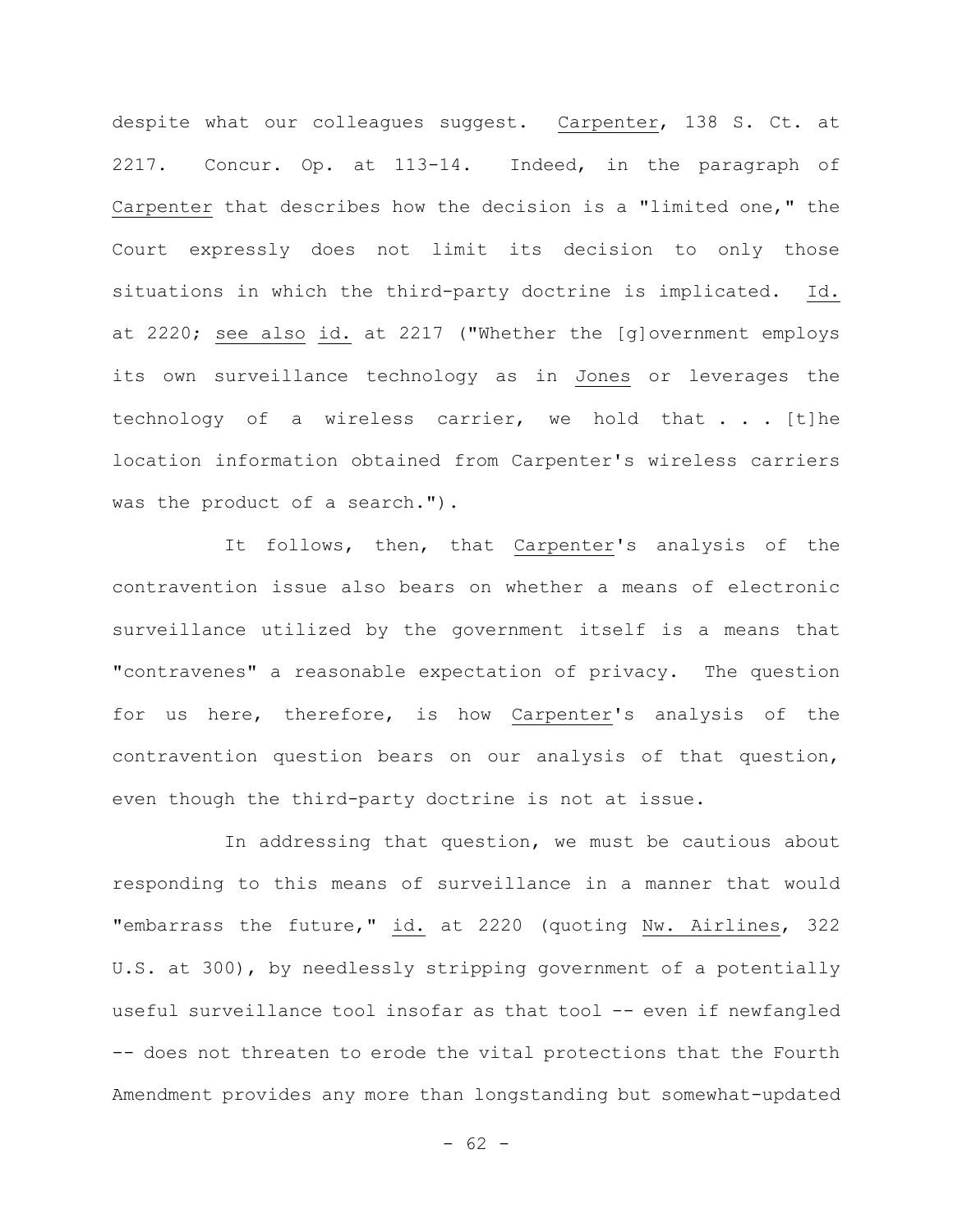despite what our colleagues suggest. Carpenter, 138 S. Ct. at 2217. Concur. Op. at 113-14. Indeed, in the paragraph of Carpenter that describes how the decision is a "limited one," the Court expressly does not limit its decision to only those situations in which the third-party doctrine is implicated. Id. at 2220; see also id. at 2217 ("Whether the [g]overnment employs its own surveillance technology as in Jones or leverages the technology of a wireless carrier, we hold that . . . [t]he location information obtained from Carpenter's wireless carriers was the product of a search.").

It follows, then, that Carpenter's analysis of the contravention issue also bears on whether a means of electronic surveillance utilized by the government itself is a means that "contravenes" a reasonable expectation of privacy. The question for us here, therefore, is how Carpenter's analysis of the contravention question bears on our analysis of that question, even though the third-party doctrine is not at issue.

In addressing that question, we must be cautious about responding to this means of surveillance in a manner that would "embarrass the future," id. at 2220 (quoting Nw. Airlines, 322 U.S. at 300), by needlessly stripping government of a potentially useful surveillance tool insofar as that tool -- even if newfangled -- does not threaten to erode the vital protections that the Fourth Amendment provides any more than longstanding but somewhat-updated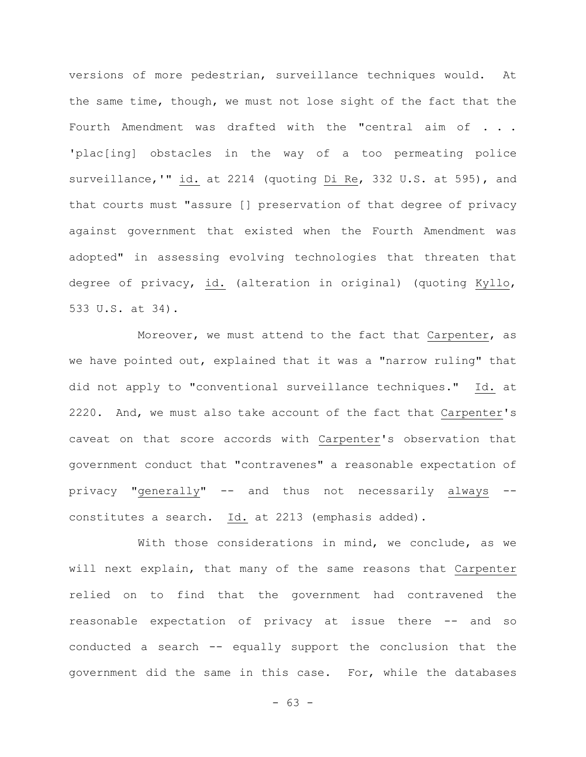versions of more pedestrian, surveillance techniques would. At the same time, though, we must not lose sight of the fact that the Fourth Amendment was drafted with the "central aim of . . . 'plac[ing] obstacles in the way of a too permeating police surveillance,'" id. at 2214 (quoting Di Re, 332 U.S. at 595), and that courts must "assure [] preservation of that degree of privacy against government that existed when the Fourth Amendment was adopted" in assessing evolving technologies that threaten that degree of privacy, id. (alteration in original) (quoting Kyllo, 533 U.S. at 34).

Moreover, we must attend to the fact that Carpenter, as we have pointed out, explained that it was a "narrow ruling" that did not apply to "conventional surveillance techniques." Id. at 2220. And, we must also take account of the fact that Carpenter's caveat on that score accords with Carpenter's observation that government conduct that "contravenes" a reasonable expectation of privacy "generally" -- and thus not necessarily always -- constitutes a search. Id. at 2213 (emphasis added).

With those considerations in mind, we conclude, as we will next explain, that many of the same reasons that Carpenter relied on to find that the government had contravened the reasonable expectation of privacy at issue there -- and so conducted a search -- equally support the conclusion that the government did the same in this case. For, while the databases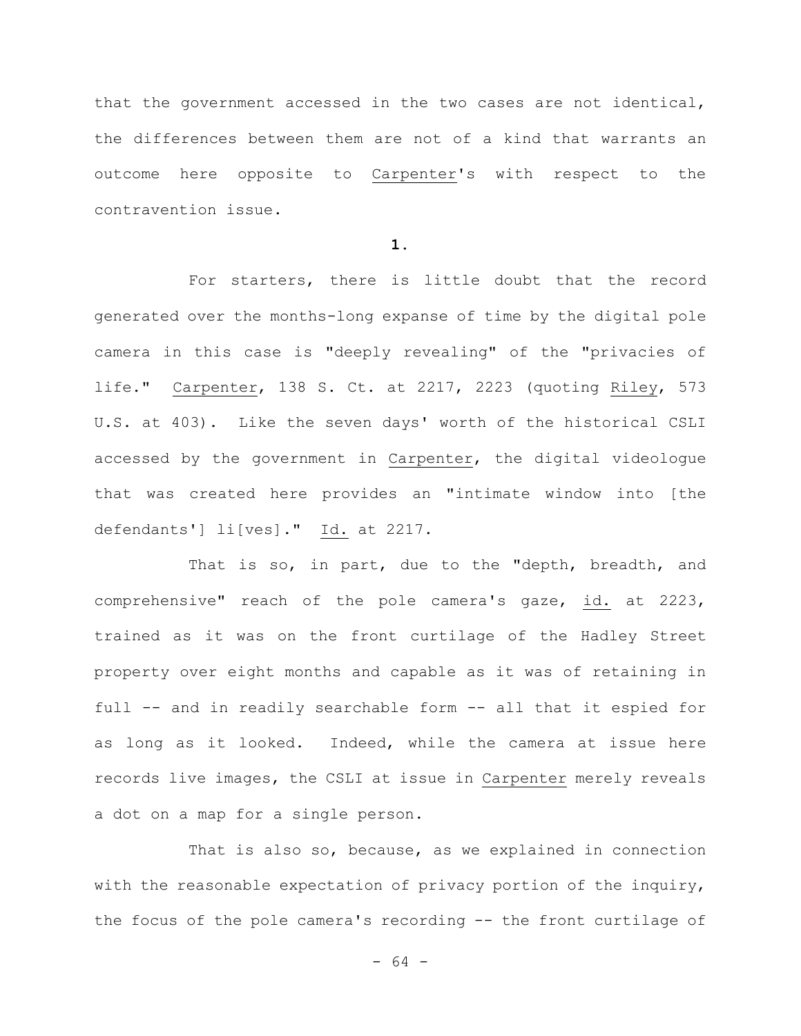that the government accessed in the two cases are not identical, the differences between them are not of a kind that warrants an outcome here opposite to Carpenter's with respect to the contravention issue.

**1.**

For starters, there is little doubt that the record generated over the months-long expanse of time by the digital pole camera in this case is "deeply revealing" of the "privacies of life." Carpenter, 138 S. Ct. at 2217, 2223 (quoting Riley, 573 U.S. at 403). Like the seven days' worth of the historical CSLI accessed by the government in Carpenter, the digital videologue that was created here provides an "intimate window into [the defendants'] li[ves]." Id. at 2217.

That is so, in part, due to the "depth, breadth, and comprehensive" reach of the pole camera's gaze, id. at 2223, trained as it was on the front curtilage of the Hadley Street property over eight months and capable as it was of retaining in full -- and in readily searchable form -- all that it espied for as long as it looked. Indeed, while the camera at issue here records live images, the CSLI at issue in Carpenter merely reveals a dot on a map for a single person.

That is also so, because, as we explained in connection with the reasonable expectation of privacy portion of the inquiry, the focus of the pole camera's recording -- the front curtilage of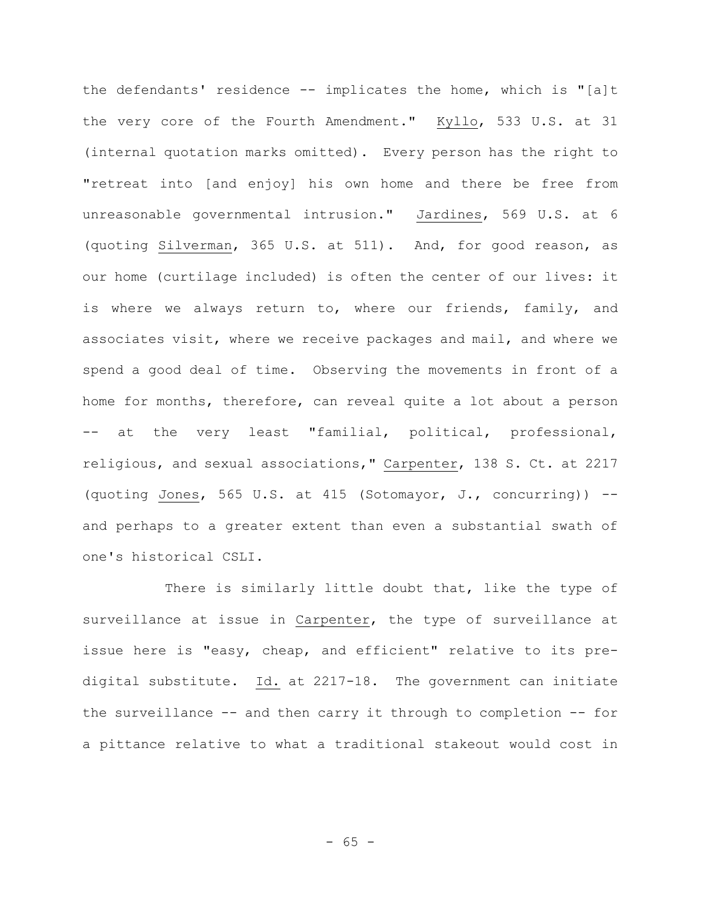the defendants' residence -- implicates the home, which is "[a]t the very core of the Fourth Amendment." Kyllo, 533 U.S. at 31 (internal quotation marks omitted). Every person has the right to "retreat into [and enjoy] his own home and there be free from unreasonable governmental intrusion." Jardines, 569 U.S. at 6 (quoting Silverman, 365 U.S. at 511). And, for good reason, as our home (curtilage included) is often the center of our lives: it is where we always return to, where our friends, family, and associates visit, where we receive packages and mail, and where we spend a good deal of time. Observing the movements in front of a home for months, therefore, can reveal quite a lot about a person -- at the very least "familial, political, professional, religious, and sexual associations," Carpenter, 138 S. Ct. at 2217 (quoting Jones, 565 U.S. at 415 (Sotomayor, J., concurring)) -- and perhaps to a greater extent than even a substantial swath of one's historical CSLI.

There is similarly little doubt that, like the type of surveillance at issue in Carpenter, the type of surveillance at issue here is "easy, cheap, and efficient" relative to its pre-digital substitute. Id. at 2217-18. The government can initiate the surveillance -- and then carry it through to completion -- for a pittance relative to what a traditional stakeout would cost in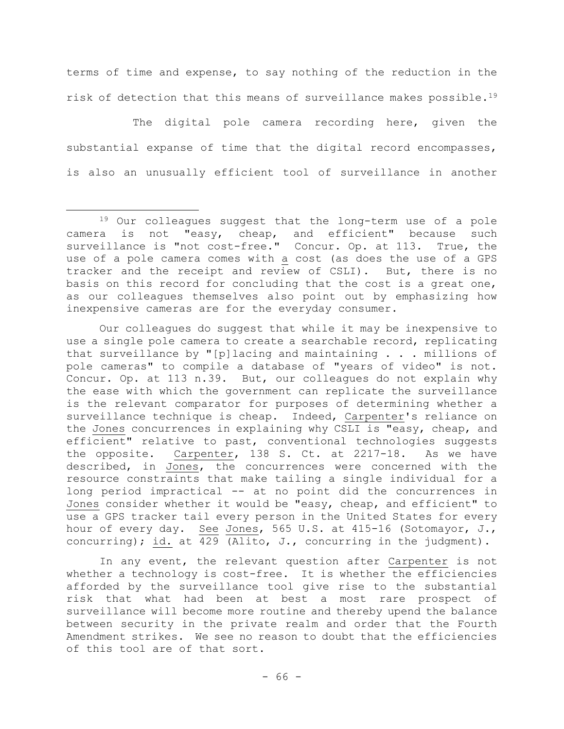terms of time and expense, to say nothing of the reduction in the risk of detection that this means of surveillance makes possible.[19]

The digital pole camera recording here, given the substantial expanse of time that the digital record encompasses, is also an unusually efficient tool of surveillance in another

---

[19] Our colleagues suggest that the long-term use of a pole camera is not "easy, cheap, and efficient" because such surveillance is "not cost-free." Concur. Op. at 113. True, the use of a pole camera comes with a cost (as does the use of a GPS tracker and the receipt and review of CSLI). But, there is no basis on this record for concluding that the cost is a great one, as our colleagues themselves also point out by emphasizing how inexpensive cameras are for the everyday consumer.

Our colleagues do suggest that while it may be inexpensive to use a single pole camera to create a searchable record, replicating that surveillance by "[p]lacing and maintaining . . . millions of pole cameras" to compile a database of "years of video" is not. Concur. Op. at 113 n.39. But, our colleagues do not explain why the ease with which the government can replicate the surveillance is the relevant comparator for purposes of determining whether a surveillance technique is cheap. Indeed, Carpenter's reliance on the Jones concurrences in explaining why CSLI is "easy, cheap, and efficient" relative to past, conventional technologies suggests the opposite. Carpenter, 138 S. Ct. at 2217-18. As we have described, in Jones, the concurrences were concerned with the resource constraints that make tailing a single individual for a long period impractical -- at no point did the concurrences in Jones consider whether it would be "easy, cheap, and efficient" to use a GPS tracker tail every person in the United States for every hour of every day. See Jones, 565 U.S. at 415-16 (Sotomayor, J., concurring); id. at 429 (Alito, J., concurring in the judgment).

In any event, the relevant question after Carpenter is not whether a technology is cost-free. It is whether the efficiencies afforded by the surveillance tool give rise to the substantial risk that what had been at best a most rare prospect of surveillance will become more routine and thereby upend the balance between security in the private realm and order that the Fourth Amendment strikes. We see no reason to doubt that the efficiencies of this tool are of that sort.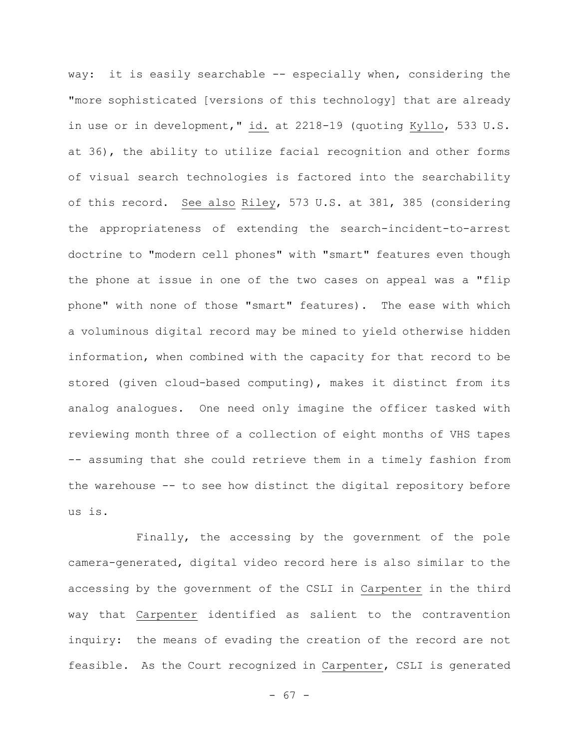way: it is easily searchable -- especially when, considering the "more sophisticated [versions of this technology] that are already in use or in development," id. at 2218-19 (quoting Kyllo, 533 U.S. at 36), the ability to utilize facial recognition and other forms of visual search technologies is factored into the searchability of this record. See also Riley, 573 U.S. at 381, 385 (considering the appropriateness of extending the search-incident-to-arrest doctrine to "modern cell phones" with "smart" features even though the phone at issue in one of the two cases on appeal was a "flip phone" with none of those "smart" features). The ease with which a voluminous digital record may be mined to yield otherwise hidden information, when combined with the capacity for that record to be stored (given cloud-based computing), makes it distinct from its analog analogues. One need only imagine the officer tasked with reviewing month three of a collection of eight months of VHS tapes -- assuming that she could retrieve them in a timely fashion from the warehouse -- to see how distinct the digital repository before us is.

Finally, the accessing by the government of the pole camera-generated, digital video record here is also similar to the accessing by the government of the CSLI in Carpenter in the third way that Carpenter identified as salient to the contravention inquiry: the means of evading the creation of the record are not feasible. As the Court recognized in Carpenter, CSLI is generated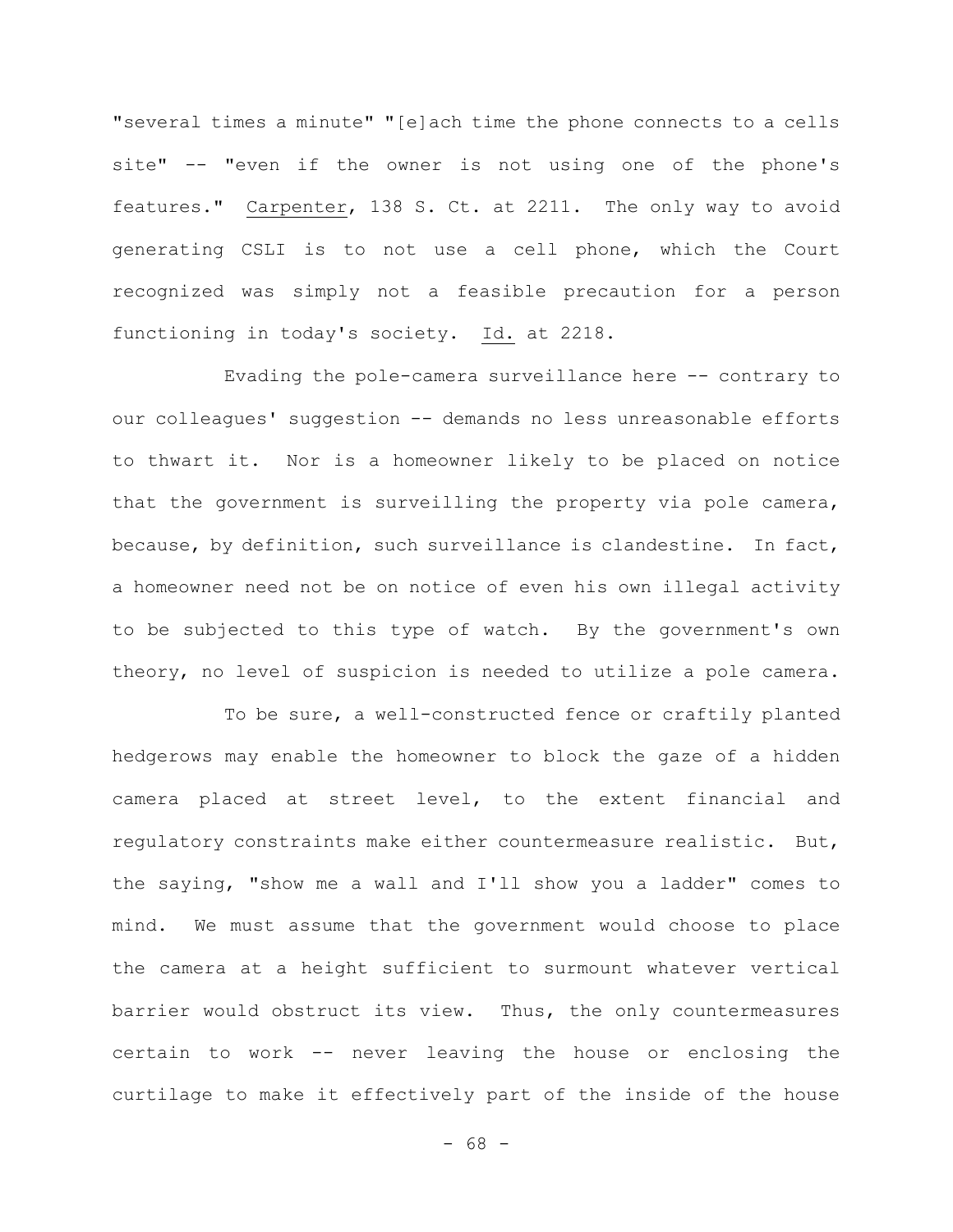"several times a minute" "[e]ach time the phone connects to a cells site" -- "even if the owner is not using one of the phone's features." Carpenter, 138 S. Ct. at 2211. The only way to avoid generating CSLI is to not use a cell phone, which the Court recognized was simply not a feasible precaution for a person functioning in today's society. Id. at 2218.

Evading the pole-camera surveillance here -- contrary to our colleagues' suggestion -- demands no less unreasonable efforts to thwart it. Nor is a homeowner likely to be placed on notice that the government is surveilling the property via pole camera, because, by definition, such surveillance is clandestine. In fact, a homeowner need not be on notice of even his own illegal activity to be subjected to this type of watch. By the government's own theory, no level of suspicion is needed to utilize a pole camera.

To be sure, a well-constructed fence or craftily planted hedgerows may enable the homeowner to block the gaze of a hidden camera placed at street level, to the extent financial and regulatory constraints make either countermeasure realistic. But, the saying, "show me a wall and I'll show you a ladder" comes to mind. We must assume that the government would choose to place the camera at a height sufficient to surmount whatever vertical barrier would obstruct its view. Thus, the only countermeasures certain to work -- never leaving the house or enclosing the curtilage to make it effectively part of the inside of the house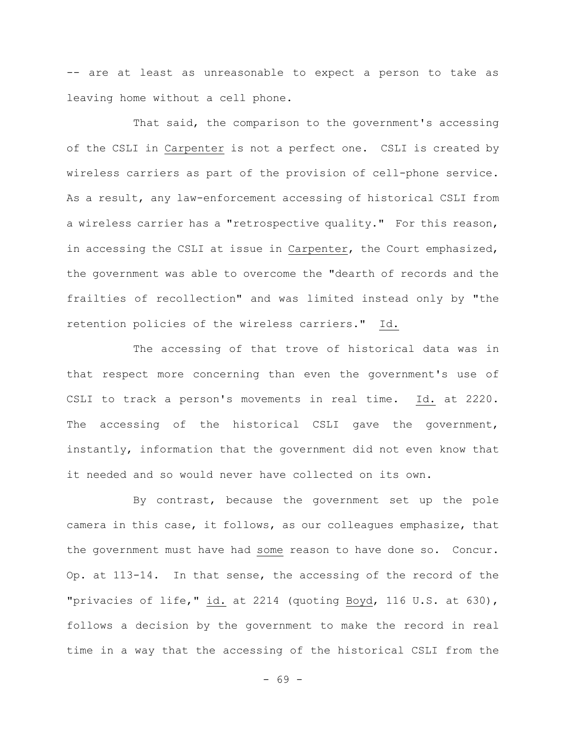-- are at least as unreasonable to expect a person to take as leaving home without a cell phone.

That said, the comparison to the government's accessing of the CSLI in Carpenter is not a perfect one. CSLI is created by wireless carriers as part of the provision of cell-phone service. As a result, any law-enforcement accessing of historical CSLI from a wireless carrier has a "retrospective quality." For this reason, in accessing the CSLI at issue in Carpenter, the Court emphasized, the government was able to overcome the "dearth of records and the frailties of recollection" and was limited instead only by "the retention policies of the wireless carriers." Id.

The accessing of that trove of historical data was in that respect more concerning than even the government's use of CSLI to track a person's movements in real time. Id. at 2220. The accessing of the historical CSLI gave the government, instantly, information that the government did not even know that it needed and so would never have collected on its own.

By contrast, because the government set up the pole camera in this case, it follows, as our colleagues emphasize, that the government must have had some reason to have done so. Concur. Op. at 113-14. In that sense, the accessing of the record of the "privacies of life," id. at 2214 (quoting Boyd, 116 U.S. at 630), follows a decision by the government to make the record in real time in a way that the accessing of the historical CSLI from the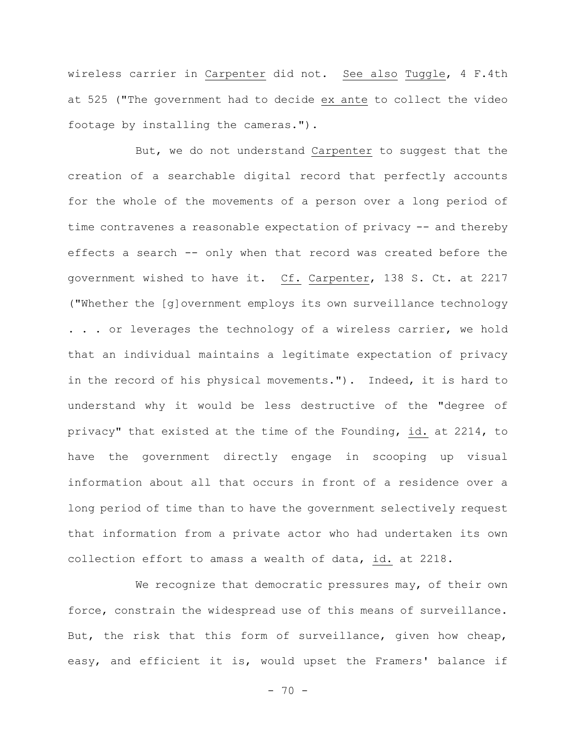wireless carrier in Carpenter did not. See also Tuggle, 4 F.4th at 525 ("The government had to decide ex ante to collect the video footage by installing the cameras.").

But, we do not understand Carpenter to suggest that the creation of a searchable digital record that perfectly accounts for the whole of the movements of a person over a long period of time contravenes a reasonable expectation of privacy -- and thereby effects a search -- only when that record was created before the government wished to have it. Cf. Carpenter, 138 S. Ct. at 2217 ("Whether the [g]overnment employs its own surveillance technology . . . or leverages the technology of a wireless carrier, we hold that an individual maintains a legitimate expectation of privacy in the record of his physical movements."). Indeed, it is hard to understand why it would be less destructive of the "degree of privacy" that existed at the time of the Founding, id. at 2214, to have the government directly engage in scooping up visual information about all that occurs in front of a residence over a long period of time than to have the government selectively request that information from a private actor who had undertaken its own collection effort to amass a wealth of data, id. at 2218.

We recognize that democratic pressures may, of their own force, constrain the widespread use of this means of surveillance. But, the risk that this form of surveillance, given how cheap, easy, and efficient it is, would upset the Framers' balance if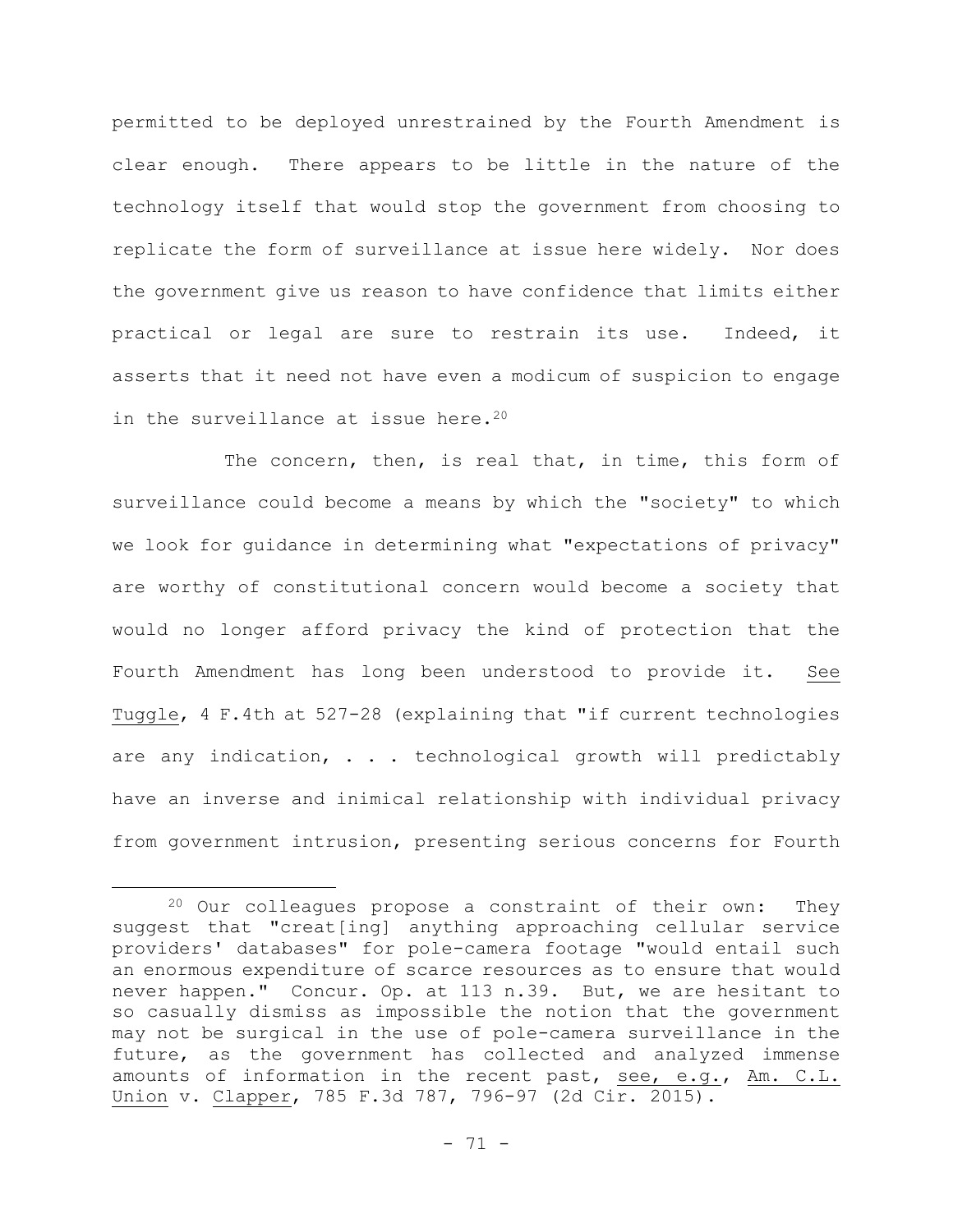permitted to be deployed unrestrained by the Fourth Amendment is clear enough. There appears to be little in the nature of the technology itself that would stop the government from choosing to replicate the form of surveillance at issue here widely. Nor does the government give us reason to have confidence that limits either practical or legal are sure to restrain its use. Indeed, it asserts that it need not have even a modicum of suspicion to engage in the surveillance at issue here.[20]

The concern, then, is real that, in time, this form of surveillance could become a means by which the "society" to which we look for guidance in determining what "expectations of privacy" are worthy of constitutional concern would become a society that would no longer afford privacy the kind of protection that the Fourth Amendment has long been understood to provide it. See Tuggle, 4 F.4th at 527-28 (explaining that "if current technologies are any indication, . . . technological growth will predictably have an inverse and inimical relationship with individual privacy from government intrusion, presenting serious concerns for Fourth

---

[20] Our colleagues propose a constraint of their own: They suggest that "creat[ing] anything approaching cellular service providers' databases" for pole-camera footage "would entail such an enormous expenditure of scarce resources as to ensure that would never happen." Concur. Op. at 113 n.39. But, we are hesitant to so casually dismiss as impossible the notion that the government may not be surgical in the use of pole-camera surveillance in the future, as the government has collected and analyzed immense amounts of information in the recent past, see, e.g., Am. C.L. Union v. Clapper, 785 F.3d 787, 796-97 (2d Cir. 2015).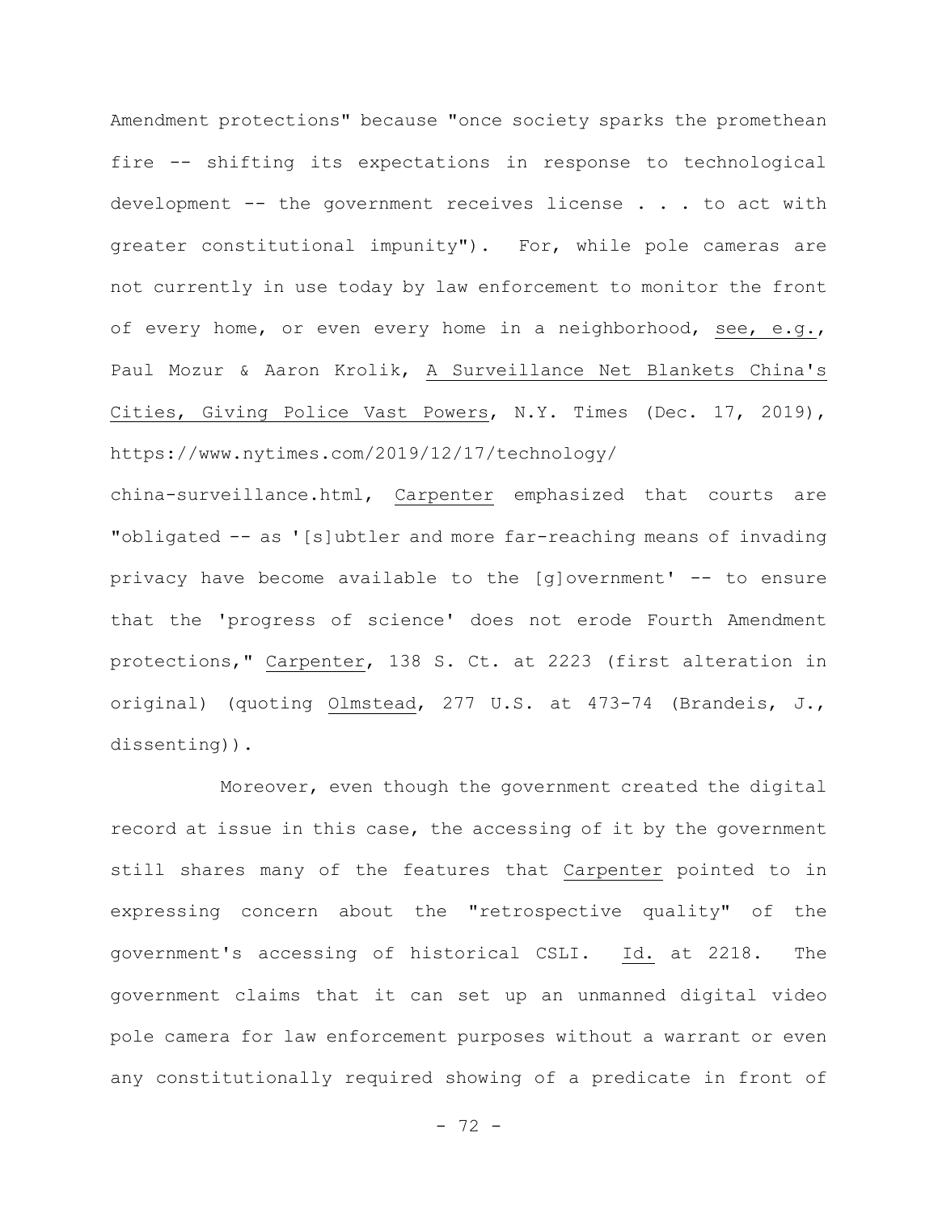Amendment protections" because "once society sparks the promethean fire -- shifting its expectations in response to technological development -- the government receives license . . . to act with greater constitutional impunity"). For, while pole cameras are not currently in use today by law enforcement to monitor the front of every home, or even every home in a neighborhood, see, e.g., Paul Mozur & Aaron Krolik, A Surveillance Net Blankets China's Cities, Giving Police Vast Powers, N.Y. Times (Dec. 17, 2019), https://www.nytimes.com/2019/12/17/technology/china-surveillance.html, Carpenter emphasized that courts are "obligated -- as '[s]ubtler and more far-reaching means of invading privacy have become available to the [g]overnment' -- to ensure that the 'progress of science' does not erode Fourth Amendment protections," Carpenter, 138 S. Ct. at 2223 (first alteration in original) (quoting Olmstead, 277 U.S. at 473-74 (Brandeis, J., dissenting)).

Moreover, even though the government created the digital record at issue in this case, the accessing of it by the government still shares many of the features that Carpenter pointed to in expressing concern about the "retrospective quality" of the government's accessing of historical CSLI. Id. at 2218. The government claims that it can set up an unmanned digital video pole camera for law enforcement purposes without a warrant or even any constitutionally required showing of a predicate in front of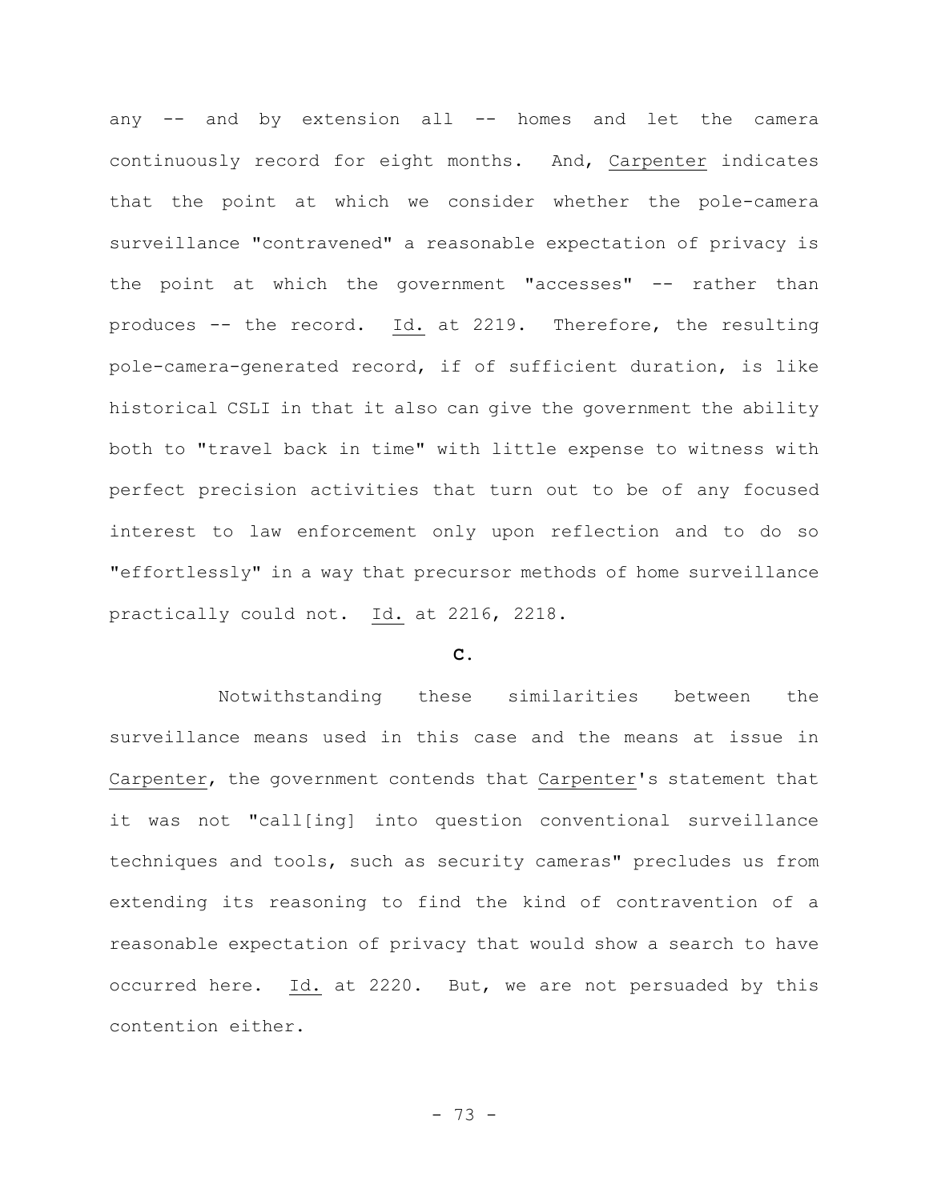any -- and by extension all -- homes and let the camera continuously record for eight months. And, Carpenter indicates that the point at which we consider whether the pole-camera surveillance "contravened" a reasonable expectation of privacy is the point at which the government "accesses" -- rather than produces -- the record. Id. at 2219. Therefore, the resulting pole-camera-generated record, if of sufficient duration, is like historical CSLI in that it also can give the government the ability both to "travel back in time" with little expense to witness with perfect precision activities that turn out to be of any focused interest to law enforcement only upon reflection and to do so "effortlessly" in a way that precursor methods of home surveillance practically could not. Id. at 2216, 2218.

### C.

Notwithstanding these similarities between the surveillance means used in this case and the means at issue in Carpenter, the government contends that Carpenter's statement that it was not "call[ing] into question conventional surveillance techniques and tools, such as security cameras" precludes us from extending its reasoning to find the kind of contravention of a reasonable expectation of privacy that would show a search to have occurred here. Id. at 2220. But, we are not persuaded by this contention either.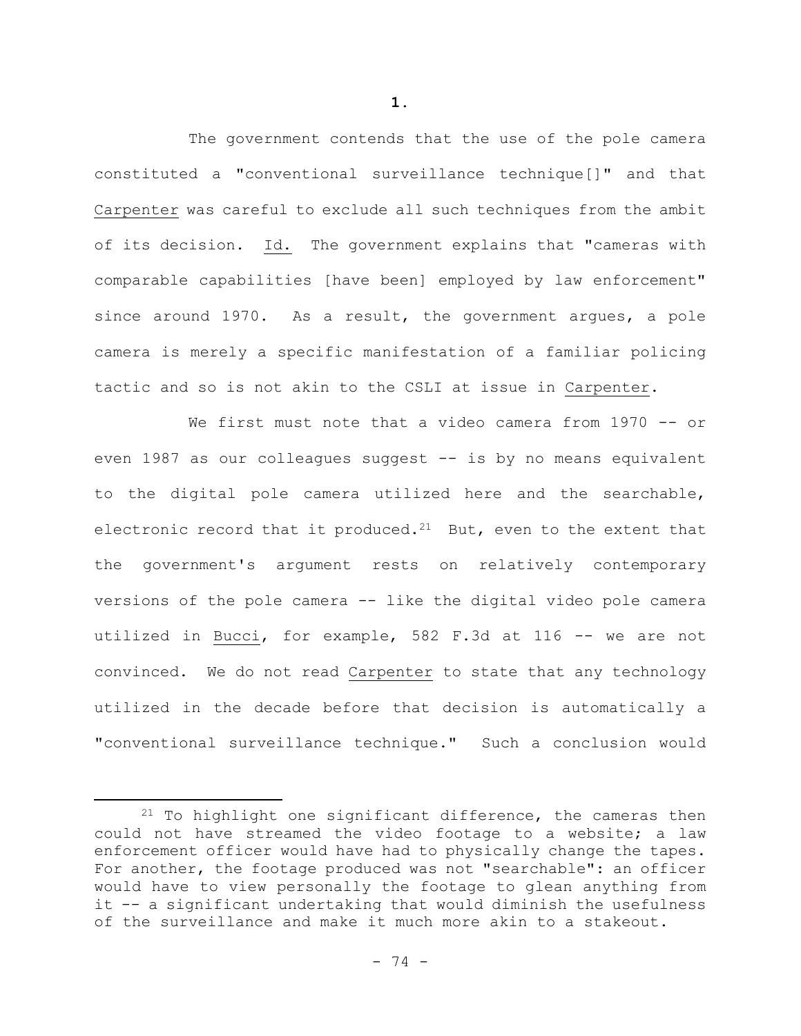**1.**

The government contends that the use of the pole camera constituted a "conventional surveillance technique[]" and that Carpenter was careful to exclude all such techniques from the ambit of its decision. Id. The government explains that "cameras with comparable capabilities [have been] employed by law enforcement" since around 1970. As a result, the government argues, a pole camera is merely a specific manifestation of a familiar policing tactic and so is not akin to the CSLI at issue in Carpenter.

We first must note that a video camera from 1970 -- or even 1987 as our colleagues suggest -- is by no means equivalent to the digital pole camera utilized here and the searchable, electronic record that it produced.[21] But, even to the extent that the government's argument rests on relatively contemporary versions of the pole camera -- like the digital video pole camera utilized in Bucci, for example, 582 F.3d at 116 -- we are not convinced. We do not read Carpenter to state that any technology utilized in the decade before that decision is automatically a "conventional surveillance technique." Such a conclusion would

---

[21] To highlight one significant difference, the cameras then could not have streamed the video footage to a website; a law enforcement officer would have had to physically change the tapes. For another, the footage produced was not "searchable": an officer would have to view personally the footage to glean anything from it -- a significant undertaking that would diminish the usefulness of the surveillance and make it much more akin to a stakeout.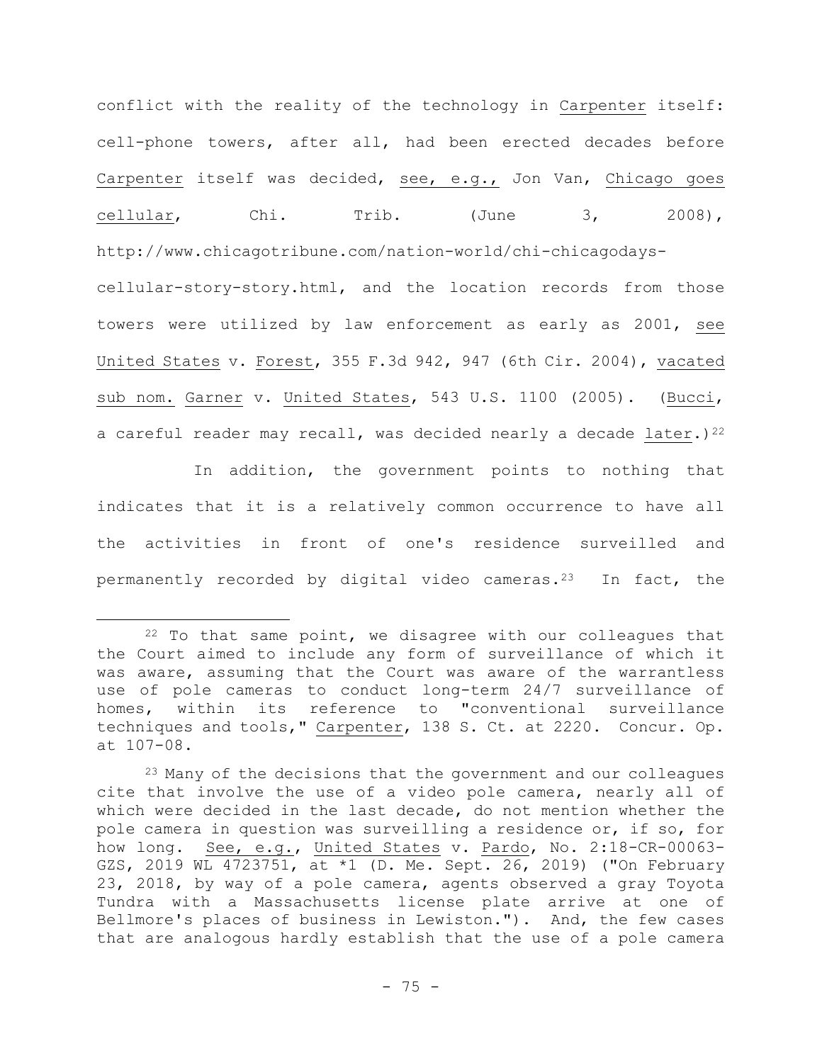conflict with the reality of the technology in Carpenter itself: cell-phone towers, after all, had been erected decades before Carpenter itself was decided, see, e.g., Jon Van, Chicago goes cellular, Chi. Trib. (June 3, 2008), http://www.chicagotribune.com/nation-world/chi-chicagodays-cellular-story-story.html, and the location records from those towers were utilized by law enforcement as early as 2001, see United States v. Forest, 355 F.3d 942, 947 (6th Cir. 2004), vacated sub nom. Garner v. United States, 543 U.S. 1100 (2005). (Bucci, a careful reader may recall, was decided nearly a decade later.)[22]

In addition, the government points to nothing that indicates that it is a relatively common occurrence to have all the activities in front of one's residence surveilled and permanently recorded by digital video cameras.[23] In fact, the

[22] To that same point, we disagree with our colleagues that the Court aimed to include any form of surveillance of which it was aware, assuming that the Court was aware of the warrantless use of pole cameras to conduct long-term 24/7 surveillance of homes, within its reference to "conventional surveillance techniques and tools," Carpenter, 138 S. Ct. at 2220. Concur. Op. at 107-08.

[23] Many of the decisions that the government and our colleagues cite that involve the use of a video pole camera, nearly all of which were decided in the last decade, do not mention whether the pole camera in question was surveilling a residence or, if so, for how long. See, e.g., United States v. Pardo, No. 2:18-CR-00063-GZS, 2019 WL 4723751, at *1 (D. Me. Sept. 26, 2019) ("On February 23, 2018, by way of a pole camera, agents observed a gray Toyota Tundra with a Massachusetts license plate arrive at one of Bellmore's places of business in Lewiston."). And, the few cases that are analogous hardly establish that the use of a pole camera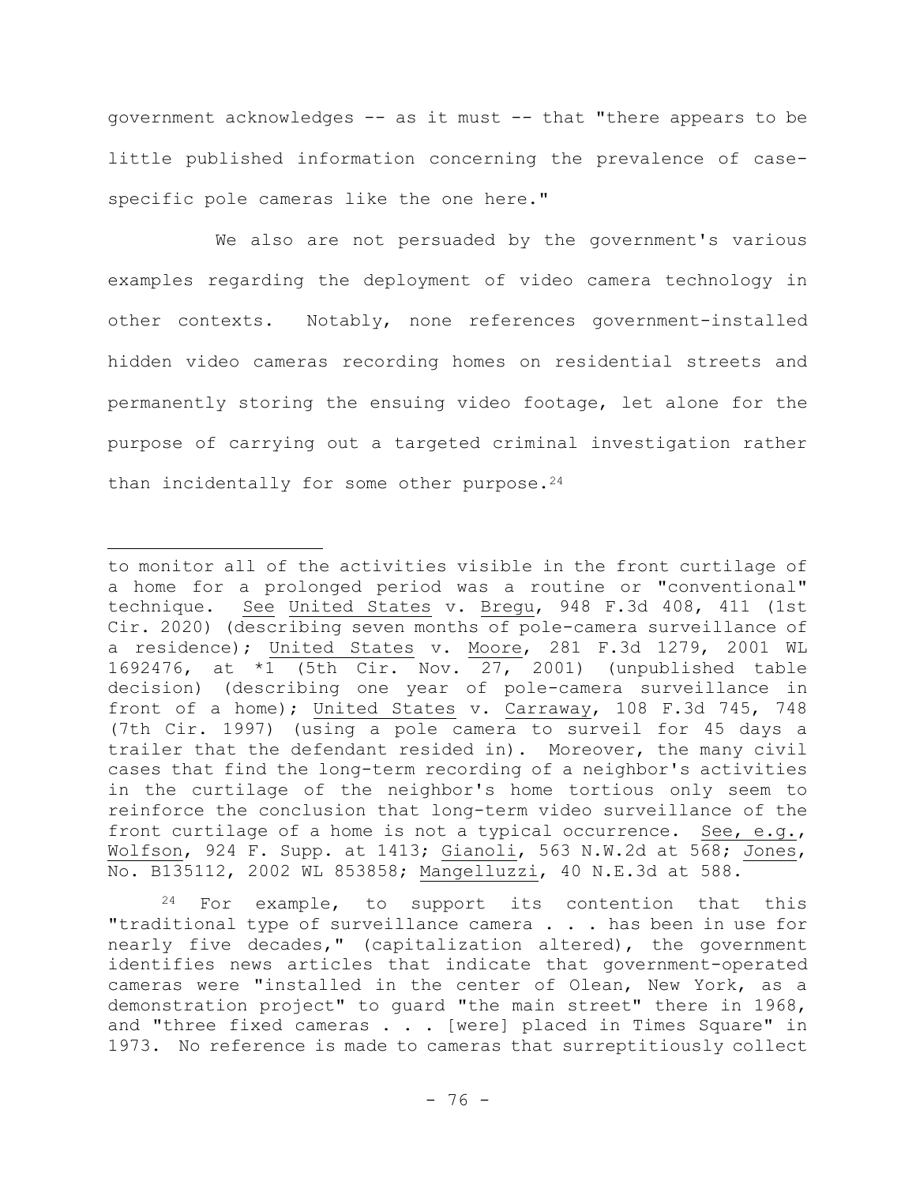government acknowledges -- as it must -- that "there appears to be little published information concerning the prevalence of case-specific pole cameras like the one here."

We also are not persuaded by the government's various examples regarding the deployment of video camera technology in other contexts. Notably, none references government-installed hidden video cameras recording homes on residential streets and permanently storing the ensuing video footage, let alone for the purpose of carrying out a targeted criminal investigation rather than incidentally for some other purpose.[24]

---

to monitor all of the activities visible in the front curtilage of a home for a prolonged period was a routine or "conventional" technique. See United States v. Bregu, 948 F.3d 408, 411 (1st Cir. 2020) (describing seven months of pole-camera surveillance of a residence); United States v. Moore, 281 F.3d 1279, 2001 WL 1692476, at *1 (5th Cir. Nov. 27, 2001) (unpublished table decision) (describing one year of pole-camera surveillance in front of a home); United States v. Carraway, 108 F.3d 745, 748 (7th Cir. 1997) (using a pole camera to surveil for 45 days a trailer that the defendant resided in). Moreover, the many civil cases that find the long-term recording of a neighbor's activities in the curtilage of the neighbor's home tortious only seem to reinforce the conclusion that long-term video surveillance of the front curtilage of a home is not a typical occurrence. See, e.g., Wolfson, 924 F. Supp. at 1413; Gianoli, 563 N.W.2d at 568; Jones, No. B135112, 2002 WL 853858; Mangelluzzi, 40 N.E.3d at 588.

[24] For example, to support its contention that this "traditional type of surveillance camera . . . has been in use for nearly five decades," (capitalization altered), the government identifies news articles that indicate that government-operated cameras were "installed in the center of Olean, New York, as a demonstration project" to guard "the main street" there in 1968, and "three fixed cameras . . . [were] placed in Times Square" in 1973. No reference is made to cameras that surreptitiously collect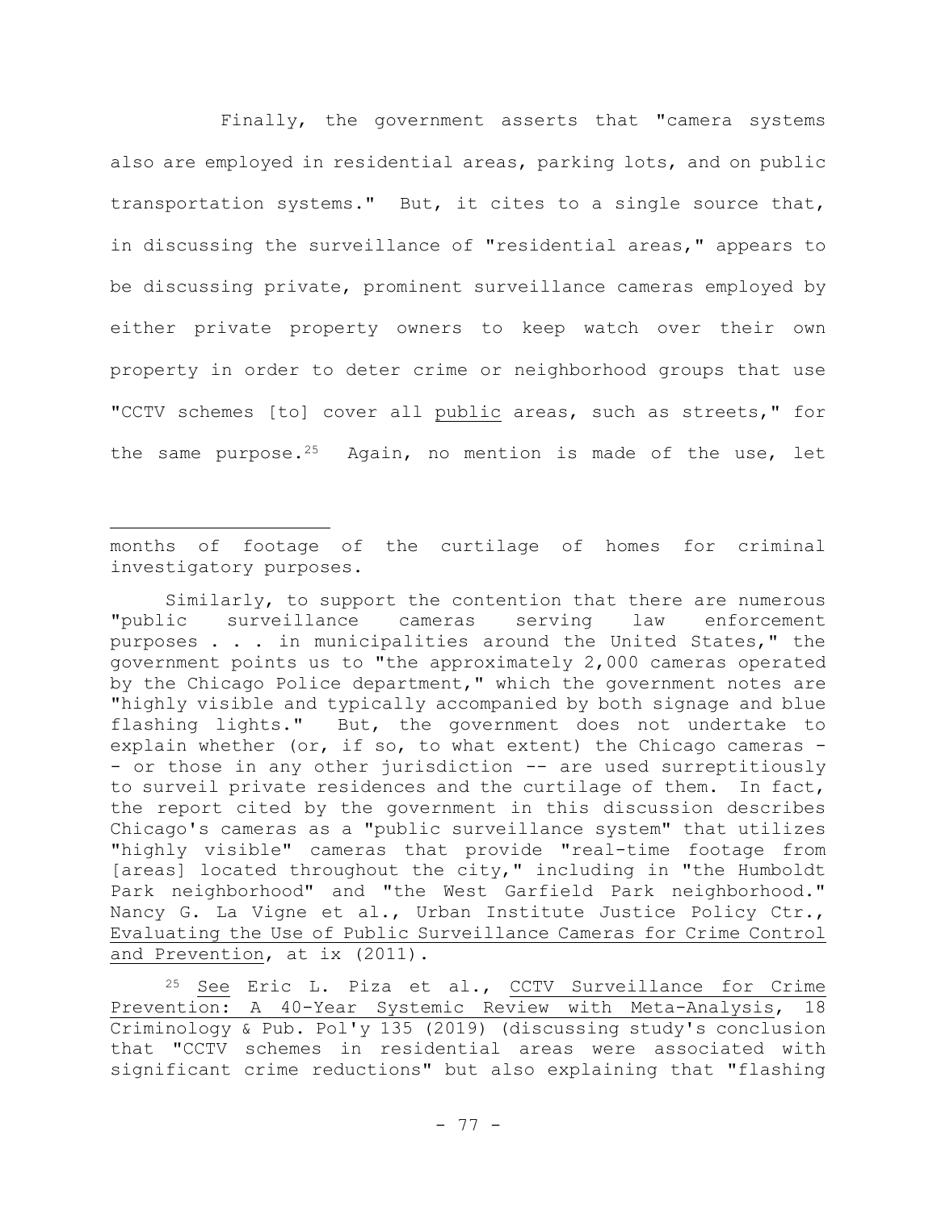Finally, the government asserts that "camera systems also are employed in residential areas, parking lots, and on public transportation systems." But, it cites to a single source that, in discussing the surveillance of "residential areas," appears to be discussing private, prominent surveillance cameras employed by either private property owners to keep watch over their own property in order to deter crime or neighborhood groups that use "CCTV schemes [to] cover all <u>public</u> areas, such as streets," for the same purpose.[25] Again, no mention is made of the use, let

---

months of footage of the curtilage of homes for criminal investigatory purposes.

Similarly, to support the contention that there are numerous "public surveillance cameras serving law enforcement purposes . . . in municipalities around the United States," the government points us to "the approximately 2,000 cameras operated by the Chicago Police department," which the government notes are "highly visible and typically accompanied by both signage and blue flashing lights." But, the government does not undertake to explain whether (or, if so, to what extent) the Chicago cameras -- or those in any other jurisdiction -- are used surreptitiously to surveil private residences and the curtilage of them. In fact, the report cited by the government in this discussion describes Chicago's cameras as a "public surveillance system" that utilizes "highly visible" cameras that provide "real-time footage from [areas] located throughout the city," including in "the Humboldt Park neighborhood" and "the West Garfield Park neighborhood." Nancy G. La Vigne et al., Urban Institute Justice Policy Ctr., <u>Evaluating the Use of Public Surveillance Cameras for Crime Control and Prevention</u>, at ix (2011).

[25] <u>See</u> Eric L. Piza et al., <u>CCTV Surveillance for Crime Prevention: A 40-Year Systemic Review with Meta-Analysis</u>, 18 Criminology & Pub. Pol'y 135 (2019) (discussing study's conclusion that "CCTV schemes in residential areas were associated with significant crime reductions" but also explaining that "flashing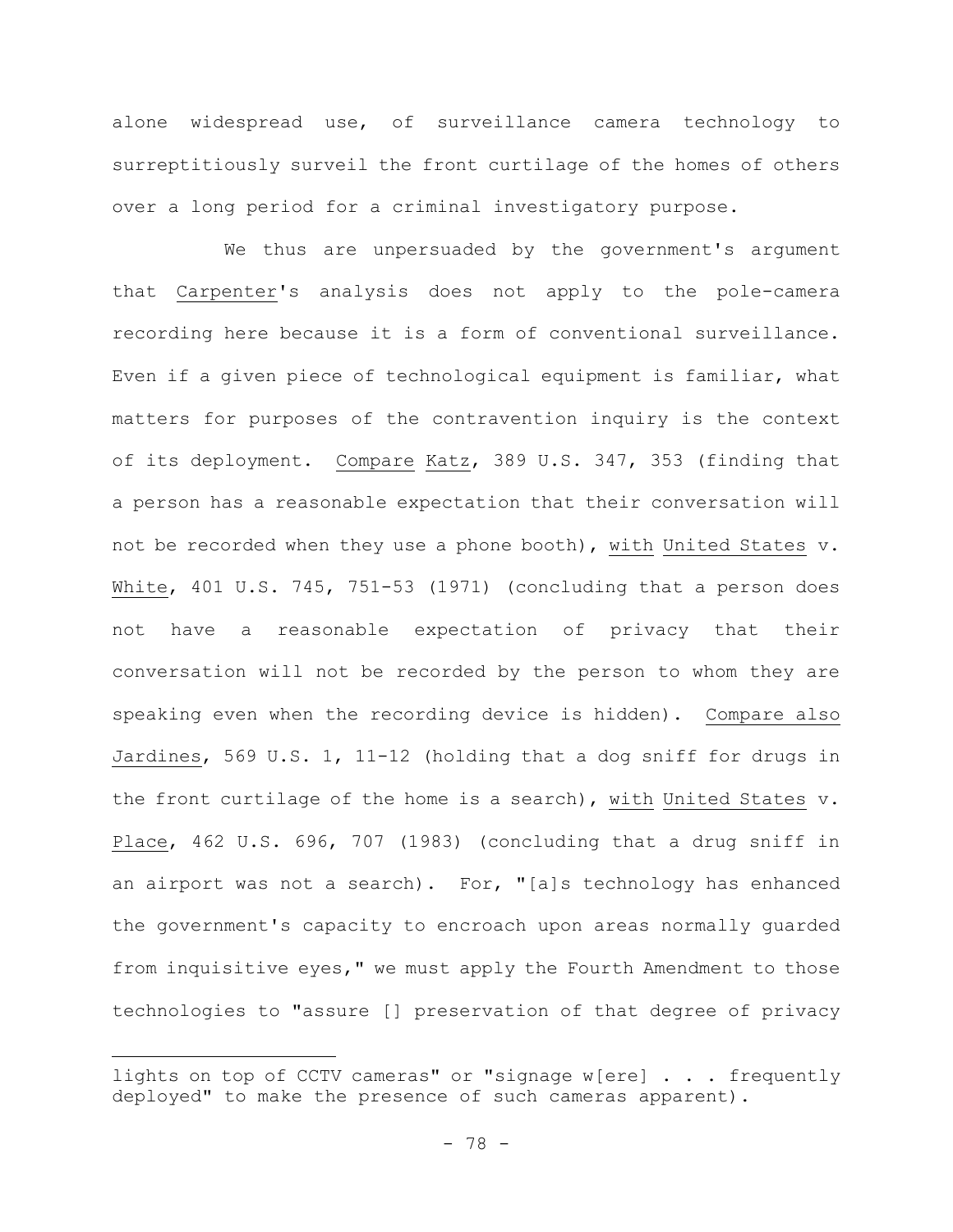alone widespread use, of surveillance camera technology to surreptitiously surveil the front curtilage of the homes of others over a long period for a criminal investigatory purpose.

We thus are unpersuaded by the government's argument that Carpenter's analysis does not apply to the pole-camera recording here because it is a form of conventional surveillance. Even if a given piece of technological equipment is familiar, what matters for purposes of the contravention inquiry is the context of its deployment. Compare Katz, 389 U.S. 347, 353 (finding that a person has a reasonable expectation that their conversation will not be recorded when they use a phone booth), with United States v. White, 401 U.S. 745, 751-53 (1971) (concluding that a person does not have a reasonable expectation of privacy that their conversation will not be recorded by the person to whom they are speaking even when the recording device is hidden). Compare also Jardines, 569 U.S. 1, 11-12 (holding that a dog sniff for drugs in the front curtilage of the home is a search), with United States v. Place, 462 U.S. 696, 707 (1983) (concluding that a drug sniff in an airport was not a search). For, "[a]s technology has enhanced the government's capacity to encroach upon areas normally guarded from inquisitive eyes," we must apply the Fourth Amendment to those technologies to "assure [] preservation of that degree of privacy

---

lights on top of CCTV cameras" or "signage w[ere] . . . frequently deployed" to make the presence of such cameras apparent).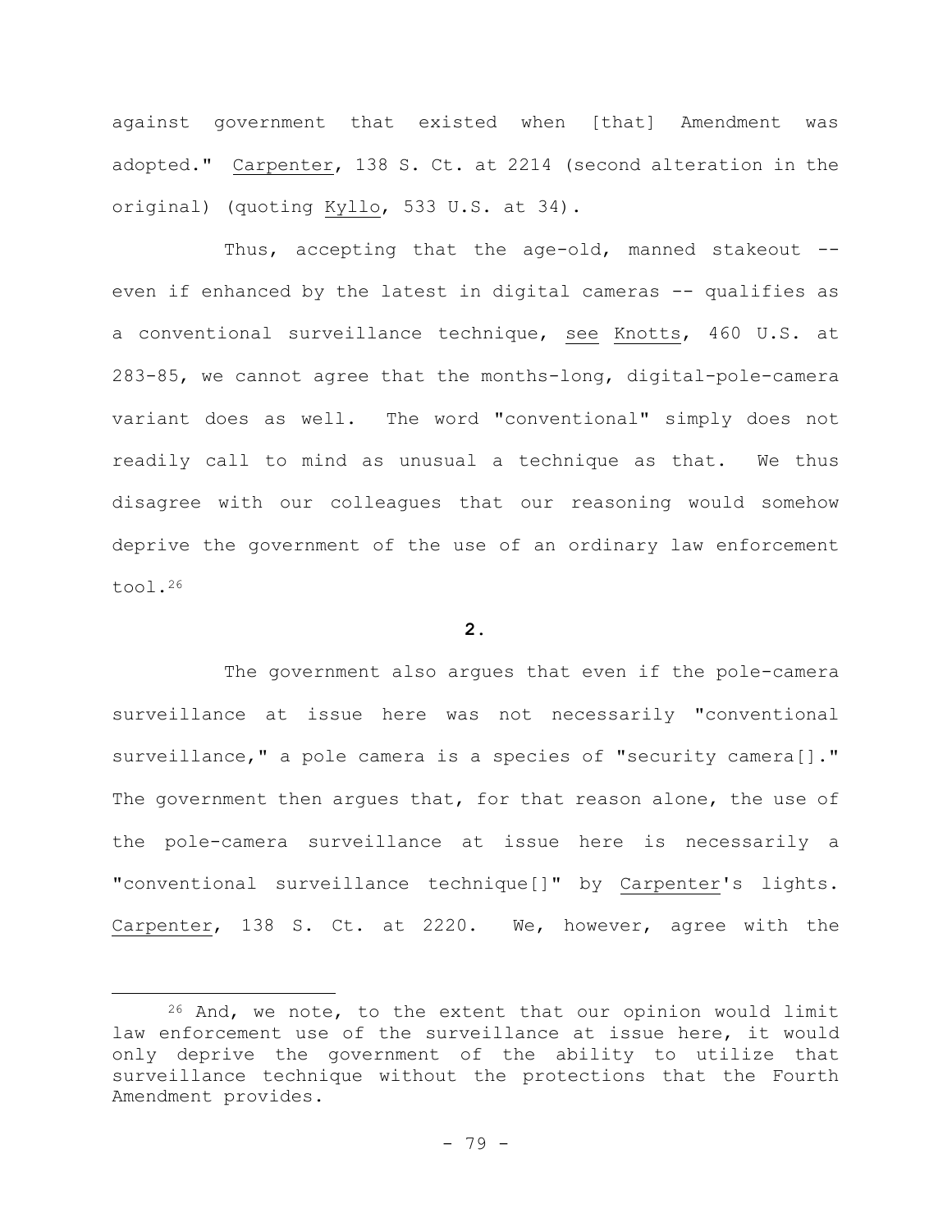against government that existed when [that] Amendment was adopted." Carpenter, 138 S. Ct. at 2214 (second alteration in the original) (quoting Kyllo, 533 U.S. at 34).

Thus, accepting that the age-old, manned stakeout -- even if enhanced by the latest in digital cameras -- qualifies as a conventional surveillance technique, see Knotts, 460 U.S. at 283-85, we cannot agree that the months-long, digital-pole-camera variant does as well. The word "conventional" simply does not readily call to mind as unusual a technique as that. We thus disagree with our colleagues that our reasoning would somehow deprive the government of the use of an ordinary law enforcement tool.[26]

**2.**

The government also argues that even if the pole-camera surveillance at issue here was not necessarily "conventional surveillance," a pole camera is a species of "security camera[]." The government then argues that, for that reason alone, the use of the pole-camera surveillance at issue here is necessarily a "conventional surveillance technique[]" by Carpenter's lights. Carpenter, 138 S. Ct. at 2220. We, however, agree with the

---

[26] And, we note, to the extent that our opinion would limit law enforcement use of the surveillance at issue here, it would only deprive the government of the ability to utilize that surveillance technique without the protections that the Fourth Amendment provides.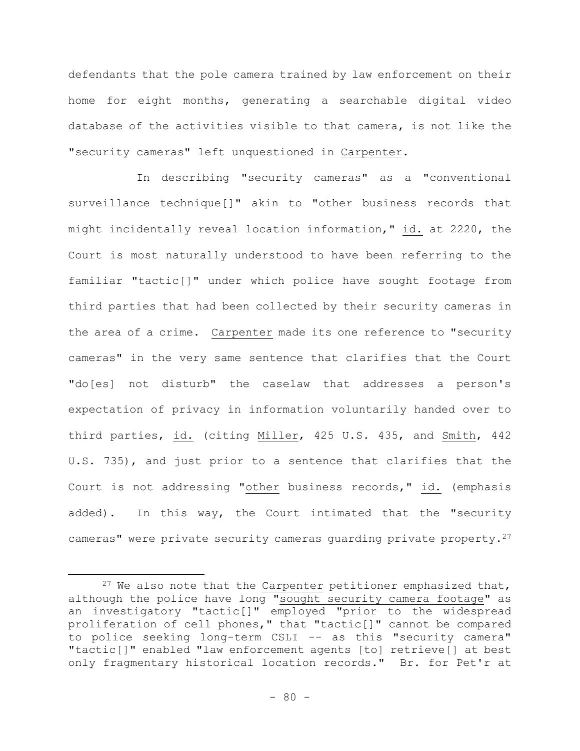defendants that the pole camera trained by law enforcement on their home for eight months, generating a searchable digital video database of the activities visible to that camera, is not like the "security cameras" left unquestioned in Carpenter.

In describing "security cameras" as a "conventional surveillance technique[]" akin to "other business records that might incidentally reveal location information," id. at 2220, the Court is most naturally understood to have been referring to the familiar "tactic[]" under which police have sought footage from third parties that had been collected by their security cameras in the area of a crime. Carpenter made its one reference to "security cameras" in the very same sentence that clarifies that the Court "do[es] not disturb" the caselaw that addresses a person's expectation of privacy in information voluntarily handed over to third parties, id. (citing Miller, 425 U.S. 435, and Smith, 442 U.S. 735), and just prior to a sentence that clarifies that the Court is not addressing "other business records," id. (emphasis added). In this way, the Court intimated that the "security cameras" were private security cameras guarding private property.[27]

---

[27] We also note that the Carpenter petitioner emphasized that, although the police have long "sought security camera footage" as an investigatory "tactic[]" employed "prior to the widespread proliferation of cell phones," that "tactic[]" cannot be compared to police seeking long-term CSLI -- as this "security camera" "tactic[]" enabled "law enforcement agents [to] retrieve[] at best only fragmentary historical location records." Br. for Pet'r at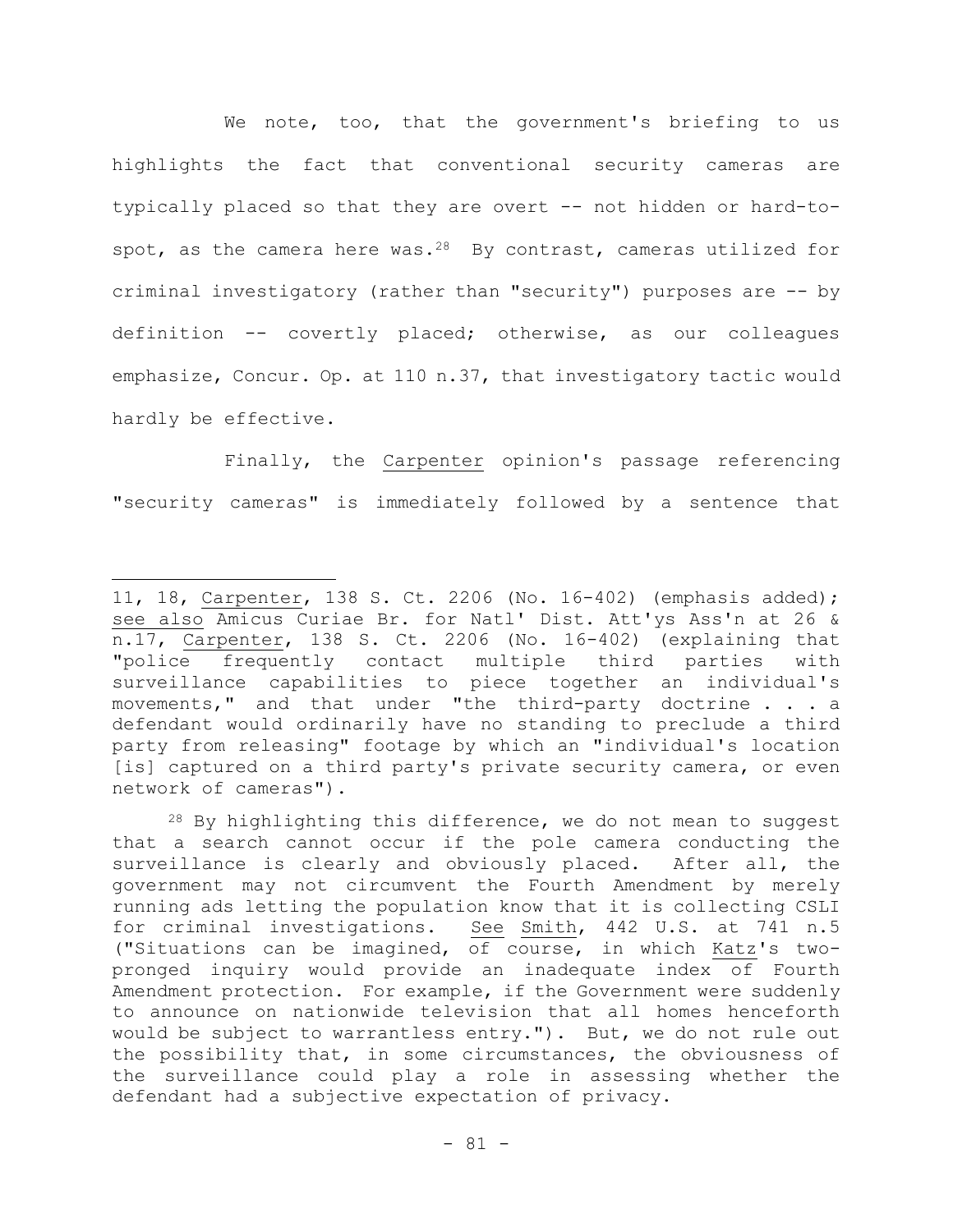We note, too, that the government's briefing to us highlights the fact that conventional security cameras are typically placed so that they are overt -- not hidden or hard-to-spot, as the camera here was.[28] By contrast, cameras utilized for criminal investigatory (rather than "security") purposes are -- by definition -- covertly placed; otherwise, as our colleagues emphasize, Concur. Op. at 110 n.37, that investigatory tactic would hardly be effective.

Finally, the Carpenter opinion's passage referencing "security cameras" is immediately followed by a sentence that

---

11, 18, Carpenter, 138 S. Ct. 2206 (No. 16-402) (emphasis added); see also Amicus Curiae Br. for Natl' Dist. Att'ys Ass'n at 26 & n.17, Carpenter, 138 S. Ct. 2206 (No. 16-402) (explaining that "police frequently contact multiple third parties with surveillance capabilities to piece together an individual's movements," and that under "the third-party doctrine . . . a defendant would ordinarily have no standing to preclude a third party from releasing" footage by which an "individual's location [is] captured on a third party's private security camera, or even network of cameras").

[28] By highlighting this difference, we do not mean to suggest that a search cannot occur if the pole camera conducting the surveillance is clearly and obviously placed. After all, the government may not circumvent the Fourth Amendment by merely running ads letting the population know that it is collecting CSLI for criminal investigations. See Smith, 442 U.S. at 741 n.5 ("Situations can be imagined, of course, in which Katz's two-pronged inquiry would provide an inadequate index of Fourth Amendment protection. For example, if the Government were suddenly to announce on nationwide television that all homes henceforth would be subject to warrantless entry."). But, we do not rule out the possibility that, in some circumstances, the obviousness of the surveillance could play a role in assessing whether the defendant had a subjective expectation of privacy.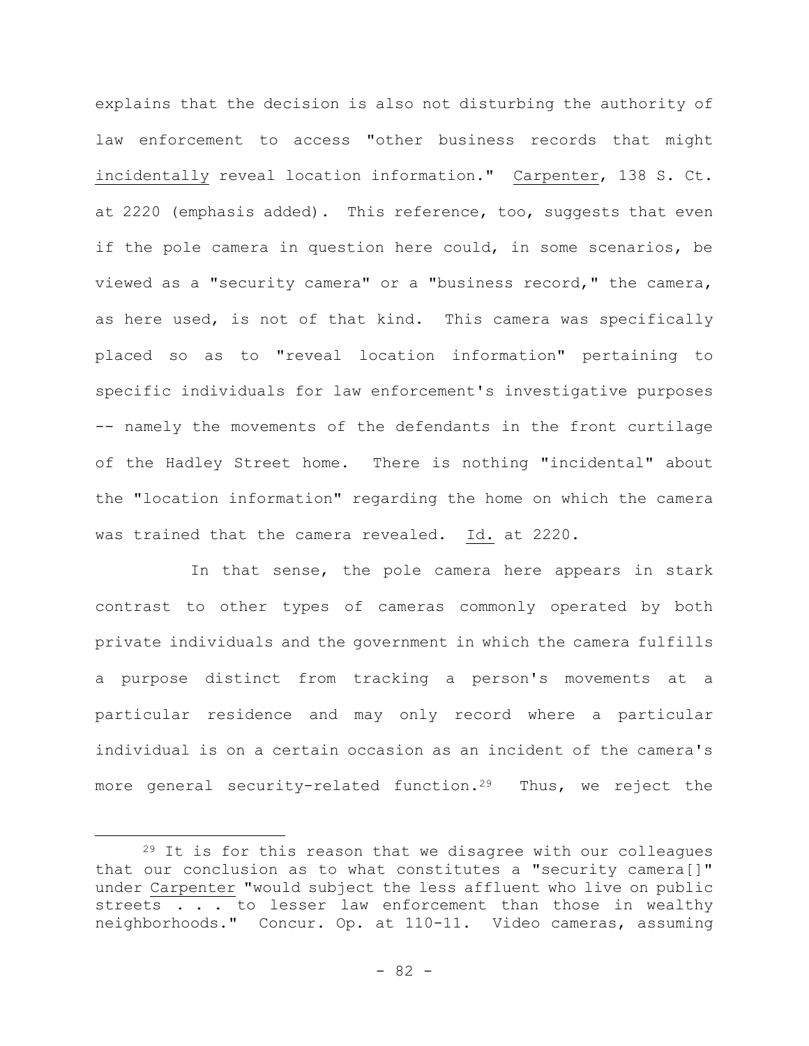explains that the decision is also not disturbing the authority of law enforcement to access "other business records that might incidentally reveal location information." Carpenter, 138 S. Ct. at 2220 (emphasis added). This reference, too, suggests that even if the pole camera in question here could, in some scenarios, be viewed as a "security camera" or a "business record," the camera, as here used, is not of that kind. This camera was specifically placed so as to "reveal location information" pertaining to specific individuals for law enforcement's investigative purposes -- namely the movements of the defendants in the front curtilage of the Hadley Street home. There is nothing "incidental" about the "location information" regarding the home on which the camera was trained that the camera revealed. Id. at 2220.

In that sense, the pole camera here appears in stark contrast to other types of cameras commonly operated by both private individuals and the government in which the camera fulfills a purpose distinct from tracking a person's movements at a particular residence and may only record where a particular individual is on a certain occasion as an incident of the camera's more general security-related function.[29] Thus, we reject the

---

[29] It is for this reason that we disagree with our colleagues that our conclusion as to what constitutes a "security camera[]" under Carpenter "would subject the less affluent who live on public streets . . . to lesser law enforcement than those in wealthy neighborhoods." Concur. Op. at 110-11. Video cameras, assuming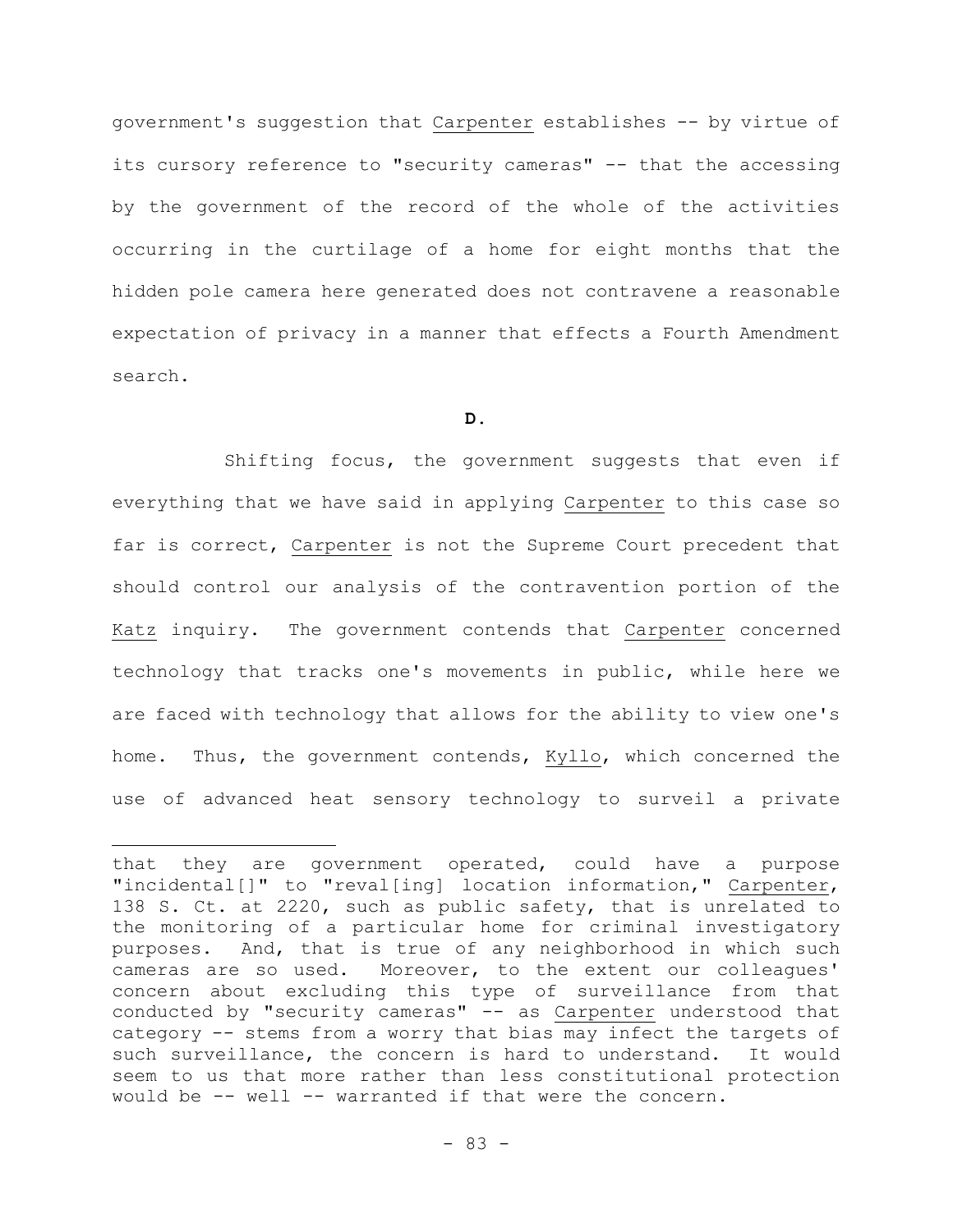government's suggestion that Carpenter establishes -- by virtue of its cursory reference to "security cameras" -- that the accessing by the government of the record of the whole of the activities occurring in the curtilage of a home for eight months that the hidden pole camera here generated does not contravene a reasonable expectation of privacy in a manner that effects a Fourth Amendment search.

**D.**

Shifting focus, the government suggests that even if everything that we have said in applying Carpenter to this case so far is correct, Carpenter is not the Supreme Court precedent that should control our analysis of the contravention portion of the Katz inquiry. The government contends that Carpenter concerned technology that tracks one's movements in public, while here we are faced with technology that allows for the ability to view one's home. Thus, the government contends, Kyllo, which concerned the use of advanced heat sensory technology to surveil a private

---

that they are government operated, could have a purpose "incidental[]" to "reval[ing] location information," Carpenter, 138 S. Ct. at 2220, such as public safety, that is unrelated to the monitoring of a particular home for criminal investigatory purposes. And, that is true of any neighborhood in which such cameras are so used. Moreover, to the extent our colleagues' concern about excluding this type of surveillance from that conducted by "security cameras" -- as Carpenter understood that category -- stems from a worry that bias may infect the targets of such surveillance, the concern is hard to understand. It would seem to us that more rather than less constitutional protection would be -- well -- warranted if that were the concern.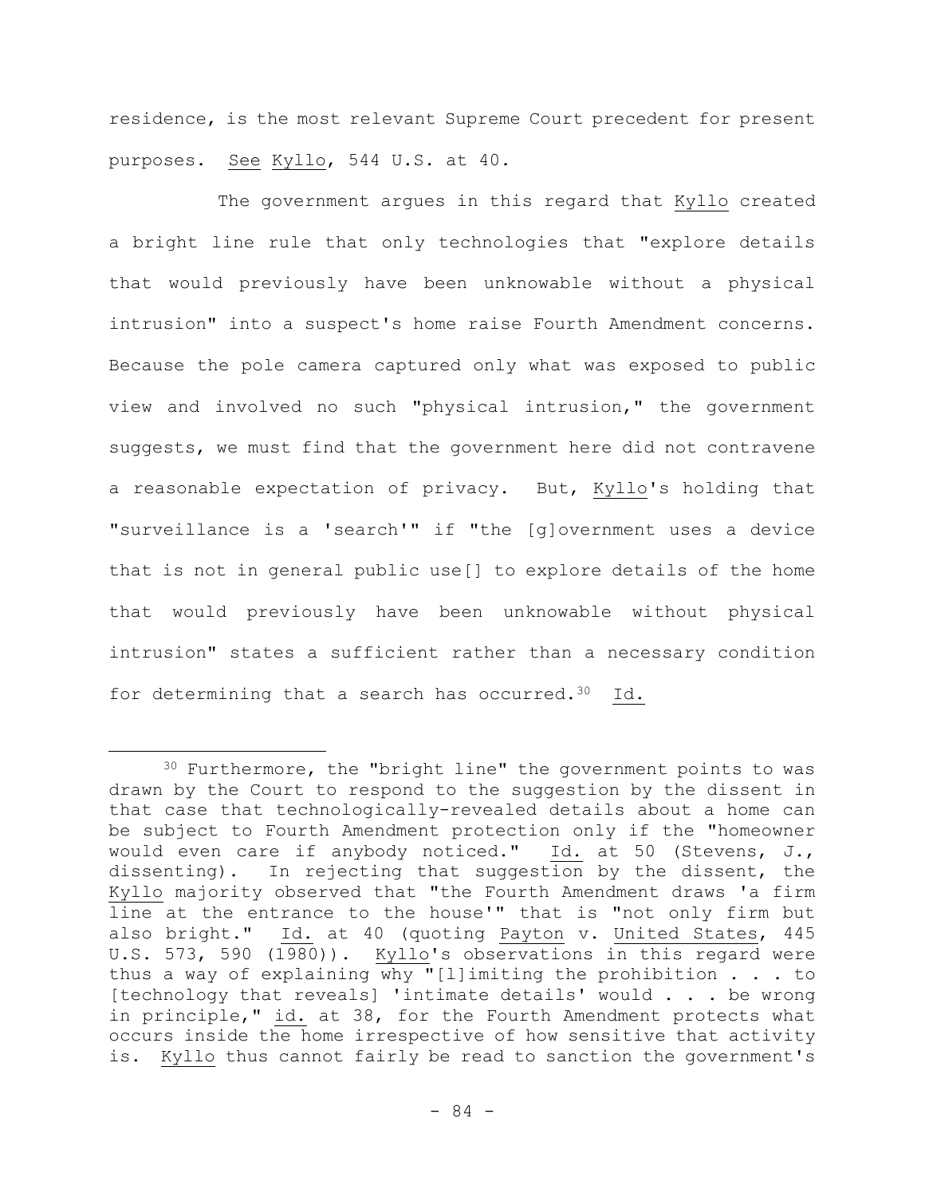residence, is the most relevant Supreme Court precedent for present purposes. See Kyllo, 544 U.S. at 40.

The government argues in this regard that Kyllo created a bright line rule that only technologies that "explore details that would previously have been unknowable without a physical intrusion" into a suspect's home raise Fourth Amendment concerns. Because the pole camera captured only what was exposed to public view and involved no such "physical intrusion," the government suggests, we must find that the government here did not contravene a reasonable expectation of privacy. But, Kyllo's holding that "surveillance is a 'search'" if "the [g]overnment uses a device that is not in general public use[] to explore details of the home that would previously have been unknowable without physical intrusion" states a sufficient rather than a necessary condition for determining that a search has occurred.[30] Id.

---

[30] Furthermore, the "bright line" the government points to was drawn by the Court to respond to the suggestion by the dissent in that case that technologically-revealed details about a home can be subject to Fourth Amendment protection only if the "homeowner would even care if anybody noticed." Id. at 50 (Stevens, J., dissenting). In rejecting that suggestion by the dissent, the Kyllo majority observed that "the Fourth Amendment draws 'a firm line at the entrance to the house'" that is "not only firm but also bright." Id. at 40 (quoting Payton v. United States, 445 U.S. 573, 590 (1980)). Kyllo's observations in this regard were thus a way of explaining why "[l]imiting the prohibition . . . to [technology that reveals] 'intimate details' would . . . be wrong in principle," id. at 38, for the Fourth Amendment protects what occurs inside the home irrespective of how sensitive that activity is. Kyllo thus cannot fairly be read to sanction the government's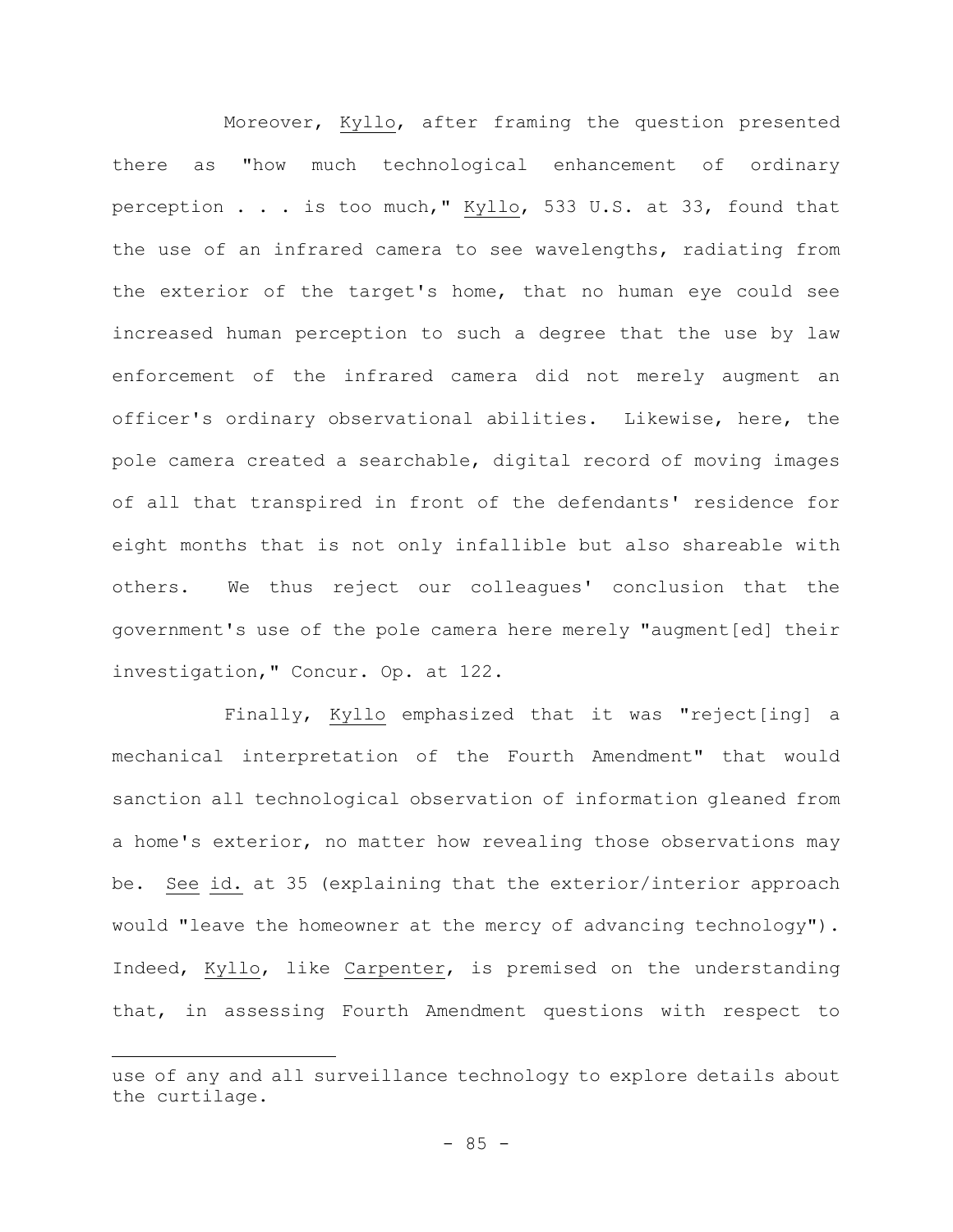Moreover, Kyllo, after framing the question presented there as "how much technological enhancement of ordinary perception . . . is too much," Kyllo, 533 U.S. at 33, found that the use of an infrared camera to see wavelengths, radiating from the exterior of the target's home, that no human eye could see increased human perception to such a degree that the use by law enforcement of the infrared camera did not merely augment an officer's ordinary observational abilities. Likewise, here, the pole camera created a searchable, digital record of moving images of all that transpired in front of the defendants' residence for eight months that is not only infallible but also shareable with others. We thus reject our colleagues' conclusion that the government's use of the pole camera here merely "augment[ed] their investigation," Concur. Op. at 122.

Finally, Kyllo emphasized that it was "reject[ing] a mechanical interpretation of the Fourth Amendment" that would sanction all technological observation of information gleaned from a home's exterior, no matter how revealing those observations may be. See id. at 35 (explaining that the exterior/interior approach would "leave the homeowner at the mercy of advancing technology"). Indeed, Kyllo, like Carpenter, is premised on the understanding that, in assessing Fourth Amendment questions with respect to

---

use of any and all surveillance technology to explore details about the curtilage.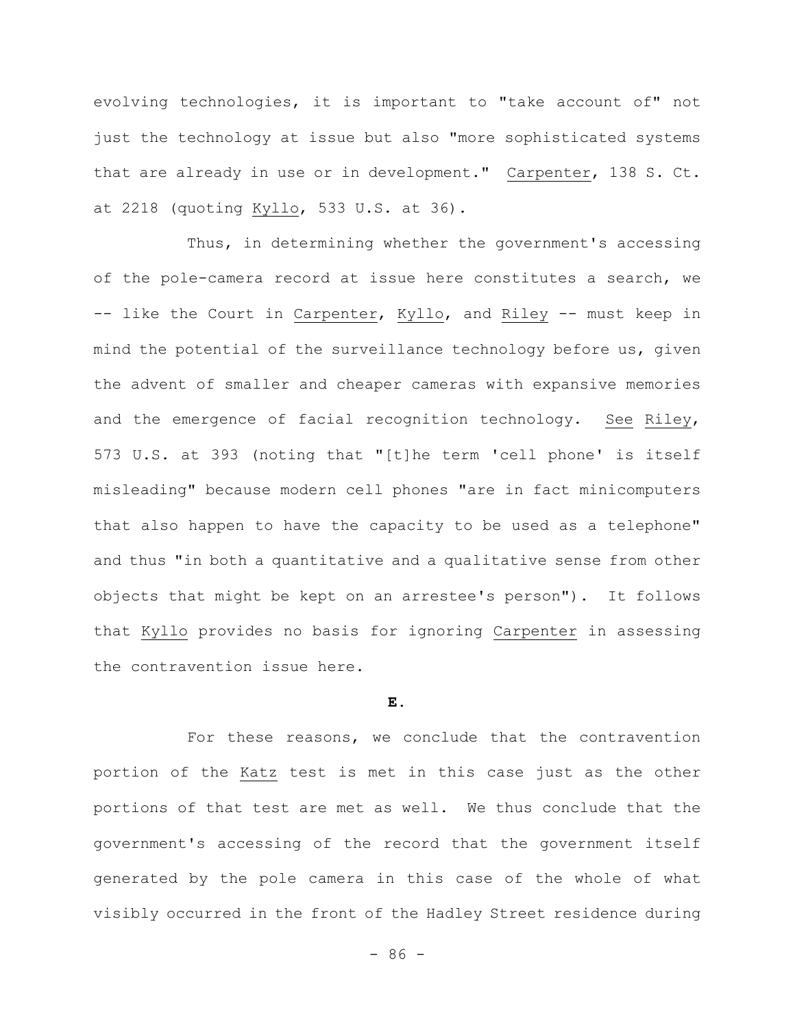evolving technologies, it is important to "take account of" not just the technology at issue but also "more sophisticated systems that are already in use or in development." Carpenter, 138 S. Ct. at 2218 (quoting Kyllo, 533 U.S. at 36).

Thus, in determining whether the government's accessing of the pole-camera record at issue here constitutes a search, we -- like the Court in Carpenter, Kyllo, and Riley -- must keep in mind the potential of the surveillance technology before us, given the advent of smaller and cheaper cameras with expansive memories and the emergence of facial recognition technology. See Riley, 573 U.S. at 393 (noting that "[t]he term 'cell phone' is itself misleading" because modern cell phones "are in fact minicomputers that also happen to have the capacity to be used as a telephone" and thus "in both a quantitative and a qualitative sense from other objects that might be kept on an arrestee's person"). It follows that Kyllo provides no basis for ignoring Carpenter in assessing the contravention issue here.

**E.**

For these reasons, we conclude that the contravention portion of the Katz test is met in this case just as the other portions of that test are met as well. We thus conclude that the government's accessing of the record that the government itself generated by the pole camera in this case of the whole of what visibly occurred in the front of the Hadley Street residence during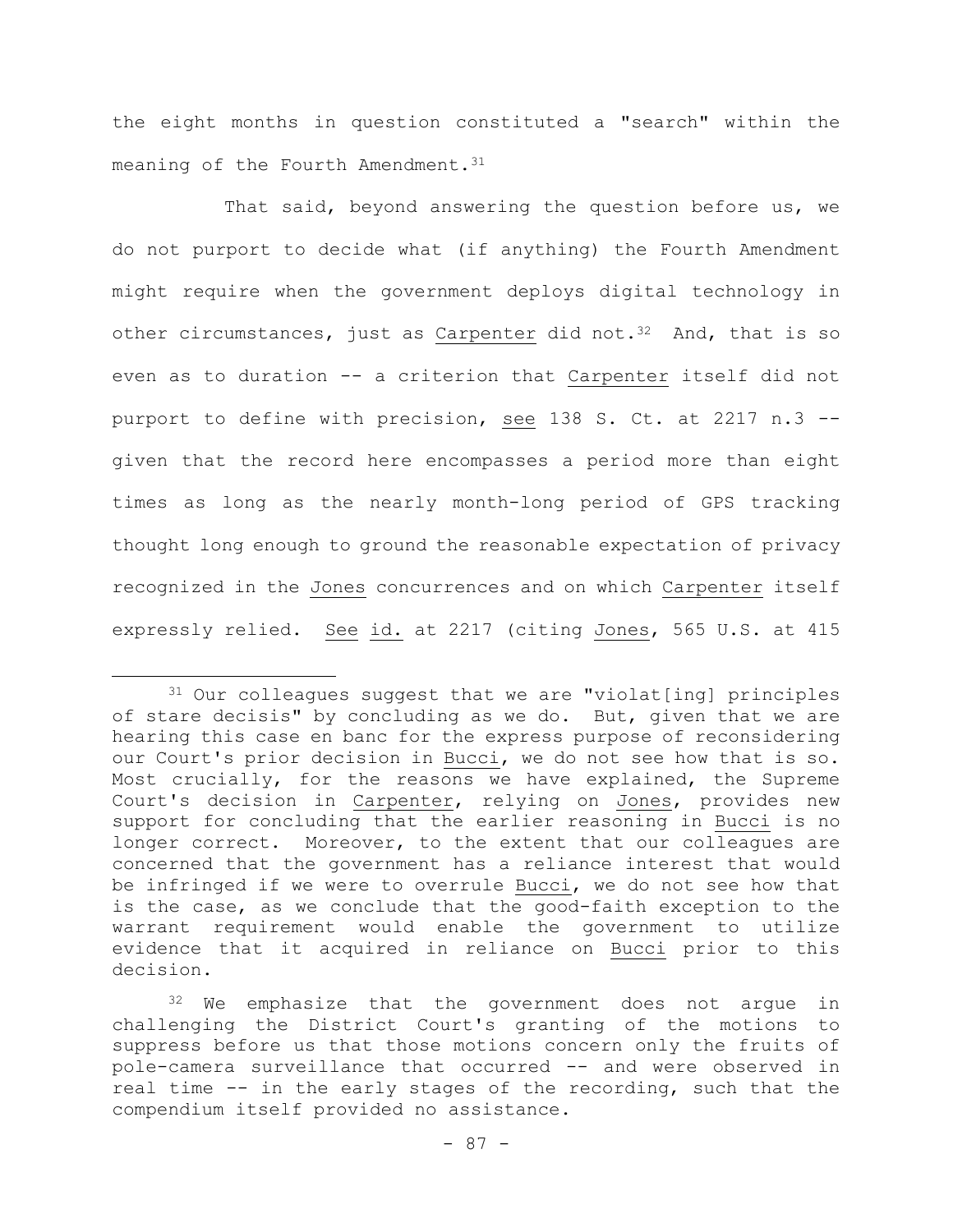the eight months in question constituted a "search" within the meaning of the Fourth Amendment.[31]

That said, beyond answering the question before us, we do not purport to decide what (if anything) the Fourth Amendment might require when the government deploys digital technology in other circumstances, just as Carpenter did not.[32] And, that is so even as to duration -- a criterion that Carpenter itself did not purport to define with precision, see 138 S. Ct. at 2217 n.3 -- given that the record here encompasses a period more than eight times as long as the nearly month-long period of GPS tracking thought long enough to ground the reasonable expectation of privacy recognized in the Jones concurrences and on which Carpenter itself expressly relied. See id. at 2217 (citing Jones, 565 U.S. at 415

---

[31] Our colleagues suggest that we are "violat[ing] principles of stare decisis" by concluding as we do. But, given that we are hearing this case en banc for the express purpose of reconsidering our Court's prior decision in Bucci, we do not see how that is so. Most crucially, for the reasons we have explained, the Supreme Court's decision in Carpenter, relying on Jones, provides new support for concluding that the earlier reasoning in Bucci is no longer correct. Moreover, to the extent that our colleagues are concerned that the government has a reliance interest that would be infringed if we were to overrule Bucci, we do not see how that is the case, as we conclude that the good-faith exception to the warrant requirement would enable the government to utilize evidence that it acquired in reliance on Bucci prior to this decision.

[32] We emphasize that the government does not argue in challenging the District Court's granting of the motions to suppress before us that those motions concern only the fruits of pole-camera surveillance that occurred -- and were observed in real time -- in the early stages of the recording, such that the compendium itself provided no assistance.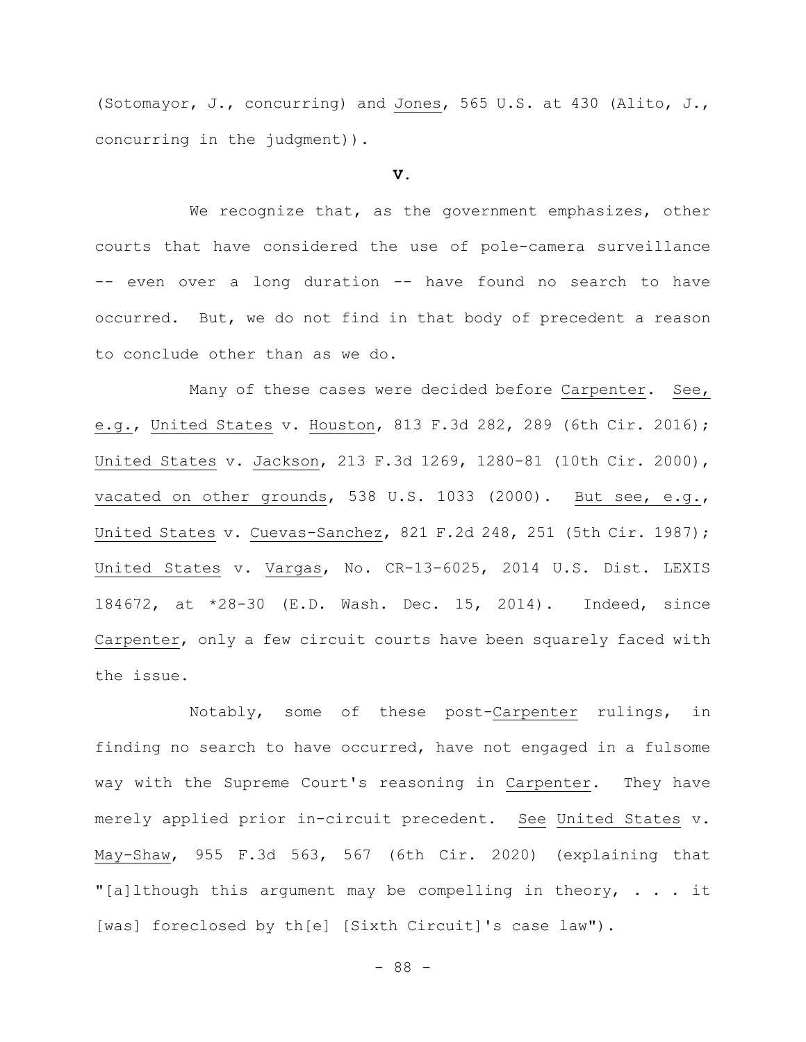(Sotomayor, J., concurring) and Jones, 565 U.S. at 430 (Alito, J., concurring in the judgment)).

**V.**

We recognize that, as the government emphasizes, other courts that have considered the use of pole-camera surveillance -- even over a long duration -- have found no search to have occurred. But, we do not find in that body of precedent a reason to conclude other than as we do.

Many of these cases were decided before Carpenter. See, e.g., United States v. Houston, 813 F.3d 282, 289 (6th Cir. 2016); United States v. Jackson, 213 F.3d 1269, 1280-81 (10th Cir. 2000), vacated on other grounds, 538 U.S. 1033 (2000). But see, e.g., United States v. Cuevas-Sanchez, 821 F.2d 248, 251 (5th Cir. 1987); United States v. Vargas, No. CR-13-6025, 2014 U.S. Dist. LEXIS 184672, at *28-30 (E.D. Wash. Dec. 15, 2014). Indeed, since Carpenter, only a few circuit courts have been squarely faced with the issue.

Notably, some of these post-Carpenter rulings, in finding no search to have occurred, have not engaged in a fulsome way with the Supreme Court's reasoning in Carpenter. They have merely applied prior in-circuit precedent. See United States v. May-Shaw, 955 F.3d 563, 567 (6th Cir. 2020) (explaining that "[a]lthough this argument may be compelling in theory, . . . it [was] foreclosed by th[e] [Sixth Circuit]'s case law").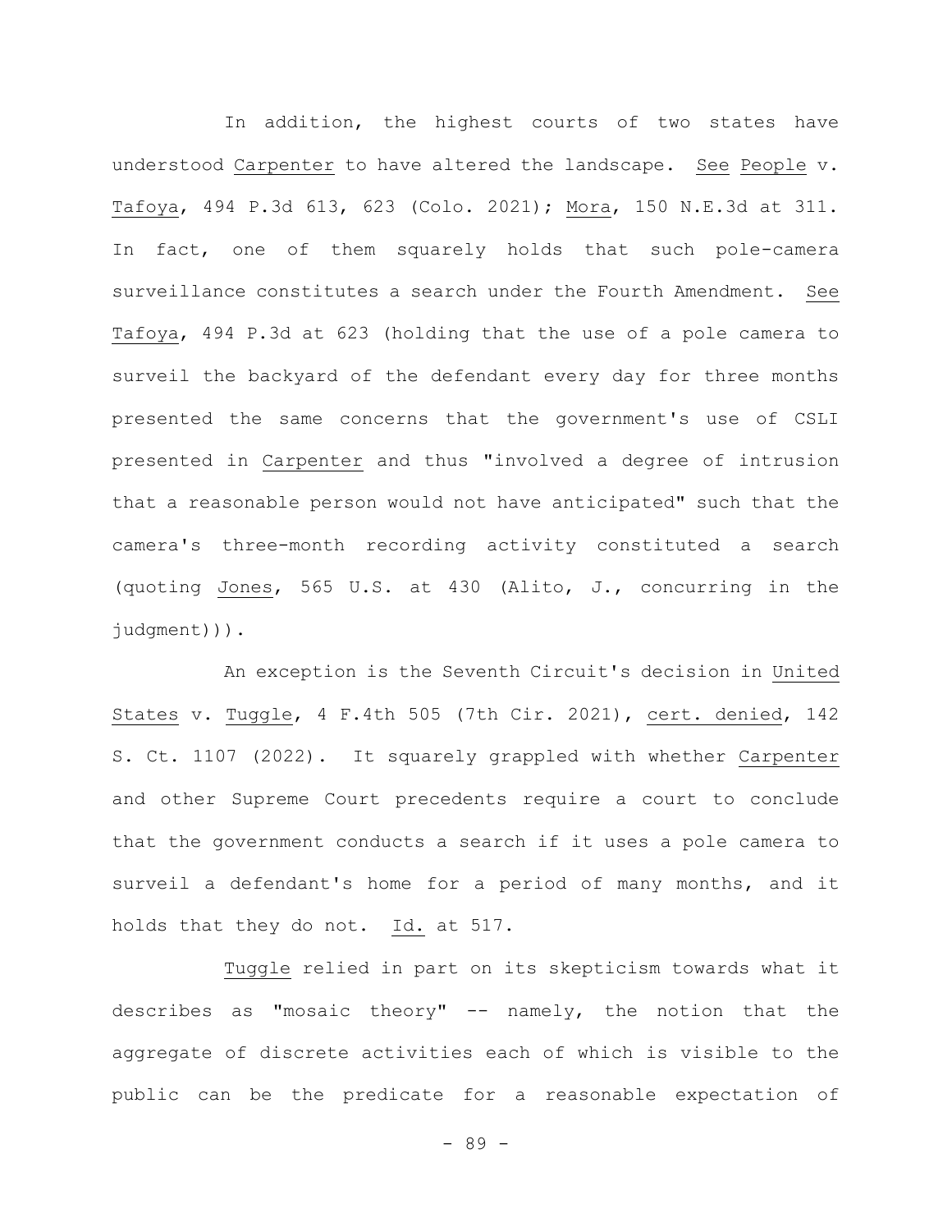In addition, the highest courts of two states have understood Carpenter to have altered the landscape. See People v. Tafoya, 494 P.3d 613, 623 (Colo. 2021); Mora, 150 N.E.3d at 311. In fact, one of them squarely holds that such pole-camera surveillance constitutes a search under the Fourth Amendment. See Tafoya, 494 P.3d at 623 (holding that the use of a pole camera to surveil the backyard of the defendant every day for three months presented the same concerns that the government's use of CSLI presented in Carpenter and thus "involved a degree of intrusion that a reasonable person would not have anticipated" such that the camera's three-month recording activity constituted a search (quoting Jones, 565 U.S. at 430 (Alito, J., concurring in the judgment))).

An exception is the Seventh Circuit's decision in United States v. Tuggle, 4 F.4th 505 (7th Cir. 2021), cert. denied, 142 S. Ct. 1107 (2022). It squarely grappled with whether Carpenter and other Supreme Court precedents require a court to conclude that the government conducts a search if it uses a pole camera to surveil a defendant's home for a period of many months, and it holds that they do not. Id. at 517.

Tuggle relied in part on its skepticism towards what it describes as "mosaic theory" -- namely, the notion that the aggregate of discrete activities each of which is visible to the public can be the predicate for a reasonable expectation of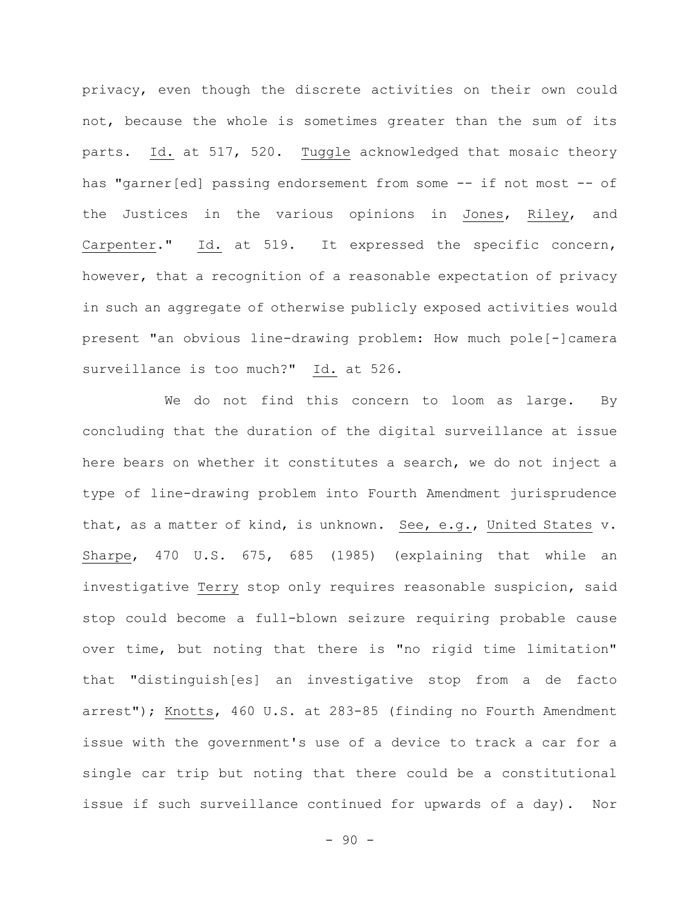privacy, even though the discrete activities on their own could not, because the whole is sometimes greater than the sum of its parts. _Id._ at 517, 520. _Tuggle_ acknowledged that mosaic theory has "garner[ed] passing endorsement from some -- if not most -- of the Justices in the various opinions in _Jones_, _Riley_, and _Carpenter_." _Id._ at 519. It expressed the specific concern, however, that a recognition of a reasonable expectation of privacy in such an aggregate of otherwise publicly exposed activities would present "an obvious line-drawing problem: How much pole[-]camera surveillance is too much?" _Id._ at 526.

We do not find this concern to loom as large. By concluding that the duration of the digital surveillance at issue here bears on whether it constitutes a search, we do not inject a type of line-drawing problem into Fourth Amendment jurisprudence that, as a matter of kind, is unknown. _See, e.g._, _United States_ v. _Sharpe_, 470 U.S. 675, 685 (1985) (explaining that while an investigative _Terry_ stop only requires reasonable suspicion, said stop could become a full-blown seizure requiring probable cause over time, but noting that there is "no rigid time limitation" that "distinguish[es] an investigative stop from a de facto arrest"); _Knotts_, 460 U.S. at 283-85 (finding no Fourth Amendment issue with the government's use of a device to track a car for a single car trip but noting that there could be a constitutional issue if such surveillance continued for upwards of a day). Nor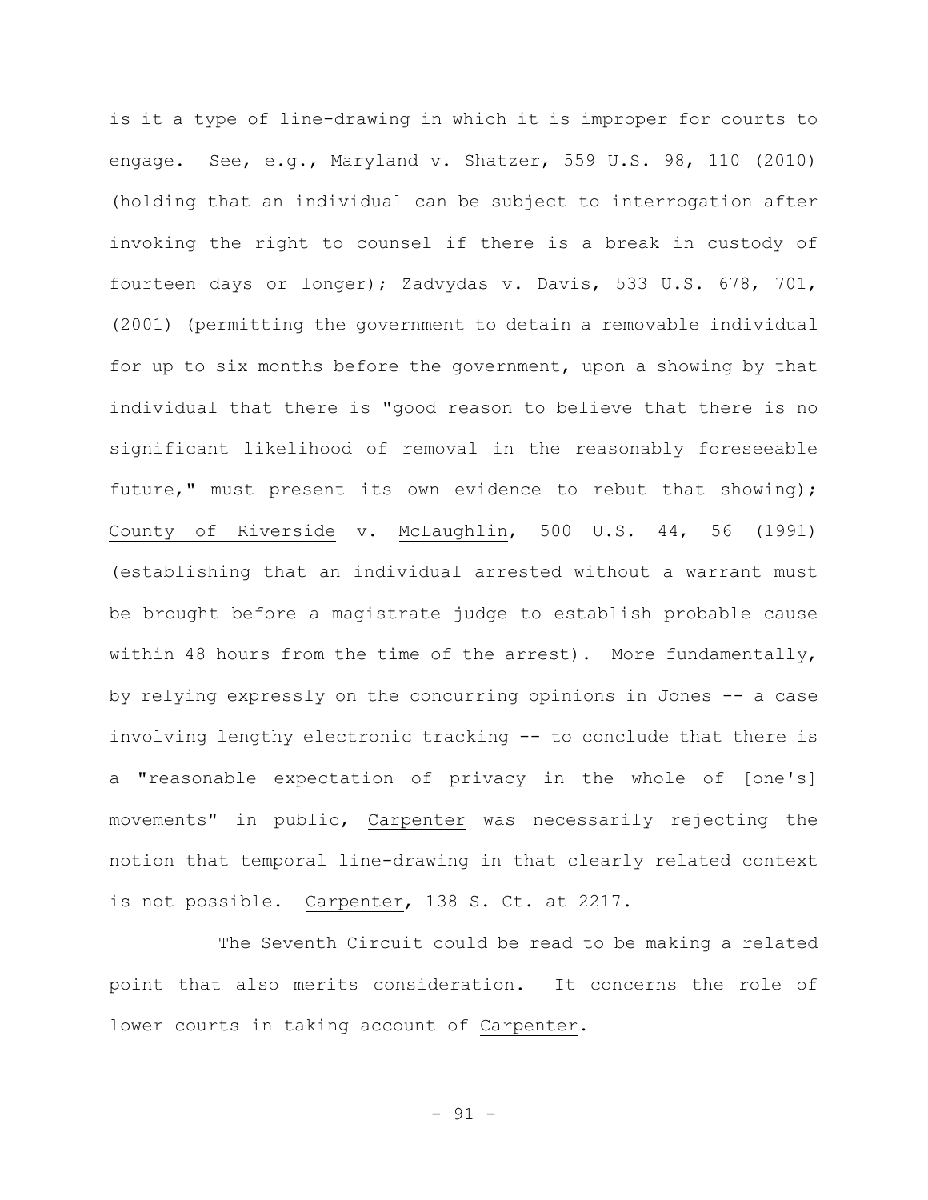is it a type of line-drawing in which it is improper for courts to engage. See, e.g., Maryland v. Shatzer, 559 U.S. 98, 110 (2010) (holding that an individual can be subject to interrogation after invoking the right to counsel if there is a break in custody of fourteen days or longer); Zadvydas v. Davis, 533 U.S. 678, 701, (2001) (permitting the government to detain a removable individual for up to six months before the government, upon a showing by that individual that there is "good reason to believe that there is no significant likelihood of removal in the reasonably foreseeable future," must present its own evidence to rebut that showing); County of Riverside v. McLaughlin, 500 U.S. 44, 56 (1991) (establishing that an individual arrested without a warrant must be brought before a magistrate judge to establish probable cause within 48 hours from the time of the arrest). More fundamentally, by relying expressly on the concurring opinions in Jones -- a case involving lengthy electronic tracking -- to conclude that there is a "reasonable expectation of privacy in the whole of [one's] movements" in public, Carpenter was necessarily rejecting the notion that temporal line-drawing in that clearly related context is not possible. Carpenter, 138 S. Ct. at 2217.

The Seventh Circuit could be read to be making a related point that also merits consideration. It concerns the role of lower courts in taking account of Carpenter.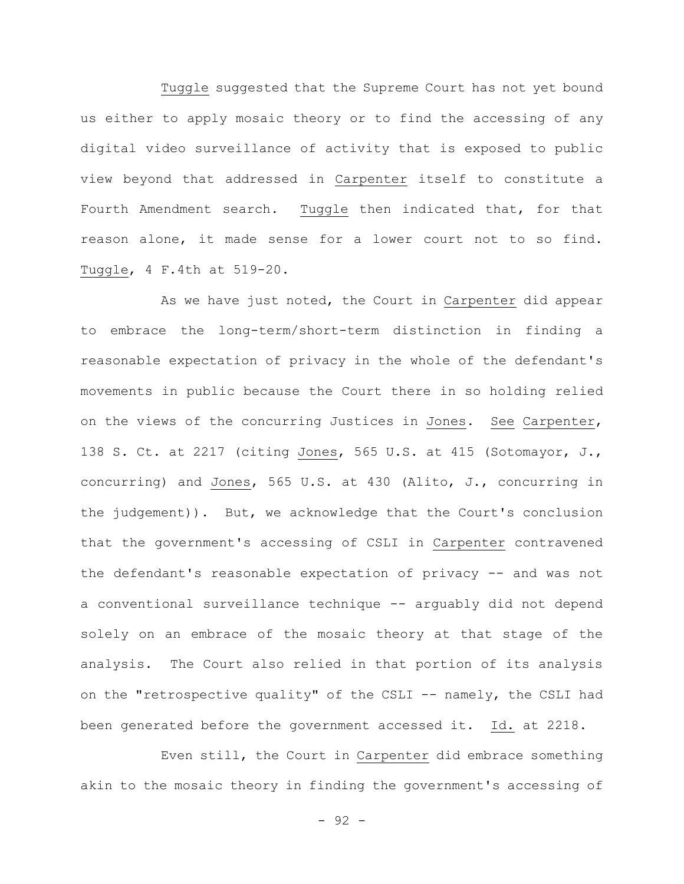Tuggle suggested that the Supreme Court has not yet bound us either to apply mosaic theory or to find the accessing of any digital video surveillance of activity that is exposed to public view beyond that addressed in Carpenter itself to constitute a Fourth Amendment search. Tuggle then indicated that, for that reason alone, it made sense for a lower court not to so find. Tuggle, 4 F.4th at 519-20.

As we have just noted, the Court in Carpenter did appear to embrace the long-term/short-term distinction in finding a reasonable expectation of privacy in the whole of the defendant's movements in public because the Court there in so holding relied on the views of the concurring Justices in Jones. See Carpenter, 138 S. Ct. at 2217 (citing Jones, 565 U.S. at 415 (Sotomayor, J., concurring) and Jones, 565 U.S. at 430 (Alito, J., concurring in the judgement)). But, we acknowledge that the Court's conclusion that the government's accessing of CSLI in Carpenter contravened the defendant's reasonable expectation of privacy -- and was not a conventional surveillance technique -- arguably did not depend solely on an embrace of the mosaic theory at that stage of the analysis. The Court also relied in that portion of its analysis on the "retrospective quality" of the CSLI -- namely, the CSLI had been generated before the government accessed it. Id. at 2218.

Even still, the Court in Carpenter did embrace something akin to the mosaic theory in finding the government's accessing of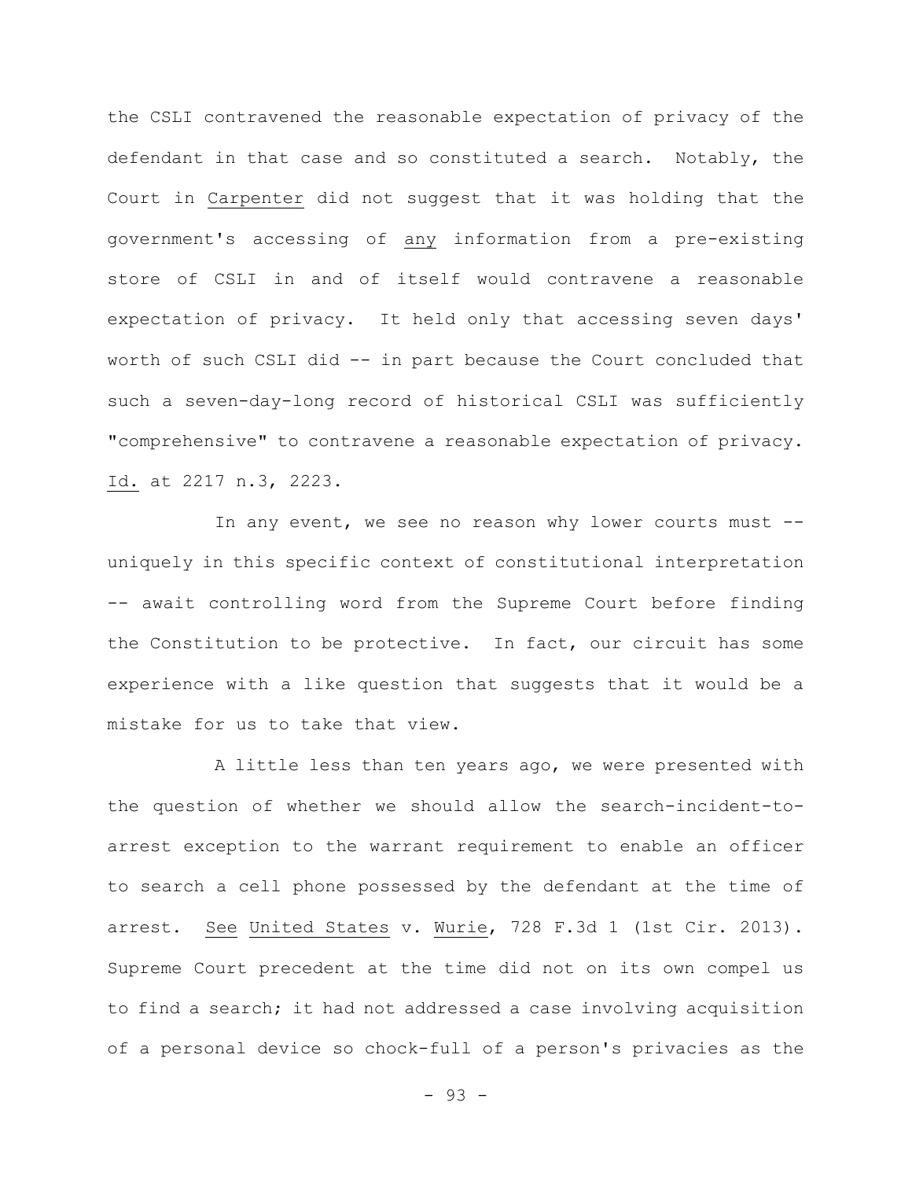the CSLI contravened the reasonable expectation of privacy of the defendant in that case and so constituted a search. Notably, the Court in Carpenter did not suggest that it was holding that the government's accessing of any information from a pre-existing store of CSLI in and of itself would contravene a reasonable expectation of privacy. It held only that accessing seven days' worth of such CSLI did -- in part because the Court concluded that such a seven-day-long record of historical CSLI was sufficiently "comprehensive" to contravene a reasonable expectation of privacy. Id. at 2217 n.3, 2223.

In any event, we see no reason why lower courts must -- uniquely in this specific context of constitutional interpretation -- await controlling word from the Supreme Court before finding the Constitution to be protective. In fact, our circuit has some experience with a like question that suggests that it would be a mistake for us to take that view.

A little less than ten years ago, we were presented with the question of whether we should allow the search-incident-to-arrest exception to the warrant requirement to enable an officer to search a cell phone possessed by the defendant at the time of arrest. See United States v. Wurie, 728 F.3d 1 (1st Cir. 2013). Supreme Court precedent at the time did not on its own compel us to find a search; it had not addressed a case involving acquisition of a personal device so chock-full of a person's privacies as the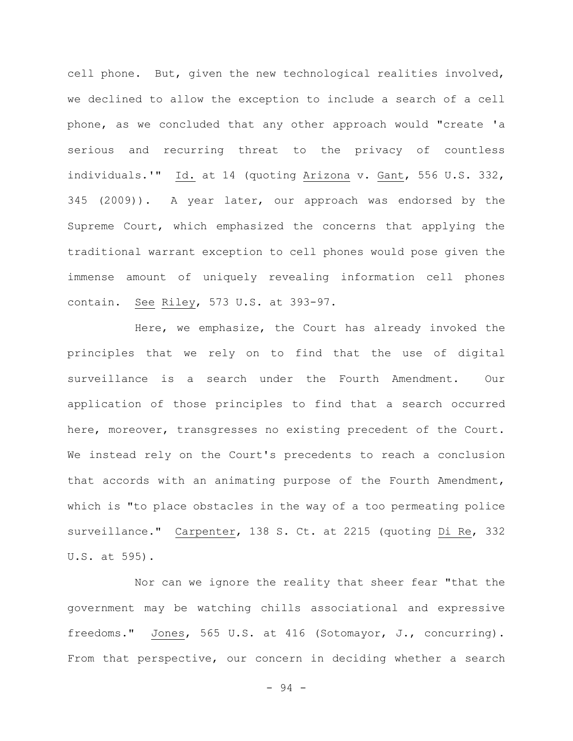cell phone. But, given the new technological realities involved, we declined to allow the exception to include a search of a cell phone, as we concluded that any other approach would "create 'a serious and recurring threat to the privacy of countless individuals.'" Id. at 14 (quoting Arizona v. Gant, 556 U.S. 332, 345 (2009)). A year later, our approach was endorsed by the Supreme Court, which emphasized the concerns that applying the traditional warrant exception to cell phones would pose given the immense amount of uniquely revealing information cell phones contain. See Riley, 573 U.S. at 393-97.

Here, we emphasize, the Court has already invoked the principles that we rely on to find that the use of digital surveillance is a search under the Fourth Amendment. Our application of those principles to find that a search occurred here, moreover, transgresses no existing precedent of the Court. We instead rely on the Court's precedents to reach a conclusion that accords with an animating purpose of the Fourth Amendment, which is "to place obstacles in the way of a too permeating police surveillance." Carpenter, 138 S. Ct. at 2215 (quoting Di Re, 332 U.S. at 595).

Nor can we ignore the reality that sheer fear "that the government may be watching chills associational and expressive freedoms." Jones, 565 U.S. at 416 (Sotomayor, J., concurring). From that perspective, our concern in deciding whether a search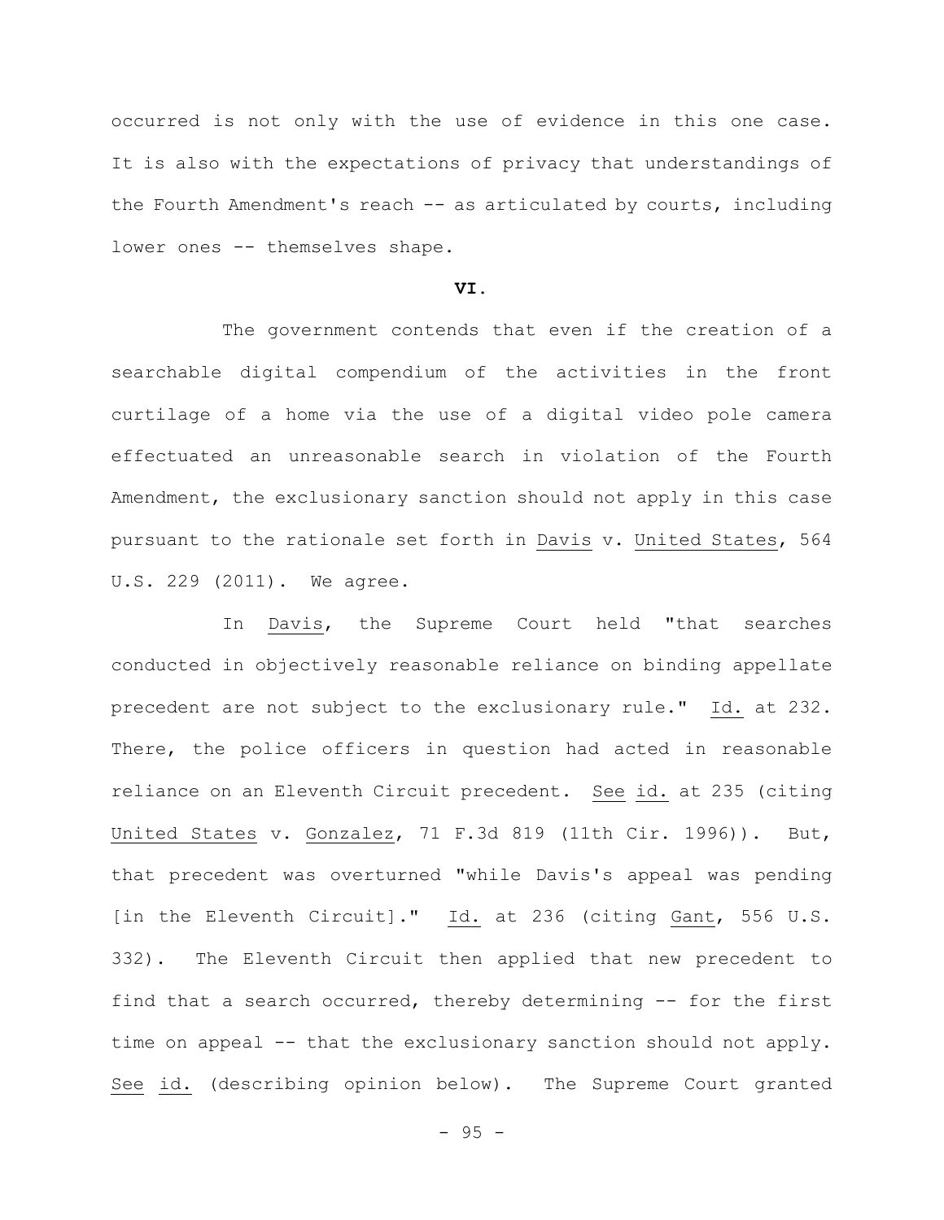occurred is not only with the use of evidence in this one case. It is also with the expectations of privacy that understandings of the Fourth Amendment's reach -- as articulated by courts, including lower ones -- themselves shape.

## VI.

The government contends that even if the creation of a searchable digital compendium of the activities in the front curtilage of a home via the use of a digital video pole camera effectuated an unreasonable search in violation of the Fourth Amendment, the exclusionary sanction should not apply in this case pursuant to the rationale set forth in Davis v. United States, 564 U.S. 229 (2011). We agree.

In Davis, the Supreme Court held "that searches conducted in objectively reasonable reliance on binding appellate precedent are not subject to the exclusionary rule." Id. at 232. There, the police officers in question had acted in reasonable reliance on an Eleventh Circuit precedent. See id. at 235 (citing United States v. Gonzalez, 71 F.3d 819 (11th Cir. 1996)). But, that precedent was overturned "while Davis's appeal was pending [in the Eleventh Circuit]." Id. at 236 (citing Gant, 556 U.S. 332). The Eleventh Circuit then applied that new precedent to find that a search occurred, thereby determining -- for the first time on appeal -- that the exclusionary sanction should not apply. See id. (describing opinion below). The Supreme Court granted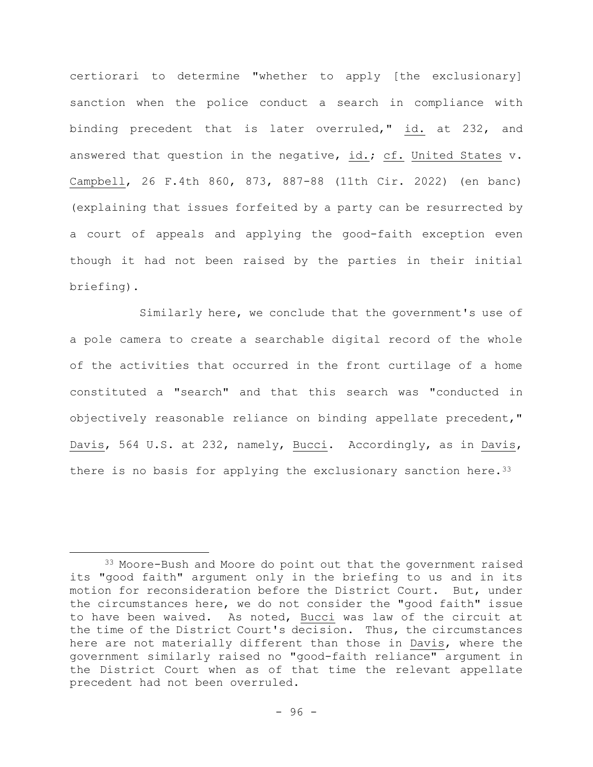certiorari to determine "whether to apply [the exclusionary] sanction when the police conduct a search in compliance with binding precedent that is later overruled," id. at 232, and answered that question in the negative, id.; cf. United States v. Campbell, 26 F.4th 860, 873, 887-88 (11th Cir. 2022) (en banc) (explaining that issues forfeited by a party can be resurrected by a court of appeals and applying the good-faith exception even though it had not been raised by the parties in their initial briefing).

Similarly here, we conclude that the government's use of a pole camera to create a searchable digital record of the whole of the activities that occurred in the front curtilage of a home constituted a "search" and that this search was "conducted in objectively reasonable reliance on binding appellate precedent," Davis, 564 U.S. at 232, namely, Bucci. Accordingly, as in Davis, there is no basis for applying the exclusionary sanction here.[33]

[33] Moore-Bush and Moore do point out that the government raised its "good faith" argument only in the briefing to us and in its motion for reconsideration before the District Court. But, under the circumstances here, we do not consider the "good faith" issue to have been waived. As noted, Bucci was law of the circuit at the time of the District Court's decision. Thus, the circumstances here are not materially different than those in Davis, where the government similarly raised no "good-faith reliance" argument in the District Court when as of that time the relevant appellate precedent had not been overruled.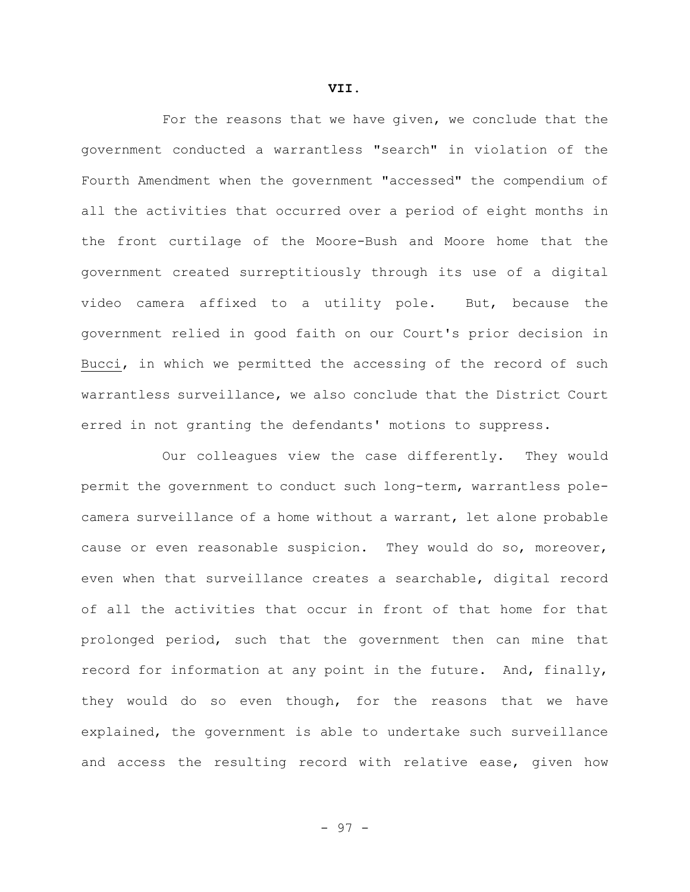## VII.

For the reasons that we have given, we conclude that the government conducted a warrantless "search" in violation of the Fourth Amendment when the government "accessed" the compendium of all the activities that occurred over a period of eight months in the front curtilage of the Moore-Bush and Moore home that the government created surreptitiously through its use of a digital video camera affixed to a utility pole. But, because the government relied in good faith on our Court's prior decision in Bucci, in which we permitted the accessing of the record of such warrantless surveillance, we also conclude that the District Court erred in not granting the defendants' motions to suppress.

Our colleagues view the case differently. They would permit the government to conduct such long-term, warrantless pole-camera surveillance of a home without a warrant, let alone probable cause or even reasonable suspicion. They would do so, moreover, even when that surveillance creates a searchable, digital record of all the activities that occur in front of that home for that prolonged period, such that the government then can mine that record for information at any point in the future. And, finally, they would do so even though, for the reasons that we have explained, the government is able to undertake such surveillance and access the resulting record with relative ease, given how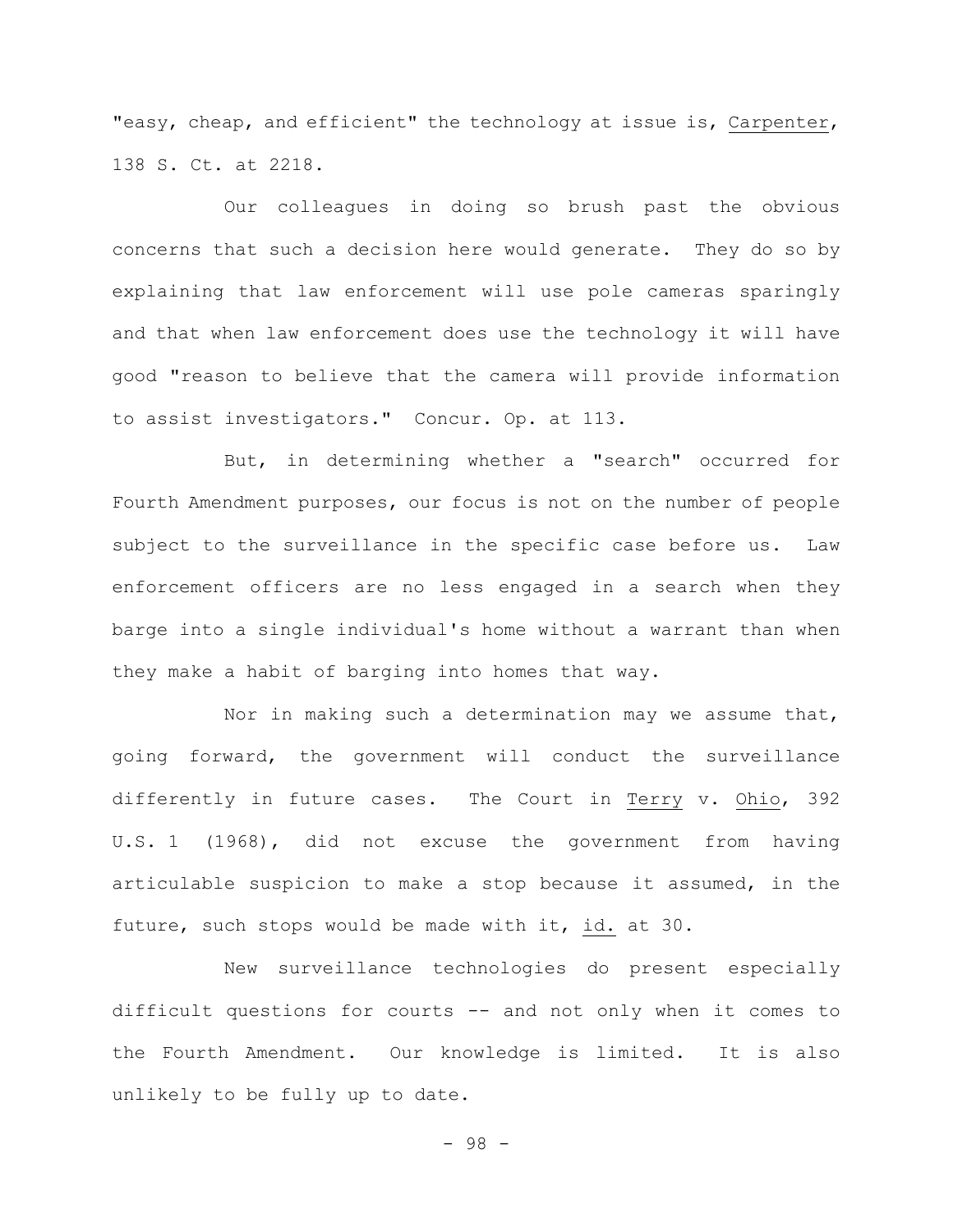"easy, cheap, and efficient" the technology at issue is, Carpenter, 138 S. Ct. at 2218.

Our colleagues in doing so brush past the obvious concerns that such a decision here would generate. They do so by explaining that law enforcement will use pole cameras sparingly and that when law enforcement does use the technology it will have good "reason to believe that the camera will provide information to assist investigators." Concur. Op. at 113.

But, in determining whether a "search" occurred for Fourth Amendment purposes, our focus is not on the number of people subject to the surveillance in the specific case before us. Law enforcement officers are no less engaged in a search when they barge into a single individual's home without a warrant than when they make a habit of barging into homes that way.

Nor in making such a determination may we assume that, going forward, the government will conduct the surveillance differently in future cases. The Court in Terry v. Ohio, 392 U.S. 1 (1968), did not excuse the government from having articulable suspicion to make a stop because it assumed, in the future, such stops would be made with it, id. at 30.

New surveillance technologies do present especially difficult questions for courts -- and not only when it comes to the Fourth Amendment. Our knowledge is limited. It is also unlikely to be fully up to date.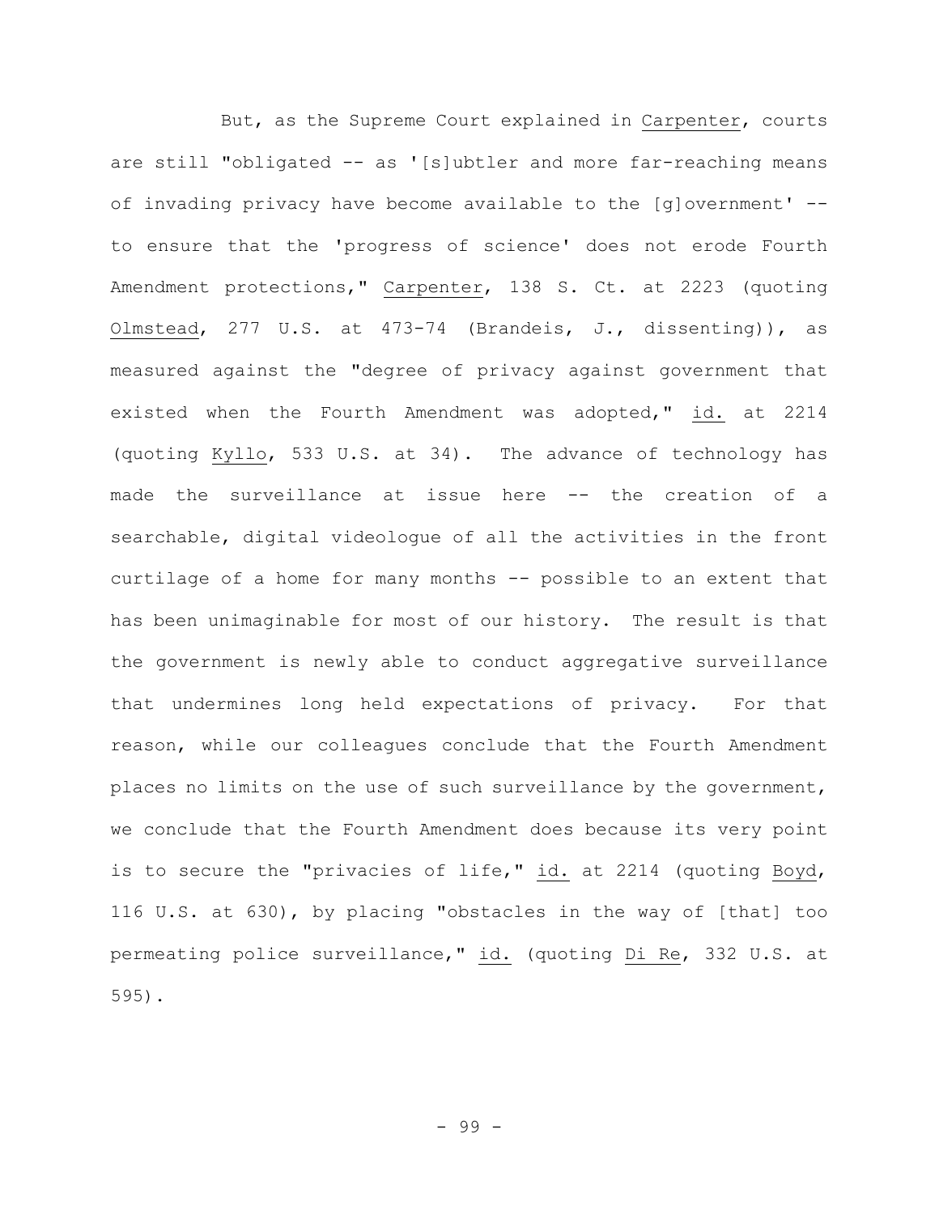But, as the Supreme Court explained in Carpenter, courts are still "obligated -- as '[s]ubtler and more far-reaching means of invading privacy have become available to the [g]overnment' -- to ensure that the 'progress of science' does not erode Fourth Amendment protections," Carpenter, 138 S. Ct. at 2223 (quoting Olmstead, 277 U.S. at 473-74 (Brandeis, J., dissenting)), as measured against the "degree of privacy against government that existed when the Fourth Amendment was adopted," id. at 2214 (quoting Kyllo, 533 U.S. at 34). The advance of technology has made the surveillance at issue here -- the creation of a searchable, digital videologue of all the activities in the front curtilage of a home for many months -- possible to an extent that has been unimaginable for most of our history. The result is that the government is newly able to conduct aggregative surveillance that undermines long held expectations of privacy. For that reason, while our colleagues conclude that the Fourth Amendment places no limits on the use of such surveillance by the government, we conclude that the Fourth Amendment does because its very point is to secure the "privacies of life," id. at 2214 (quoting Boyd, 116 U.S. at 630), by placing "obstacles in the way of [that] too permeating police surveillance," id. (quoting Di Re, 332 U.S. at 595).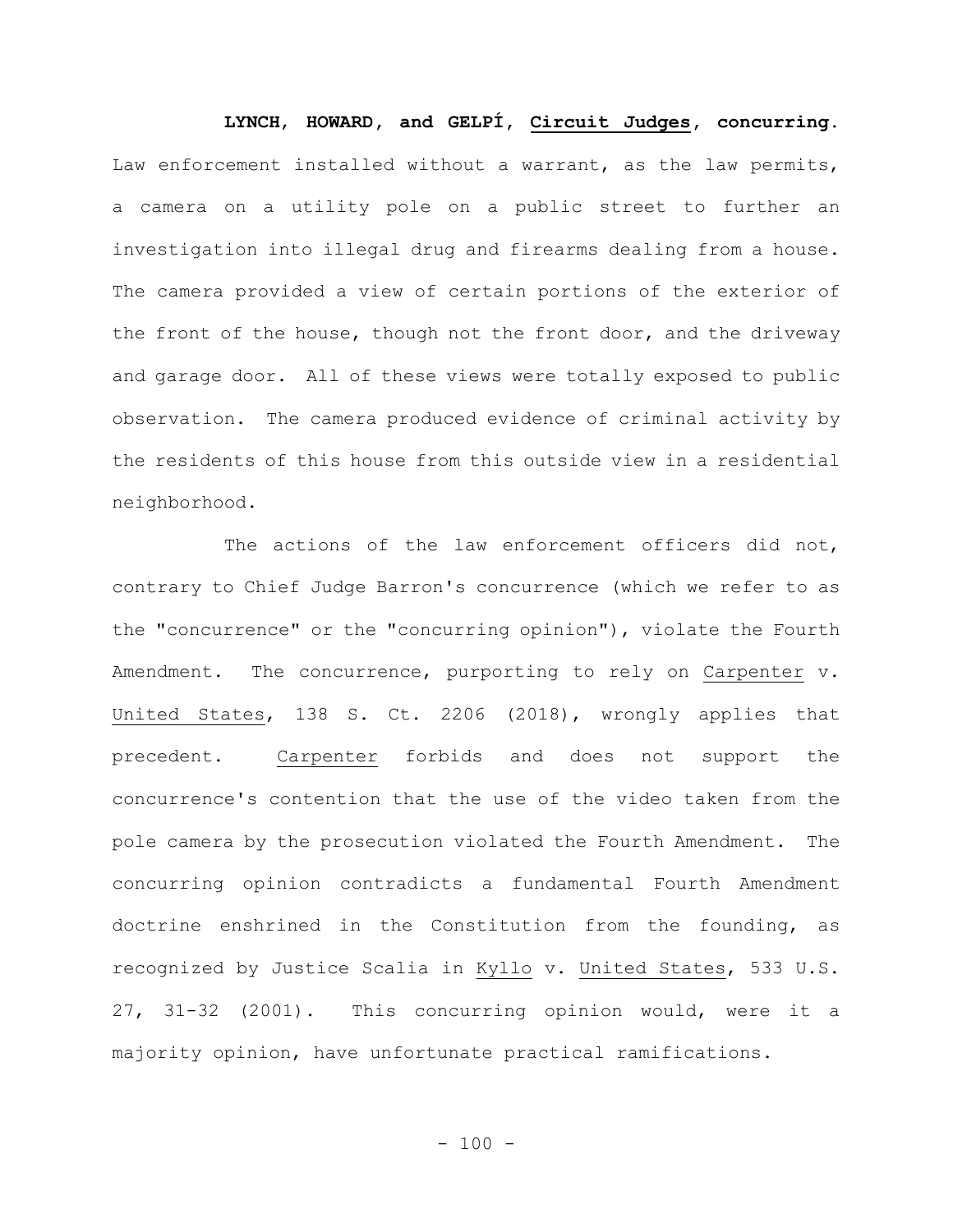**LYNCH, HOWARD, and GELPÍ, Circuit Judges, concurring.** Law enforcement installed without a warrant, as the law permits, a camera on a utility pole on a public street to further an investigation into illegal drug and firearms dealing from a house. The camera provided a view of certain portions of the exterior of the front of the house, though not the front door, and the driveway and garage door. All of these views were totally exposed to public observation. The camera produced evidence of criminal activity by the residents of this house from this outside view in a residential neighborhood.

The actions of the law enforcement officers did not, contrary to Chief Judge Barron's concurrence (which we refer to as the "concurrence" or the "concurring opinion"), violate the Fourth Amendment. The concurrence, purporting to rely on Carpenter v. United States, 138 S. Ct. 2206 (2018), wrongly applies that precedent. Carpenter forbids and does not support the concurrence's contention that the use of the video taken from the pole camera by the prosecution violated the Fourth Amendment. The concurring opinion contradicts a fundamental Fourth Amendment doctrine enshrined in the Constitution from the founding, as recognized by Justice Scalia in Kyllo v. United States, 533 U.S. 27, 31-32 (2001). This concurring opinion would, were it a majority opinion, have unfortunate practical ramifications.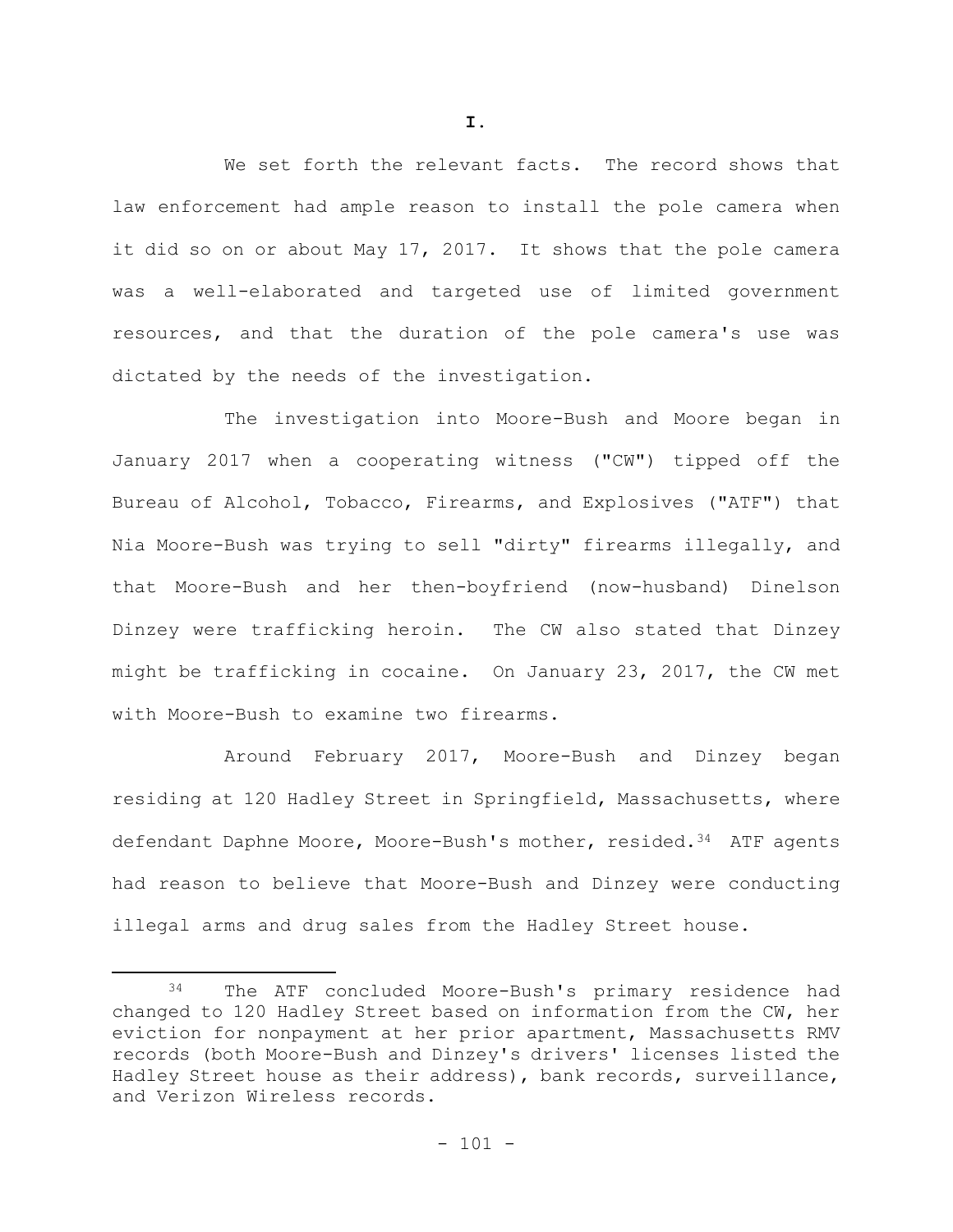# I.

We set forth the relevant facts. The record shows that law enforcement had ample reason to install the pole camera when it did so on or about May 17, 2017. It shows that the pole camera was a well-elaborated and targeted use of limited government resources, and that the duration of the pole camera's use was dictated by the needs of the investigation.

The investigation into Moore-Bush and Moore began in January 2017 when a cooperating witness ("CW") tipped off the Bureau of Alcohol, Tobacco, Firearms, and Explosives ("ATF") that Nia Moore-Bush was trying to sell "dirty" firearms illegally, and that Moore-Bush and her then-boyfriend (now-husband) Dinelson Dinzey were trafficking heroin. The CW also stated that Dinzey might be trafficking in cocaine. On January 23, 2017, the CW met with Moore-Bush to examine two firearms.

Around February 2017, Moore-Bush and Dinzey began residing at 120 Hadley Street in Springfield, Massachusetts, where defendant Daphne Moore, Moore-Bush's mother, resided.[34] ATF agents had reason to believe that Moore-Bush and Dinzey were conducting illegal arms and drug sales from the Hadley Street house.

---

[34] The ATF concluded Moore-Bush's primary residence had changed to 120 Hadley Street based on information from the CW, her eviction for nonpayment at her prior apartment, Massachusetts RMV records (both Moore-Bush and Dinzey's drivers' licenses listed the Hadley Street house as their address), bank records, surveillance, and Verizon Wireless records.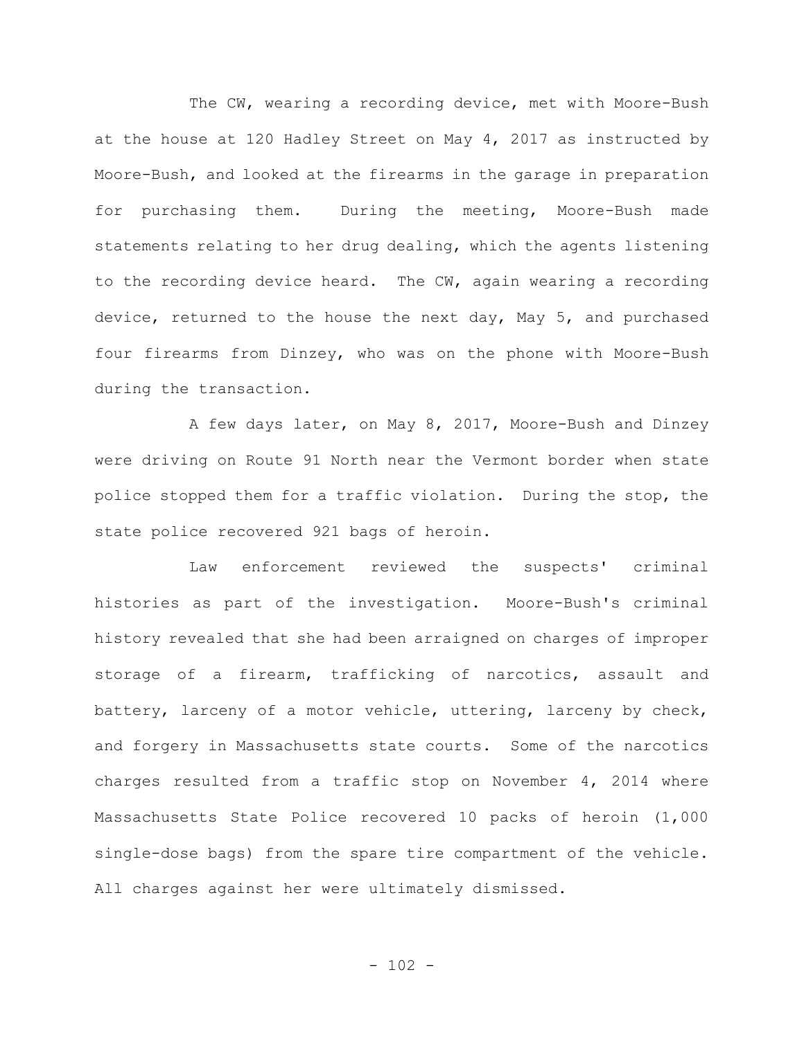The CW, wearing a recording device, met with Moore-Bush at the house at 120 Hadley Street on May 4, 2017 as instructed by Moore-Bush, and looked at the firearms in the garage in preparation for purchasing them. During the meeting, Moore-Bush made statements relating to her drug dealing, which the agents listening to the recording device heard. The CW, again wearing a recording device, returned to the house the next day, May 5, and purchased four firearms from Dinzey, who was on the phone with Moore-Bush during the transaction.

A few days later, on May 8, 2017, Moore-Bush and Dinzey were driving on Route 91 North near the Vermont border when state police stopped them for a traffic violation. During the stop, the state police recovered 921 bags of heroin.

Law enforcement reviewed the suspects' criminal histories as part of the investigation. Moore-Bush's criminal history revealed that she had been arraigned on charges of improper storage of a firearm, trafficking of narcotics, assault and battery, larceny of a motor vehicle, uttering, larceny by check, and forgery in Massachusetts state courts. Some of the narcotics charges resulted from a traffic stop on November 4, 2014 where Massachusetts State Police recovered 10 packs of heroin (1,000 single-dose bags) from the spare tire compartment of the vehicle. All charges against her were ultimately dismissed.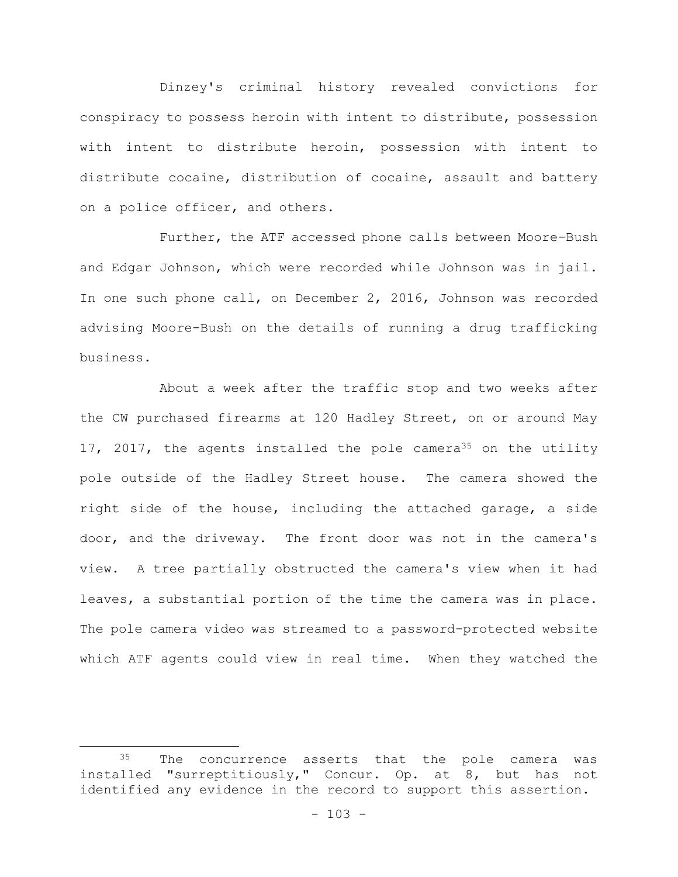Dinzey's criminal history revealed convictions for conspiracy to possess heroin with intent to distribute, possession with intent to distribute heroin, possession with intent to distribute cocaine, distribution of cocaine, assault and battery on a police officer, and others.

Further, the ATF accessed phone calls between Moore-Bush and Edgar Johnson, which were recorded while Johnson was in jail. In one such phone call, on December 2, 2016, Johnson was recorded advising Moore-Bush on the details of running a drug trafficking business.

About a week after the traffic stop and two weeks after the CW purchased firearms at 120 Hadley Street, on or around May 17, 2017, the agents installed the pole camera[35] on the utility pole outside of the Hadley Street house. The camera showed the right side of the house, including the attached garage, a side door, and the driveway. The front door was not in the camera's view. A tree partially obstructed the camera's view when it had leaves, a substantial portion of the time the camera was in place. The pole camera video was streamed to a password-protected website which ATF agents could view in real time. When they watched the

---

[35] The concurrence asserts that the pole camera was installed "surreptitiously," Concur. Op. at 8, but has not identified any evidence in the record to support this assertion.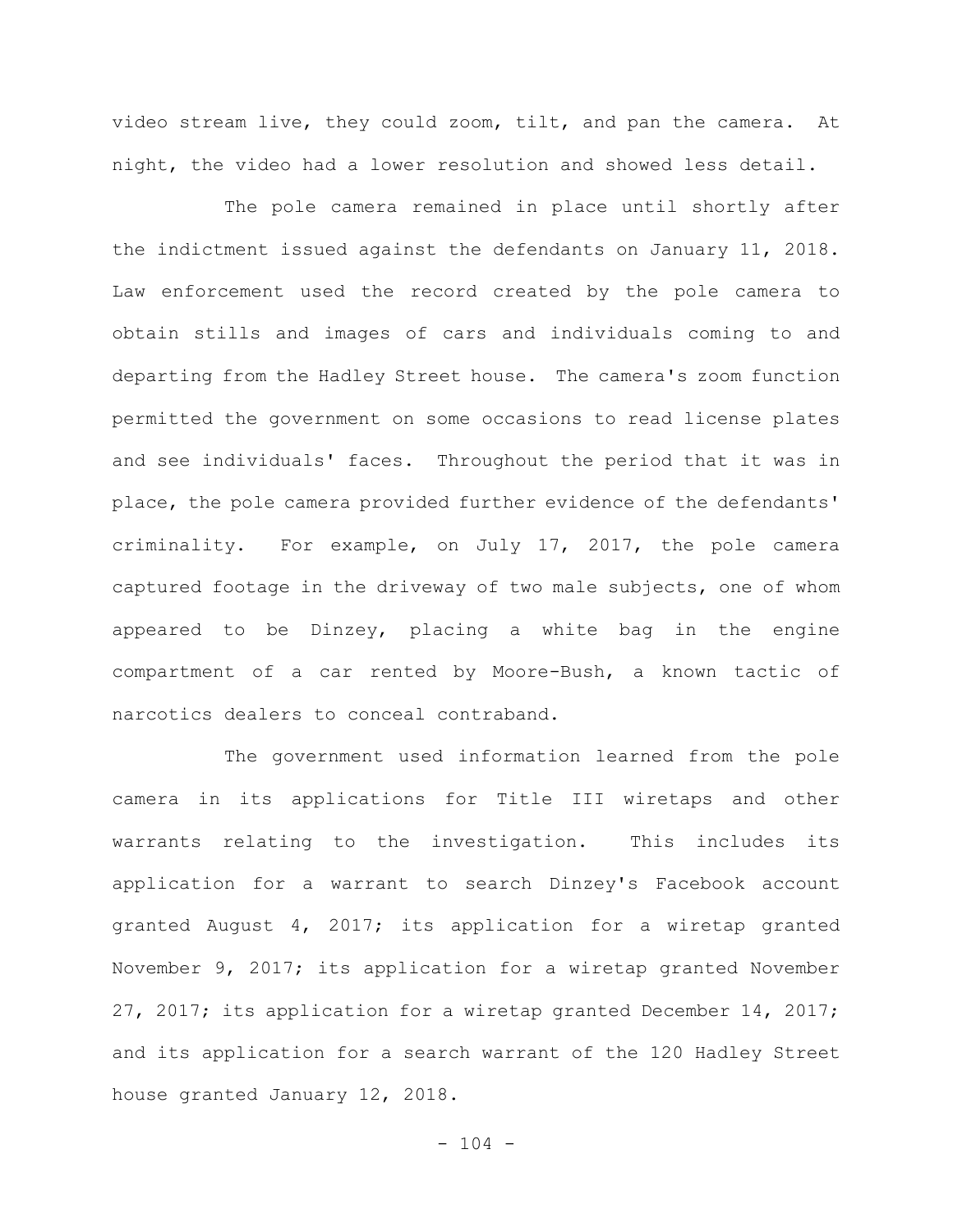video stream live, they could zoom, tilt, and pan the camera. At night, the video had a lower resolution and showed less detail.

The pole camera remained in place until shortly after the indictment issued against the defendants on January 11, 2018. Law enforcement used the record created by the pole camera to obtain stills and images of cars and individuals coming to and departing from the Hadley Street house. The camera's zoom function permitted the government on some occasions to read license plates and see individuals' faces. Throughout the period that it was in place, the pole camera provided further evidence of the defendants' criminality. For example, on July 17, 2017, the pole camera captured footage in the driveway of two male subjects, one of whom appeared to be Dinzey, placing a white bag in the engine compartment of a car rented by Moore-Bush, a known tactic of narcotics dealers to conceal contraband.

The government used information learned from the pole camera in its applications for Title III wiretaps and other warrants relating to the investigation. This includes its application for a warrant to search Dinzey's Facebook account granted August 4, 2017; its application for a wiretap granted November 9, 2017; its application for a wiretap granted November 27, 2017; its application for a wiretap granted December 14, 2017; and its application for a search warrant of the 120 Hadley Street house granted January 12, 2018.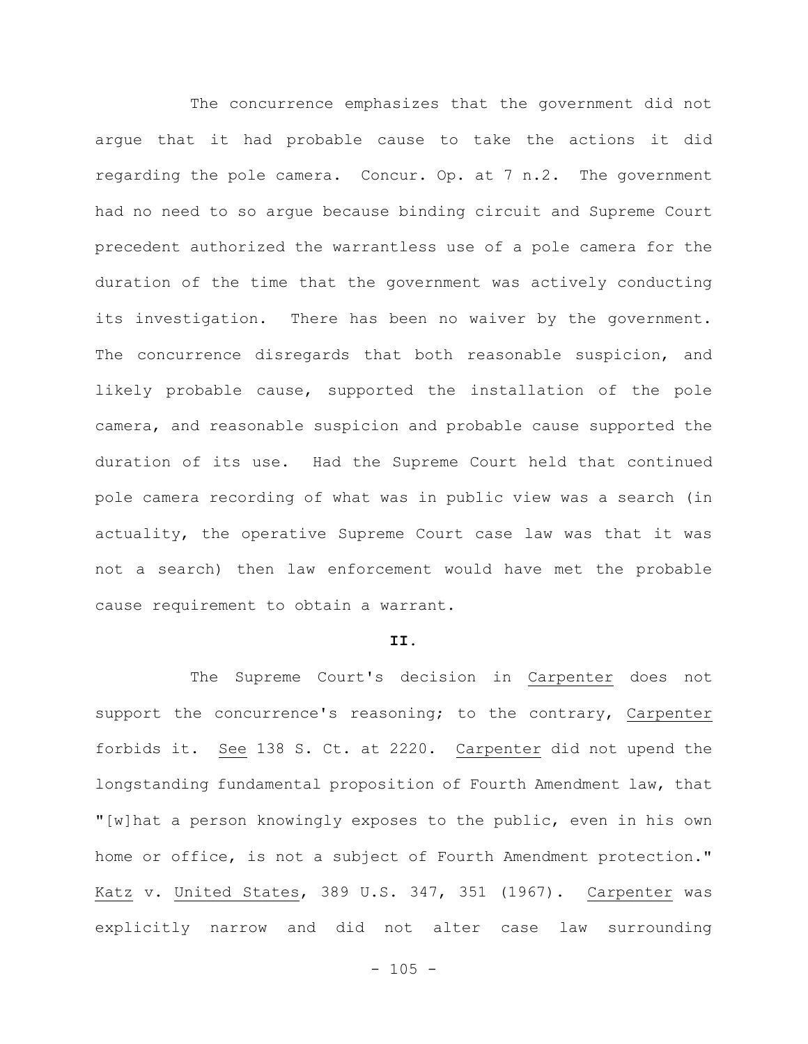The concurrence emphasizes that the government did not argue that it had probable cause to take the actions it did regarding the pole camera. Concur. Op. at 7 n.2. The government had no need to so argue because binding circuit and Supreme Court precedent authorized the warrantless use of a pole camera for the duration of the time that the government was actively conducting its investigation. There has been no waiver by the government. The concurrence disregards that both reasonable suspicion, and likely probable cause, supported the installation of the pole camera, and reasonable suspicion and probable cause supported the duration of its use. Had the Supreme Court held that continued pole camera recording of what was in public view was a search (in actuality, the operative Supreme Court case law was that it was not a search) then law enforcement would have met the probable cause requirement to obtain a warrant.

**II.**

The Supreme Court's decision in Carpenter does not support the concurrence's reasoning; to the contrary, Carpenter forbids it. See 138 S. Ct. at 2220. Carpenter did not upend the longstanding fundamental proposition of Fourth Amendment law, that "[w]hat a person knowingly exposes to the public, even in his own home or office, is not a subject of Fourth Amendment protection." Katz v. United States, 389 U.S. 347, 351 (1967). Carpenter was explicitly narrow and did not alter case law surrounding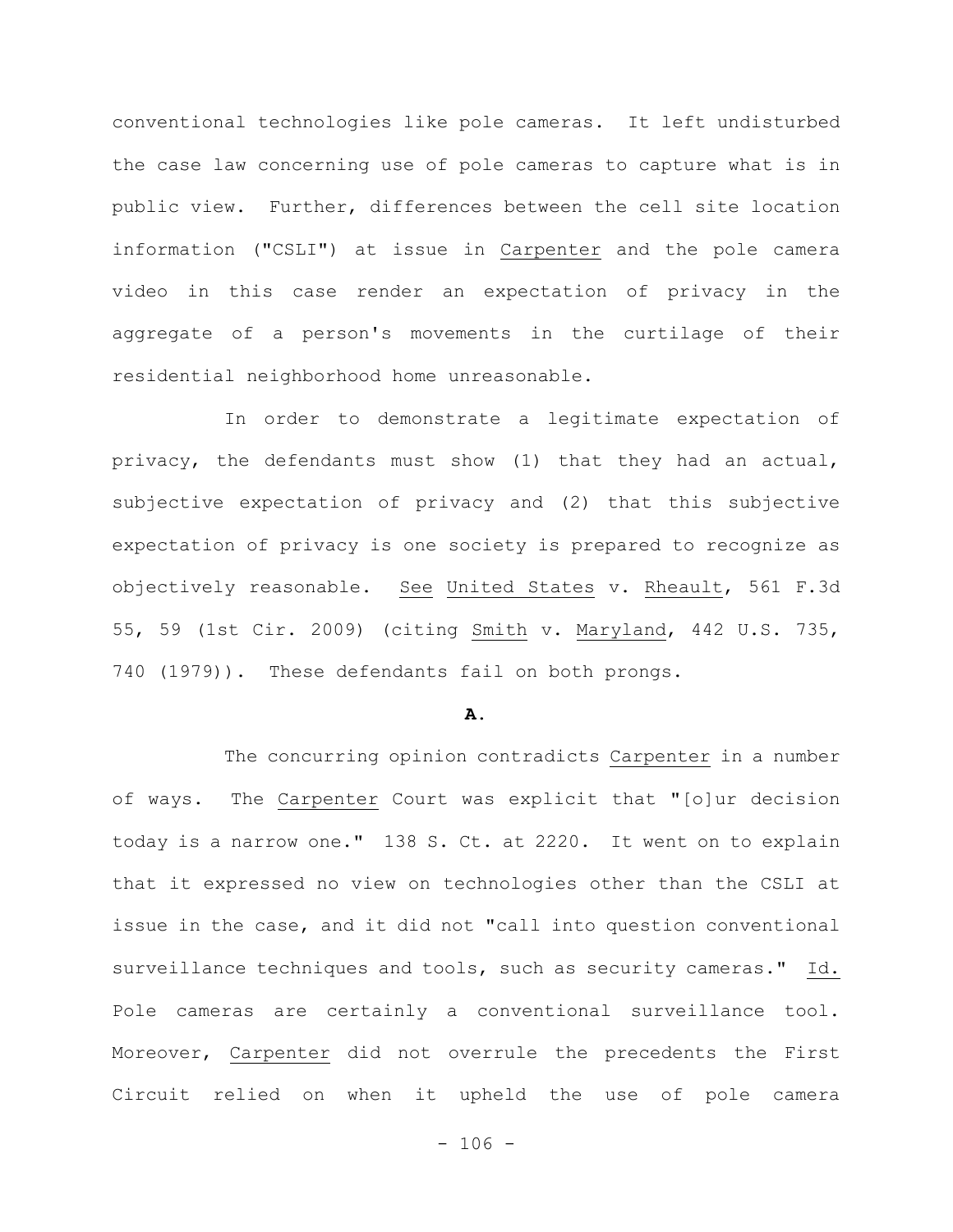conventional technologies like pole cameras. It left undisturbed the case law concerning use of pole cameras to capture what is in public view. Further, differences between the cell site location information ("CSLI") at issue in Carpenter and the pole camera video in this case render an expectation of privacy in the aggregate of a person's movements in the curtilage of their residential neighborhood home unreasonable.

In order to demonstrate a legitimate expectation of privacy, the defendants must show (1) that they had an actual, subjective expectation of privacy and (2) that this subjective expectation of privacy is one society is prepared to recognize as objectively reasonable. See United States v. Rheault, 561 F.3d 55, 59 (1st Cir. 2009) (citing Smith v. Maryland, 442 U.S. 735, 740 (1979)). These defendants fail on both prongs.

**A.**

The concurring opinion contradicts Carpenter in a number of ways. The Carpenter Court was explicit that "[o]ur decision today is a narrow one." 138 S. Ct. at 2220. It went on to explain that it expressed no view on technologies other than the CSLI at issue in the case, and it did not "call into question conventional surveillance techniques and tools, such as security cameras." Id. Pole cameras are certainly a conventional surveillance tool. Moreover, Carpenter did not overrule the precedents the First Circuit relied on when it upheld the use of pole camera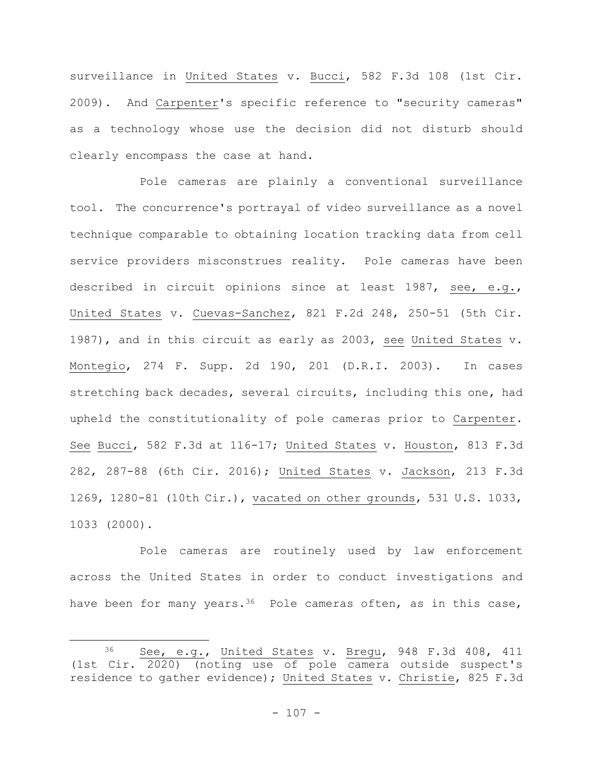surveillance in United States v. Bucci, 582 F.3d 108 (1st Cir. 2009). And Carpenter's specific reference to "security cameras" as a technology whose use the decision did not disturb should clearly encompass the case at hand.

Pole cameras are plainly a conventional surveillance tool. The concurrence's portrayal of video surveillance as a novel technique comparable to obtaining location tracking data from cell service providers misconstrues reality. Pole cameras have been described in circuit opinions since at least 1987, see, e.g., United States v. Cuevas-Sanchez, 821 F.2d 248, 250-51 (5th Cir. 1987), and in this circuit as early as 2003, see United States v. Montegio, 274 F. Supp. 2d 190, 201 (D.R.I. 2003). In cases stretching back decades, several circuits, including this one, had upheld the constitutionality of pole cameras prior to Carpenter. See Bucci, 582 F.3d at 116-17; United States v. Houston, 813 F.3d 282, 287-88 (6th Cir. 2016); United States v. Jackson, 213 F.3d 1269, 1280-81 (10th Cir.), vacated on other grounds, 531 U.S. 1033, 1033 (2000).

Pole cameras are routinely used by law enforcement across the United States in order to conduct investigations and have been for many years.[36] Pole cameras often, as in this case,

---

[36] See, e.g., United States v. Bregu, 948 F.3d 408, 411 (1st Cir. 2020) (noting use of pole camera outside suspect's residence to gather evidence); United States v. Christie, 825 F.3d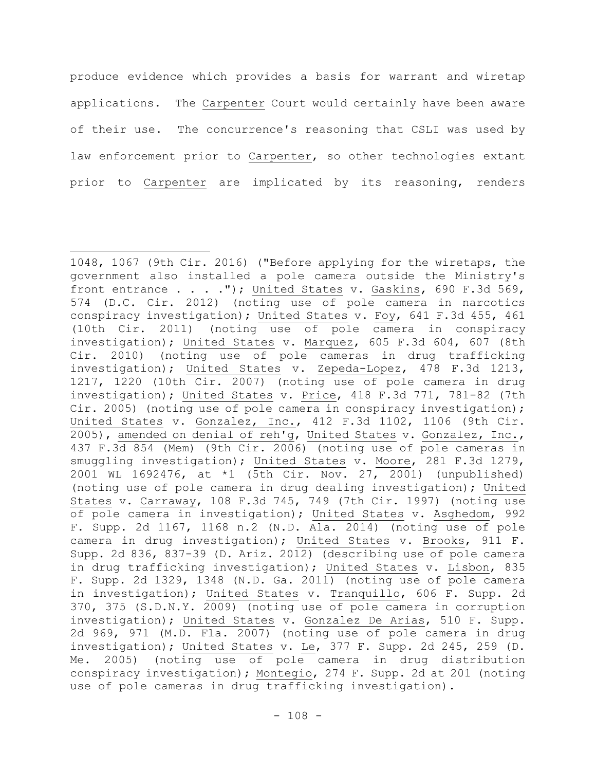produce evidence which provides a basis for warrant and wiretap applications. The Carpenter Court would certainly have been aware of their use. The concurrence's reasoning that CSLI was used by law enforcement prior to Carpenter, so other technologies extant prior to Carpenter are implicated by its reasoning, renders

---

1048, 1067 (9th Cir. 2016) ("Before applying for the wiretaps, the government also installed a pole camera outside the Ministry's front entrance . . . ."); United States v. Gaskins, 690 F.3d 569, 574 (D.C. Cir. 2012) (noting use of pole camera in narcotics conspiracy investigation); United States v. Foy, 641 F.3d 455, 461 (10th Cir. 2011) (noting use of pole camera in conspiracy investigation); United States v. Marquez, 605 F.3d 604, 607 (8th Cir. 2010) (noting use of pole cameras in drug trafficking investigation); United States v. Zepeda-Lopez, 478 F.3d 1213, 1217, 1220 (10th Cir. 2007) (noting use of pole camera in drug investigation); United States v. Price, 418 F.3d 771, 781-82 (7th Cir. 2005) (noting use of pole camera in conspiracy investigation); United States v. Gonzalez, Inc., 412 F.3d 1102, 1106 (9th Cir. 2005), amended on denial of reh'g, United States v. Gonzalez, Inc., 437 F.3d 854 (Mem) (9th Cir. 2006) (noting use of pole cameras in smuggling investigation); United States v. Moore, 281 F.3d 1279, 2001 WL 1692476, at *1 (5th Cir. Nov. 27, 2001) (unpublished) (noting use of pole camera in drug dealing investigation); United States v. Carraway, 108 F.3d 745, 749 (7th Cir. 1997) (noting use of pole camera in investigation); United States v. Asghedom, 992 F. Supp. 2d 1167, 1168 n.2 (N.D. Ala. 2014) (noting use of pole camera in drug investigation); United States v. Brooks, 911 F. Supp. 2d 836, 837-39 (D. Ariz. 2012) (describing use of pole camera in drug trafficking investigation); United States v. Lisbon, 835 F. Supp. 2d 1329, 1348 (N.D. Ga. 2011) (noting use of pole camera in investigation); United States v. Tranquillo, 606 F. Supp. 2d 370, 375 (S.D.N.Y. 2009) (noting use of pole camera in corruption investigation); United States v. Gonzalez De Arias, 510 F. Supp. 2d 969, 971 (M.D. Fla. 2007) (noting use of pole camera in drug investigation); United States v. Le, 377 F. Supp. 2d 245, 259 (D. Me. 2005) (noting use of pole camera in drug distribution conspiracy investigation); Montegio, 274 F. Supp. 2d at 201 (noting use of pole cameras in drug trafficking investigation).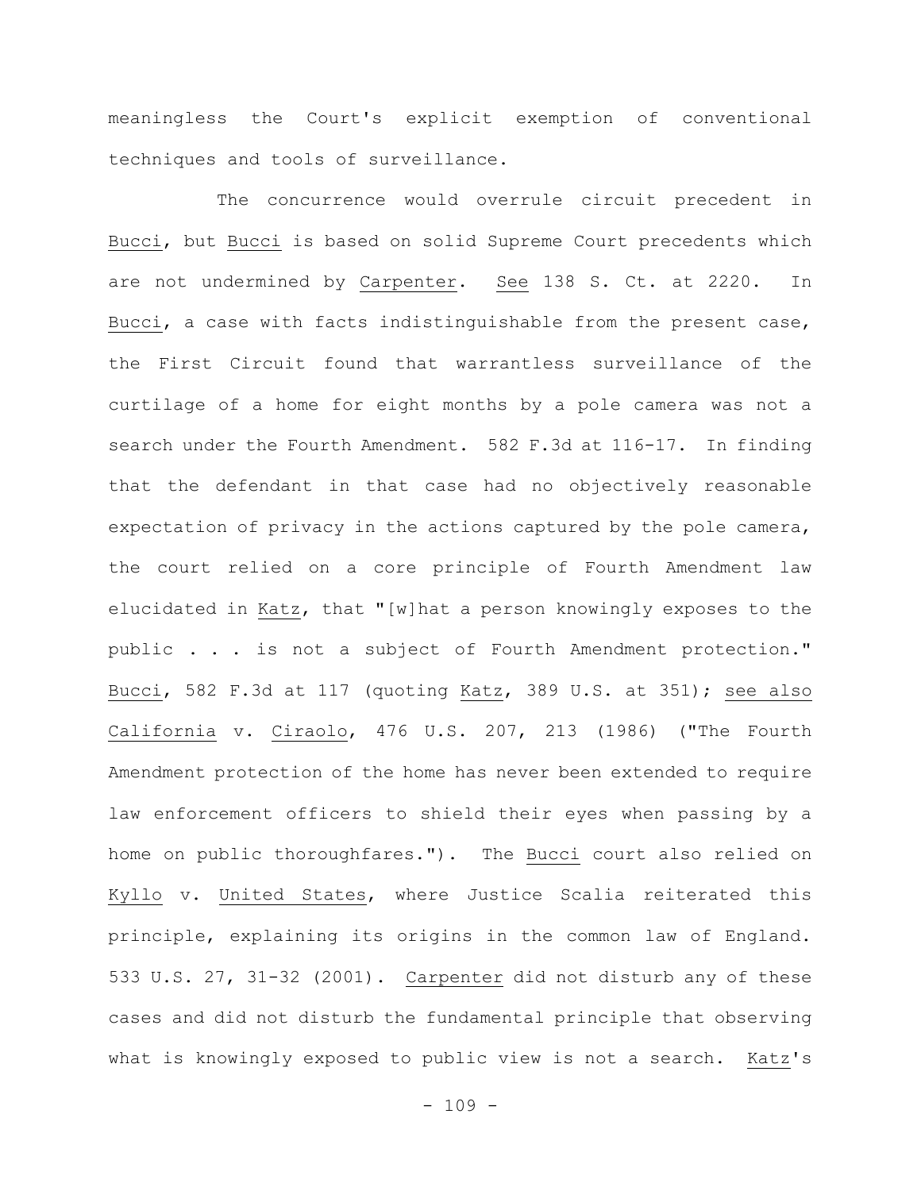meaningless the Court's explicit exemption of conventional techniques and tools of surveillance.

The concurrence would overrule circuit precedent in Bucci, but Bucci is based on solid Supreme Court precedents which are not undermined by Carpenter. See 138 S. Ct. at 2220. In Bucci, a case with facts indistinguishable from the present case, the First Circuit found that warrantless surveillance of the curtilage of a home for eight months by a pole camera was not a search under the Fourth Amendment. 582 F.3d at 116-17. In finding that the defendant in that case had no objectively reasonable expectation of privacy in the actions captured by the pole camera, the court relied on a core principle of Fourth Amendment law elucidated in Katz, that "[w]hat a person knowingly exposes to the public . . . is not a subject of Fourth Amendment protection." Bucci, 582 F.3d at 117 (quoting Katz, 389 U.S. at 351); see also California v. Ciraolo, 476 U.S. 207, 213 (1986) ("The Fourth Amendment protection of the home has never been extended to require law enforcement officers to shield their eyes when passing by a home on public thoroughfares."). The Bucci court also relied on Kyllo v. United States, where Justice Scalia reiterated this principle, explaining its origins in the common law of England. 533 U.S. 27, 31-32 (2001). Carpenter did not disturb any of these cases and did not disturb the fundamental principle that observing what is knowingly exposed to public view is not a search. Katz's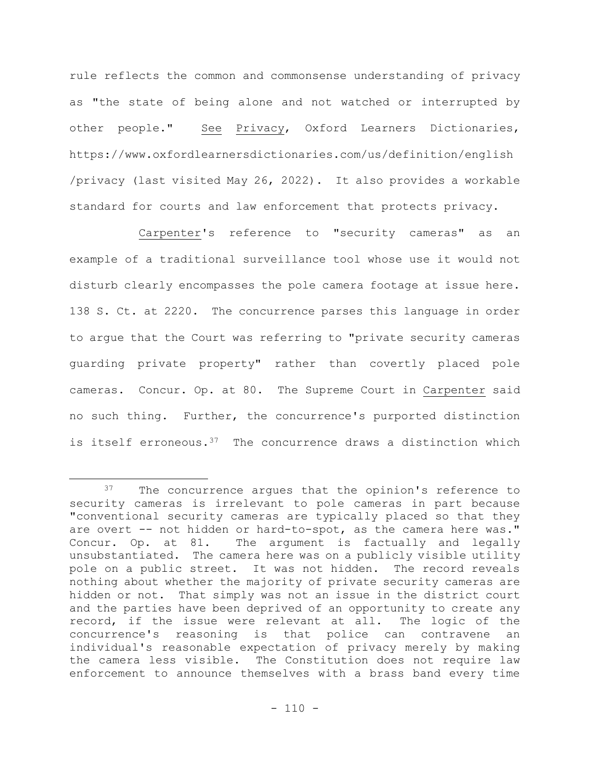rule reflects the common and commonsense understanding of privacy as "the state of being alone and not watched or interrupted by other people." See Privacy, Oxford Learners Dictionaries, https://www.oxfordlearnersdictionaries.com/us/definition/english/privacy (last visited May 26, 2022). It also provides a workable standard for courts and law enforcement that protects privacy.

Carpenter's reference to "security cameras" as an example of a traditional surveillance tool whose use it would not disturb clearly encompasses the pole camera footage at issue here. 138 S. Ct. at 2220. The concurrence parses this language in order to argue that the Court was referring to "private security cameras guarding private property" rather than covertly placed pole cameras. Concur. Op. at 80. The Supreme Court in Carpenter said no such thing. Further, the concurrence's purported distinction is itself erroneous.[37] The concurrence draws a distinction which

---

[37] The concurrence argues that the opinion's reference to security cameras is irrelevant to pole cameras in part because "conventional security cameras are typically placed so that they are overt -- not hidden or hard-to-spot, as the camera here was." Concur. Op. at 81. The argument is factually and legally unsubstantiated. The camera here was on a publicly visible utility pole on a public street. It was not hidden. The record reveals nothing about whether the majority of private security cameras are hidden or not. That simply was not an issue in the district court and the parties have been deprived of an opportunity to create any record, if the issue were relevant at all. The logic of the concurrence's reasoning is that police can contravene an individual's reasonable expectation of privacy merely by making the camera less visible. The Constitution does not require law enforcement to announce themselves with a brass band every time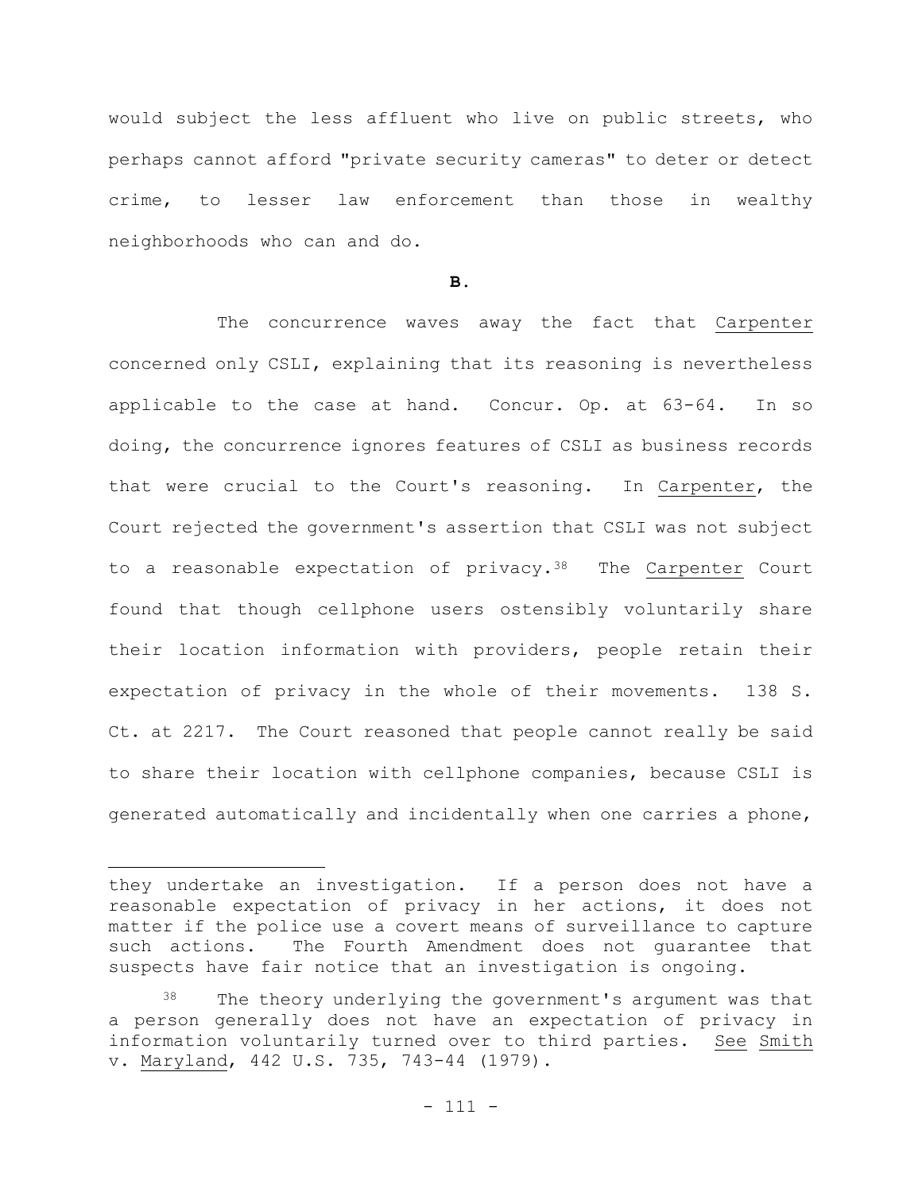would subject the less affluent who live on public streets, who perhaps cannot afford "private security cameras" to deter or detect crime, to lesser law enforcement than those in wealthy neighborhoods who can and do.

**B.**

The concurrence waves away the fact that Carpenter concerned only CSLI, explaining that its reasoning is nevertheless applicable to the case at hand. Concur. Op. at 63-64. In so doing, the concurrence ignores features of CSLI as business records that were crucial to the Court's reasoning. In Carpenter, the Court rejected the government's assertion that CSLI was not subject to a reasonable expectation of privacy.[38] The Carpenter Court found that though cellphone users ostensibly voluntarily share their location information with providers, people retain their expectation of privacy in the whole of their movements. 138 S. Ct. at 2217. The Court reasoned that people cannot really be said to share their location with cellphone companies, because CSLI is generated automatically and incidentally when one carries a phone,

---

they undertake an investigation. If a person does not have a reasonable expectation of privacy in her actions, it does not matter if the police use a covert means of surveillance to capture such actions. The Fourth Amendment does not guarantee that suspects have fair notice that an investigation is ongoing.

[38] The theory underlying the government's argument was that a person generally does not have an expectation of privacy in information voluntarily turned over to third parties. See Smith v. Maryland, 442 U.S. 735, 743-44 (1979).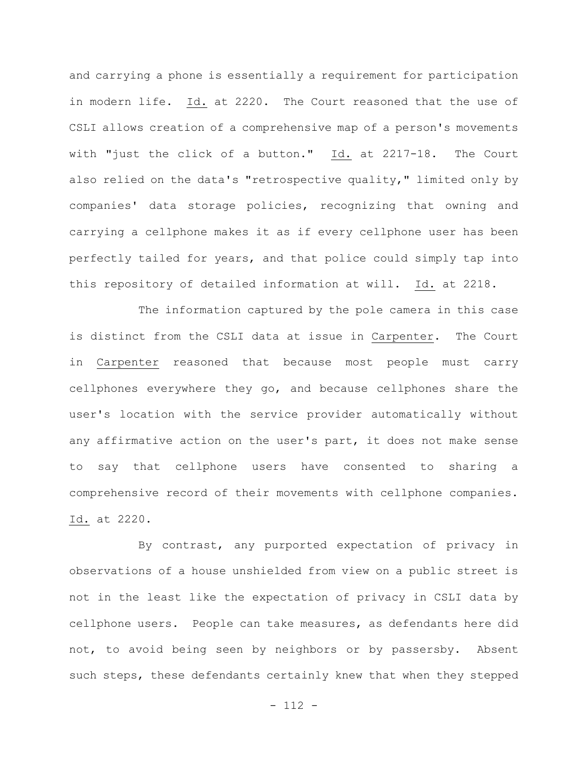and carrying a phone is essentially a requirement for participation in modern life. Id. at 2220. The Court reasoned that the use of CSLI allows creation of a comprehensive map of a person's movements with "just the click of a button." Id. at 2217-18. The Court also relied on the data's "retrospective quality," limited only by companies' data storage policies, recognizing that owning and carrying a cellphone makes it as if every cellphone user has been perfectly tailed for years, and that police could simply tap into this repository of detailed information at will. Id. at 2218.

The information captured by the pole camera in this case is distinct from the CSLI data at issue in Carpenter. The Court in Carpenter reasoned that because most people must carry cellphones everywhere they go, and because cellphones share the user's location with the service provider automatically without any affirmative action on the user's part, it does not make sense to say that cellphone users have consented to sharing a comprehensive record of their movements with cellphone companies. Id. at 2220.

By contrast, any purported expectation of privacy in observations of a house unshielded from view on a public street is not in the least like the expectation of privacy in CSLI data by cellphone users. People can take measures, as defendants here did not, to avoid being seen by neighbors or by passersby. Absent such steps, these defendants certainly knew that when they stepped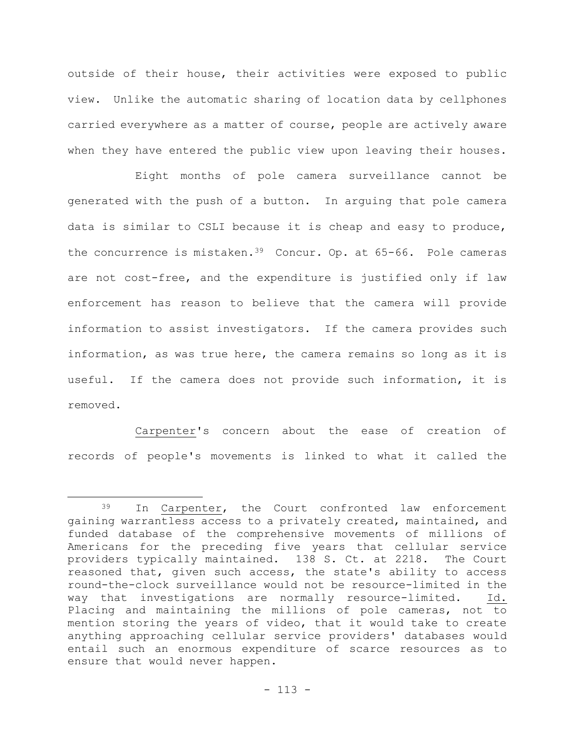outside of their house, their activities were exposed to public view. Unlike the automatic sharing of location data by cellphones carried everywhere as a matter of course, people are actively aware when they have entered the public view upon leaving their houses.

Eight months of pole camera surveillance cannot be generated with the push of a button. In arguing that pole camera data is similar to CSLI because it is cheap and easy to produce, the concurrence is mistaken.[39] Concur. Op. at 65-66. Pole cameras are not cost-free, and the expenditure is justified only if law enforcement has reason to believe that the camera will provide information to assist investigators. If the camera provides such information, as was true here, the camera remains so long as it is useful. If the camera does not provide such information, it is removed.

Carpenter's concern about the ease of creation of records of people's movements is linked to what it called the

---

[39] In Carpenter, the Court confronted law enforcement gaining warrantless access to a privately created, maintained, and funded database of the comprehensive movements of millions of Americans for the preceding five years that cellular service providers typically maintained. 138 S. Ct. at 2218. The Court reasoned that, given such access, the state's ability to access round-the-clock surveillance would not be resource-limited in the way that investigations are normally resource-limited. Id. Placing and maintaining the millions of pole cameras, not to mention storing the years of video, that it would take to create anything approaching cellular service providers' databases would entail such an enormous expenditure of scarce resources as to ensure that would never happen.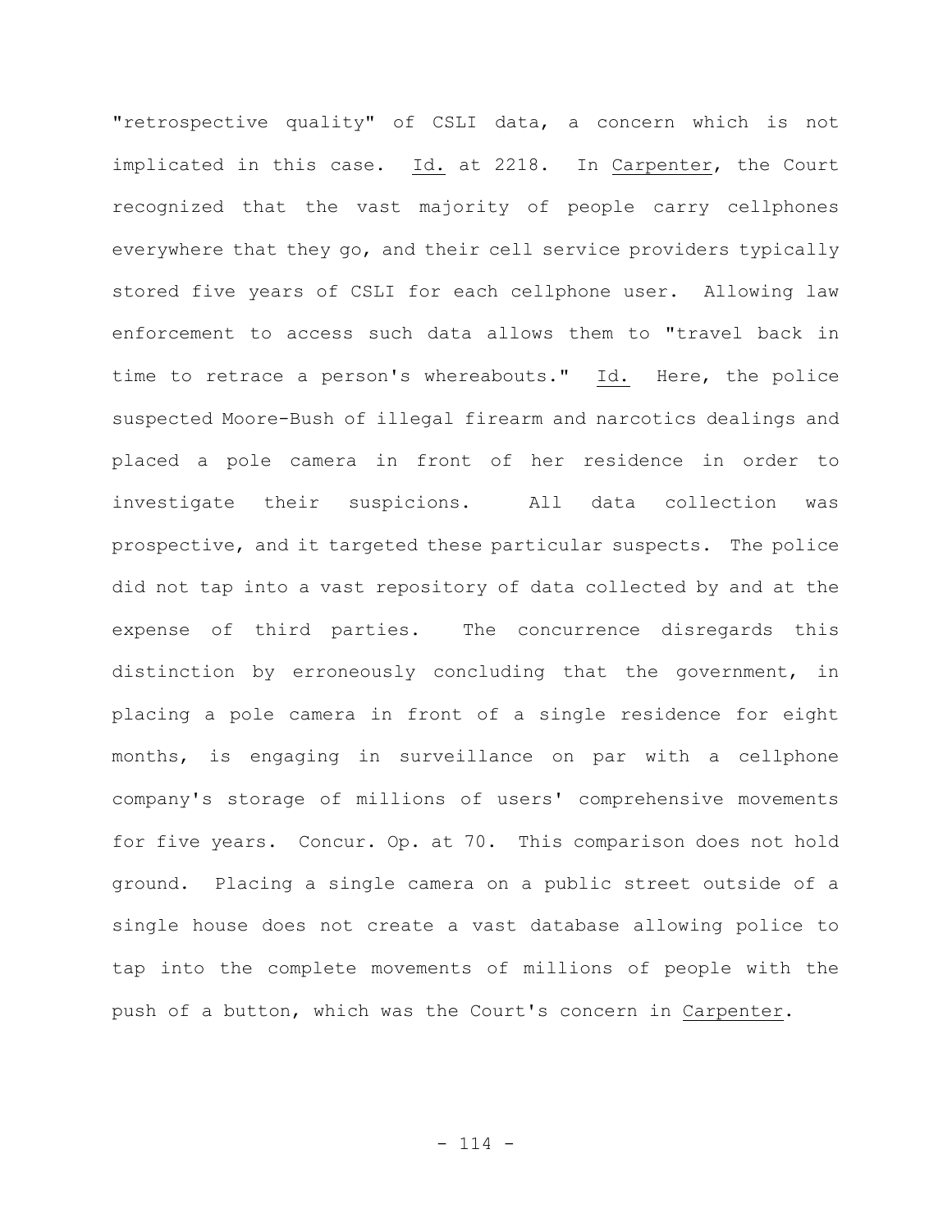"retrospective quality" of CSLI data, a concern which is not implicated in this case. Id. at 2218. In Carpenter, the Court recognized that the vast majority of people carry cellphones everywhere that they go, and their cell service providers typically stored five years of CSLI for each cellphone user. Allowing law enforcement to access such data allows them to "travel back in time to retrace a person's whereabouts." Id. Here, the police suspected Moore-Bush of illegal firearm and narcotics dealings and placed a pole camera in front of her residence in order to investigate their suspicions. All data collection was prospective, and it targeted these particular suspects. The police did not tap into a vast repository of data collected by and at the expense of third parties. The concurrence disregards this distinction by erroneously concluding that the government, in placing a pole camera in front of a single residence for eight months, is engaging in surveillance on par with a cellphone company's storage of millions of users' comprehensive movements for five years. Concur. Op. at 70. This comparison does not hold ground. Placing a single camera on a public street outside of a single house does not create a vast database allowing police to tap into the complete movements of millions of people with the push of a button, which was the Court's concern in Carpenter.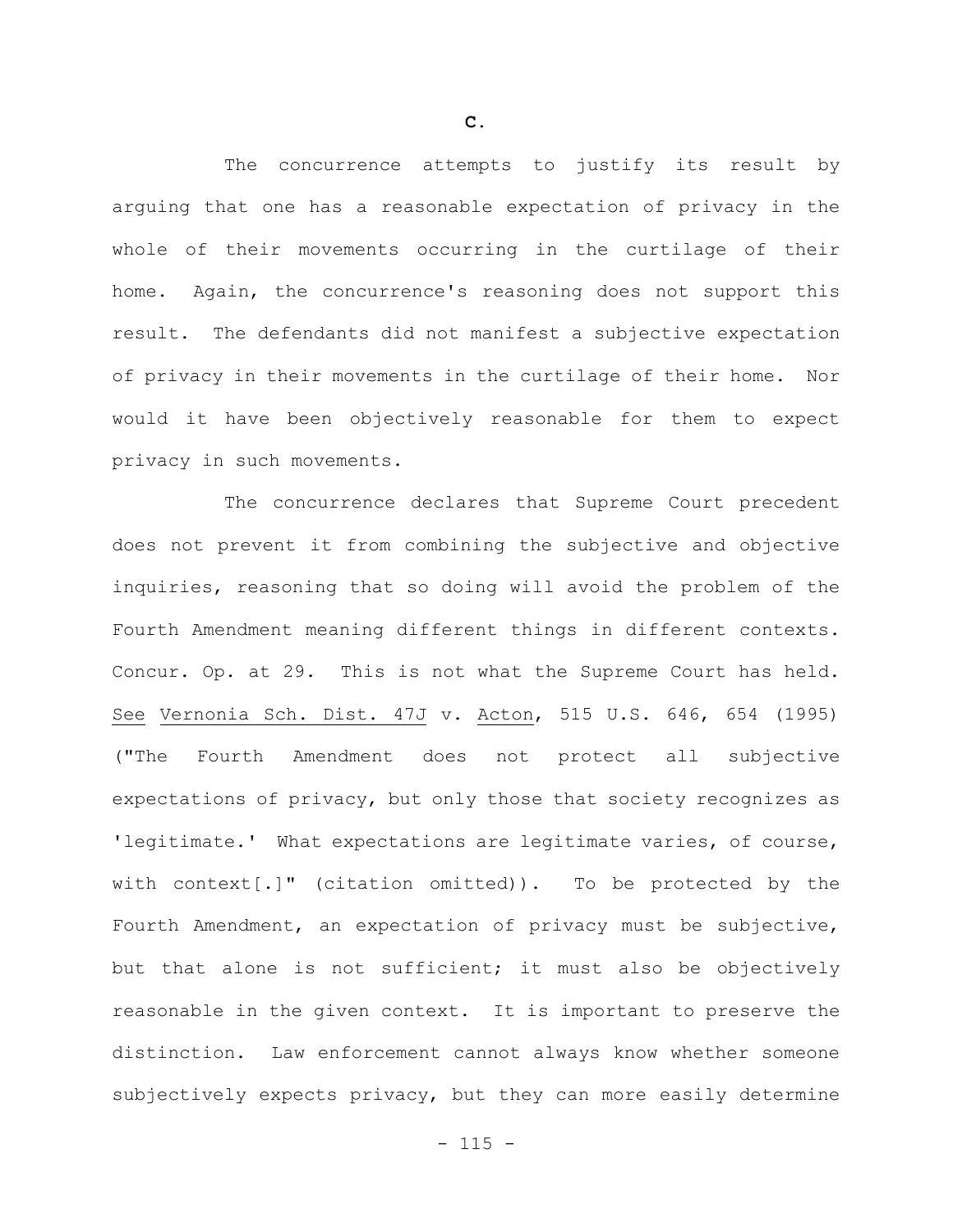C.

The concurrence attempts to justify its result by arguing that one has a reasonable expectation of privacy in the whole of their movements occurring in the curtilage of their home. Again, the concurrence's reasoning does not support this result. The defendants did not manifest a subjective expectation of privacy in their movements in the curtilage of their home. Nor would it have been objectively reasonable for them to expect privacy in such movements.

The concurrence declares that Supreme Court precedent does not prevent it from combining the subjective and objective inquiries, reasoning that so doing will avoid the problem of the Fourth Amendment meaning different things in different contexts. Concur. Op. at 29. This is not what the Supreme Court has held. See Vernonia Sch. Dist. 47J v. Acton, 515 U.S. 646, 654 (1995) ("The Fourth Amendment does not protect all subjective expectations of privacy, but only those that society recognizes as 'legitimate.' What expectations are legitimate varies, of course, with context[.]" (citation omitted)). To be protected by the Fourth Amendment, an expectation of privacy must be subjective, but that alone is not sufficient; it must also be objectively reasonable in the given context. It is important to preserve the distinction. Law enforcement cannot always know whether someone subjectively expects privacy, but they can more easily determine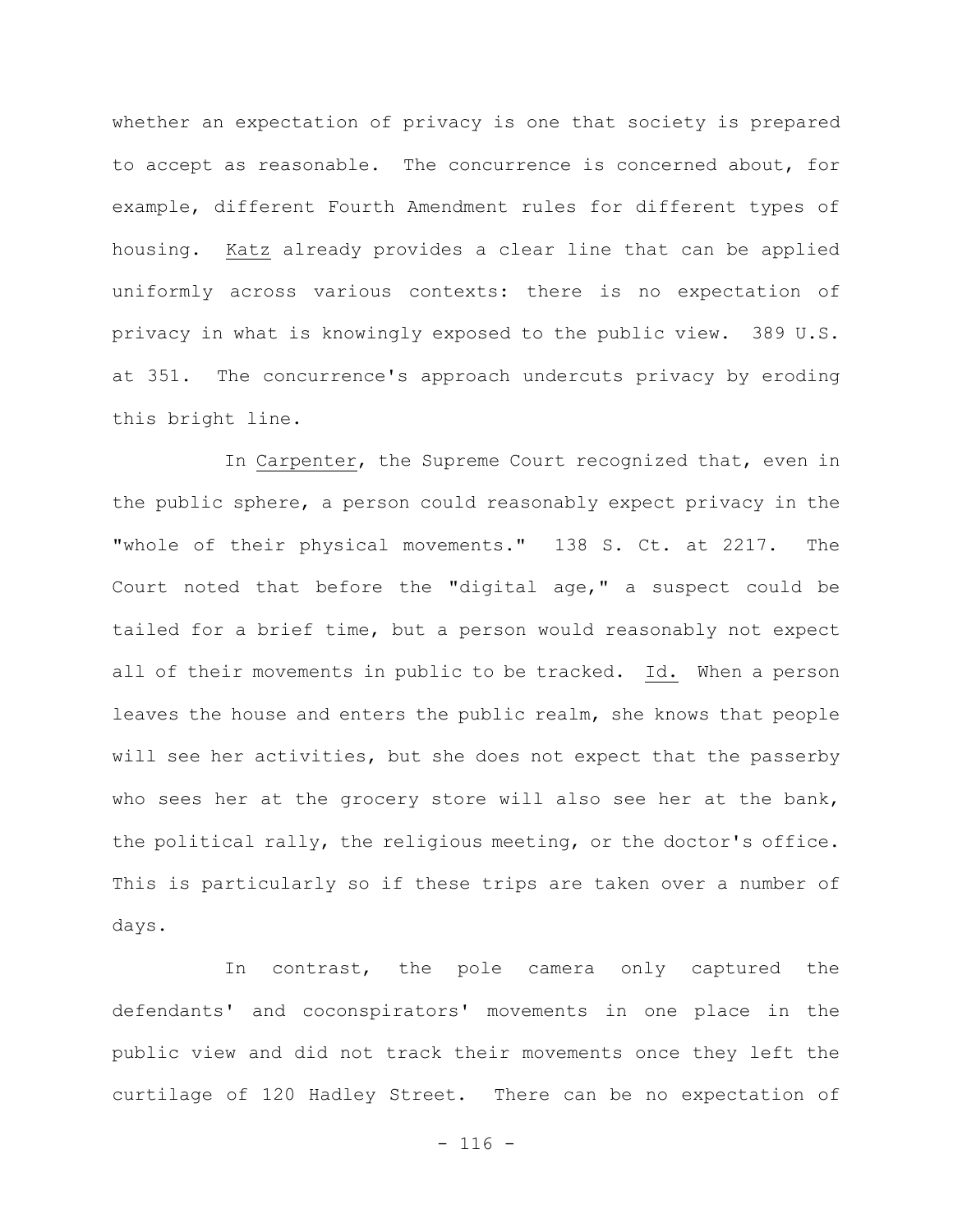whether an expectation of privacy is one that society is prepared to accept as reasonable. The concurrence is concerned about, for example, different Fourth Amendment rules for different types of housing. Katz already provides a clear line that can be applied uniformly across various contexts: there is no expectation of privacy in what is knowingly exposed to the public view. 389 U.S. at 351. The concurrence's approach undercuts privacy by eroding this bright line.

In Carpenter, the Supreme Court recognized that, even in the public sphere, a person could reasonably expect privacy in the "whole of their physical movements." 138 S. Ct. at 2217. The Court noted that before the "digital age," a suspect could be tailed for a brief time, but a person would reasonably not expect all of their movements in public to be tracked. Id. When a person leaves the house and enters the public realm, she knows that people will see her activities, but she does not expect that the passerby who sees her at the grocery store will also see her at the bank, the political rally, the religious meeting, or the doctor's office. This is particularly so if these trips are taken over a number of days.

In contrast, the pole camera only captured the defendants' and coconspirators' movements in one place in the public view and did not track their movements once they left the curtilage of 120 Hadley Street. There can be no expectation of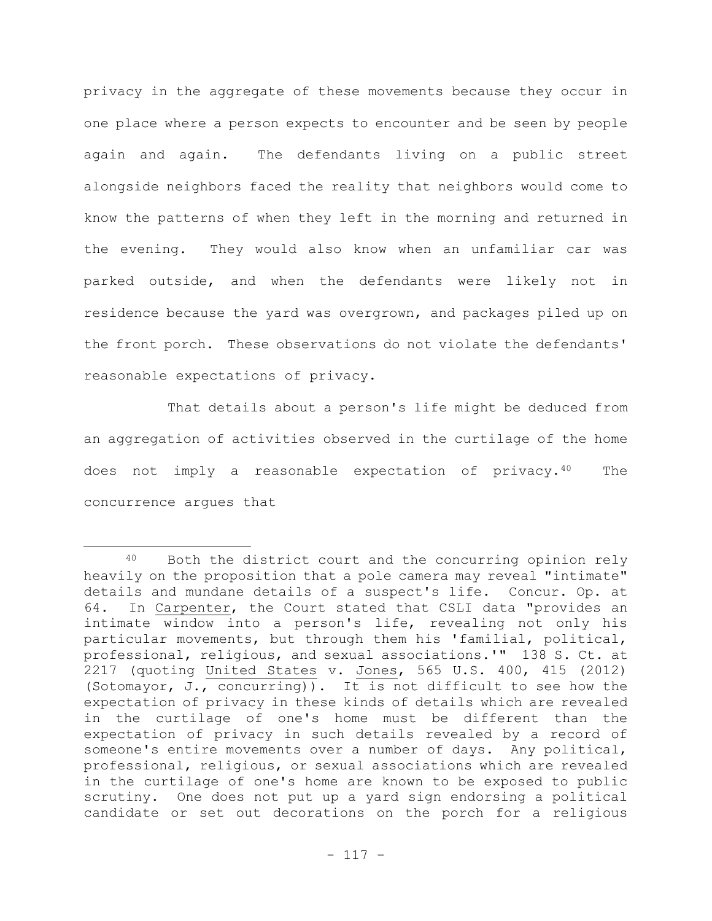privacy in the aggregate of these movements because they occur in one place where a person expects to encounter and be seen by people again and again. The defendants living on a public street alongside neighbors faced the reality that neighbors would come to know the patterns of when they left in the morning and returned in the evening. They would also know when an unfamiliar car was parked outside, and when the defendants were likely not in residence because the yard was overgrown, and packages piled up on the front porch. These observations do not violate the defendants' reasonable expectations of privacy.

That details about a person's life might be deduced from an aggregation of activities observed in the curtilage of the home does not imply a reasonable expectation of privacy.[40] The concurrence argues that

---

[40] Both the district court and the concurring opinion rely heavily on the proposition that a pole camera may reveal "intimate" details and mundane details of a suspect's life. Concur. Op. at 64. In Carpenter, the Court stated that CSLI data "provides an intimate window into a person's life, revealing not only his particular movements, but through them his 'familial, political, professional, religious, and sexual associations.'" 138 S. Ct. at 2217 (quoting United States v. Jones, 565 U.S. 400, 415 (2012) (Sotomayor, J., concurring)). It is not difficult to see how the expectation of privacy in these kinds of details which are revealed in the curtilage of one's home must be different than the expectation of privacy in such details revealed by a record of someone's entire movements over a number of days. Any political, professional, religious, or sexual associations which are revealed in the curtilage of one's home are known to be exposed to public scrutiny. One does not put up a yard sign endorsing a political candidate or set out decorations on the porch for a religious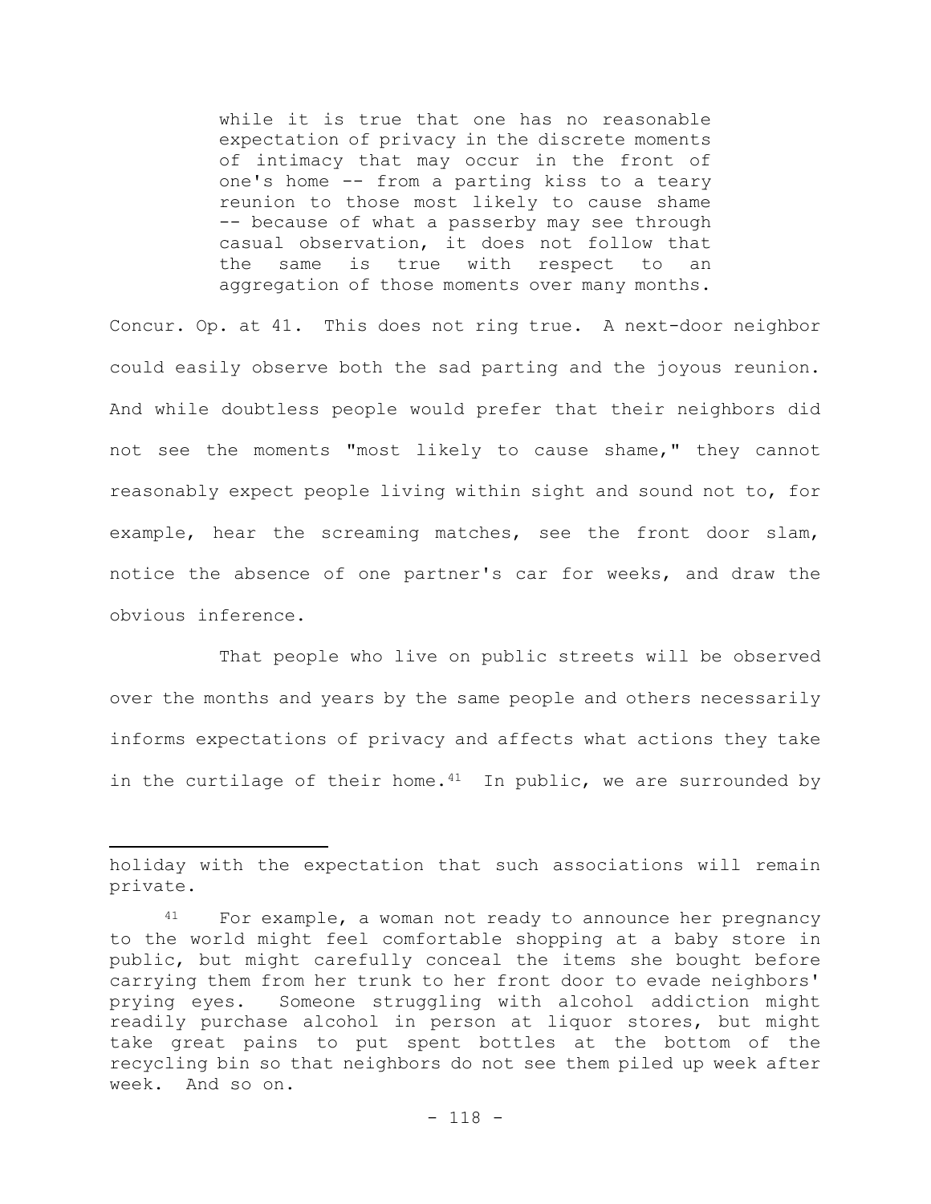> while it is true that one has no reasonable expectation of privacy in the discrete moments of intimacy that may occur in the front of one's home -- from a parting kiss to a teary reunion to those most likely to cause shame -- because of what a passerby may see through casual observation, it does not follow that the same is true with respect to an aggregation of those moments over many months.

Concur. Op. at 41. This does not ring true. A next-door neighbor could easily observe both the sad parting and the joyous reunion. And while doubtless people would prefer that their neighbors did not see the moments "most likely to cause shame," they cannot reasonably expect people living within sight and sound not to, for example, hear the screaming matches, see the front door slam, notice the absence of one partner's car for weeks, and draw the obvious inference.

That people who live on public streets will be observed over the months and years by the same people and others necessarily informs expectations of privacy and affects what actions they take in the curtilage of their home.[41] In public, we are surrounded by

---

holiday with the expectation that such associations will remain private.

[41] For example, a woman not ready to announce her pregnancy to the world might feel comfortable shopping at a baby store in public, but might carefully conceal the items she bought before carrying them from her trunk to her front door to evade neighbors' prying eyes. Someone struggling with alcohol addiction might readily purchase alcohol in person at liquor stores, but might take great pains to put spent bottles at the bottom of the recycling bin so that neighbors do not see them piled up week after week. And so on.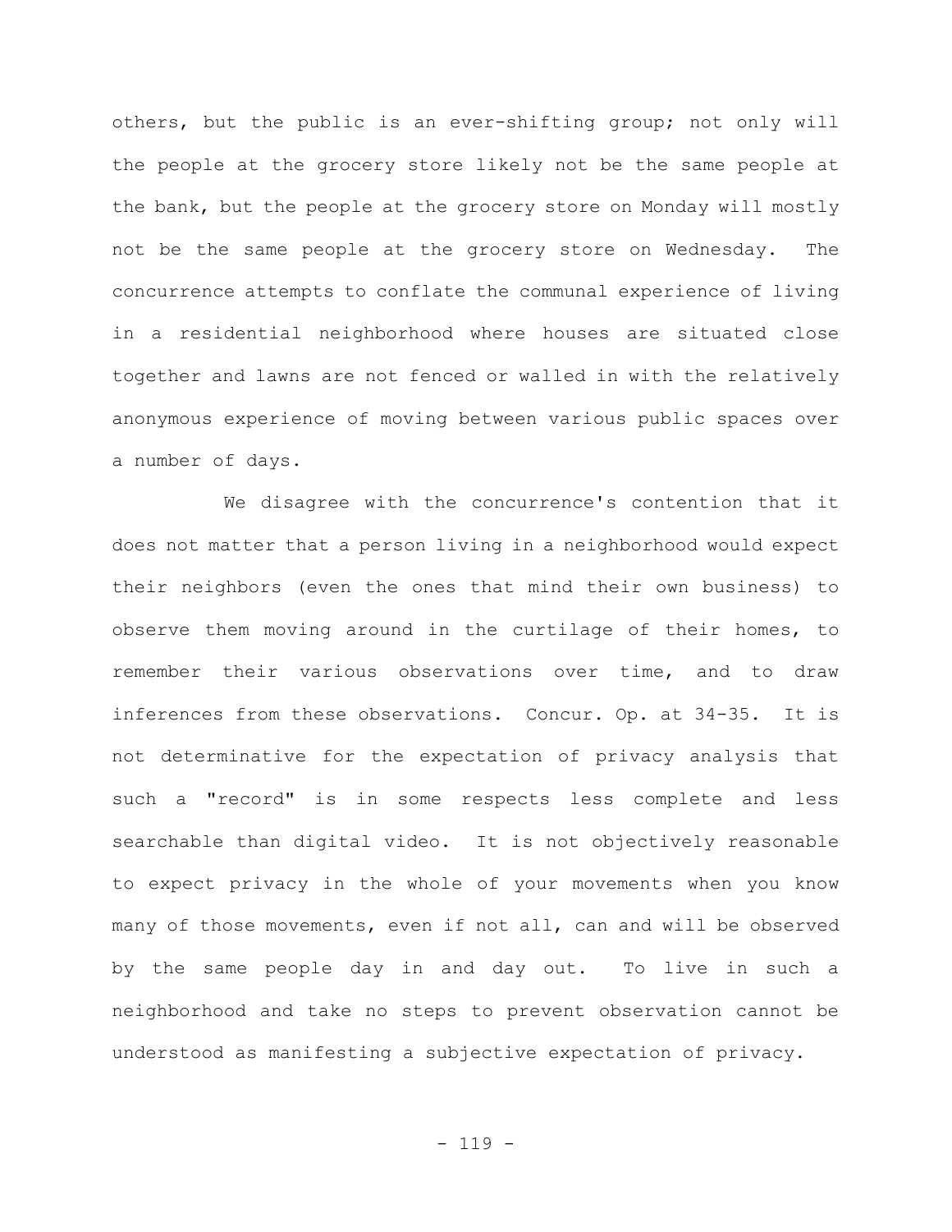others, but the public is an ever-shifting group; not only will the people at the grocery store likely not be the same people at the bank, but the people at the grocery store on Monday will mostly not be the same people at the grocery store on Wednesday. The concurrence attempts to conflate the communal experience of living in a residential neighborhood where houses are situated close together and lawns are not fenced or walled in with the relatively anonymous experience of moving between various public spaces over a number of days.

We disagree with the concurrence's contention that it does not matter that a person living in a neighborhood would expect their neighbors (even the ones that mind their own business) to observe them moving around in the curtilage of their homes, to remember their various observations over time, and to draw inferences from these observations. Concur. Op. at 34-35. It is not determinative for the expectation of privacy analysis that such a "record" is in some respects less complete and less searchable than digital video. It is not objectively reasonable to expect privacy in the whole of your movements when you know many of those movements, even if not all, can and will be observed by the same people day in and day out. To live in such a neighborhood and take no steps to prevent observation cannot be understood as manifesting a subjective expectation of privacy.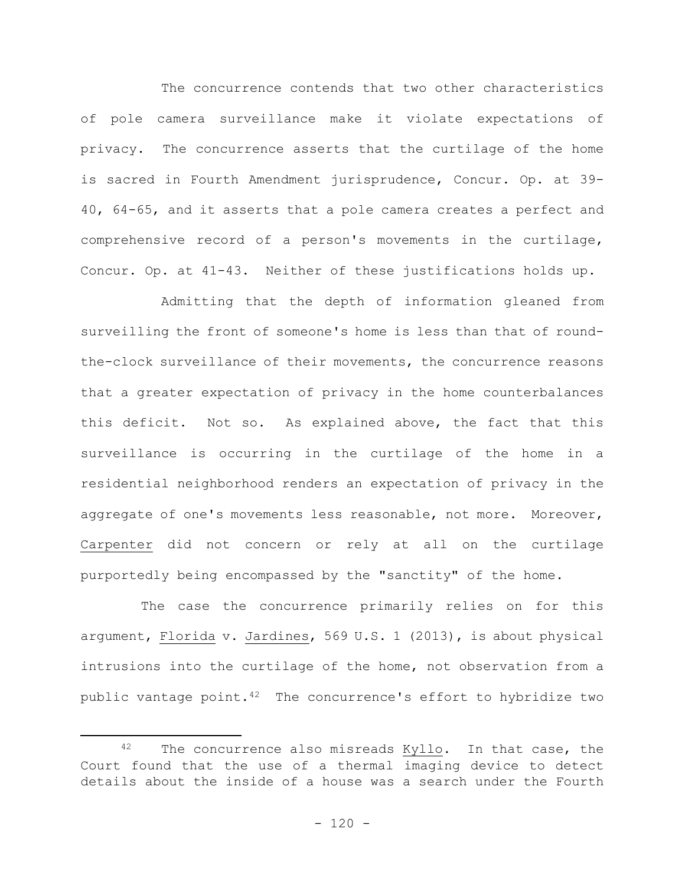The concurrence contends that two other characteristics of pole camera surveillance make it violate expectations of privacy. The concurrence asserts that the curtilage of the home is sacred in Fourth Amendment jurisprudence, Concur. Op. at 39-40, 64-65, and it asserts that a pole camera creates a perfect and comprehensive record of a person's movements in the curtilage, Concur. Op. at 41-43. Neither of these justifications holds up.

Admitting that the depth of information gleaned from surveilling the front of someone's home is less than that of round-the-clock surveillance of their movements, the concurrence reasons that a greater expectation of privacy in the home counterbalances this deficit. Not so. As explained above, the fact that this surveillance is occurring in the curtilage of the home in a residential neighborhood renders an expectation of privacy in the aggregate of one's movements less reasonable, not more. Moreover, Carpenter did not concern or rely at all on the curtilage purportedly being encompassed by the "sanctity" of the home.

The case the concurrence primarily relies on for this argument, Florida v. Jardines, 569 U.S. 1 (2013), is about physical intrusions into the curtilage of the home, not observation from a public vantage point.[42] The concurrence's effort to hybridize two

[42] The concurrence also misreads Kyllo. In that case, the Court found that the use of a thermal imaging device to detect details about the inside of a house was a search under the Fourth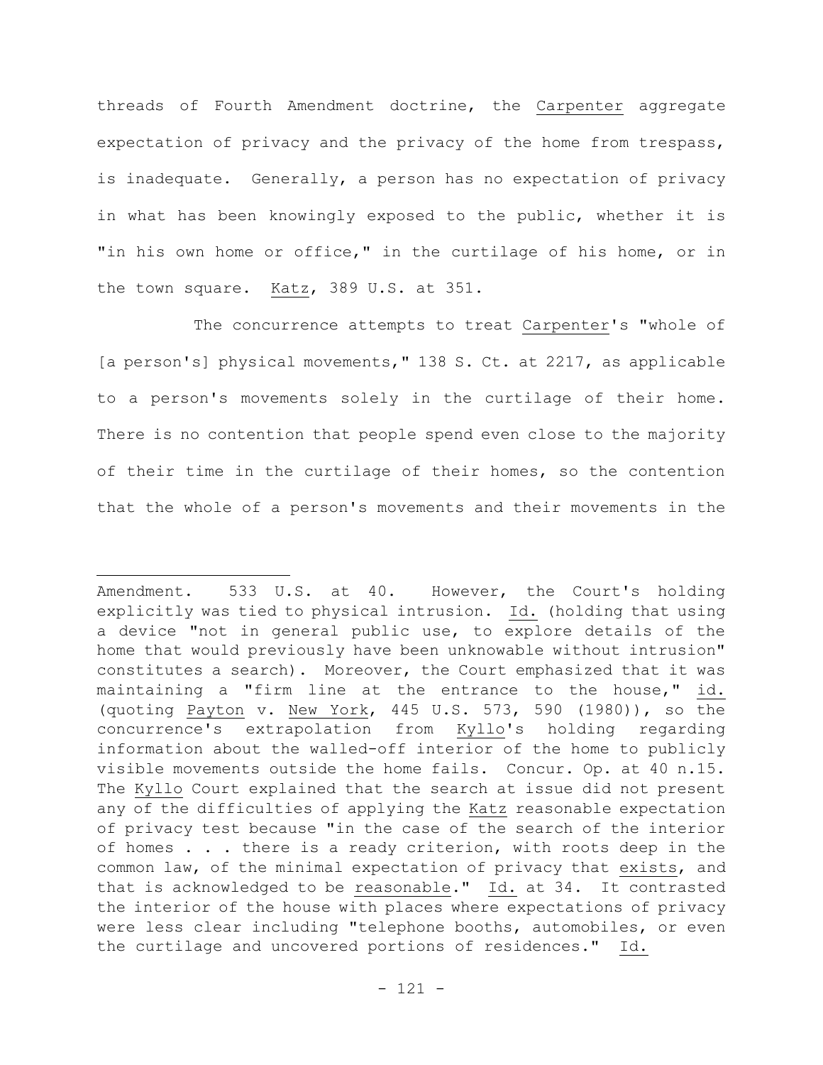threads of Fourth Amendment doctrine, the _Carpenter_ aggregate expectation of privacy and the privacy of the home from trespass, is inadequate. Generally, a person has no expectation of privacy in what has been knowingly exposed to the public, whether it is "in his own home or office," in the curtilage of his home, or in the town square. _Katz_, 389 U.S. at 351.

The concurrence attempts to treat _Carpenter_'s "whole of [a person's] physical movements," 138 S. Ct. at 2217, as applicable to a person's movements solely in the curtilage of their home. There is no contention that people spend even close to the majority of their time in the curtilage of their homes, so the contention that the whole of a person's movements and their movements in the

---

Amendment. 533 U.S. at 40. However, the Court's holding explicitly was tied to physical intrusion. _Id._ (holding that using a device "not in general public use, to explore details of the home that would previously have been unknowable without intrusion" constitutes a search). Moreover, the Court emphasized that it was maintaining a "firm line at the entrance to the house," _id._ (quoting _Payton_ v. _New York_, 445 U.S. 573, 590 (1980)), so the concurrence's extrapolation from _Kyllo_'s holding regarding information about the walled-off interior of the home to publicly visible movements outside the home fails. Concur. Op. at 40 n.15. The _Kyllo_ Court explained that the search at issue did not present any of the difficulties of applying the _Katz_ reasonable expectation of privacy test because "in the case of the search of the interior of homes . . . there is a ready criterion, with roots deep in the common law, of the minimal expectation of privacy that _exists_, and that is acknowledged to be _reasonable_." _Id._ at 34. It contrasted the interior of the house with places where expectations of privacy were less clear including "telephone booths, automobiles, or even the curtilage and uncovered portions of residences." _Id._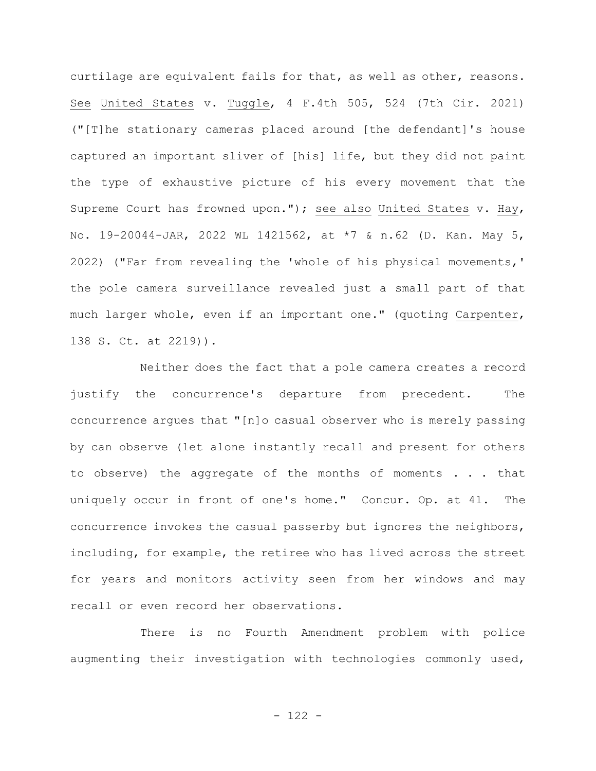curtilage are equivalent fails for that, as well as other, reasons. See United States v. Tuggle, 4 F.4th 505, 524 (7th Cir. 2021) ("[T]he stationary cameras placed around [the defendant]'s house captured an important sliver of [his] life, but they did not paint the type of exhaustive picture of his every movement that the Supreme Court has frowned upon."); see also United States v. Hay, No. 19-20044-JAR, 2022 WL 1421562, at *7 & n.62 (D. Kan. May 5, 2022) ("Far from revealing the 'whole of his physical movements,' the pole camera surveillance revealed just a small part of that much larger whole, even if an important one." (quoting Carpenter, 138 S. Ct. at 2219)).

Neither does the fact that a pole camera creates a record justify the concurrence's departure from precedent. The concurrence argues that "[n]o casual observer who is merely passing by can observe (let alone instantly recall and present for others to observe) the aggregate of the months of moments . . . that uniquely occur in front of one's home." Concur. Op. at 41. The concurrence invokes the casual passerby but ignores the neighbors, including, for example, the retiree who has lived across the street for years and monitors activity seen from her windows and may recall or even record her observations.

There is no Fourth Amendment problem with police augmenting their investigation with technologies commonly used,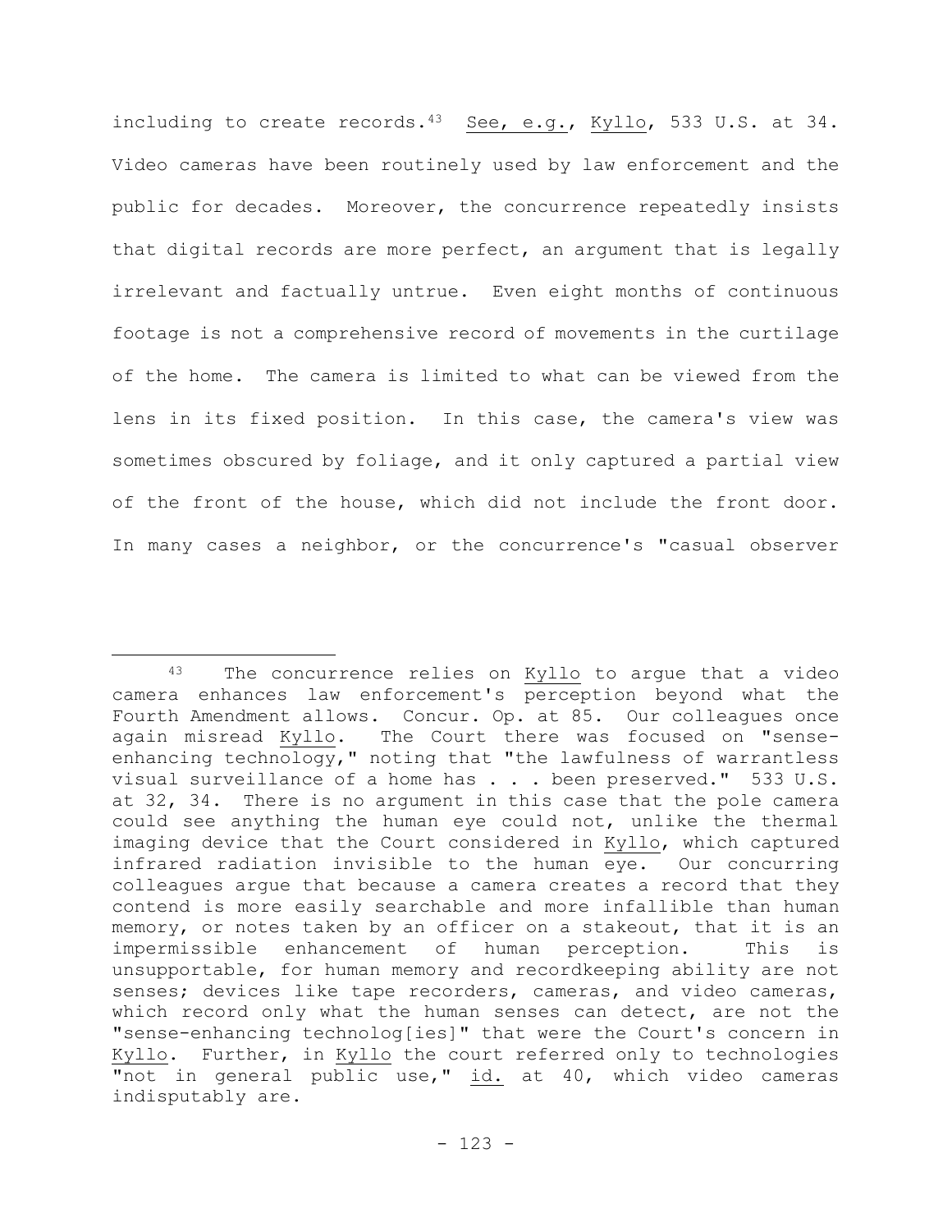including to create records.[43] See, e.g., Kyllo, 533 U.S. at 34. Video cameras have been routinely used by law enforcement and the public for decades. Moreover, the concurrence repeatedly insists that digital records are more perfect, an argument that is legally irrelevant and factually untrue. Even eight months of continuous footage is not a comprehensive record of movements in the curtilage of the home. The camera is limited to what can be viewed from the lens in its fixed position. In this case, the camera's view was sometimes obscured by foliage, and it only captured a partial view of the front of the house, which did not include the front door. In many cases a neighbor, or the concurrence's "casual observer

---

[43] The concurrence relies on Kyllo to argue that a video camera enhances law enforcement's perception beyond what the Fourth Amendment allows. Concur. Op. at 85. Our colleagues once again misread Kyllo. The Court there was focused on "sense-enhancing technology," noting that "the lawfulness of warrantless visual surveillance of a home has . . . been preserved." 533 U.S. at 32, 34. There is no argument in this case that the pole camera could see anything the human eye could not, unlike the thermal imaging device that the Court considered in Kyllo, which captured infrared radiation invisible to the human eye. Our concurring colleagues argue that because a camera creates a record that they contend is more easily searchable and more infallible than human memory, or notes taken by an officer on a stakeout, that it is an impermissible enhancement of human perception. This is unsupportable, for human memory and recordkeeping ability are not senses; devices like tape recorders, cameras, and video cameras, which record only what the human senses can detect, are not the "sense-enhancing technolog[ies]" that were the Court's concern in Kyllo. Further, in Kyllo the court referred only to technologies "not in general public use," id. at 40, which video cameras indisputably are.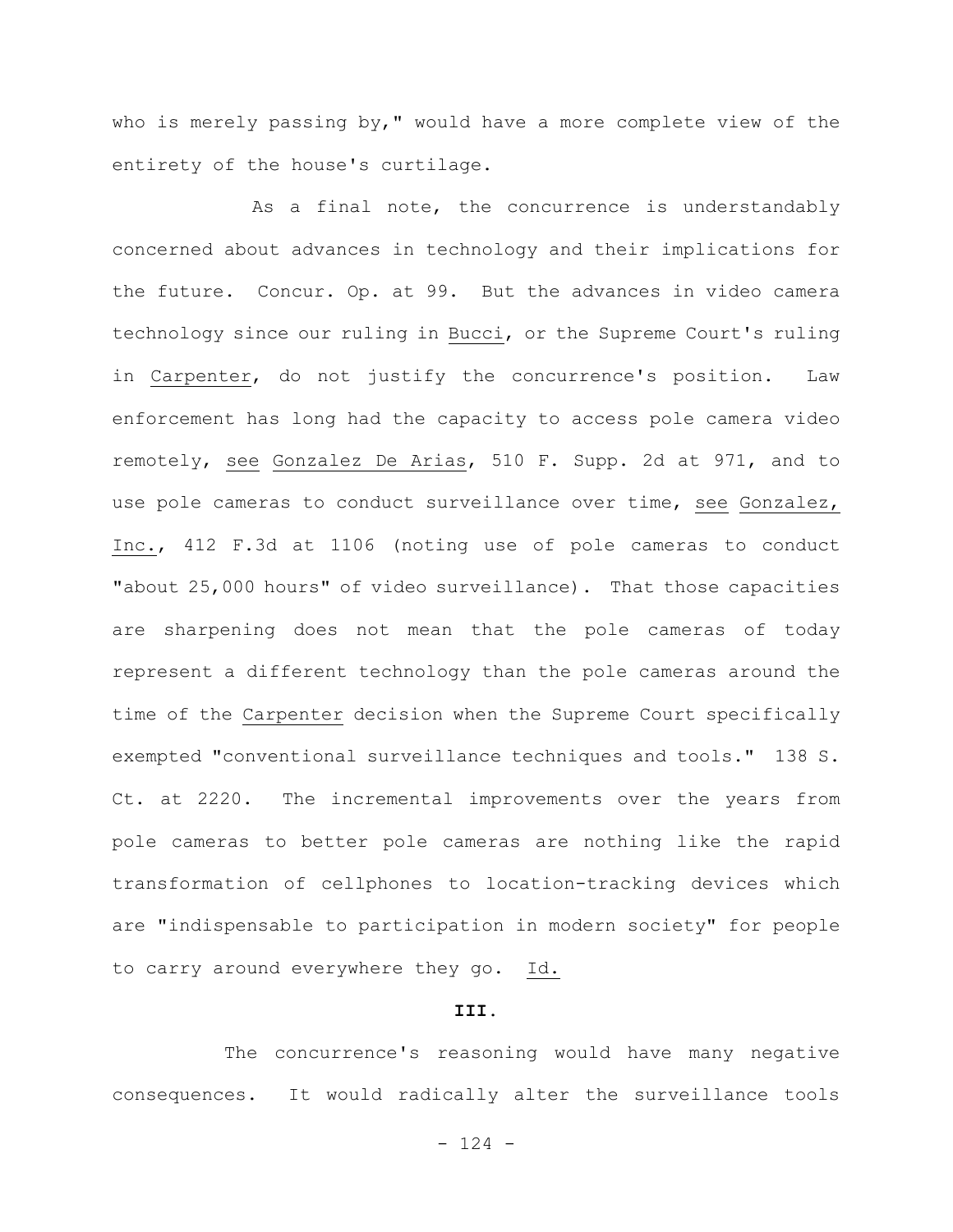who is merely passing by," would have a more complete view of the entirety of the house's curtilage.

As a final note, the concurrence is understandably concerned about advances in technology and their implications for the future. Concur. Op. at 99. But the advances in video camera technology since our ruling in Bucci, or the Supreme Court's ruling in Carpenter, do not justify the concurrence's position. Law enforcement has long had the capacity to access pole camera video remotely, see Gonzalez De Arias, 510 F. Supp. 2d at 971, and to use pole cameras to conduct surveillance over time, see Gonzalez, Inc., 412 F.3d at 1106 (noting use of pole cameras to conduct "about 25,000 hours" of video surveillance). That those capacities are sharpening does not mean that the pole cameras of today represent a different technology than the pole cameras around the time of the Carpenter decision when the Supreme Court specifically exempted "conventional surveillance techniques and tools." 138 S. Ct. at 2220. The incremental improvements over the years from pole cameras to better pole cameras are nothing like the rapid transformation of cellphones to location-tracking devices which are "indispensable to participation in modern society" for people to carry around everywhere they go. Id.

**III.**

The concurrence's reasoning would have many negative consequences. It would radically alter the surveillance tools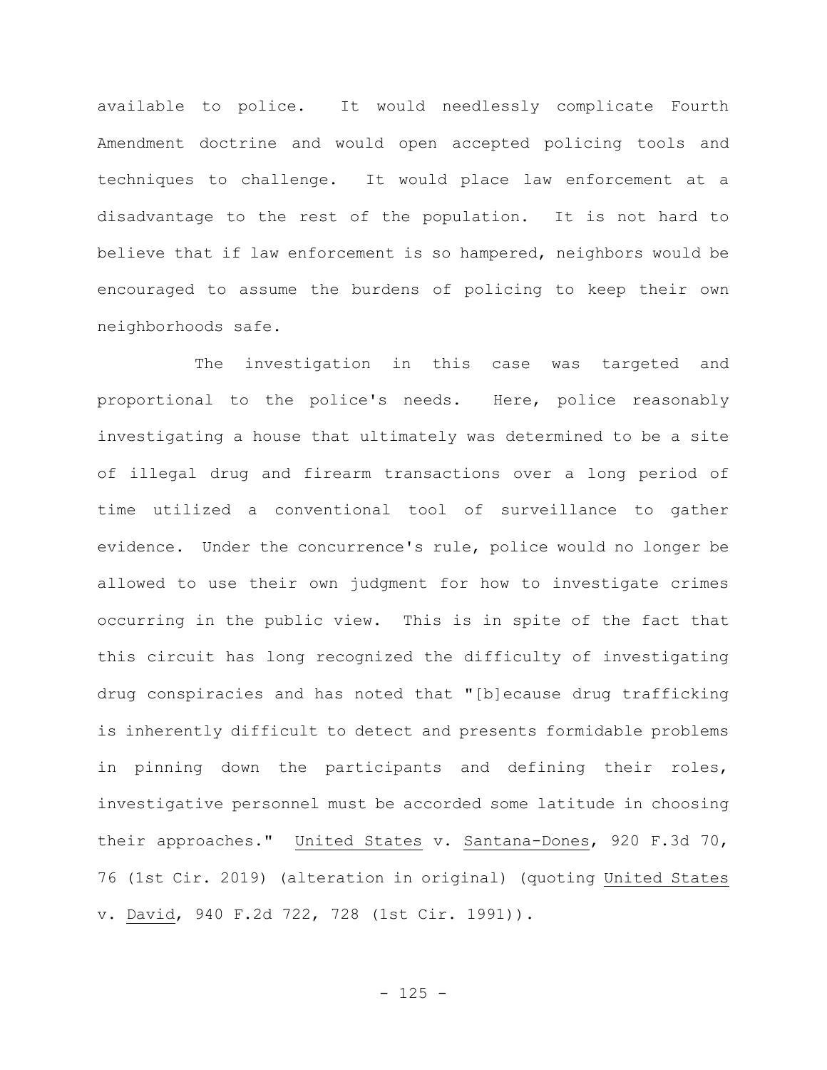available to police. It would needlessly complicate Fourth Amendment doctrine and would open accepted policing tools and techniques to challenge. It would place law enforcement at a disadvantage to the rest of the population. It is not hard to believe that if law enforcement is so hampered, neighbors would be encouraged to assume the burdens of policing to keep their own neighborhoods safe.

The investigation in this case was targeted and proportional to the police's needs. Here, police reasonably investigating a house that ultimately was determined to be a site of illegal drug and firearm transactions over a long period of time utilized a conventional tool of surveillance to gather evidence. Under the concurrence's rule, police would no longer be allowed to use their own judgment for how to investigate crimes occurring in the public view. This is in spite of the fact that this circuit has long recognized the difficulty of investigating drug conspiracies and has noted that "[b]ecause drug trafficking is inherently difficult to detect and presents formidable problems in pinning down the participants and defining their roles, investigative personnel must be accorded some latitude in choosing their approaches." United States v. Santana-Dones, 920 F.3d 70, 76 (1st Cir. 2019) (alteration in original) (quoting United States v. David, 940 F.2d 722, 728 (1st Cir. 1991)).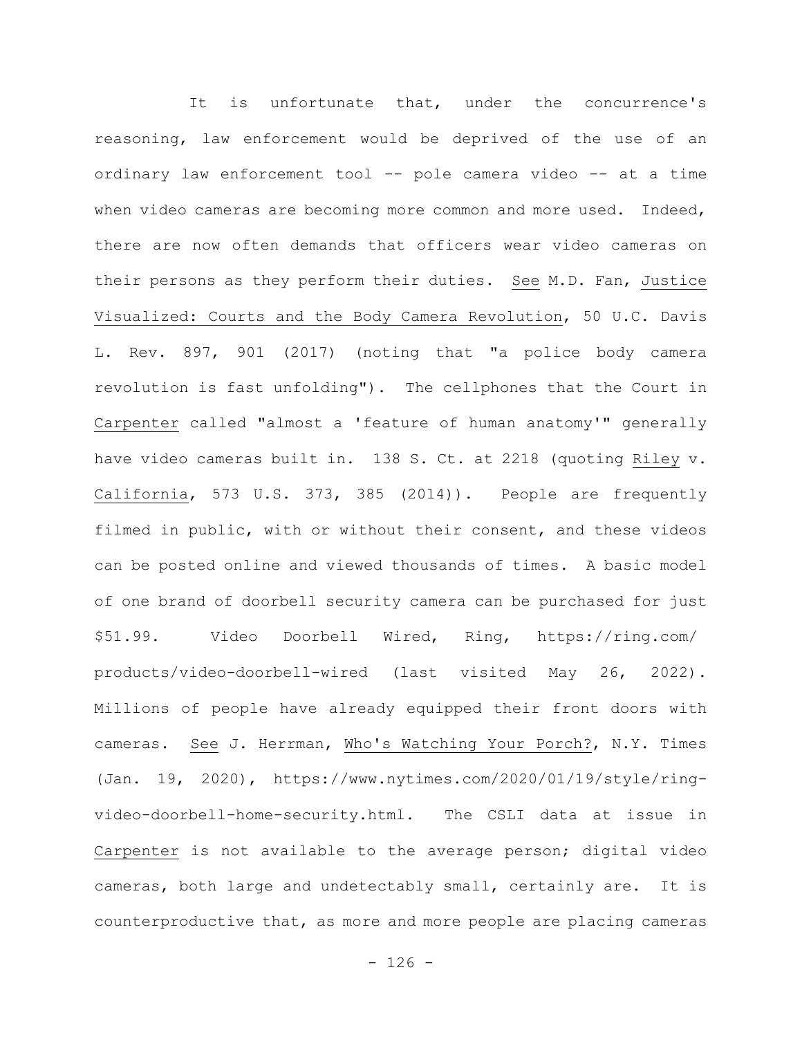It is unfortunate that, under the concurrence's reasoning, law enforcement would be deprived of the use of an ordinary law enforcement tool -- pole camera video -- at a time when video cameras are becoming more common and more used. Indeed, there are now often demands that officers wear video cameras on their persons as they perform their duties. See M.D. Fan, Justice Visualized: Courts and the Body Camera Revolution, 50 U.C. Davis L. Rev. 897, 901 (2017) (noting that "a police body camera revolution is fast unfolding"). The cellphones that the Court in Carpenter called "almost a 'feature of human anatomy'" generally have video cameras built in. 138 S. Ct. at 2218 (quoting Riley v. California, 573 U.S. 373, 385 (2014)). People are frequently filmed in public, with or without their consent, and these videos can be posted online and viewed thousands of times. A basic model of one brand of doorbell security camera can be purchased for just $51.99. Video Doorbell Wired, Ring, https://ring.com/products/video-doorbell-wired (last visited May 26, 2022). Millions of people have already equipped their front doors with cameras. See J. Herrman, Who's Watching Your Porch?, N.Y. Times (Jan. 19, 2020), https://www.nytimes.com/2020/01/19/style/ring-video-doorbell-home-security.html. The CSLI data at issue in Carpenter is not available to the average person; digital video cameras, both large and undetectably small, certainly are. It is counterproductive that, as more and more people are placing cameras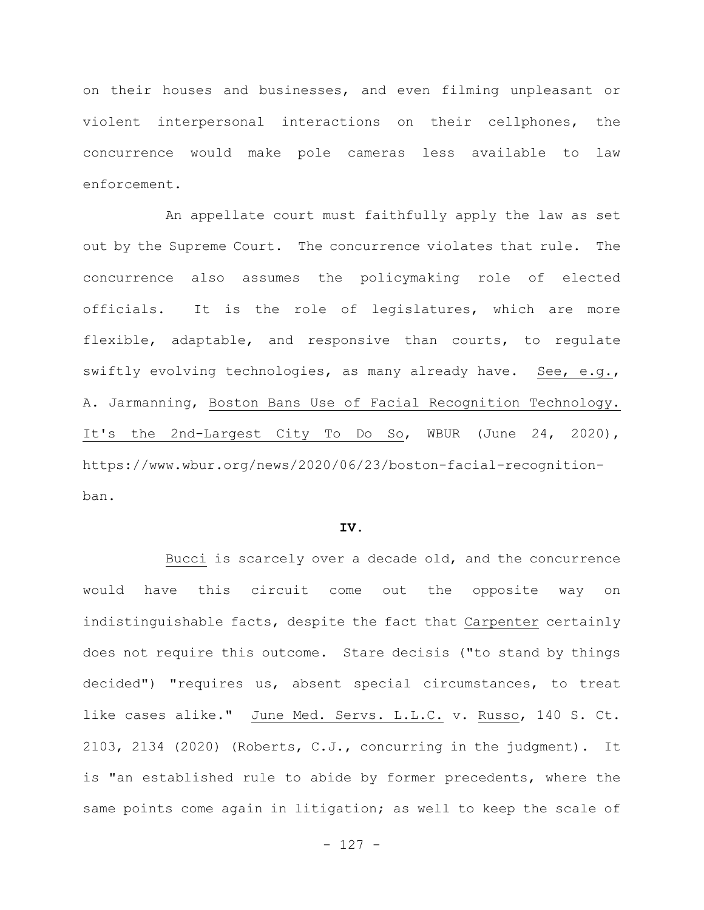on their houses and businesses, and even filming unpleasant or violent interpersonal interactions on their cellphones, the concurrence would make pole cameras less available to law enforcement.

An appellate court must faithfully apply the law as set out by the Supreme Court. The concurrence violates that rule. The concurrence also assumes the policymaking role of elected officials. It is the role of legislatures, which are more flexible, adaptable, and responsive than courts, to regulate swiftly evolving technologies, as many already have. See, e.g., A. Jarmanning, Boston Bans Use of Facial Recognition Technology. It's the 2nd-Largest City To Do So, WBUR (June 24, 2020), https://www.wbur.org/news/2020/06/23/boston-facial-recognition-ban.

**IV.**

Bucci is scarcely over a decade old, and the concurrence would have this circuit come out the opposite way on indistinguishable facts, despite the fact that Carpenter certainly does not require this outcome. Stare decisis ("to stand by things decided") "requires us, absent special circumstances, to treat like cases alike." June Med. Servs. L.L.C. v. Russo, 140 S. Ct. 2103, 2134 (2020) (Roberts, C.J., concurring in the judgment). It is "an established rule to abide by former precedents, where the same points come again in litigation; as well to keep the scale of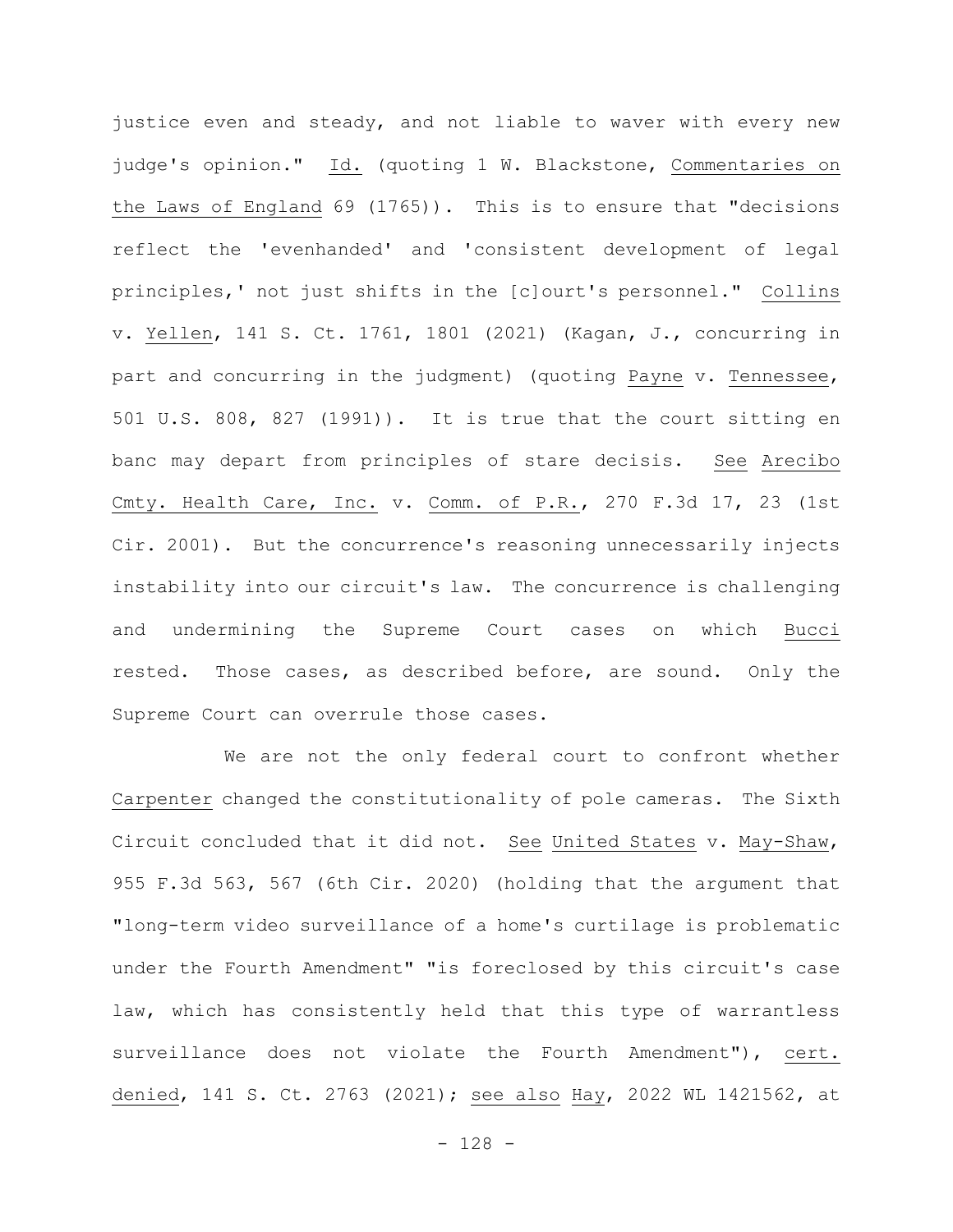justice even and steady, and not liable to waver with every new judge's opinion." Id. (quoting 1 W. Blackstone, Commentaries on the Laws of England 69 (1765)). This is to ensure that "decisions reflect the 'evenhanded' and 'consistent development of legal principles,' not just shifts in the [c]ourt's personnel." Collins v. Yellen, 141 S. Ct. 1761, 1801 (2021) (Kagan, J., concurring in part and concurring in the judgment) (quoting Payne v. Tennessee, 501 U.S. 808, 827 (1991)). It is true that the court sitting en banc may depart from principles of stare decisis. See Arecibo Cmty. Health Care, Inc. v. Comm. of P.R., 270 F.3d 17, 23 (1st Cir. 2001). But the concurrence's reasoning unnecessarily injects instability into our circuit's law. The concurrence is challenging and undermining the Supreme Court cases on which Bucci rested. Those cases, as described before, are sound. Only the Supreme Court can overrule those cases.

We are not the only federal court to confront whether Carpenter changed the constitutionality of pole cameras. The Sixth Circuit concluded that it did not. See United States v. May-Shaw, 955 F.3d 563, 567 (6th Cir. 2020) (holding that the argument that "long-term video surveillance of a home's curtilage is problematic under the Fourth Amendment" "is foreclosed by this circuit's case law, which has consistently held that this type of warrantless surveillance does not violate the Fourth Amendment"), cert. denied, 141 S. Ct. 2763 (2021); see also Hay, 2022 WL 1421562, at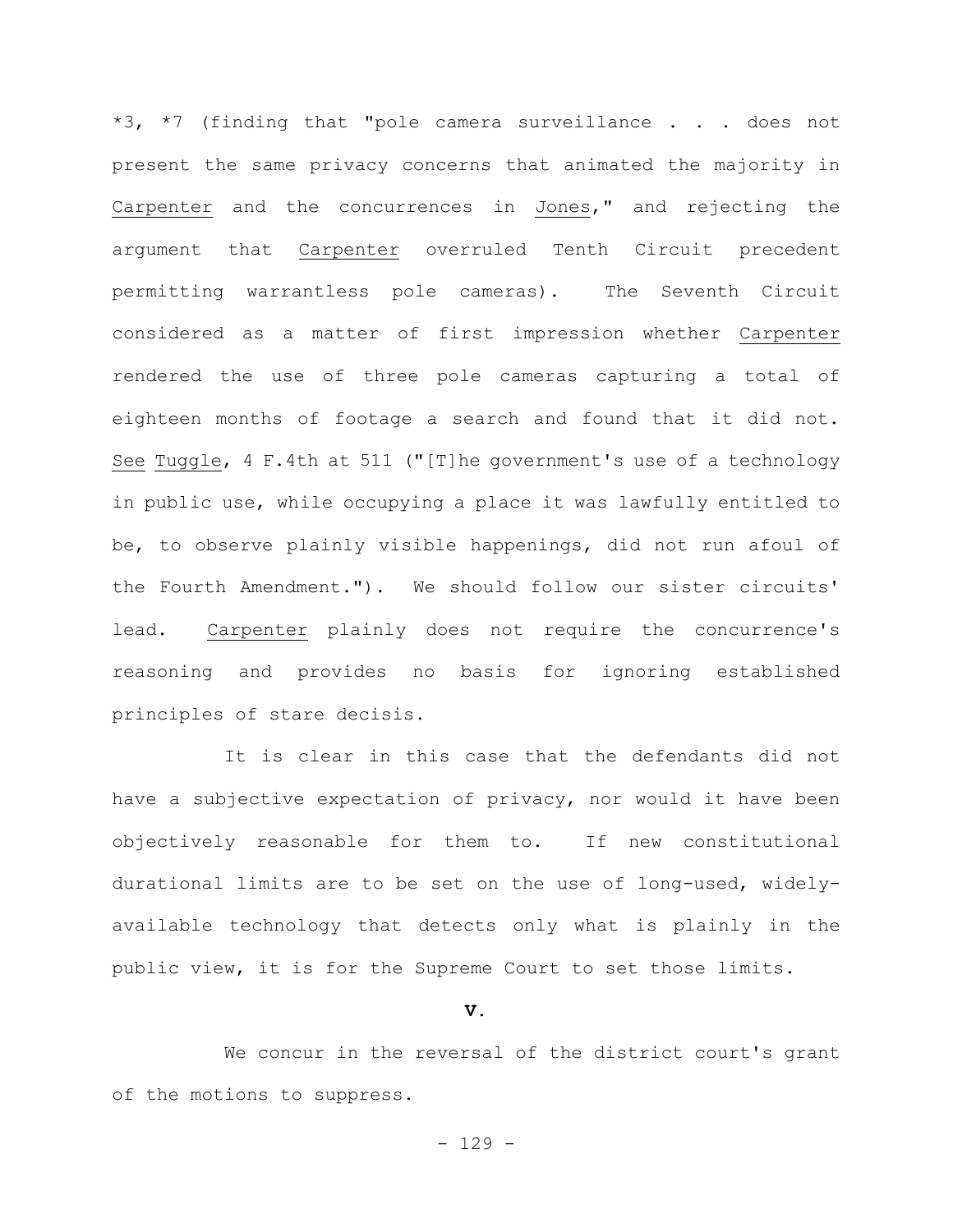*3, *7 (finding that "pole camera surveillance . . . does not present the same privacy concerns that animated the majority in Carpenter and the concurrences in Jones," and rejecting the argument that Carpenter overruled Tenth Circuit precedent permitting warrantless pole cameras). The Seventh Circuit considered as a matter of first impression whether Carpenter rendered the use of three pole cameras capturing a total of eighteen months of footage a search and found that it did not. See Tuggle, 4 F.4th at 511 ("[T]he government's use of a technology in public use, while occupying a place it was lawfully entitled to be, to observe plainly visible happenings, did not run afoul of the Fourth Amendment."). We should follow our sister circuits' lead. Carpenter plainly does not require the concurrence's reasoning and provides no basis for ignoring established principles of stare decisis.

It is clear in this case that the defendants did not have a subjective expectation of privacy, nor would it have been objectively reasonable for them to. If new constitutional durational limits are to be set on the use of long-used, widely-available technology that detects only what is plainly in the public view, it is for the Supreme Court to set those limits.

## V.

We concur in the reversal of the district court's grant of the motions to suppress.